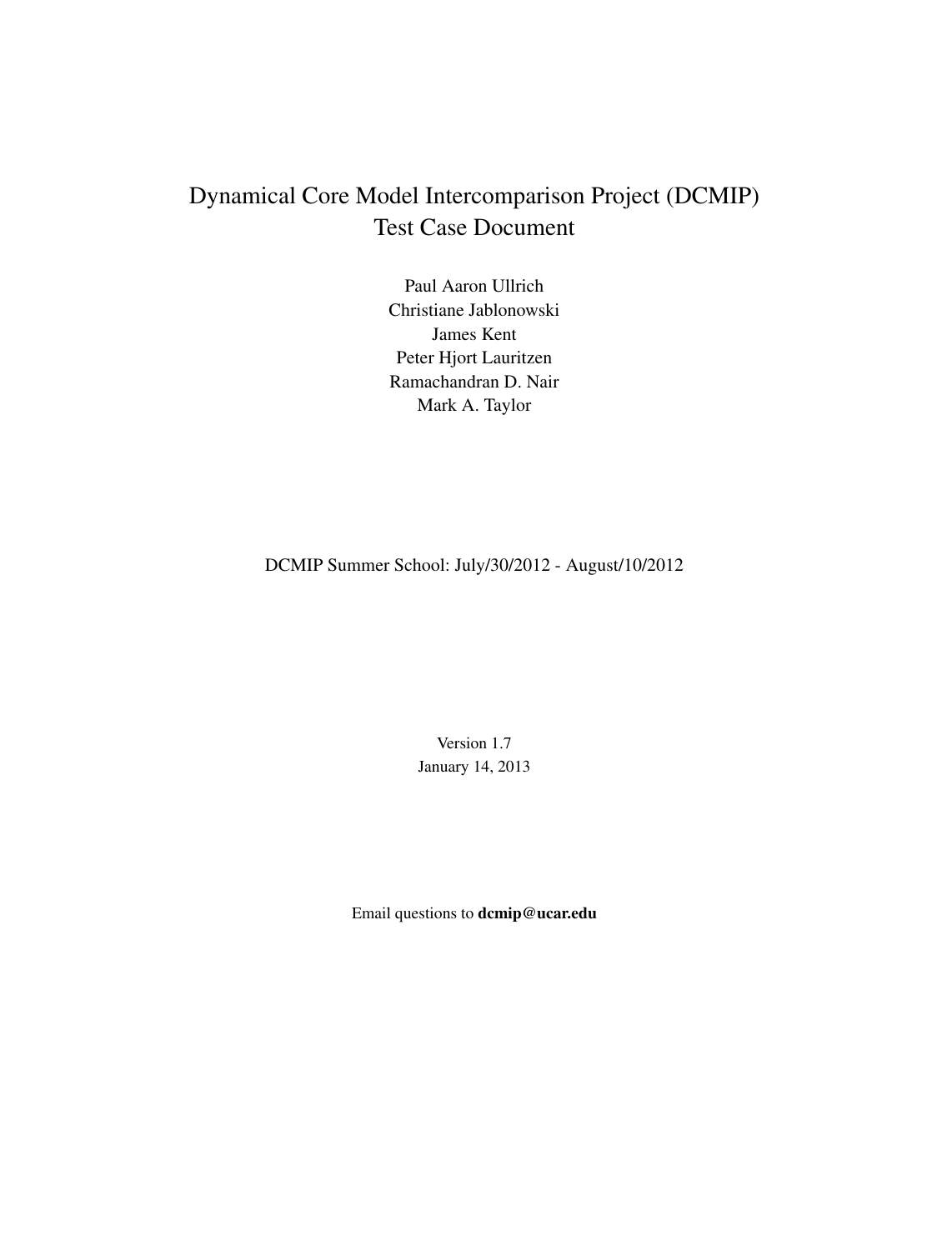# Dynamical Core Model Intercomparison Project (DCMIP) Test Case Document

Paul Aaron Ullrich
Christiane Jablonowski
James Kent
Peter Hjort Lauritzen
Ramachandran D. Nair
Mark A. Taylor

DCMIP Summer School: July/30/2012 - August/10/2012

Version 1.7
January 14, 2013

Email questions to **dcmip@ucar.edu**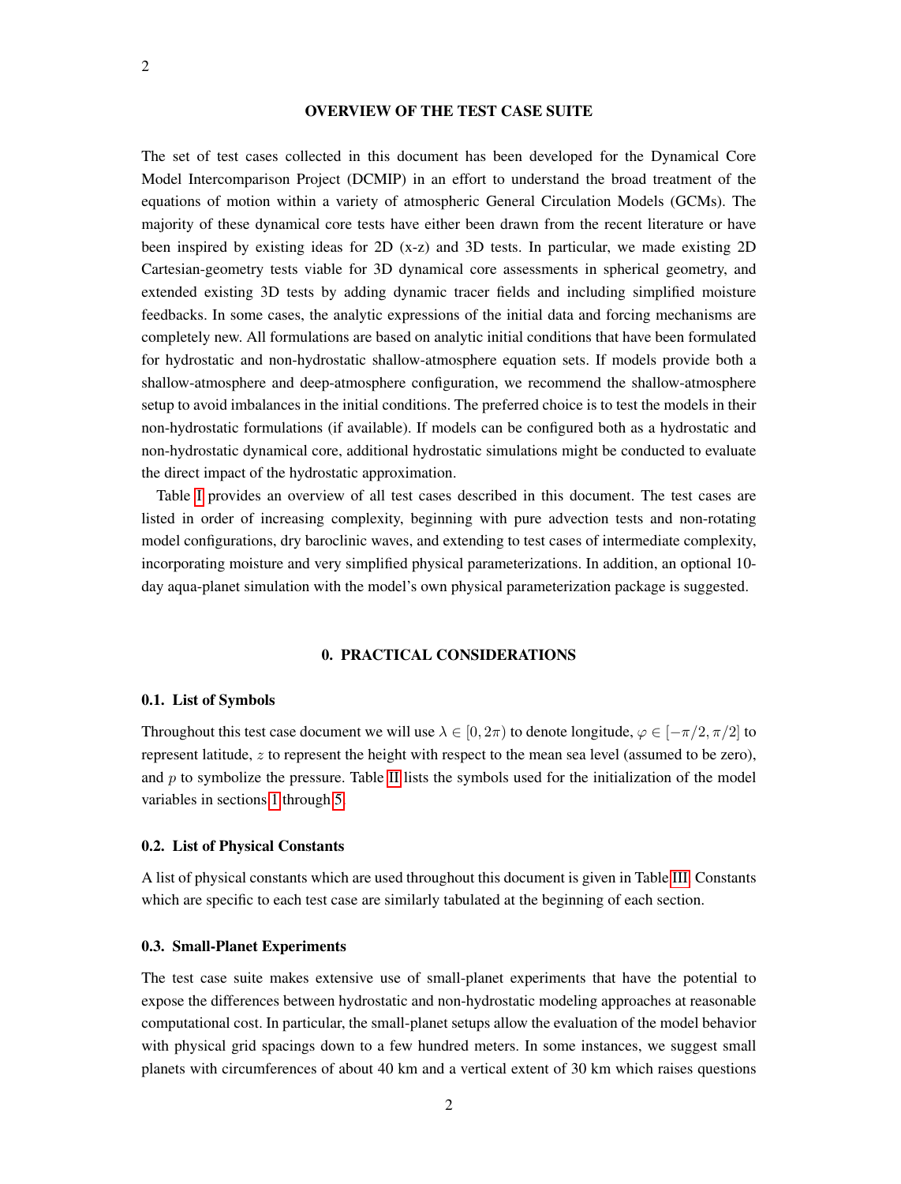## OVERVIEW OF THE TEST CASE SUITE

The set of test cases collected in this document has been developed for the Dynamical Core Model Intercomparison Project (DCMIP) in an effort to understand the broad treatment of the equations of motion within a variety of atmospheric General Circulation Models (GCMs). The majority of these dynamical core tests have either been drawn from the recent literature or have been inspired by existing ideas for 2D (x-z) and 3D tests. In particular, we made existing 2D Cartesian-geometry tests viable for 3D dynamical core assessments in spherical geometry, and extended existing 3D tests by adding dynamic tracer fields and including simplified moisture feedbacks. In some cases, the analytic expressions of the initial data and forcing mechanisms are completely new. All formulations are based on analytic initial conditions that have been formulated for hydrostatic and non-hydrostatic shallow-atmosphere equation sets. If models provide both a shallow-atmosphere and deep-atmosphere configuration, we recommend the shallow-atmosphere setup to avoid imbalances in the initial conditions. The preferred choice is to test the models in their non-hydrostatic formulations (if available). If models can be configured both as a hydrostatic and non-hydrostatic dynamical core, additional hydrostatic simulations might be conducted to evaluate the direct impact of the hydrostatic approximation.

Table I provides an overview of all test cases described in this document. The test cases are listed in order of increasing complexity, beginning with pure advection tests and non-rotating model configurations, dry baroclinic waves, and extending to test cases of intermediate complexity, incorporating moisture and very simplified physical parameterizations. In addition, an optional 10-day aqua-planet simulation with the model's own physical parameterization package is suggested.

## 0. PRACTICAL CONSIDERATIONS

### 0.1. List of Symbols

Throughout this test case document we will use $\lambda \in [0, 2\pi)$ to denote longitude, $\varphi \in [-\pi/2, \pi/2]$ to represent latitude, $z$ to represent the height with respect to the mean sea level (assumed to be zero), and $p$ to symbolize the pressure. Table II lists the symbols used for the initialization of the model variables in sections 1 through 5.

### 0.2. List of Physical Constants

A list of physical constants which are used throughout this document is given in Table III. Constants which are specific to each test case are similarly tabulated at the beginning of each section.

### 0.3. Small-Planet Experiments

The test case suite makes extensive use of small-planet experiments that have the potential to expose the differences between hydrostatic and non-hydrostatic modeling approaches at reasonable computational cost. In particular, the small-planet setups allow the evaluation of the model behavior with physical grid spacings down to a few hundred meters. In some instances, we suggest small planets with circumferences of about 40 km and a vertical extent of 30 km which raises questions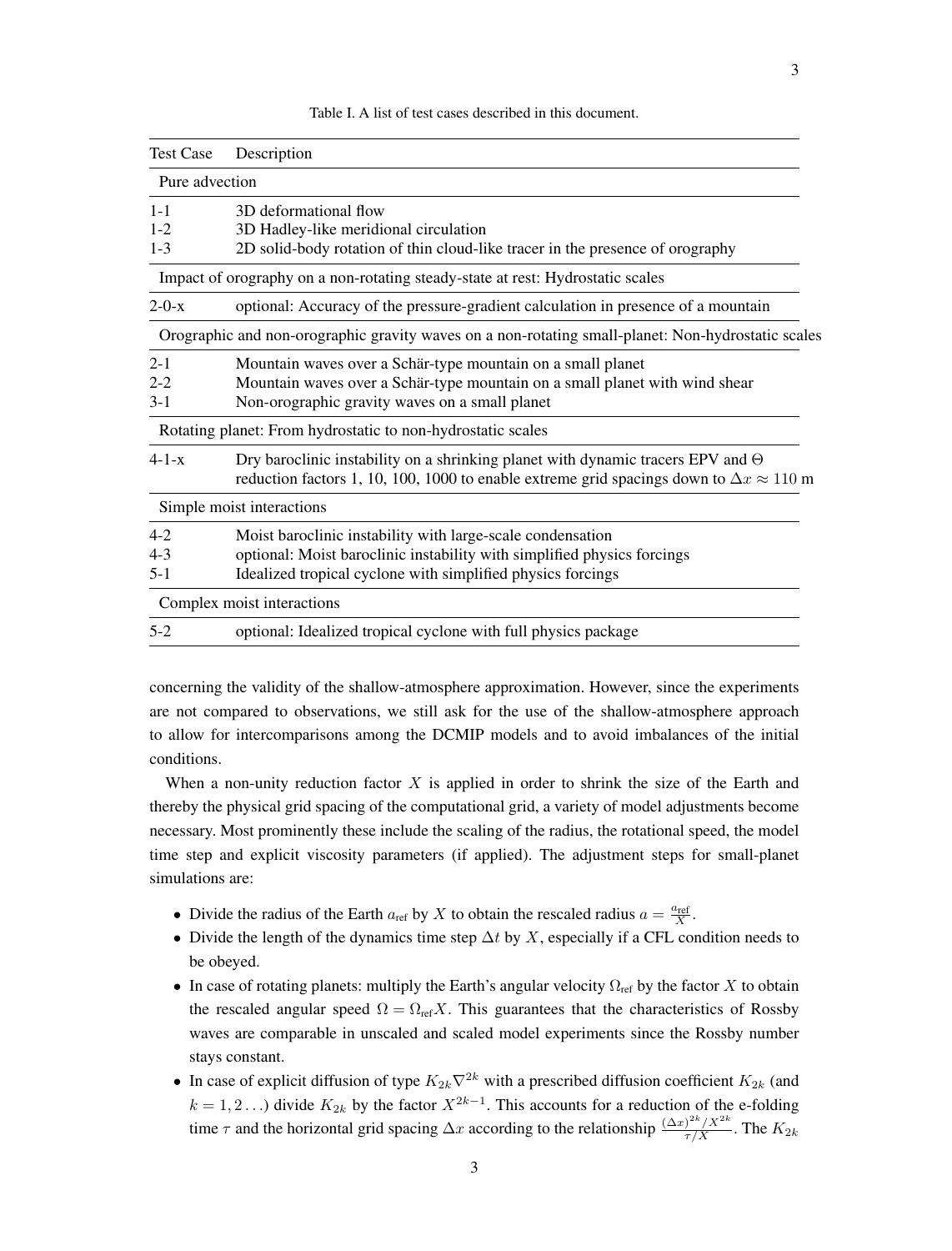Table I. A list of test cases described in this document.

| Test Case | Description |
|---|---|
| **Pure advection** | |
| 1-1 | 3D deformational flow |
| 1-2 | 3D Hadley-like meridional circulation |
| 1-3 | 2D solid-body rotation of thin cloud-like tracer in the presence of orography |
| **Impact of orography on a non-rotating steady-state at rest: Hydrostatic scales** | |
| 2-0-x | optional: Accuracy of the pressure-gradient calculation in presence of a mountain |
| **Orographic and non-orographic gravity waves on a non-rotating small-planet: Non-hydrostatic scales** | |
| 2-1 | Mountain waves over a Schär-type mountain on a small planet |
| 2-2 | Mountain waves over a Schär-type mountain on a small planet with wind shear |
| 3-1 | Non-orographic gravity waves on a small planet |
| **Rotating planet: From hydrostatic to non-hydrostatic scales** | |
| 4-1-x | Dry baroclinic instability on a shrinking planet with dynamic tracers EPV and $\Theta$ reduction factors 1, 10, 100, 1000 to enable extreme grid spacings down to $\Delta x \approx 110$ m |
| **Simple moist interactions** | |
| 4-2 | Moist baroclinic instability with large-scale condensation |
| 4-3 | optional: Moist baroclinic instability with simplified physics forcings |
| 5-1 | Idealized tropical cyclone with simplified physics forcings |
| **Complex moist interactions** | |
| 5-2 | optional: Idealized tropical cyclone with full physics package |

concerning the validity of the shallow-atmosphere approximation. However, since the experiments are not compared to observations, we still ask for the use of the shallow-atmosphere approach to allow for intercomparisons among the DCMIP models and to avoid imbalances of the initial conditions.

When a non-unity reduction factor $X$ is applied in order to shrink the size of the Earth and thereby the physical grid spacing of the computational grid, a variety of model adjustments become necessary. Most prominently these include the scaling of the radius, the rotational speed, the model time step and explicit viscosity parameters (if applied). The adjustment steps for small-planet simulations are:

- Divide the radius of the Earth $a_{\text{ref}}$ by $X$ to obtain the rescaled radius $a = \frac{a_{\text{ref}}}{X}$.
- Divide the length of the dynamics time step $\Delta t$ by $X$, especially if a CFL condition needs to be obeyed.
- In case of rotating planets: multiply the Earth's angular velocity $\Omega_{\text{ref}}$ by the factor $X$ to obtain the rescaled angular speed $\Omega = \Omega_{\text{ref}} X$. This guarantees that the characteristics of Rossby waves are comparable in unscaled and scaled model experiments since the Rossby number stays constant.
- In case of explicit diffusion of type $K_{2k}\nabla^{2k}$ with a prescribed diffusion coefficient $K_{2k}$ (and $k = 1, 2 \ldots$) divide $K_{2k}$ by the factor $X^{2k-1}$. This accounts for a reduction of the e-folding time $\tau$ and the horizontal grid spacing $\Delta x$ according to the relationship $\frac{(\Delta x)^{2k}/X^{2k}}{\tau/X}$. The $K_{2k}$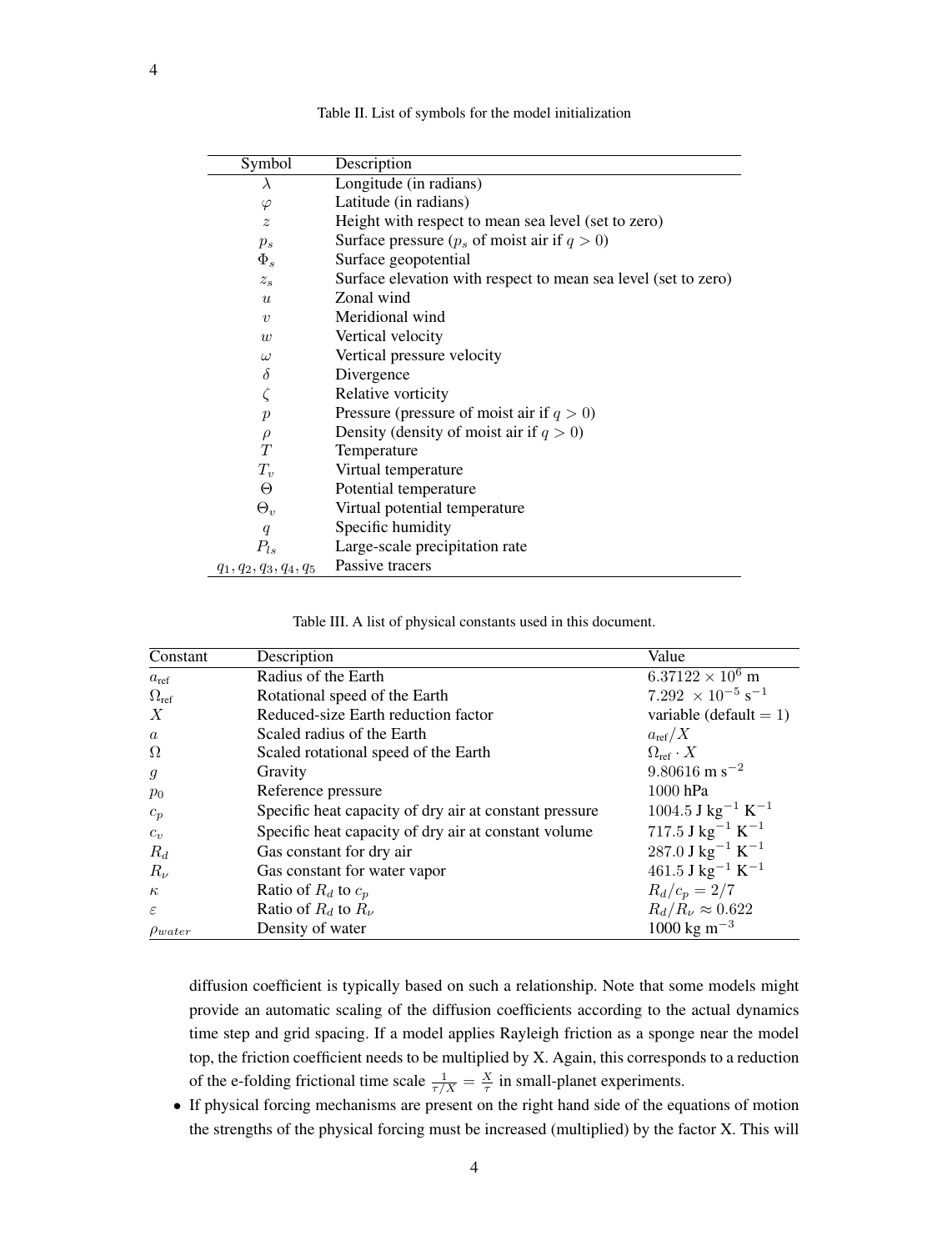Table II. List of symbols for the model initialization

| Symbol | Description |
|---|---|
| $\lambda$ | Longitude (in radians) |
| $\varphi$ | Latitude (in radians) |
| $z$ | Height with respect to mean sea level (set to zero) |
| $p_s$ | Surface pressure ($p_s$ of moist air if $q > 0$) |
| $\Phi_s$ | Surface geopotential |
| $z_s$ | Surface elevation with respect to mean sea level (set to zero) |
| $u$ | Zonal wind |
| $v$ | Meridional wind |
| $w$ | Vertical velocity |
| $\omega$ | Vertical pressure velocity |
| $\delta$ | Divergence |
| $\zeta$ | Relative vorticity |
| $p$ | Pressure (pressure of moist air if $q > 0$) |
| $\rho$ | Density (density of moist air if $q > 0$) |
| $T$ | Temperature |
| $T_v$ | Virtual temperature |
| $\Theta$ | Potential temperature |
| $\Theta_v$ | Virtual potential temperature |
| $q$ | Specific humidity |
| $P_{ls}$ | Large-scale precipitation rate |
| $q_1, q_2, q_3, q_4, q_5$ | Passive tracers |

Table III. A list of physical constants used in this document.

| Constant | Description | Value |
|---|---|---|
| $a_{\text{ref}}$ | Radius of the Earth | $6.37122 \times 10^6$ m |
| $\Omega_{\text{ref}}$ | Rotational speed of the Earth | $7.292 \times 10^{-5}$ s$^{-1}$ |
| $X$ | Reduced-size Earth reduction factor | variable (default = 1) |
| $a$ | Scaled radius of the Earth | $a_{\text{ref}}/X$ |
| $\Omega$ | Scaled rotational speed of the Earth | $\Omega_{\text{ref}} \cdot X$ |
| $g$ | Gravity | $9.80616$ m s$^{-2}$ |
| $p_0$ | Reference pressure | 1000 hPa |
| $c_p$ | Specific heat capacity of dry air at constant pressure | 1004.5 J kg$^{-1}$ K$^{-1}$ |
| $c_v$ | Specific heat capacity of dry air at constant volume | 717.5 J kg$^{-1}$ K$^{-1}$ |
| $R_d$ | Gas constant for dry air | 287.0 J kg$^{-1}$ K$^{-1}$ |
| $R_\nu$ | Gas constant for water vapor | 461.5 J kg$^{-1}$ K$^{-1}$ |
| $\kappa$ | Ratio of $R_d$ to $c_p$ | $R_d/c_p = 2/7$ |
| $\varepsilon$ | Ratio of $R_d$ to $R_\nu$ | $R_d/R_\nu \approx 0.622$ |
| $\rho_{water}$ | Density of water | 1000 kg m$^{-3}$ |

diffusion coefficient is typically based on such a relationship. Note that some models might provide an automatic scaling of the diffusion coefficients according to the actual dynamics time step and grid spacing. If a model applies Rayleigh friction as a sponge near the model top, the friction coefficient needs to be multiplied by X. Again, this corresponds to a reduction of the e-folding frictional time scale $\frac{1}{\tau/X} = \frac{X}{\tau}$ in small-planet experiments.

- If physical forcing mechanisms are present on the right hand side of the equations of motion the strengths of the physical forcing must be increased (multiplied) by the factor X. This will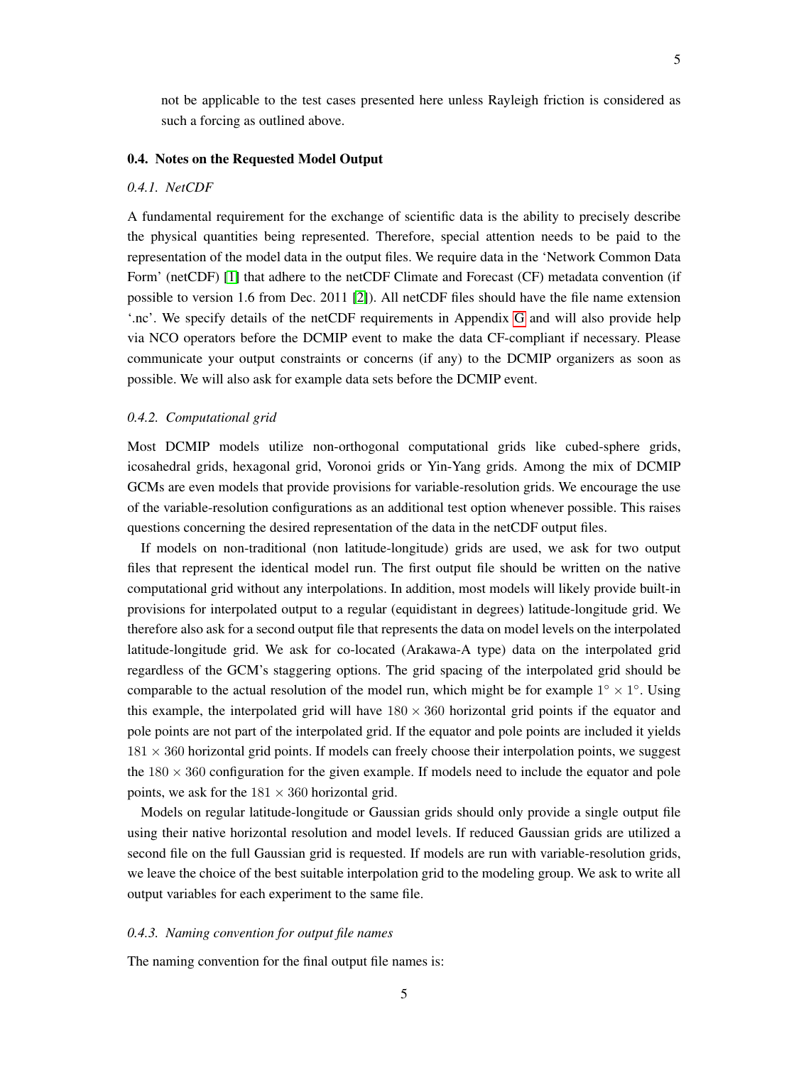not be applicable to the test cases presented here unless Rayleigh friction is considered as such a forcing as outlined above.

### 0.4. Notes on the Requested Model Output

#### *0.4.1. NetCDF*

A fundamental requirement for the exchange of scientific data is the ability to precisely describe the physical quantities being represented. Therefore, special attention needs to be paid to the representation of the model data in the output files. We require data in the 'Network Common Data Form' (netCDF) [1] that adhere to the netCDF Climate and Forecast (CF) metadata convention (if possible to version 1.6 from Dec. 2011 [2]). All netCDF files should have the file name extension '.nc'. We specify details of the netCDF requirements in Appendix G and will also provide help via NCO operators before the DCMIP event to make the data CF-compliant if necessary. Please communicate your output constraints or concerns (if any) to the DCMIP organizers as soon as possible. We will also ask for example data sets before the DCMIP event.

#### *0.4.2. Computational grid*

Most DCMIP models utilize non-orthogonal computational grids like cubed-sphere grids, icosahedral grids, hexagonal grid, Voronoi grids or Yin-Yang grids. Among the mix of DCMIP GCMs are even models that provide provisions for variable-resolution grids. We encourage the use of the variable-resolution configurations as an additional test option whenever possible. This raises questions concerning the desired representation of the data in the netCDF output files.

If models on non-traditional (non latitude-longitude) grids are used, we ask for two output files that represent the identical model run. The first output file should be written on the native computational grid without any interpolations. In addition, most models will likely provide built-in provisions for interpolated output to a regular (equidistant in degrees) latitude-longitude grid. We therefore also ask for a second output file that represents the data on model levels on the interpolated latitude-longitude grid. We ask for co-located (Arakawa-A type) data on the interpolated grid regardless of the GCM's staggering options. The grid spacing of the interpolated grid should be comparable to the actual resolution of the model run, which might be for example $1^\circ \times 1^\circ$. Using this example, the interpolated grid will have $180 \times 360$ horizontal grid points if the equator and pole points are not part of the interpolated grid. If the equator and pole points are included it yields $181 \times 360$ horizontal grid points. If models can freely choose their interpolation points, we suggest the $180 \times 360$ configuration for the given example. If models need to include the equator and pole points, we ask for the $181 \times 360$ horizontal grid.

Models on regular latitude-longitude or Gaussian grids should only provide a single output file using their native horizontal resolution and model levels. If reduced Gaussian grids are utilized a second file on the full Gaussian grid is requested. If models are run with variable-resolution grids, we leave the choice of the best suitable interpolation grid to the modeling group. We ask to write all output variables for each experiment to the same file.

#### *0.4.3. Naming convention for output file names*

The naming convention for the final output file names is: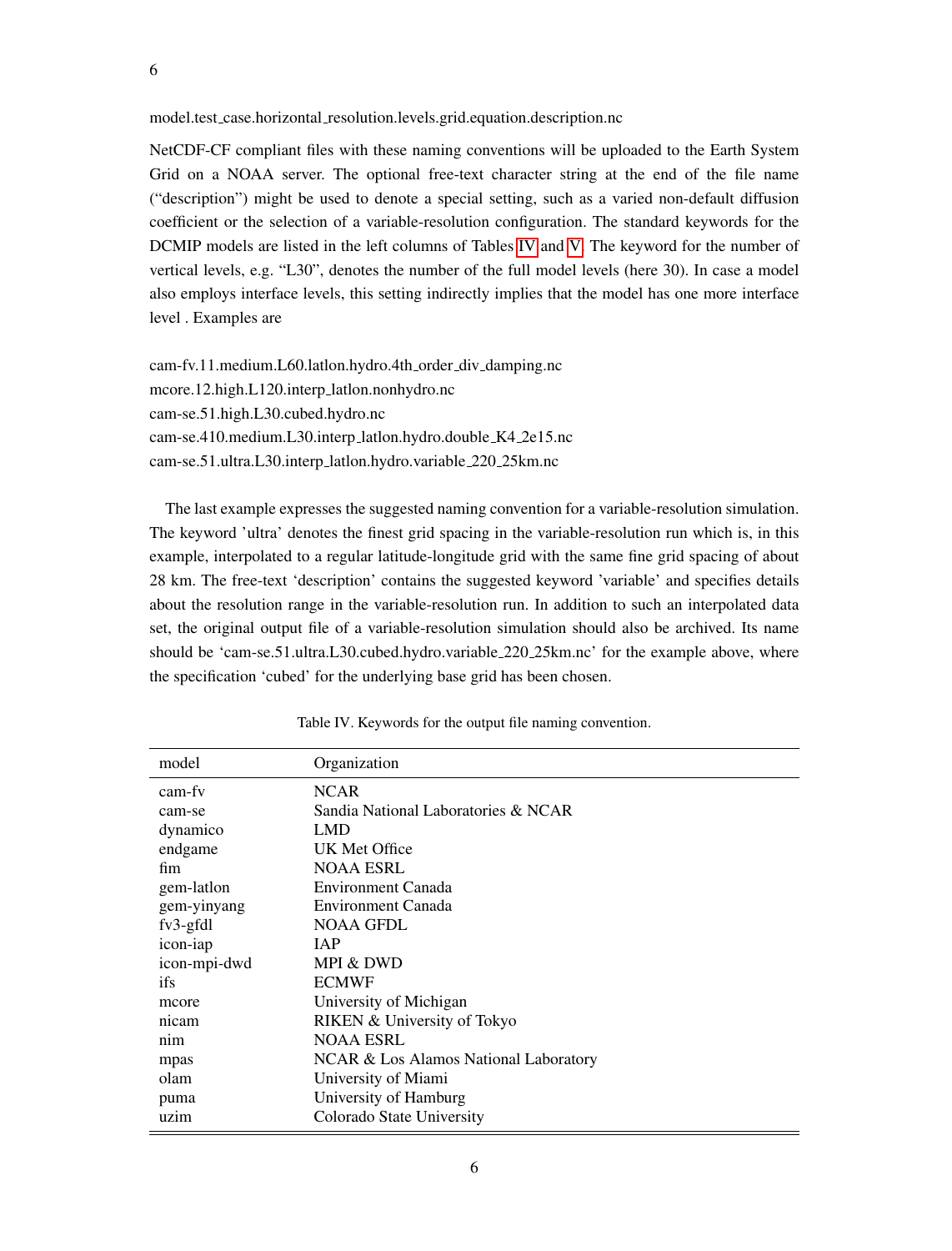model.test_case.horizontal_resolution.levels.grid.equation.description.nc

NetCDF-CF compliant files with these naming conventions will be uploaded to the Earth System Grid on a NOAA server. The optional free-text character string at the end of the file name ("description") might be used to denote a special setting, such as a varied non-default diffusion coefficient or the selection of a variable-resolution configuration. The standard keywords for the DCMIP models are listed in the left columns of Tables IV and V. The keyword for the number of vertical levels, e.g. "L30", denotes the number of the full model levels (here 30). In case a model also employs interface levels, this setting indirectly implies that the model has one more interface level . Examples are

cam-fv.11.medium.L60.latlon.hydro.4th_order_div_damping.nc
mcore.12.high.L120.interp_latlon.nonhydro.nc
cam-se.51.high.L30.cubed.hydro.nc
cam-se.410.medium.L30.interp_latlon.hydro.double_K4_2e15.nc
cam-se.51.ultra.L30.interp_latlon.hydro.variable_220_25km.nc

The last example expresses the suggested naming convention for a variable-resolution simulation. The keyword 'ultra' denotes the finest grid spacing in the variable-resolution run which is, in this example, interpolated to a regular latitude-longitude grid with the same fine grid spacing of about 28 km. The free-text 'description' contains the suggested keyword 'variable' and specifies details about the resolution range in the variable-resolution run. In addition to such an interpolated data set, the original output file of a variable-resolution simulation should also be archived. Its name should be 'cam-se.51.ultra.L30.cubed.hydro.variable_220_25km.nc' for the example above, where the specification 'cubed' for the underlying base grid has been chosen.

Table IV. Keywords for the output file naming convention.

| model | Organization |
|---|---|
| cam-fv | NCAR |
| cam-se | Sandia National Laboratories & NCAR |
| dynamico | LMD |
| endgame | UK Met Office |
| fim | NOAA ESRL |
| gem-latlon | Environment Canada |
| gem-yinyang | Environment Canada |
| fv3-gfdl | NOAA GFDL |
| icon-iap | IAP |
| icon-mpi-dwd | MPI & DWD |
| ifs | ECMWF |
| mcore | University of Michigan |
| nicam | RIKEN & University of Tokyo |
| nim | NOAA ESRL |
| mpas | NCAR & Los Alamos National Laboratory |
| olam | University of Miami |
| puma | University of Hamburg |
| uzim | Colorado State University |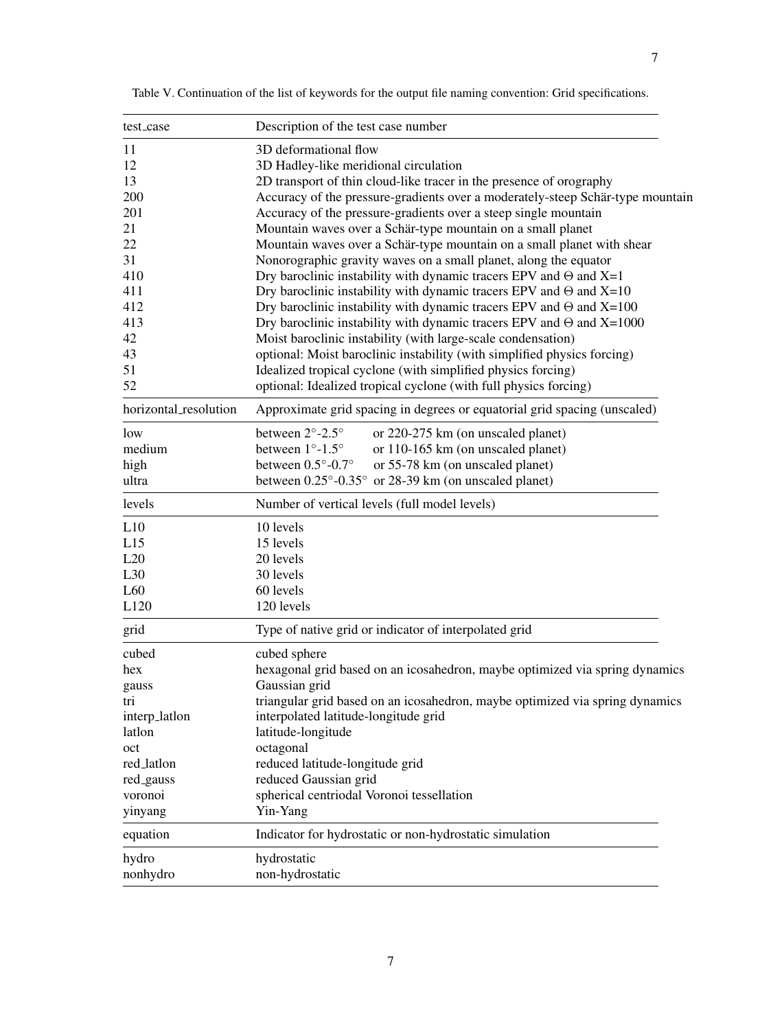Table V. Continuation of the list of keywords for the output file naming convention: Grid specifications.

| test_case | Description of the test case number |
|---|---|
| 11 | 3D deformational flow |
| 12 | 3D Hadley-like meridional circulation |
| 13 | 2D transport of thin cloud-like tracer in the presence of orography |
| 200 | Accuracy of the pressure-gradients over a moderately-steep Schär-type mountain |
| 201 | Accuracy of the pressure-gradients over a steep single mountain |
| 21 | Mountain waves over a Schär-type mountain on a small planet |
| 22 | Mountain waves over a Schär-type mountain on a small planet with shear |
| 31 | Nonorographic gravity waves on a small planet, along the equator |
| 410 | Dry baroclinic instability with dynamic tracers EPV and $\Theta$ and X=1 |
| 411 | Dry baroclinic instability with dynamic tracers EPV and $\Theta$ and X=10 |
| 412 | Dry baroclinic instability with dynamic tracers EPV and $\Theta$ and X=100 |
| 413 | Dry baroclinic instability with dynamic tracers EPV and $\Theta$ and X=1000 |
| 42 | Moist baroclinic instability (with large-scale condensation) |
| 43 | optional: Moist baroclinic instability (with simplified physics forcing) |
| 51 | Idealized tropical cyclone (with simplified physics forcing) |
| 52 | optional: Idealized tropical cyclone (with full physics forcing) |
| **horizontal_resolution** | **Approximate grid spacing in degrees or equatorial grid spacing (unscaled)** |
| low | between 2°-2.5° or 220-275 km (on unscaled planet) |
| medium | between 1°-1.5° or 110-165 km (on unscaled planet) |
| high | between 0.5°-0.7° or 55-78 km (on unscaled planet) |
| ultra | between 0.25°-0.35° or 28-39 km (on unscaled planet) |
| **levels** | **Number of vertical levels (full model levels)** |
| L10 | 10 levels |
| L15 | 15 levels |
| L20 | 20 levels |
| L30 | 30 levels |
| L60 | 60 levels |
| L120 | 120 levels |
| **grid** | **Type of native grid or indicator of interpolated grid** |
| cubed | cubed sphere |
| hex | hexagonal grid based on an icosahedron, maybe optimized via spring dynamics |
| gauss | Gaussian grid |
| tri | triangular grid based on an icosahedron, maybe optimized via spring dynamics |
| interp_latlon | interpolated latitude-longitude grid |
| latlon | latitude-longitude |
| oct | octagonal |
| red_latlon | reduced latitude-longitude grid |
| red_gauss | reduced Gaussian grid |
| voronoi | spherical centriodal Voronoi tessellation |
| yinyang | Yin-Yang |
| **equation** | **Indicator for hydrostatic or non-hydrostatic simulation** |
| hydro | hydrostatic |
| nonhydro | non-hydrostatic |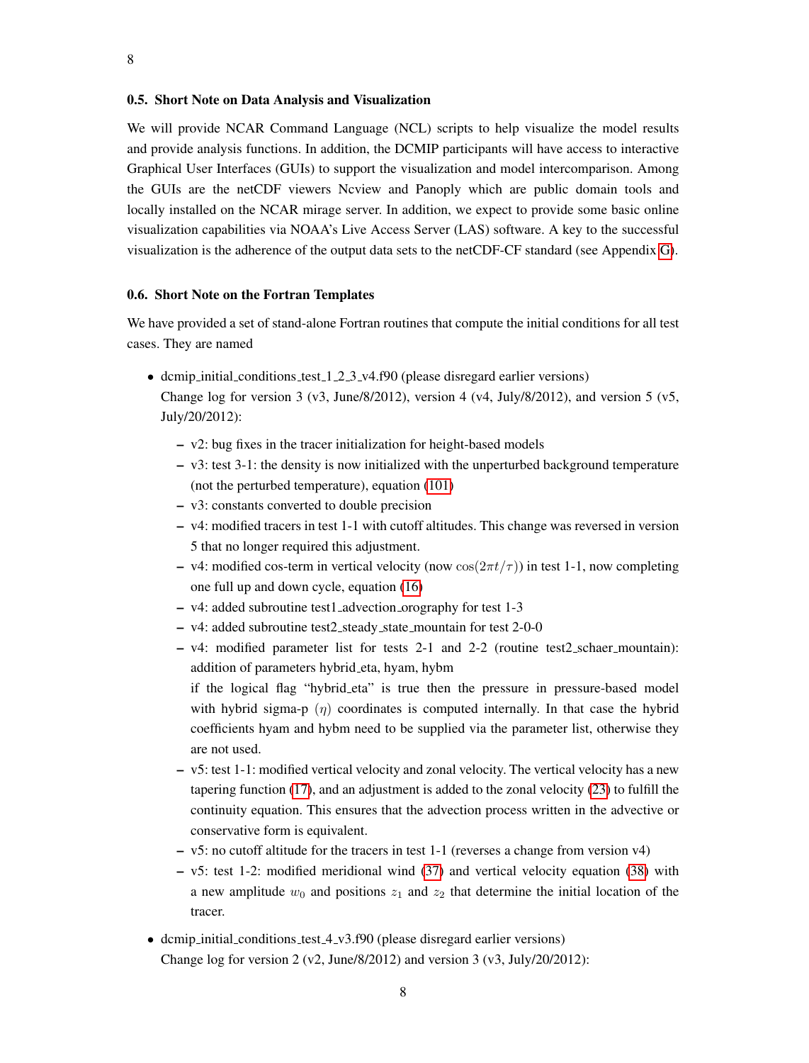### 0.5. Short Note on Data Analysis and Visualization

We will provide NCAR Command Language (NCL) scripts to help visualize the model results and provide analysis functions. In addition, the DCMIP participants will have access to interactive Graphical User Interfaces (GUIs) to support the visualization and model intercomparison. Among the GUIs are the netCDF viewers Ncview and Panoply which are public domain tools and locally installed on the NCAR mirage server. In addition, we expect to provide some basic online visualization capabilities via NOAA's Live Access Server (LAS) software. A key to the successful visualization is the adherence of the output data sets to the netCDF-CF standard (see Appendix G).

### 0.6. Short Note on the Fortran Templates

We have provided a set of stand-alone Fortran routines that compute the initial conditions for all test cases. They are named

- dcmip_initial_conditions_test_1_2_3_v4.f90 (please disregard earlier versions)
  Change log for version 3 (v3, June/8/2012), version 4 (v4, July/8/2012), and version 5 (v5, July/20/2012):
  - v2: bug fixes in the tracer initialization for height-based models
  - v3: test 3-1: the density is now initialized with the unperturbed background temperature (not the perturbed temperature), equation (101)
  - v3: constants converted to double precision
  - v4: modified tracers in test 1-1 with cutoff altitudes. This change was reversed in version 5 that no longer required this adjustment.
  - v4: modified cos-term in vertical velocity (now $\cos(2\pi t/\tau)$) in test 1-1, now completing one full up and down cycle, equation (16)
  - v4: added subroutine test1_advection_orography for test 1-3
  - v4: added subroutine test2_steady_state_mountain for test 2-0-0
  - v4: modified parameter list for tests 2-1 and 2-2 (routine test2_schaer_mountain): addition of parameters hybrid_eta, hyam, hybm
    if the logical flag "hybrid_eta" is true then the pressure in pressure-based model with hybrid sigma-p $(\eta)$ coordinates is computed internally. In that case the hybrid coefficients hyam and hybm need to be supplied via the parameter list, otherwise they are not used.
  - v5: test 1-1: modified vertical velocity and zonal velocity. The vertical velocity has a new tapering function (17), and an adjustment is added to the zonal velocity (23) to fulfill the continuity equation. This ensures that the advection process written in the advective or conservative form is equivalent.
  - v5: no cutoff altitude for the tracers in test 1-1 (reverses a change from version v4)
  - v5: test 1-2: modified meridional wind (37) and vertical velocity equation (38) with a new amplitude $w_0$ and positions $z_1$ and $z_2$ that determine the initial location of the tracer.
- dcmip_initial_conditions_test_4_v3.f90 (please disregard earlier versions)
  Change log for version 2 (v2, June/8/2012) and version 3 (v3, July/20/2012):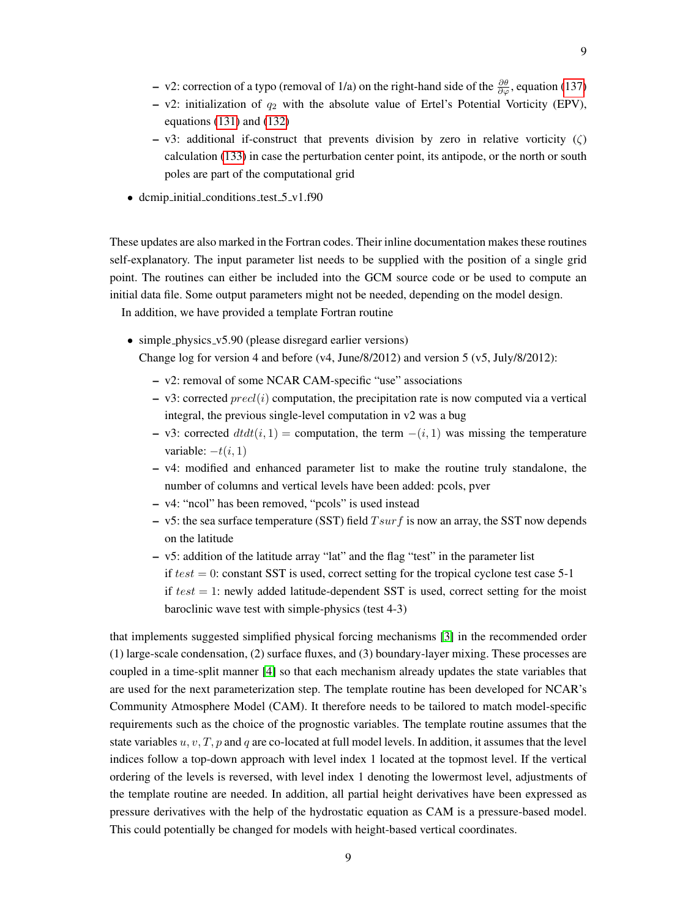- v2: correction of a typo (removal of 1/a) on the right-hand side of the $\frac{\partial \theta}{\partial \varphi}$, equation (137)
  - v2: initialization of $q_2$ with the absolute value of Ertel's Potential Vorticity (EPV), equations (131) and (132)
  - v3: additional if-construct that prevents division by zero in relative vorticity ($\zeta$) calculation (133) in case the perturbation center point, its antipode, or the north or south poles are part of the computational grid

- dcmip_initial_conditions_test_5_v1.f90

These updates are also marked in the Fortran codes. Their inline documentation makes these routines self-explanatory. The input parameter list needs to be supplied with the position of a single grid point. The routines can either be included into the GCM source code or be used to compute an initial data file. Some output parameters might not be needed, depending on the model design.

In addition, we have provided a template Fortran routine

- simple_physics_v5.90 (please disregard earlier versions)
  Change log for version 4 and before (v4, June/8/2012) and version 5 (v5, July/8/2012):
  - v2: removal of some NCAR CAM-specific "use" associations
  - v3: corrected $precl(i)$ computation, the precipitation rate is now computed via a vertical integral, the previous single-level computation in v2 was a bug
  - v3: corrected $dtdt(i, 1) =$ computation, the term $-(i, 1)$ was missing the temperature variable: $-t(i, 1)$
  - v4: modified and enhanced parameter list to make the routine truly standalone, the number of columns and vertical levels have been added: pcols, pver
  - v4: "ncol" has been removed, "pcols" is used instead
  - v5: the sea surface temperature (SST) field $Tsurf$ is now an array, the SST now depends on the latitude
  - v5: addition of the latitude array "lat" and the flag "test" in the parameter list
    if $test = 0$: constant SST is used, correct setting for the tropical cyclone test case 5-1
    if $test = 1$: newly added latitude-dependent SST is used, correct setting for the moist baroclinic wave test with simple-physics (test 4-3)

that implements suggested simplified physical forcing mechanisms [3] in the recommended order (1) large-scale condensation, (2) surface fluxes, and (3) boundary-layer mixing. These processes are coupled in a time-split manner [4] so that each mechanism already updates the state variables that are used for the next parameterization step. The template routine has been developed for NCAR's Community Atmosphere Model (CAM). It therefore needs to be tailored to match model-specific requirements such as the choice of the prognostic variables. The template routine assumes that the state variables $u, v, T, p$ and $q$ are co-located at full model levels. In addition, it assumes that the level indices follow a top-down approach with level index 1 located at the topmost level. If the vertical ordering of the levels is reversed, with level index 1 denoting the lowermost level, adjustments of the template routine are needed. In addition, all partial height derivatives have been expressed as pressure derivatives with the help of the hydrostatic equation as CAM is a pressure-based model. This could potentially be changed for models with height-based vertical coordinates.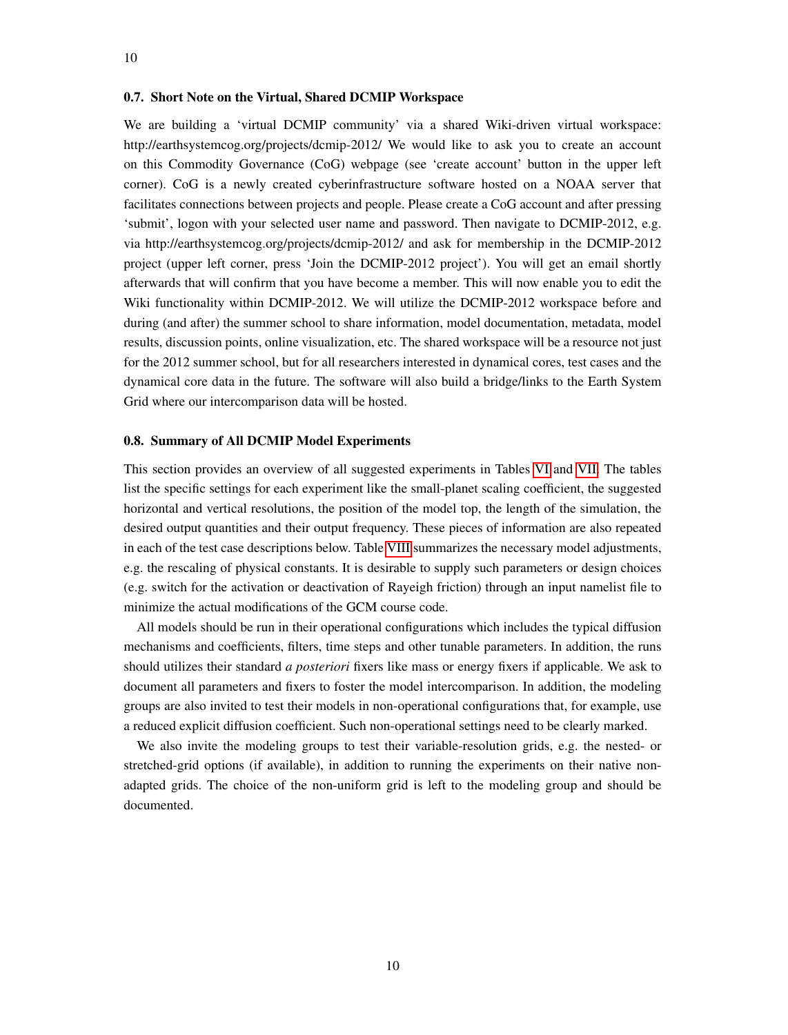### 0.7. Short Note on the Virtual, Shared DCMIP Workspace

We are building a 'virtual DCMIP community' via a shared Wiki-driven virtual workspace: http://earthsystemcog.org/projects/dcmip-2012/ We would like to ask you to create an account on this Commodity Governance (CoG) webpage (see 'create account' button in the upper left corner). CoG is a newly created cyberinfrastructure software hosted on a NOAA server that facilitates connections between projects and people. Please create a CoG account and after pressing 'submit', logon with your selected user name and password. Then navigate to DCMIP-2012, e.g. via http://earthsystemcog.org/projects/dcmip-2012/ and ask for membership in the DCMIP-2012 project (upper left corner, press 'Join the DCMIP-2012 project'). You will get an email shortly afterwards that will confirm that you have become a member. This will now enable you to edit the Wiki functionality within DCMIP-2012. We will utilize the DCMIP-2012 workspace before and during (and after) the summer school to share information, model documentation, metadata, model results, discussion points, online visualization, etc. The shared workspace will be a resource not just for the 2012 summer school, but for all researchers interested in dynamical cores, test cases and the dynamical core data in the future. The software will also build a bridge/links to the Earth System Grid where our intercomparison data will be hosted.

### 0.8. Summary of All DCMIP Model Experiments

This section provides an overview of all suggested experiments in Tables VI and VII. The tables list the specific settings for each experiment like the small-planet scaling coefficient, the suggested horizontal and vertical resolutions, the position of the model top, the length of the simulation, the desired output quantities and their output frequency. These pieces of information are also repeated in each of the test case descriptions below. Table VIII summarizes the necessary model adjustments, e.g. the rescaling of physical constants. It is desirable to supply such parameters or design choices (e.g. switch for the activation or deactivation of Rayeigh friction) through an input namelist file to minimize the actual modifications of the GCM course code.

All models should be run in their operational configurations which includes the typical diffusion mechanisms and coefficients, filters, time steps and other tunable parameters. In addition, the runs should utilizes their standard *a posteriori* fixers like mass or energy fixers if applicable. We ask to document all parameters and fixers to foster the model intercomparison. In addition, the modeling groups are also invited to test their models in non-operational configurations that, for example, use a reduced explicit diffusion coefficient. Such non-operational settings need to be clearly marked.

We also invite the modeling groups to test their variable-resolution grids, e.g. the nested- or stretched-grid options (if available), in addition to running the experiments on their native non-adapted grids. The choice of the non-uniform grid is left to the modeling group and should be documented.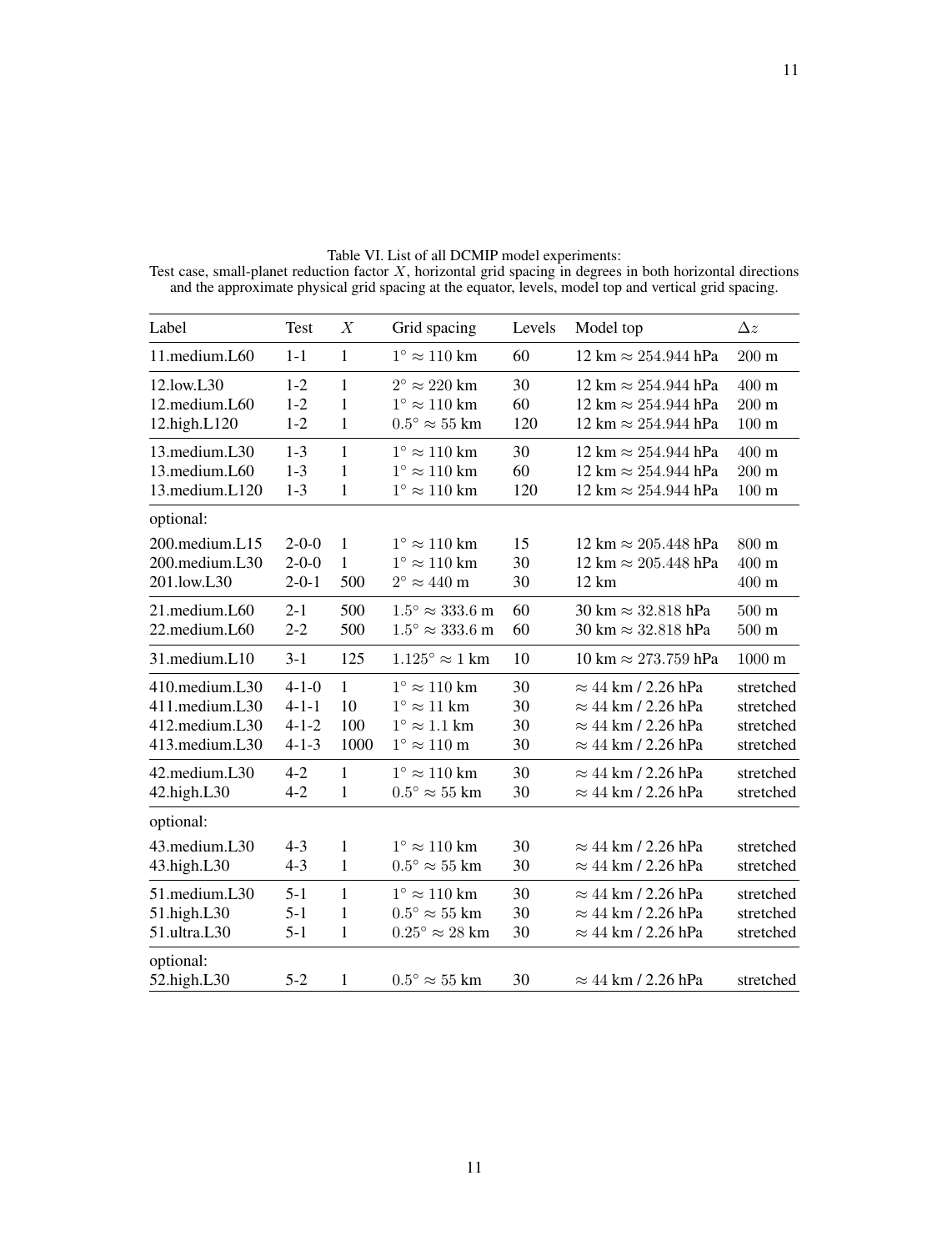Table VI. List of all DCMIP model experiments:
Test case, small-planet reduction factor $X$, horizontal grid spacing in degrees in both horizontal directions and the approximate physical grid spacing at the equator, levels, model top and vertical grid spacing.

| Label | Test | $X$ | Grid spacing | Levels | Model top | $\Delta z$ |
|---|---|---|---|---|---|---|
| 11.medium.L60 | 1-1 | 1 | $1^\circ \approx 110$ km | 60 | 12 km $\approx 254.944$ hPa | 200 m |
| 12.low.L30 | 1-2 | 1 | $2^\circ \approx 220$ km | 30 | 12 km $\approx 254.944$ hPa | 400 m |
| 12.medium.L60 | 1-2 | 1 | $1^\circ \approx 110$ km | 60 | 12 km $\approx 254.944$ hPa | 200 m |
| 12.high.L120 | 1-2 | 1 | $0.5^\circ \approx 55$ km | 120 | 12 km $\approx 254.944$ hPa | 100 m |
| 13.medium.L30 | 1-3 | 1 | $1^\circ \approx 110$ km | 30 | 12 km $\approx 254.944$ hPa | 400 m |
| 13.medium.L60 | 1-3 | 1 | $1^\circ \approx 110$ km | 60 | 12 km $\approx 254.944$ hPa | 200 m |
| 13.medium.L120 | 1-3 | 1 | $1^\circ \approx 110$ km | 120 | 12 km $\approx 254.944$ hPa | 100 m |
| optional: | | | | | | |
| 200.medium.L15 | 2-0-0 | 1 | $1^\circ \approx 110$ km | 15 | 12 km $\approx 205.448$ hPa | 800 m |
| 200.medium.L30 | 2-0-0 | 1 | $1^\circ \approx 110$ km | 30 | 12 km $\approx 205.448$ hPa | 400 m |
| 201.low.L30 | 2-0-1 | 500 | $2^\circ \approx 440$ m | 30 | 12 km | 400 m |
| 21.medium.L60 | 2-1 | 500 | $1.5^\circ \approx 333.6$ m | 60 | 30 km $\approx 32.818$ hPa | 500 m |
| 22.medium.L60 | 2-2 | 500 | $1.5^\circ \approx 333.6$ m | 60 | 30 km $\approx 32.818$ hPa | 500 m |
| 31.medium.L10 | 3-1 | 125 | $1.125^\circ \approx 1$ km | 10 | 10 km $\approx 273.759$ hPa | 1000 m |
| 410.medium.L30 | 4-1-0 | 1 | $1^\circ \approx 110$ km | 30 | $\approx 44$ km / 2.26 hPa | stretched |
| 411.medium.L30 | 4-1-1 | 10 | $1^\circ \approx 11$ km | 30 | $\approx 44$ km / 2.26 hPa | stretched |
| 412.medium.L30 | 4-1-2 | 100 | $1^\circ \approx 1.1$ km | 30 | $\approx 44$ km / 2.26 hPa | stretched |
| 413.medium.L30 | 4-1-3 | 1000 | $1^\circ \approx 110$ m | 30 | $\approx 44$ km / 2.26 hPa | stretched |
| 42.medium.L30 | 4-2 | 1 | $1^\circ \approx 110$ km | 30 | $\approx 44$ km / 2.26 hPa | stretched |
| 42.high.L30 | 4-2 | 1 | $0.5^\circ \approx 55$ km | 30 | $\approx 44$ km / 2.26 hPa | stretched |
| optional: | | | | | | |
| 43.medium.L30 | 4-3 | 1 | $1^\circ \approx 110$ km | 30 | $\approx 44$ km / 2.26 hPa | stretched |
| 43.high.L30 | 4-3 | 1 | $0.5^\circ \approx 55$ km | 30 | $\approx 44$ km / 2.26 hPa | stretched |
| 51.medium.L30 | 5-1 | 1 | $1^\circ \approx 110$ km | 30 | $\approx 44$ km / 2.26 hPa | stretched |
| 51.high.L30 | 5-1 | 1 | $0.5^\circ \approx 55$ km | 30 | $\approx 44$ km / 2.26 hPa | stretched |
| 51.ultra.L30 | 5-1 | 1 | $0.25^\circ \approx 28$ km | 30 | $\approx 44$ km / 2.26 hPa | stretched |
| optional: | | | | | | |
| 52.high.L30 | 5-2 | 1 | $0.5^\circ \approx 55$ km | 30 | $\approx 44$ km / 2.26 hPa | stretched |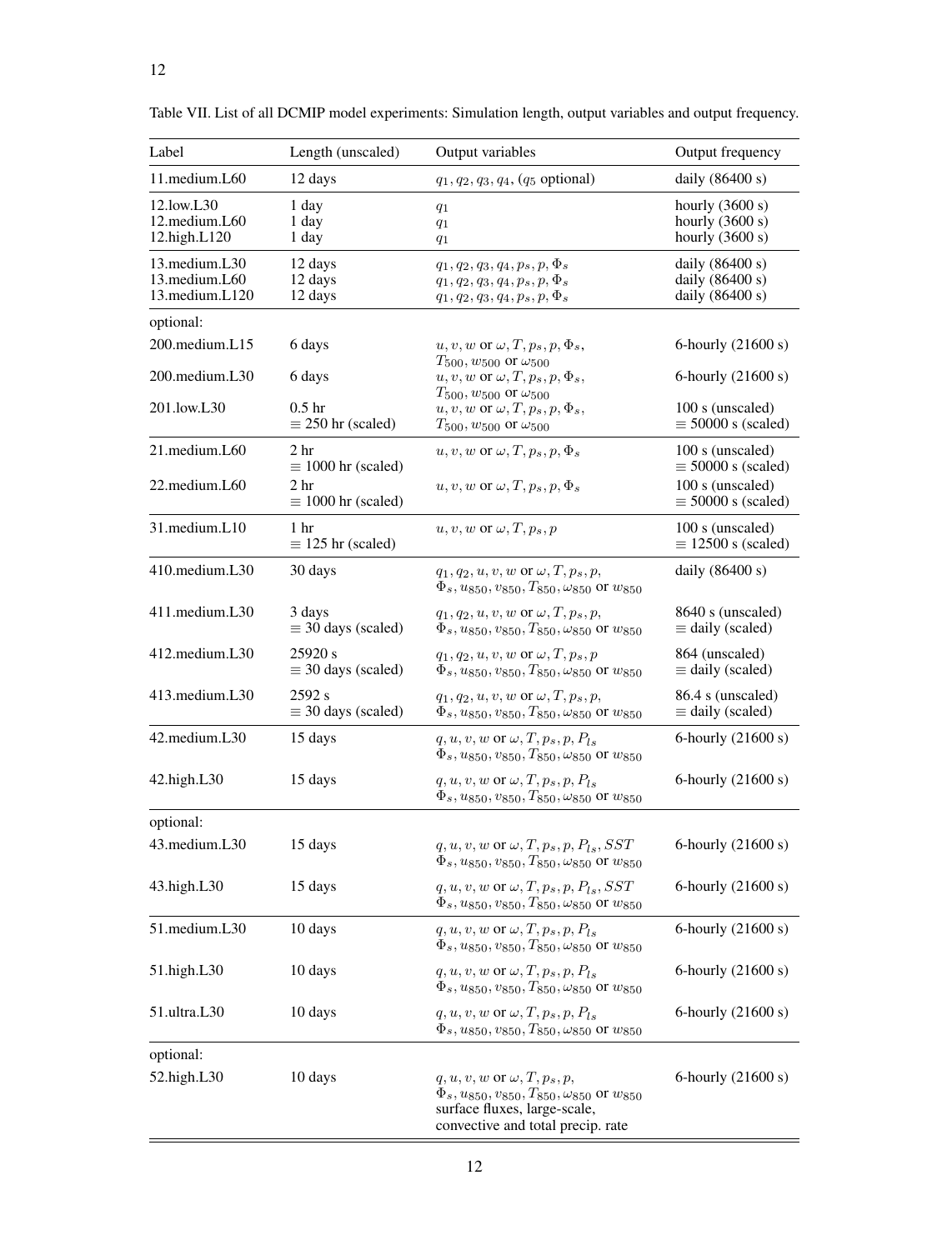Table VII. List of all DCMIP model experiments: Simulation length, output variables and output frequency.

| Label | Length (unscaled) | Output variables | Output frequency |
|---|---|---|---|
| 11.medium.L60 | 12 days | $q_1, q_2, q_3, q_4$, ($q_5$ optional) | daily (86400 s) |
| 12.low.L30 | 1 day | $q_1$ | hourly (3600 s) |
| 12.medium.L60 | 1 day | $q_1$ | hourly (3600 s) |
| 12.high.L120 | 1 day | $q_1$ | hourly (3600 s) |
| 13.medium.L30 | 12 days | $q_1, q_2, q_3, q_4, p_s, p, \Phi_s$ | daily (86400 s) |
| 13.medium.L60 | 12 days | $q_1, q_2, q_3, q_4, p_s, p, \Phi_s$ | daily (86400 s) |
| 13.medium.L120 | 12 days | $q_1, q_2, q_3, q_4, p_s, p, \Phi_s$ | daily (86400 s) |
| optional: | | | |
| 200.medium.L15 | 6 days | $u, v, w$ or $\omega, T, p_s, p, \Phi_s$, $T_{500}, w_{500}$ or $\omega_{500}$ | 6-hourly (21600 s) |
| 200.medium.L30 | 6 days | $u, v, w$ or $\omega, T, p_s, p, \Phi_s$, $T_{500}, w_{500}$ or $\omega_{500}$ | 6-hourly (21600 s) |
| 201.low.L30 | 0.5 hr $\equiv$ 250 hr (scaled) | $u, v, w$ or $\omega, T, p_s, p, \Phi_s$, $T_{500}, w_{500}$ or $\omega_{500}$ | 100 s (unscaled) $\equiv$ 50000 s (scaled) |
| 21.medium.L60 | 2 hr $\equiv$ 1000 hr (scaled) | $u, v, w$ or $\omega, T, p_s, p, \Phi_s$ | 100 s (unscaled) $\equiv$ 50000 s (scaled) |
| 22.medium.L60 | 2 hr $\equiv$ 1000 hr (scaled) | $u, v, w$ or $\omega, T, p_s, p, \Phi_s$ | 100 s (unscaled) $\equiv$ 50000 s (scaled) |
| 31.medium.L10 | 1 hr $\equiv$ 125 hr (scaled) | $u, v, w$ or $\omega, T, p_s, p$ | 100 s (unscaled) $\equiv$ 12500 s (scaled) |
| 410.medium.L30 | 30 days | $q_1, q_2, u, v, w$ or $\omega, T, p_s, p$, $\Phi_s, u_{850}, v_{850}, T_{850}, \omega_{850}$ or $w_{850}$ | daily (86400 s) |
| 411.medium.L30 | 3 days $\equiv$ 30 days (scaled) | $q_1, q_2, u, v, w$ or $\omega, T, p_s, p$, $\Phi_s, u_{850}, v_{850}, T_{850}, \omega_{850}$ or $w_{850}$ | 8640 s (unscaled) $\equiv$ daily (scaled) |
| 412.medium.L30 | 25920 s $\equiv$ 30 days (scaled) | $q_1, q_2, u, v, w$ or $\omega, T, p_s, p$ $\Phi_s, u_{850}, v_{850}, T_{850}, \omega_{850}$ or $w_{850}$ | 864 (unscaled) $\equiv$ daily (scaled) |
| 413.medium.L30 | 2592 s $\equiv$ 30 days (scaled) | $q_1, q_2, u, v, w$ or $\omega, T, p_s, p$, $\Phi_s, u_{850}, v_{850}, T_{850}, \omega_{850}$ or $w_{850}$ | 86.4 s (unscaled) $\equiv$ daily (scaled) |
| 42.medium.L30 | 15 days | $q, u, v, w$ or $\omega, T, p_s, p, P_{ls}$ $\Phi_s, u_{850}, v_{850}, T_{850}, \omega_{850}$ or $w_{850}$ | 6-hourly (21600 s) |
| 42.high.L30 | 15 days | $q, u, v, w$ or $\omega, T, p_s, p, P_{ls}$ $\Phi_s, u_{850}, v_{850}, T_{850}, \omega_{850}$ or $w_{850}$ | 6-hourly (21600 s) |
| optional: | | | |
| 43.medium.L30 | 15 days | $q, u, v, w$ or $\omega, T, p_s, p, P_{ls}, SST$ $\Phi_s, u_{850}, v_{850}, T_{850}, \omega_{850}$ or $w_{850}$ | 6-hourly (21600 s) |
| 43.high.L30 | 15 days | $q, u, v, w$ or $\omega, T, p_s, p, P_{ls}, SST$ $\Phi_s, u_{850}, v_{850}, T_{850}, \omega_{850}$ or $w_{850}$ | 6-hourly (21600 s) |
| 51.medium.L30 | 10 days | $q, u, v, w$ or $\omega, T, p_s, p, P_{ls}$ $\Phi_s, u_{850}, v_{850}, T_{850}, \omega_{850}$ or $w_{850}$ | 6-hourly (21600 s) |
| 51.high.L30 | 10 days | $q, u, v, w$ or $\omega, T, p_s, p, P_{ls}$ $\Phi_s, u_{850}, v_{850}, T_{850}, \omega_{850}$ or $w_{850}$ | 6-hourly (21600 s) |
| 51.ultra.L30 | 10 days | $q, u, v, w$ or $\omega, T, p_s, p, P_{ls}$ $\Phi_s, u_{850}, v_{850}, T_{850}, \omega_{850}$ or $w_{850}$ | 6-hourly (21600 s) |
| optional: | | | |
| 52.high.L30 | 10 days | $q, u, v, w$ or $\omega, T, p_s, p$, $\Phi_s, u_{850}, v_{850}, T_{850}, \omega_{850}$ or $w_{850}$ surface fluxes, large-scale, convective and total precip. rate | 6-hourly (21600 s) |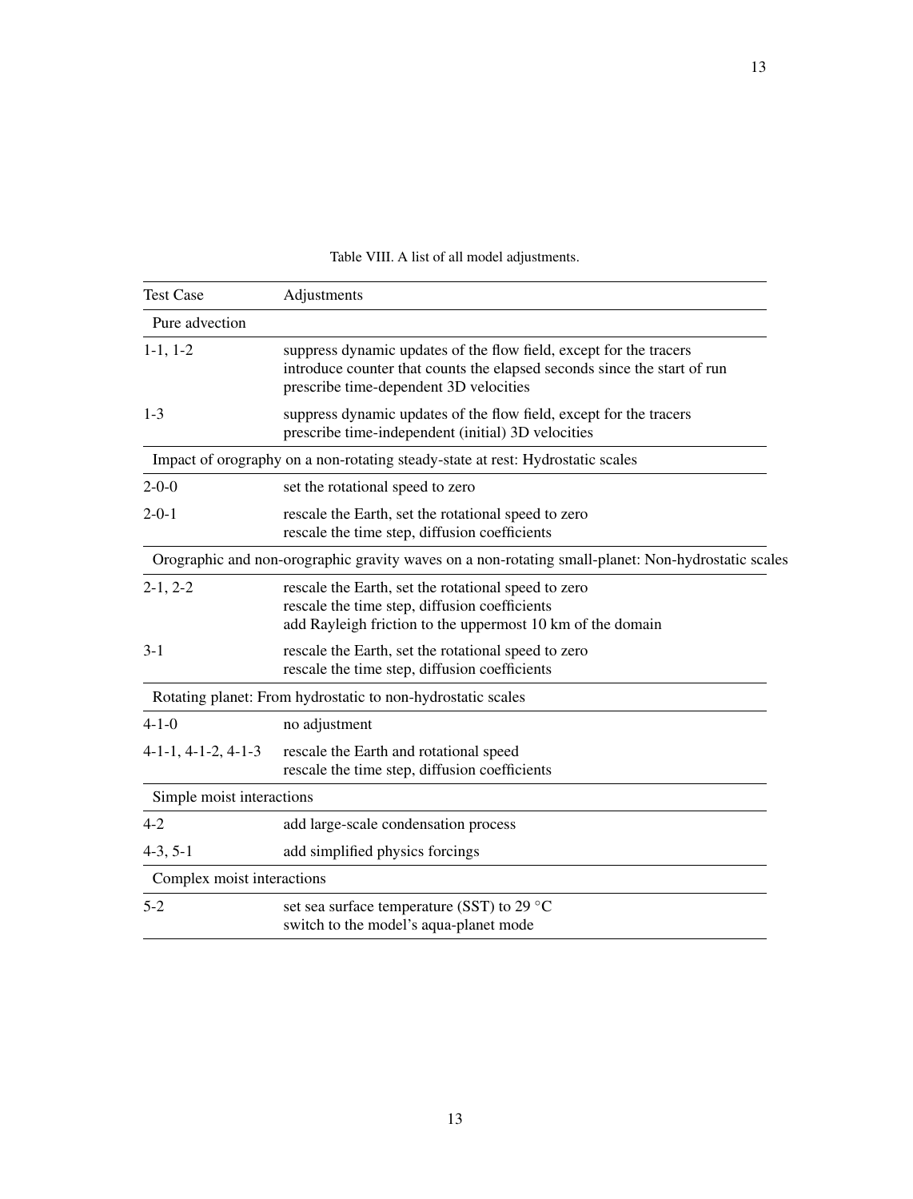Table VIII. A list of all model adjustments.

| Test Case | Adjustments |
|---|---|
| Pure advection | |
| 1-1, 1-2 | suppress dynamic updates of the flow field, except for the tracers<br>introduce counter that counts the elapsed seconds since the start of run<br>prescribe time-dependent 3D velocities |
| 1-3 | suppress dynamic updates of the flow field, except for the tracers<br>prescribe time-independent (initial) 3D velocities |
| Impact of orography on a non-rotating steady-state at rest: Hydrostatic scales | |
| 2-0-0 | set the rotational speed to zero |
| 2-0-1 | rescale the Earth, set the rotational speed to zero<br>rescale the time step, diffusion coefficients |
| Orographic and non-orographic gravity waves on a non-rotating small-planet: Non-hydrostatic scales | |
| 2-1, 2-2 | rescale the Earth, set the rotational speed to zero<br>rescale the time step, diffusion coefficients<br>add Rayleigh friction to the uppermost 10 km of the domain |
| 3-1 | rescale the Earth, set the rotational speed to zero<br>rescale the time step, diffusion coefficients |
| Rotating planet: From hydrostatic to non-hydrostatic scales | |
| 4-1-0 | no adjustment |
| 4-1-1, 4-1-2, 4-1-3 | rescale the Earth and rotational speed<br>rescale the time step, diffusion coefficients |
| Simple moist interactions | |
| 4-2 | add large-scale condensation process |
| 4-3, 5-1 | add simplified physics forcings |
| Complex moist interactions | |
| 5-2 | set sea surface temperature (SST) to 29 °C<br>switch to the model's aqua-planet mode |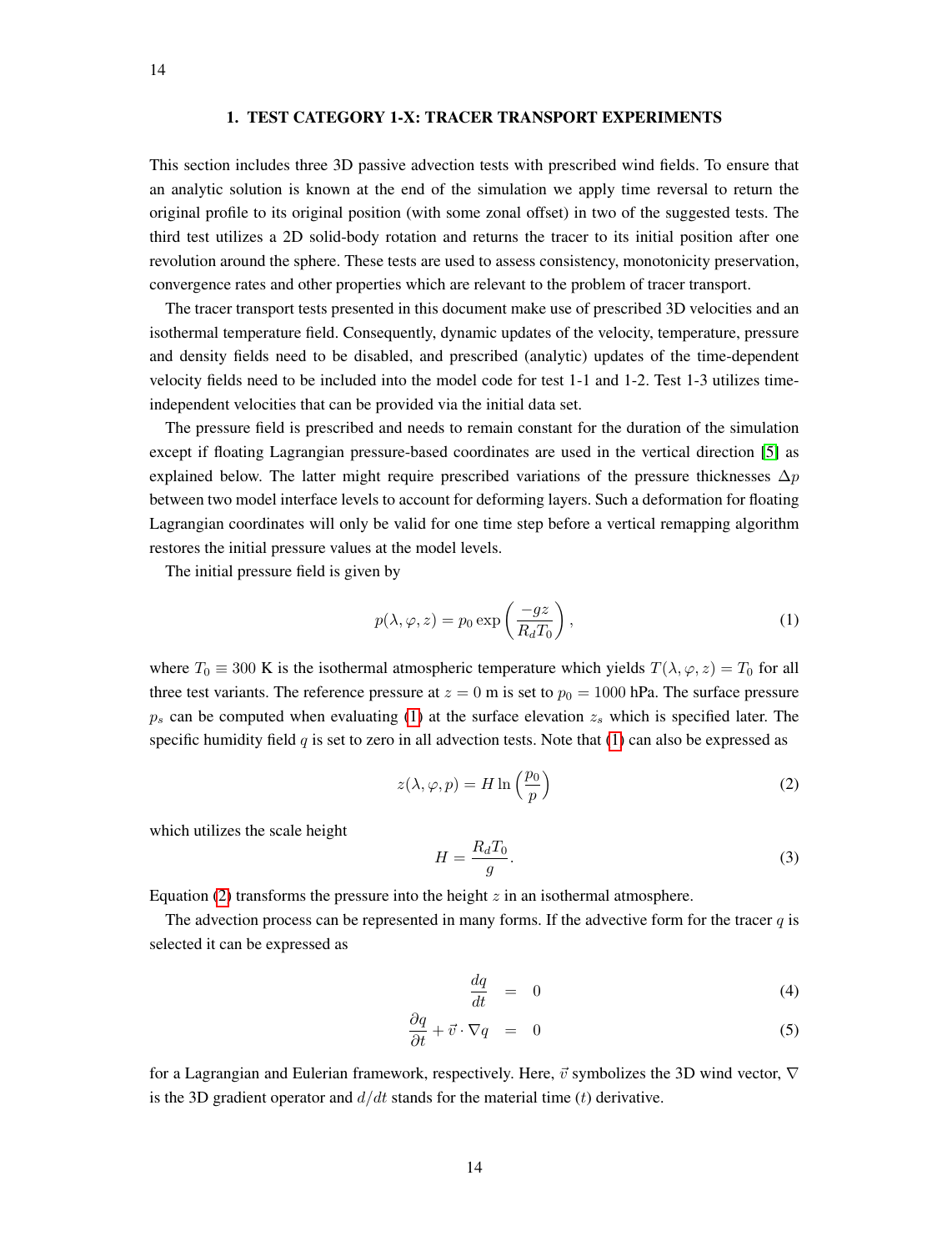# 1. TEST CATEGORY 1-X: TRACER TRANSPORT EXPERIMENTS

This section includes three 3D passive advection tests with prescribed wind fields. To ensure that an analytic solution is known at the end of the simulation we apply time reversal to return the original profile to its original position (with some zonal offset) in two of the suggested tests. The third test utilizes a 2D solid-body rotation and returns the tracer to its initial position after one revolution around the sphere. These tests are used to assess consistency, monotonicity preservation, convergence rates and other properties which are relevant to the problem of tracer transport.

The tracer transport tests presented in this document make use of prescribed 3D velocities and an isothermal temperature field. Consequently, dynamic updates of the velocity, temperature, pressure and density fields need to be disabled, and prescribed (analytic) updates of the time-dependent velocity fields need to be included into the model code for test 1-1 and 1-2. Test 1-3 utilizes time-independent velocities that can be provided via the initial data set.

The pressure field is prescribed and needs to remain constant for the duration of the simulation except if floating Lagrangian pressure-based coordinates are used in the vertical direction [5] as explained below. The latter might require prescribed variations of the pressure thicknesses $\Delta p$ between two model interface levels to account for deforming layers. Such a deformation for floating Lagrangian coordinates will only be valid for one time step before a vertical remapping algorithm restores the initial pressure values at the model levels.

The initial pressure field is given by

$$p(\lambda, \varphi, z) = p_0 \exp\left(\frac{-gz}{R_d T_0}\right), \tag{1}$$

where $T_0 \equiv 300$ K is the isothermal atmospheric temperature which yields $T(\lambda, \varphi, z) = T_0$ for all three test variants. The reference pressure at $z = 0$ m is set to $p_0 = 1000$ hPa. The surface pressure $p_s$ can be computed when evaluating (1) at the surface elevation $z_s$ which is specified later. The specific humidity field $q$ is set to zero in all advection tests. Note that (1) can also be expressed as

$$z(\lambda, \varphi, p) = H \ln\left(\frac{p_0}{p}\right) \tag{2}$$

which utilizes the scale height

$$H = \frac{R_d T_0}{g}. \tag{3}$$

Equation (2) transforms the pressure into the height $z$ in an isothermal atmosphere.

The advection process can be represented in many forms. If the advective form for the tracer $q$ is selected it can be expressed as

$$\frac{dq}{dt} = 0 \tag{4}$$

$$\frac{\partial q}{\partial t} + \vec{v} \cdot \nabla q = 0 \tag{5}$$

for a Lagrangian and Eulerian framework, respectively. Here, $\vec{v}$ symbolizes the 3D wind vector, $\nabla$ is the 3D gradient operator and $d/dt$ stands for the material time ($t$) derivative.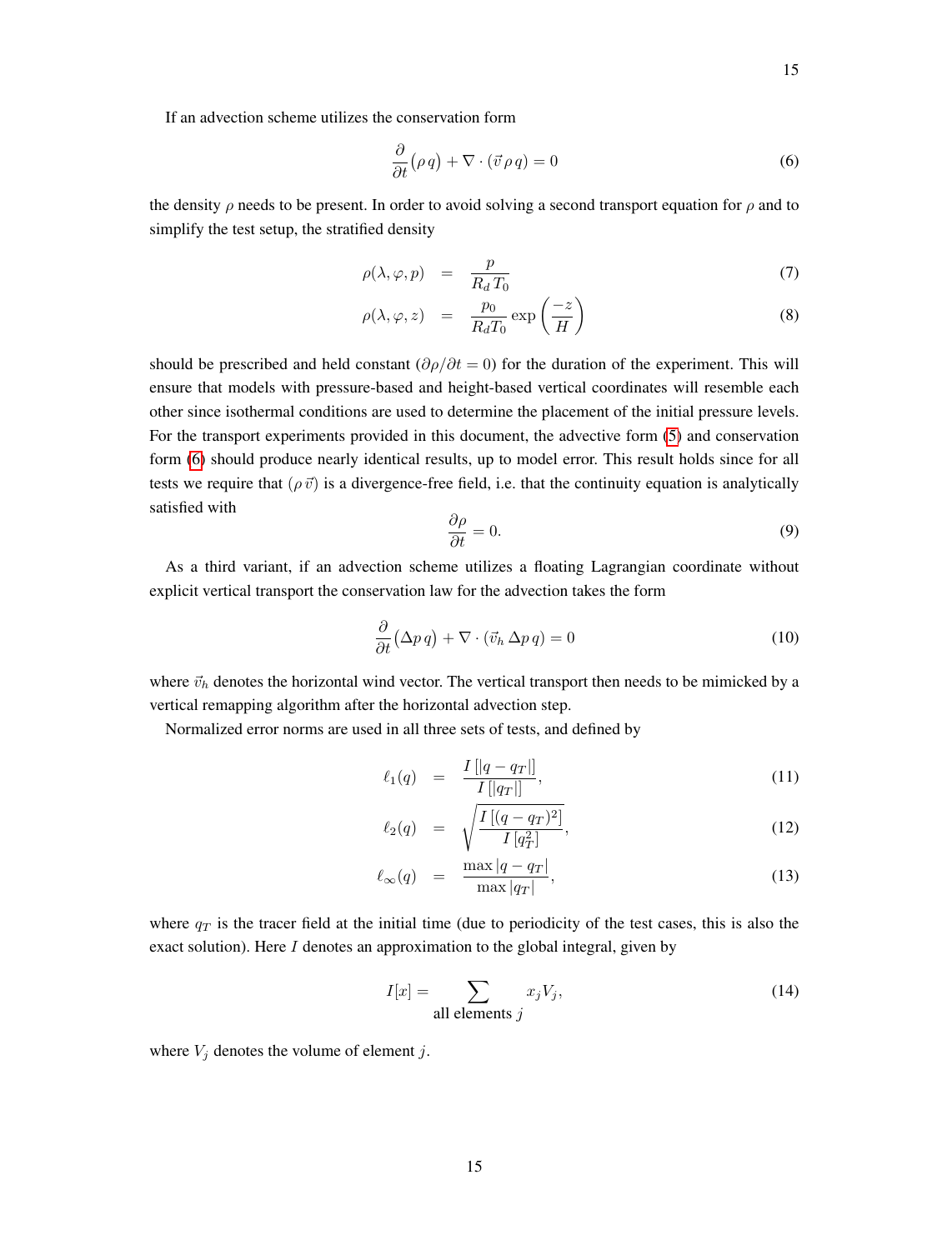If an advection scheme utilizes the conservation form

$$\frac{\partial}{\partial t}(\rho\, q) + \nabla \cdot (\vec{v}\, \rho\, q) = 0 \tag{6}$$

the density $\rho$ needs to be present. In order to avoid solving a second transport equation for $\rho$ and to simplify the test setup, the stratified density

$$\rho(\lambda, \varphi, p) = \frac{p}{R_d\, T_0} \tag{7}$$

$$\rho(\lambda, \varphi, z) = \frac{p_0}{R_d T_0} \exp\left(\frac{-z}{H}\right) \tag{8}$$

should be prescribed and held constant ($\partial \rho / \partial t = 0$) for the duration of the experiment. This will ensure that models with pressure-based and height-based vertical coordinates will resemble each other since isothermal conditions are used to determine the placement of the initial pressure levels. For the transport experiments provided in this document, the advective form (5) and conservation form (6) should produce nearly identical results, up to model error. This result holds since for all tests we require that $(\rho\, \vec{v})$ is a divergence-free field, i.e. that the continuity equation is analytically satisfied with

$$\frac{\partial \rho}{\partial t} = 0. \tag{9}$$

As a third variant, if an advection scheme utilizes a floating Lagrangian coordinate without explicit vertical transport the conservation law for the advection takes the form

$$\frac{\partial}{\partial t}(\Delta p\, q) + \nabla \cdot (\vec{v}_h\, \Delta p\, q) = 0 \tag{10}$$

where $\vec{v}_h$ denotes the horizontal wind vector. The vertical transport then needs to be mimicked by a vertical remapping algorithm after the horizontal advection step.

Normalized error norms are used in all three sets of tests, and defined by

$$\ell_1(q) = \frac{I\left[|q - q_T|\right]}{I\left[|q_T|\right]}, \tag{11}$$

$$\ell_2(q) = \sqrt{\frac{I\left[(q - q_T)^2\right]}{I\left[q_T^2\right]}}, \tag{12}$$

$$\ell_\infty(q) = \frac{\max|q - q_T|}{\max|q_T|}, \tag{13}$$

where $q_T$ is the tracer field at the initial time (due to periodicity of the test cases, this is also the exact solution). Here $I$ denotes an approximation to the global integral, given by

$$I[x] = \sum_{\text{all elements } j} x_j V_j, \tag{14}$$

where $V_j$ denotes the volume of element $j$.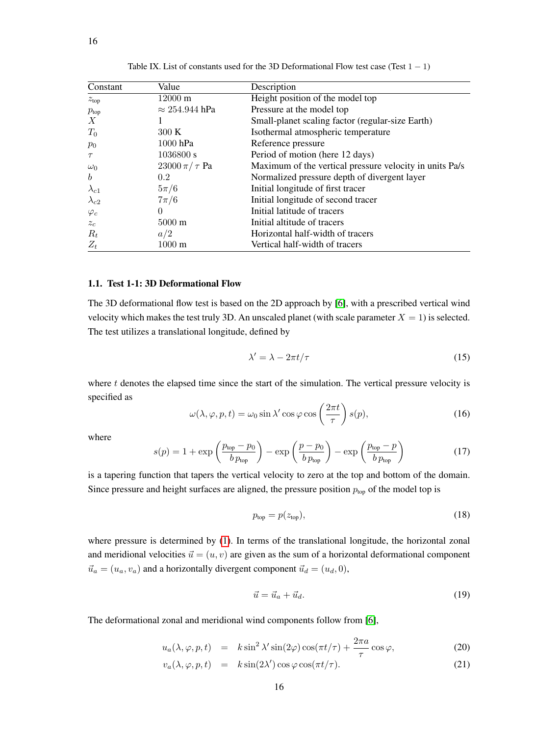Table IX. List of constants used for the 3D Deformational Flow test case (Test $1-1$)

| Constant | Value | Description |
|---|---|---|
| $z_{\text{top}}$ | 12000 m | Height position of the model top |
| $p_{\text{top}}$ | $\approx 254.944$ hPa | Pressure at the model top |
| $X$ | 1 | Small-planet scaling factor (regular-size Earth) |
| $T_0$ | 300 K | Isothermal atmospheric temperature |
| $p_0$ | 1000 hPa | Reference pressure |
| $\tau$ | 1036800 s | Period of motion (here 12 days) |
| $\omega_0$ | $23000\,\pi/\,\tau$ Pa | Maximum of the vertical pressure velocity in units Pa/s |
| $b$ | 0.2 | Normalized pressure depth of divergent layer |
| $\lambda_{c1}$ | $5\pi/6$ | Initial longitude of first tracer |
| $\lambda_{c2}$ | $7\pi/6$ | Initial longitude of second tracer |
| $\varphi_c$ | 0 | Initial latitude of tracers |
| $z_c$ | 5000 m | Initial altitude of tracers |
| $R_t$ | $a/2$ | Horizontal half-width of tracers |
| $Z_t$ | 1000 m | Vertical half-width of tracers |

### 1.1. Test 1-1: 3D Deformational Flow

The 3D deformational flow test is based on the 2D approach by [6], with a prescribed vertical wind velocity which makes the test truly 3D. An unscaled planet (with scale parameter $X = 1$) is selected. The test utilizes a translational longitude, defined by

$$\lambda' = \lambda - 2\pi t/\tau \tag{15}$$

where $t$ denotes the elapsed time since the start of the simulation. The vertical pressure velocity is specified as

$$\omega(\lambda, \varphi, p, t) = \omega_0 \sin \lambda' \cos \varphi \cos\left(\frac{2\pi t}{\tau}\right) s(p), \tag{16}$$

where

$$s(p) = 1 + \exp\left(\frac{p_{\text{top}} - p_0}{b\,p_{\text{top}}}\right) - \exp\left(\frac{p - p_0}{b\,p_{\text{top}}}\right) - \exp\left(\frac{p_{\text{top}} - p}{b\,p_{\text{top}}}\right) \tag{17}$$

is a tapering function that tapers the vertical velocity to zero at the top and bottom of the domain. Since pressure and height surfaces are aligned, the pressure position $p_{\text{top}}$ of the model top is

$$p_{\text{top}} = p(z_{\text{top}}), \tag{18}$$

where pressure is determined by (1). In terms of the translational longitude, the horizontal zonal and meridional velocities $\vec{u} = (u, v)$ are given as the sum of a horizontal deformational component $\vec{u}_a = (u_a, v_a)$ and a horizontally divergent component $\vec{u}_d = (u_d, 0)$,

$$\vec{u} = \vec{u}_a + \vec{u}_d. \tag{19}$$

The deformational zonal and meridional wind components follow from [6],

$$u_a(\lambda, \varphi, p, t) = k \sin^2 \lambda' \sin(2\varphi) \cos(\pi t/\tau) + \frac{2\pi a}{\tau} \cos \varphi, \tag{20}$$

$$v_a(\lambda, \varphi, p, t) = k \sin(2\lambda') \cos \varphi \cos(\pi t/\tau). \tag{21}$$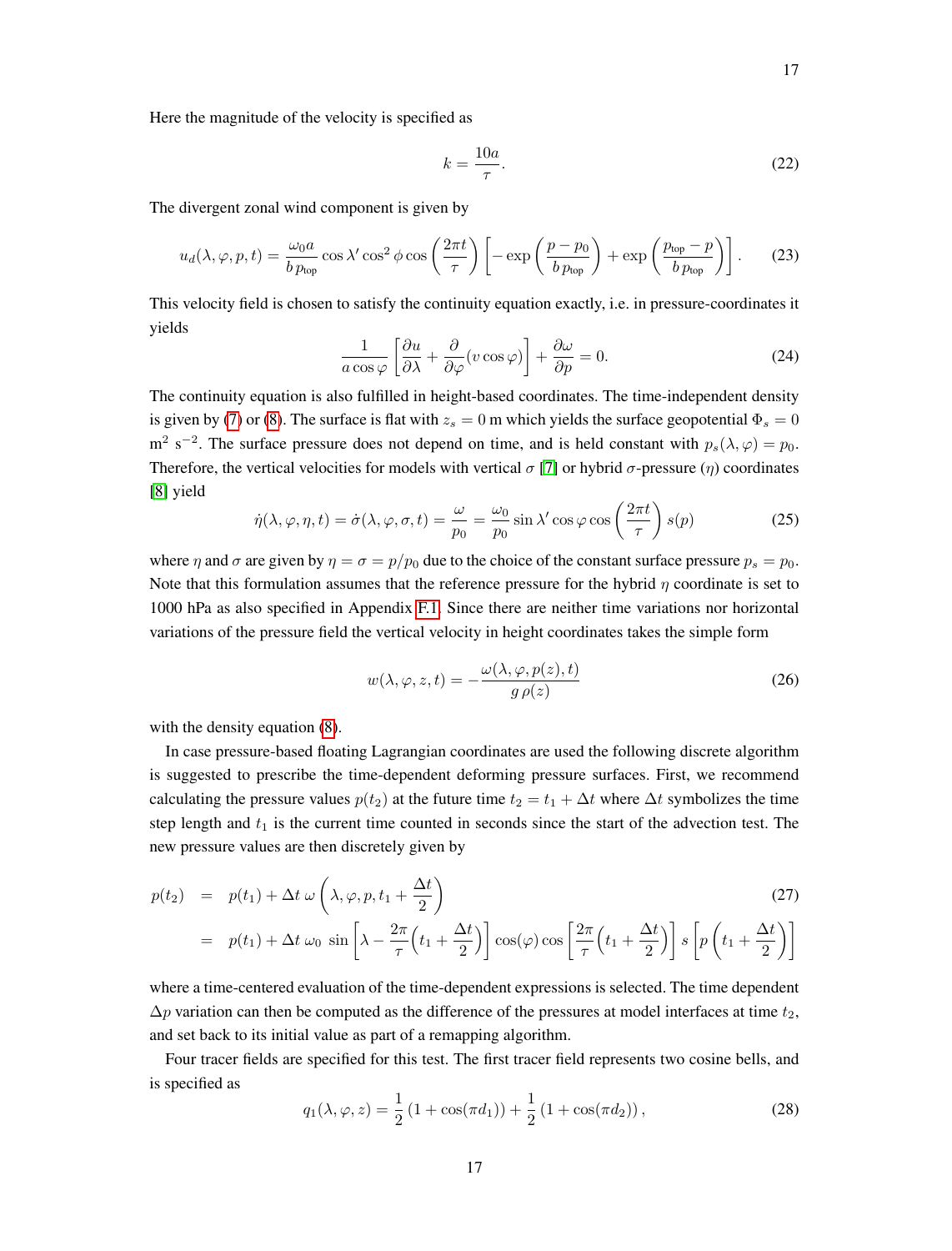Here the magnitude of the velocity is specified as

$$k = \frac{10a}{\tau}. \tag{22}$$

The divergent zonal wind component is given by

$$u_d(\lambda, \varphi, p, t) = \frac{\omega_0 a}{b\, p_{\text{top}}} \cos \lambda' \cos^2 \phi \cos\left(\frac{2\pi t}{\tau}\right) \left[ -\exp\left(\frac{p - p_0}{b\, p_{\text{top}}}\right) + \exp\left(\frac{p_{\text{top}} - p}{b\, p_{\text{top}}}\right) \right]. \tag{23}$$

This velocity field is chosen to satisfy the continuity equation exactly, i.e. in pressure-coordinates it yields

$$\frac{1}{a \cos \varphi} \left[ \frac{\partial u}{\partial \lambda} + \frac{\partial}{\partial \varphi}(v \cos \varphi) \right] + \frac{\partial \omega}{\partial p} = 0. \tag{24}$$

The continuity equation is also fulfilled in height-based coordinates. The time-independent density is given by (7) or (8). The surface is flat with $z_s = 0$ m which yields the surface geopotential $\Phi_s = 0$ m$^2$ s$^{-2}$. The surface pressure does not depend on time, and is held constant with $p_s(\lambda, \varphi) = p_0$. Therefore, the vertical velocities for models with vertical $\sigma$ [7] or hybrid $\sigma$-pressure ($\eta$) coordinates [8] yield

$$\dot{\eta}(\lambda, \varphi, \eta, t) = \dot{\sigma}(\lambda, \varphi, \sigma, t) = \frac{\omega}{p_0} = \frac{\omega_0}{p_0} \sin \lambda' \cos \varphi \cos\left(\frac{2\pi t}{\tau}\right) s(p) \tag{25}$$

where $\eta$ and $\sigma$ are given by $\eta = \sigma = p/p_0$ due to the choice of the constant surface pressure $p_s = p_0$. Note that this formulation assumes that the reference pressure for the hybrid $\eta$ coordinate is set to 1000 hPa as also specified in Appendix F.1. Since there are neither time variations nor horizontal variations of the pressure field the vertical velocity in height coordinates takes the simple form

$$w(\lambda, \varphi, z, t) = -\frac{\omega(\lambda, \varphi, p(z), t)}{g\, \rho(z)} \tag{26}$$

with the density equation (8).

In case pressure-based floating Lagrangian coordinates are used the following discrete algorithm is suggested to prescribe the time-dependent deforming pressure surfaces. First, we recommend calculating the pressure values $p(t_2)$ at the future time $t_2 = t_1 + \Delta t$ where $\Delta t$ symbolizes the time step length and $t_1$ is the current time counted in seconds since the start of the advection test. The new pressure values are then discretely given by

$$\begin{aligned} p(t_2) &= p(t_1) + \Delta t\, \omega\left(\lambda, \varphi, p, t_1 + \frac{\Delta t}{2}\right) \qquad (27) \\ &= p(t_1) + \Delta t\, \omega_0\, \sin\left[\lambda - \frac{2\pi}{\tau}\Big(t_1 + \frac{\Delta t}{2}\Big)\right] \cos(\varphi) \cos\left[\frac{2\pi}{\tau}\Big(t_1 + \frac{\Delta t}{2}\Big)\right] s\left[p\left(t_1 + \frac{\Delta t}{2}\right)\right] \end{aligned}$$

where a time-centered evaluation of the time-dependent expressions is selected. The time dependent $\Delta p$ variation can then be computed as the difference of the pressures at model interfaces at time $t_2$, and set back to its initial value as part of a remapping algorithm.

Four tracer fields are specified for this test. The first tracer field represents two cosine bells, and is specified as

$$q_1(\lambda, \varphi, z) = \frac{1}{2}\left(1 + \cos(\pi d_1)\right) + \frac{1}{2}\left(1 + \cos(\pi d_2)\right), \tag{28}$$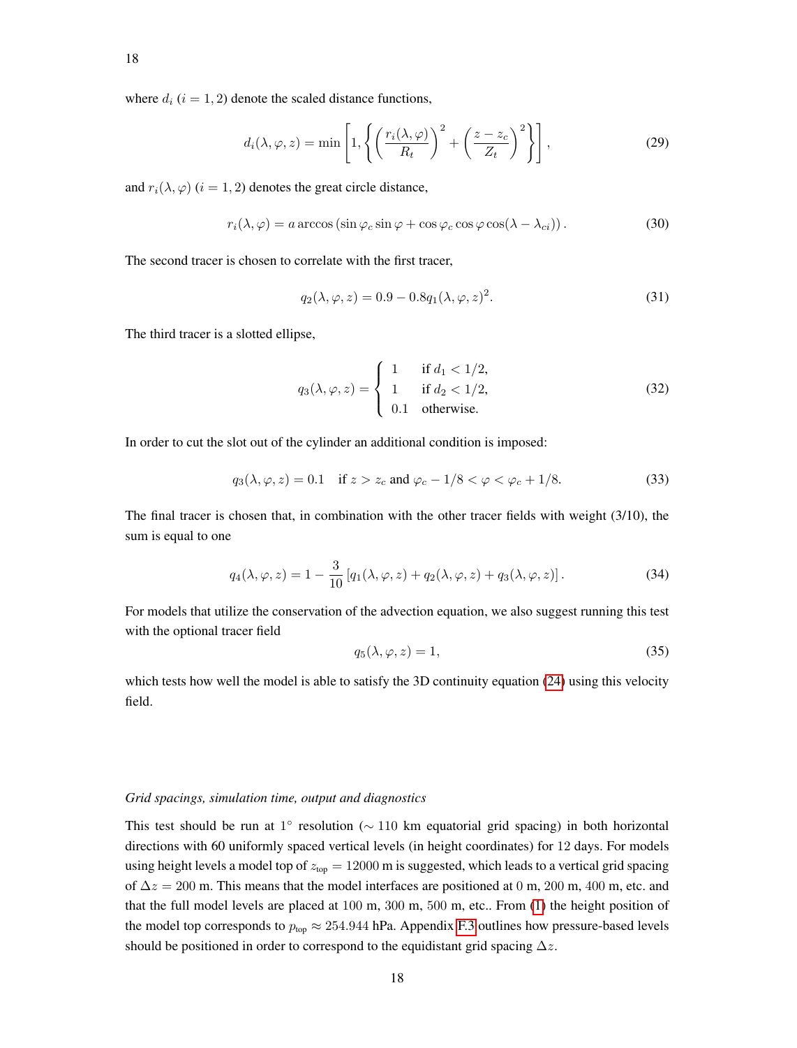where $d_i$ $(i = 1, 2)$ denote the scaled distance functions,

$$d_i(\lambda, \varphi, z) = \min\left[1, \left\{\left(\frac{r_i(\lambda, \varphi)}{R_t}\right)^2 + \left(\frac{z - z_c}{Z_t}\right)^2\right\}\right], \tag{29}$$

and $r_i(\lambda, \varphi)$ $(i = 1, 2)$ denotes the great circle distance,

$$r_i(\lambda, \varphi) = a \arccos\left(\sin\varphi_c \sin\varphi + \cos\varphi_c \cos\varphi \cos(\lambda - \lambda_{ci})\right). \tag{30}$$

The second tracer is chosen to correlate with the first tracer,

$$q_2(\lambda, \varphi, z) = 0.9 - 0.8 q_1(\lambda, \varphi, z)^2. \tag{31}$$

The third tracer is a slotted ellipse,

$$q_3(\lambda, \varphi, z) = \begin{cases} 1 & \text{if } d_1 < 1/2, \\ 1 & \text{if } d_2 < 1/2, \\ 0.1 & \text{otherwise.} \end{cases} \tag{32}$$

In order to cut the slot out of the cylinder an additional condition is imposed:

$$q_3(\lambda, \varphi, z) = 0.1 \quad \text{if } z > z_c \text{ and } \varphi_c - 1/8 < \varphi < \varphi_c + 1/8. \tag{33}$$

The final tracer is chosen that, in combination with the other tracer fields with weight (3/10), the sum is equal to one

$$q_4(\lambda, \varphi, z) = 1 - \frac{3}{10}\left[q_1(\lambda, \varphi, z) + q_2(\lambda, \varphi, z) + q_3(\lambda, \varphi, z)\right]. \tag{34}$$

For models that utilize the conservation of the advection equation, we also suggest running this test with the optional tracer field

$$q_5(\lambda, \varphi, z) = 1, \tag{35}$$

which tests how well the model is able to satisfy the 3D continuity equation (24) using this velocity field.

*Grid spacings, simulation time, output and diagnostics*

This test should be run at 1° resolution ($\sim 110$ km equatorial grid spacing) in both horizontal directions with 60 uniformly spaced vertical levels (in height coordinates) for 12 days. For models using height levels a model top of $z_{\text{top}} = 12000$ m is suggested, which leads to a vertical grid spacing of $\Delta z = 200$ m. This means that the model interfaces are positioned at 0 m, 200 m, 400 m, etc. and that the full model levels are placed at 100 m, 300 m, 500 m, etc.. From (1) the height position of the model top corresponds to $p_{\text{top}} \approx 254.944$ hPa. Appendix F.3 outlines how pressure-based levels should be positioned in order to correspond to the equidistant grid spacing $\Delta z$.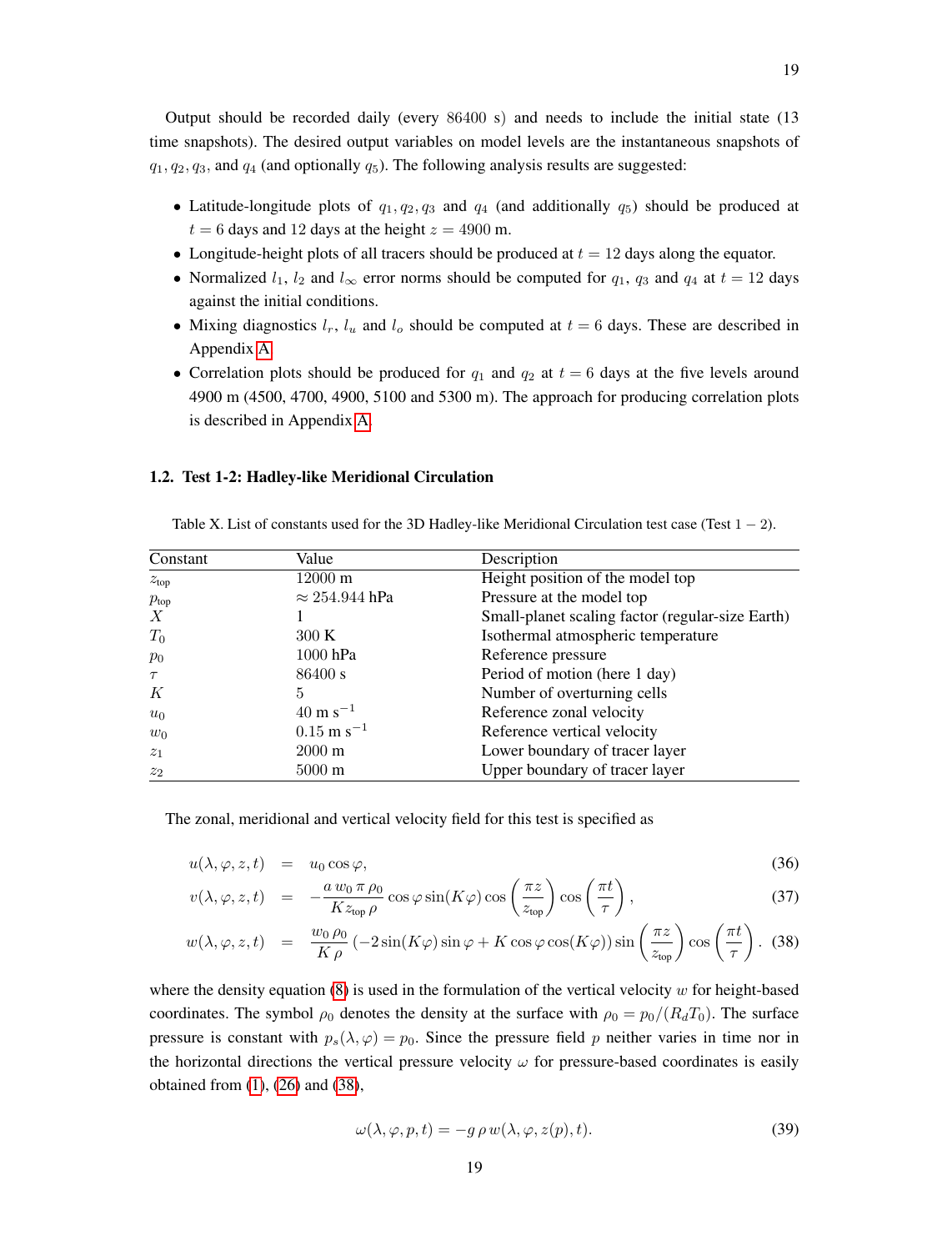Output should be recorded daily (every 86400 s) and needs to include the initial state (13 time snapshots). The desired output variables on model levels are the instantaneous snapshots of $q_1, q_2, q_3$, and $q_4$ (and optionally $q_5$). The following analysis results are suggested:

- Latitude-longitude plots of $q_1, q_2, q_3$ and $q_4$ (and additionally $q_5$) should be produced at $t = 6$ days and 12 days at the height $z = 4900$ m.
- Longitude-height plots of all tracers should be produced at $t = 12$ days along the equator.
- Normalized $l_1$, $l_2$ and $l_\infty$ error norms should be computed for $q_1$, $q_3$ and $q_4$ at $t = 12$ days against the initial conditions.
- Mixing diagnostics $l_r$, $l_u$ and $l_o$ should be computed at $t = 6$ days. These are described in Appendix A.
- Correlation plots should be produced for $q_1$ and $q_2$ at $t = 6$ days at the five levels around 4900 m (4500, 4700, 4900, 5100 and 5300 m). The approach for producing correlation plots is described in Appendix A.

### 1.2. Test 1-2: Hadley-like Meridional Circulation

Table X. List of constants used for the 3D Hadley-like Meridional Circulation test case (Test $1-2$).

| Constant | Value | Description |
|---|---|---|
| $z_{\text{top}}$ | 12000 m | Height position of the model top |
| $p_{\text{top}}$ | $\approx$ 254.944 hPa | Pressure at the model top |
| $X$ | 1 | Small-planet scaling factor (regular-size Earth) |
| $T_0$ | 300 K | Isothermal atmospheric temperature |
| $p_0$ | 1000 hPa | Reference pressure |
| $\tau$ | 86400 s | Period of motion (here 1 day) |
| $K$ | 5 | Number of overturning cells |
| $u_0$ | 40 m s$^{-1}$ | Reference zonal velocity |
| $w_0$ | 0.15 m s$^{-1}$ | Reference vertical velocity |
| $z_1$ | 2000 m | Lower boundary of tracer layer |
| $z_2$ | 5000 m | Upper boundary of tracer layer |

The zonal, meridional and vertical velocity field for this test is specified as

$$u(\lambda, \varphi, z, t) = u_0 \cos\varphi, \tag{36}$$

$$v(\lambda, \varphi, z, t) = -\frac{a\, w_0\, \pi\, \rho_0}{K z_{\text{top}}\, \rho} \cos\varphi \sin(K\varphi) \cos\left(\frac{\pi z}{z_{\text{top}}}\right) \cos\left(\frac{\pi t}{\tau}\right), \tag{37}$$

$$w(\lambda, \varphi, z, t) = \frac{w_0\, \rho_0}{K\, \rho} \left(-2\sin(K\varphi)\sin\varphi + K\cos\varphi\cos(K\varphi)\right) \sin\left(\frac{\pi z}{z_{\text{top}}}\right) \cos\left(\frac{\pi t}{\tau}\right). \tag{38}$$

where the density equation (8) is used in the formulation of the vertical velocity $w$ for height-based coordinates. The symbol $\rho_0$ denotes the density at the surface with $\rho_0 = p_0/(R_d T_0)$. The surface pressure is constant with $p_s(\lambda, \varphi) = p_0$. Since the pressure field $p$ neither varies in time nor in the horizontal directions the vertical pressure velocity $\omega$ for pressure-based coordinates is easily obtained from (1), (26) and (38),

$$\omega(\lambda, \varphi, p, t) = -g\, \rho\, w(\lambda, \varphi, z(p), t). \tag{39}$$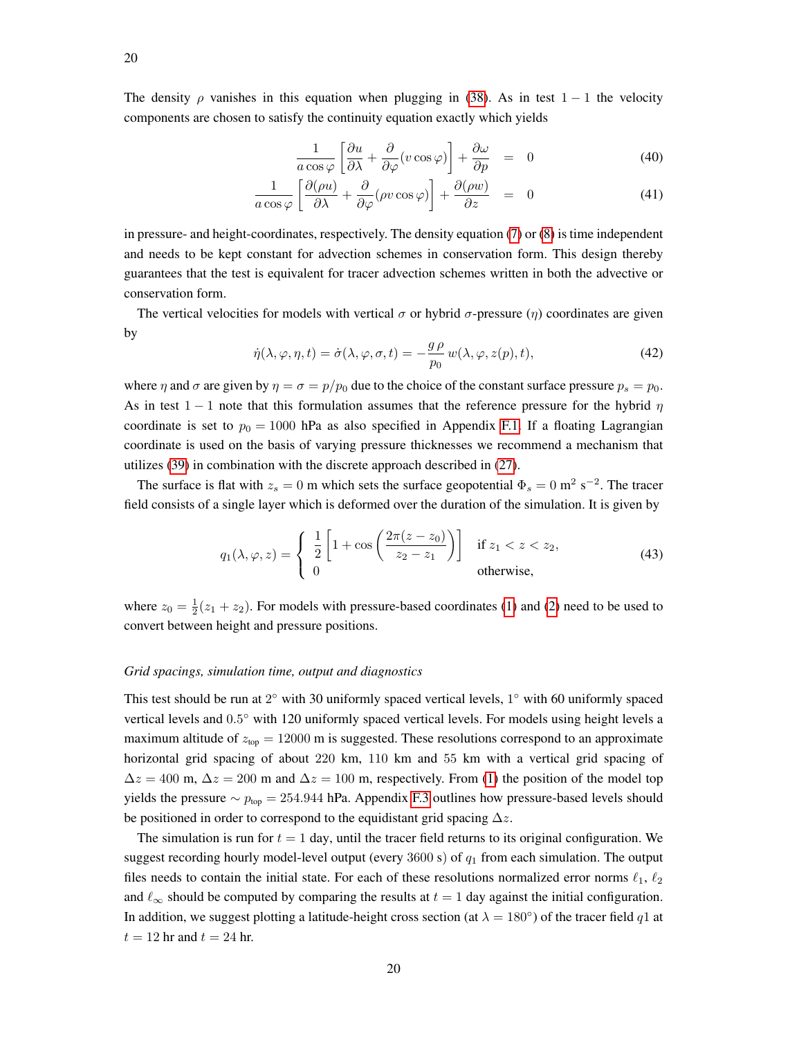The density $\rho$ vanishes in this equation when plugging in (38). As in test $1-1$ the velocity components are chosen to satisfy the continuity equation exactly which yields

$$
\frac{1}{a\cos\varphi}\left[\frac{\partial u}{\partial \lambda} + \frac{\partial}{\partial \varphi}(v\cos\varphi)\right] + \frac{\partial \omega}{\partial p} = 0 \tag{40}
$$

$$
\frac{1}{a\cos\varphi}\left[\frac{\partial (\rho u)}{\partial \lambda} + \frac{\partial}{\partial \varphi}(\rho v\cos\varphi)\right] + \frac{\partial (\rho w)}{\partial z} = 0 \tag{41}
$$

in pressure- and height-coordinates, respectively. The density equation (7) or (8) is time independent and needs to be kept constant for advection schemes in conservation form. This design thereby guarantees that the test is equivalent for tracer advection schemes written in both the advective or conservation form.

The vertical velocities for models with vertical $\sigma$ or hybrid $\sigma$-pressure ($\eta$) coordinates are given by

$$
\dot{\eta}(\lambda,\varphi,\eta,t) = \dot{\sigma}(\lambda,\varphi,\sigma,t) = -\frac{g\,\rho}{p_0}\,w(\lambda,\varphi,z(p),t), \tag{42}
$$

where $\eta$ and $\sigma$ are given by $\eta = \sigma = p/p_0$ due to the choice of the constant surface pressure $p_s = p_0$. As in test $1-1$ note that this formulation assumes that the reference pressure for the hybrid $\eta$ coordinate is set to $p_0 = 1000$ hPa as also specified in Appendix F.1. If a floating Lagrangian coordinate is used on the basis of varying pressure thicknesses we recommend a mechanism that utilizes (39) in combination with the discrete approach described in (27).

The surface is flat with $z_s = 0$ m which sets the surface geopotential $\Phi_s = 0$ m$^2$ s$^{-2}$. The tracer field consists of a single layer which is deformed over the duration of the simulation. It is given by

$$
q_1(\lambda,\varphi,z) = \begin{cases} \dfrac{1}{2}\left[1 + \cos\left(\dfrac{2\pi(z-z_0)}{z_2-z_1}\right)\right] & \text{if } z_1 < z < z_2, \\ 0 & \text{otherwise,} \end{cases} \tag{43}
$$

where $z_0 = \frac{1}{2}(z_1 + z_2)$. For models with pressure-based coordinates (1) and (2) need to be used to convert between height and pressure positions.

*Grid spacings, simulation time, output and diagnostics*

This test should be run at $2°$ with 30 uniformly spaced vertical levels, $1°$ with 60 uniformly spaced vertical levels and $0.5°$ with 120 uniformly spaced vertical levels. For models using height levels a maximum altitude of $z_{\text{top}} = 12000$ m is suggested. These resolutions correspond to an approximate horizontal grid spacing of about 220 km, 110 km and 55 km with a vertical grid spacing of $\Delta z = 400$ m, $\Delta z = 200$ m and $\Delta z = 100$ m, respectively. From (1) the position of the model top yields the pressure $\sim p_{\text{top}} = 254.944$ hPa. Appendix F.3 outlines how pressure-based levels should be positioned in order to correspond to the equidistant grid spacing $\Delta z$.

The simulation is run for $t = 1$ day, until the tracer field returns to its original configuration. We suggest recording hourly model-level output (every 3600 s) of $q_1$ from each simulation. The output files needs to contain the initial state. For each of these resolutions normalized error norms $\ell_1$, $\ell_2$ and $\ell_\infty$ should be computed by comparing the results at $t = 1$ day against the initial configuration. In addition, we suggest plotting a latitude-height cross section (at $\lambda = 180°$) of the tracer field $q1$ at $t = 12$ hr and $t = 24$ hr.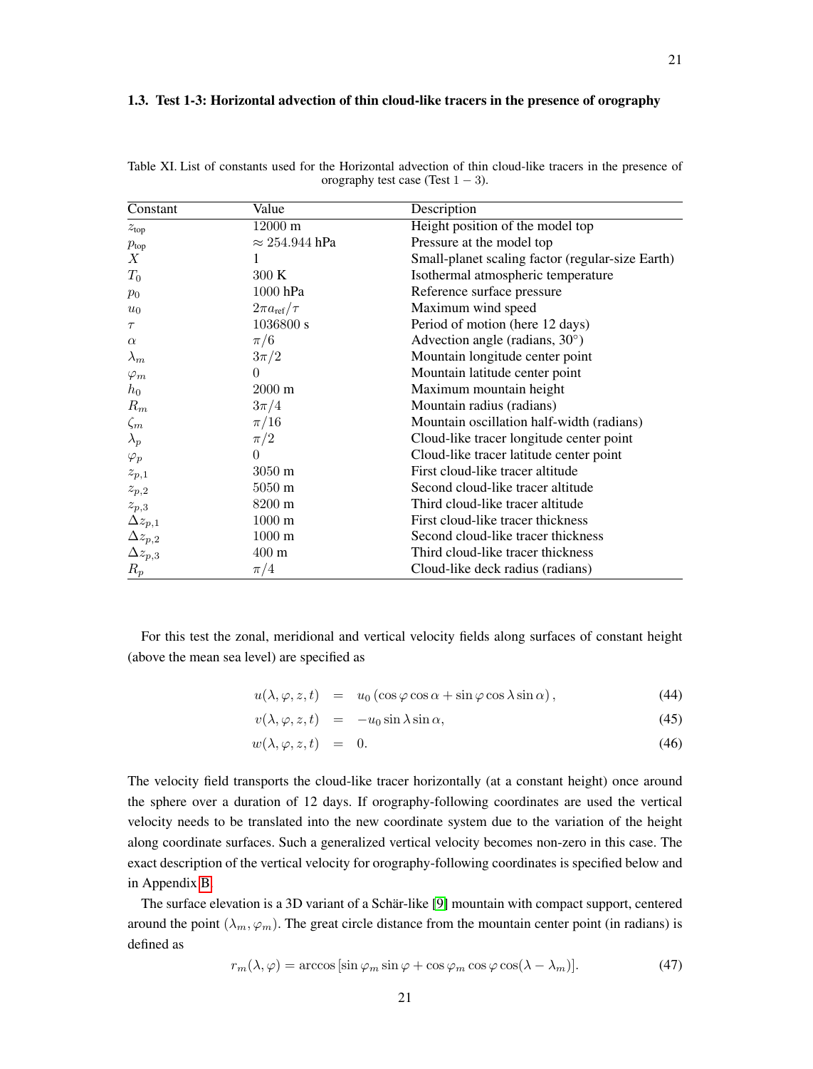### 1.3. Test 1-3: Horizontal advection of thin cloud-like tracers in the presence of orography

Table XI. List of constants used for the Horizontal advection of thin cloud-like tracers in the presence of orography test case (Test $1-3$).

| Constant | Value | Description |
|---|---|---|
| $z_{\text{top}}$ | 12000 m | Height position of the model top |
| $p_{\text{top}}$ | $\approx 254.944$ hPa | Pressure at the model top |
| $X$ | 1 | Small-planet scaling factor (regular-size Earth) |
| $T_0$ | 300 K | Isothermal atmospheric temperature |
| $p_0$ | 1000 hPa | Reference surface pressure |
| $u_0$ | $2\pi a_{\text{ref}}/\tau$ | Maximum wind speed |
| $\tau$ | 1036800 s | Period of motion (here 12 days) |
| $\alpha$ | $\pi/6$ | Advection angle (radians, 30°) |
| $\lambda_m$ | $3\pi/2$ | Mountain longitude center point |
| $\varphi_m$ | 0 | Mountain latitude center point |
| $h_0$ | 2000 m | Maximum mountain height |
| $R_m$ | $3\pi/4$ | Mountain radius (radians) |
| $\zeta_m$ | $\pi/16$ | Mountain oscillation half-width (radians) |
| $\lambda_p$ | $\pi/2$ | Cloud-like tracer longitude center point |
| $\varphi_p$ | 0 | Cloud-like tracer latitude center point |
| $z_{p,1}$ | 3050 m | First cloud-like tracer altitude |
| $z_{p,2}$ | 5050 m | Second cloud-like tracer altitude |
| $z_{p,3}$ | 8200 m | Third cloud-like tracer altitude |
| $\Delta z_{p,1}$ | 1000 m | First cloud-like tracer thickness |
| $\Delta z_{p,2}$ | 1000 m | Second cloud-like tracer thickness |
| $\Delta z_{p,3}$ | 400 m | Third cloud-like tracer thickness |
| $R_p$ | $\pi/4$ | Cloud-like deck radius (radians) |

For this test the zonal, meridional and vertical velocity fields along surfaces of constant height (above the mean sea level) are specified as

$$u(\lambda,\varphi,z,t) = u_0\left(\cos\varphi\cos\alpha + \sin\varphi\cos\lambda\sin\alpha\right), \tag{44}$$

$$v(\lambda,\varphi,z,t) = -u_0\sin\lambda\sin\alpha, \tag{45}$$

$$w(\lambda,\varphi,z,t) = 0. \tag{46}$$

The velocity field transports the cloud-like tracer horizontally (at a constant height) once around the sphere over a duration of 12 days. If orography-following coordinates are used the vertical velocity needs to be translated into the new coordinate system due to the variation of the height along coordinate surfaces. Such a generalized vertical velocity becomes non-zero in this case. The exact description of the vertical velocity for orography-following coordinates is specified below and in Appendix B.

The surface elevation is a 3D variant of a Schär-like [9] mountain with compact support, centered around the point $(\lambda_m, \varphi_m)$. The great circle distance from the mountain center point (in radians) is defined as

$$r_m(\lambda,\varphi) = \arccos\left[\sin\varphi_m\sin\varphi + \cos\varphi_m\cos\varphi\cos(\lambda-\lambda_m)\right]. \tag{47}$$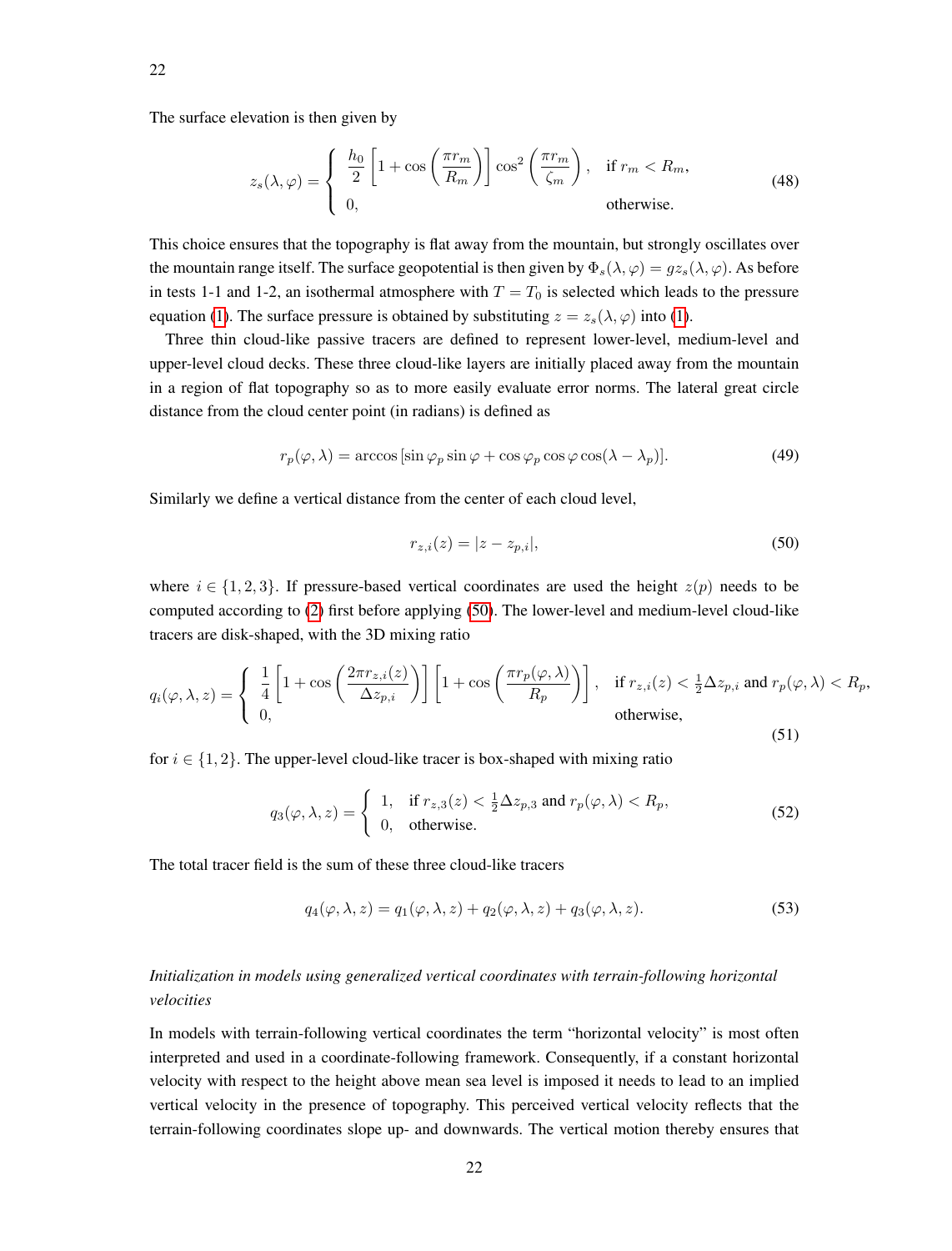The surface elevation is then given by

$$
z_s(\lambda, \varphi) = \begin{cases} \dfrac{h_0}{2} \left[ 1 + \cos\left( \dfrac{\pi r_m}{R_m} \right) \right] \cos^2\left( \dfrac{\pi r_m}{\zeta_m} \right), & \text{if } r_m < R_m, \\ 0, & \text{otherwise.} \end{cases} \tag{48}
$$

This choice ensures that the topography is flat away from the mountain, but strongly oscillates over the mountain range itself. The surface geopotential is then given by $\Phi_s(\lambda, \varphi) = g z_s(\lambda, \varphi)$. As before in tests 1-1 and 1-2, an isothermal atmosphere with $T = T_0$ is selected which leads to the pressure equation (1). The surface pressure is obtained by substituting $z = z_s(\lambda, \varphi)$ into (1).

Three thin cloud-like passive tracers are defined to represent lower-level, medium-level and upper-level cloud decks. These three cloud-like layers are initially placed away from the mountain in a region of flat topography so as to more easily evaluate error norms. The lateral great circle distance from the cloud center point (in radians) is defined as

$$
r_p(\varphi, \lambda) = \arccos\left[ \sin\varphi_p \sin\varphi + \cos\varphi_p \cos\varphi \cos(\lambda - \lambda_p) \right]. \tag{49}
$$

Similarly we define a vertical distance from the center of each cloud level,

$$
r_{z,i}(z) = |z - z_{p,i}|, \tag{50}
$$

where $i \in \{1, 2, 3\}$. If pressure-based vertical coordinates are used the height $z(p)$ needs to be computed according to (2) first before applying (50). The lower-level and medium-level cloud-like tracers are disk-shaped, with the 3D mixing ratio

$$
q_i(\varphi, \lambda, z) = \begin{cases} \dfrac{1}{4} \left[ 1 + \cos\left( \dfrac{2\pi r_{z,i}(z)}{\Delta z_{p,i}} \right) \right] \left[ 1 + \cos\left( \dfrac{\pi r_p(\varphi, \lambda)}{R_p} \right) \right], & \text{if } r_{z,i}(z) < \frac{1}{2}\Delta z_{p,i} \text{ and } r_p(\varphi, \lambda) < R_p, \\ 0, & \text{otherwise,} \end{cases} \tag{51}
$$

for $i \in \{1, 2\}$. The upper-level cloud-like tracer is box-shaped with mixing ratio

$$
q_3(\varphi, \lambda, z) = \begin{cases} 1, & \text{if } r_{z,3}(z) < \frac{1}{2}\Delta z_{p,3} \text{ and } r_p(\varphi, \lambda) < R_p, \\ 0, & \text{otherwise.} \end{cases} \tag{52}
$$

The total tracer field is the sum of these three cloud-like tracers

$$
q_4(\varphi, \lambda, z) = q_1(\varphi, \lambda, z) + q_2(\varphi, \lambda, z) + q_3(\varphi, \lambda, z). \tag{53}
$$

*Initialization in models using generalized vertical coordinates with terrain-following horizontal velocities*

In models with terrain-following vertical coordinates the term "horizontal velocity" is most often interpreted and used in a coordinate-following framework. Consequently, if a constant horizontal velocity with respect to the height above mean sea level is imposed it needs to lead to an implied vertical velocity in the presence of topography. This perceived vertical velocity reflects that the terrain-following coordinates slope up- and downwards. The vertical motion thereby ensures that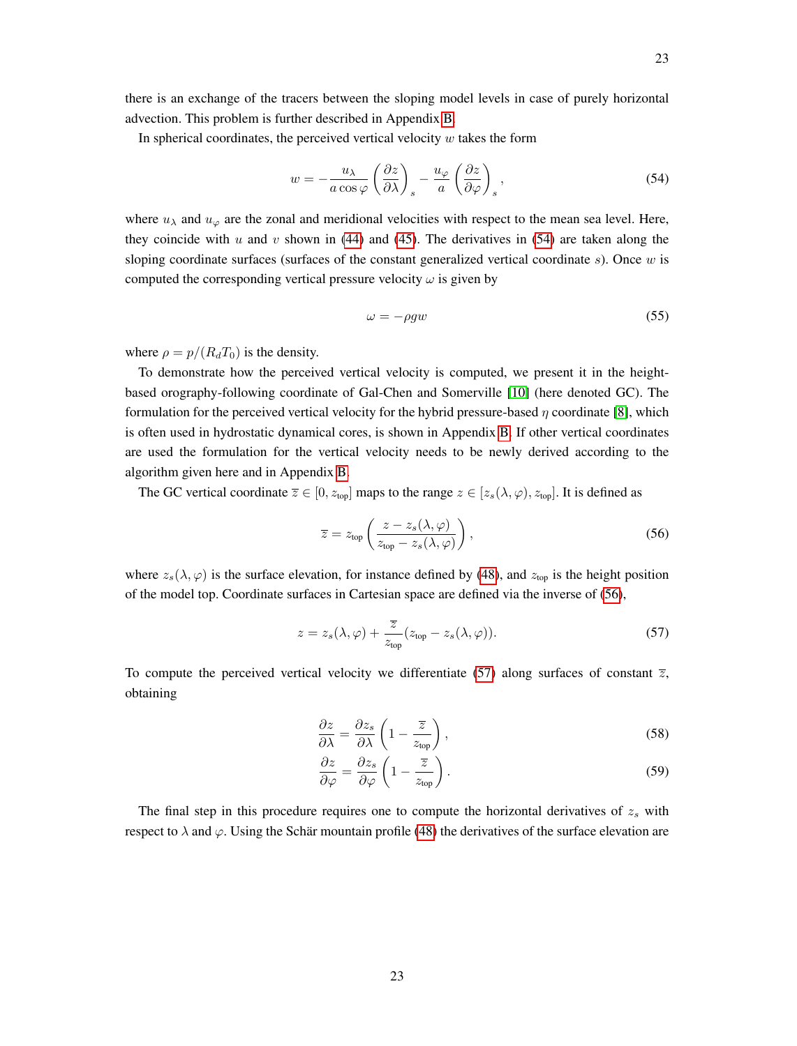there is an exchange of the tracers between the sloping model levels in case of purely horizontal advection. This problem is further described in Appendix B.

In spherical coordinates, the perceived vertical velocity $w$ takes the form

$$w = -\frac{u_\lambda}{a\cos\varphi}\left(\frac{\partial z}{\partial \lambda}\right)_s - \frac{u_\varphi}{a}\left(\frac{\partial z}{\partial \varphi}\right)_s, \tag{54}$$

where $u_\lambda$ and $u_\varphi$ are the zonal and meridional velocities with respect to the mean sea level. Here, they coincide with $u$ and $v$ shown in (44) and (45). The derivatives in (54) are taken along the sloping coordinate surfaces (surfaces of the constant generalized vertical coordinate $s$). Once $w$ is computed the corresponding vertical pressure velocity $\omega$ is given by

$$\omega = -\rho g w \tag{55}$$

where $\rho = p/(R_d T_0)$ is the density.

To demonstrate how the perceived vertical velocity is computed, we present it in the height-based orography-following coordinate of Gal-Chen and Somerville [10] (here denoted GC). The formulation for the perceived vertical velocity for the hybrid pressure-based $\eta$ coordinate [8], which is often used in hydrostatic dynamical cores, is shown in Appendix B. If other vertical coordinates are used the formulation for the vertical velocity needs to be newly derived according to the algorithm given here and in Appendix B.

The GC vertical coordinate $\overline{z} \in [0, z_{\text{top}}]$ maps to the range $z \in [z_s(\lambda,\varphi), z_{\text{top}}]$. It is defined as

$$\overline{z} = z_{\text{top}}\left(\frac{z - z_s(\lambda,\varphi)}{z_{\text{top}} - z_s(\lambda,\varphi)}\right), \tag{56}$$

where $z_s(\lambda,\varphi)$ is the surface elevation, for instance defined by (48), and $z_{\text{top}}$ is the height position of the model top. Coordinate surfaces in Cartesian space are defined via the inverse of (56),

$$z = z_s(\lambda,\varphi) + \frac{\overline{z}}{z_{\text{top}}}(z_{\text{top}} - z_s(\lambda,\varphi)). \tag{57}$$

To compute the perceived vertical velocity we differentiate (57) along surfaces of constant $\overline{z}$, obtaining

$$\frac{\partial z}{\partial \lambda} = \frac{\partial z_s}{\partial \lambda}\left(1 - \frac{\overline{z}}{z_{\text{top}}}\right), \tag{58}$$

$$\frac{\partial z}{\partial \varphi} = \frac{\partial z_s}{\partial \varphi}\left(1 - \frac{\overline{z}}{z_{\text{top}}}\right). \tag{59}$$

The final step in this procedure requires one to compute the horizontal derivatives of $z_s$ with respect to $\lambda$ and $\varphi$. Using the Schär mountain profile (48) the derivatives of the surface elevation are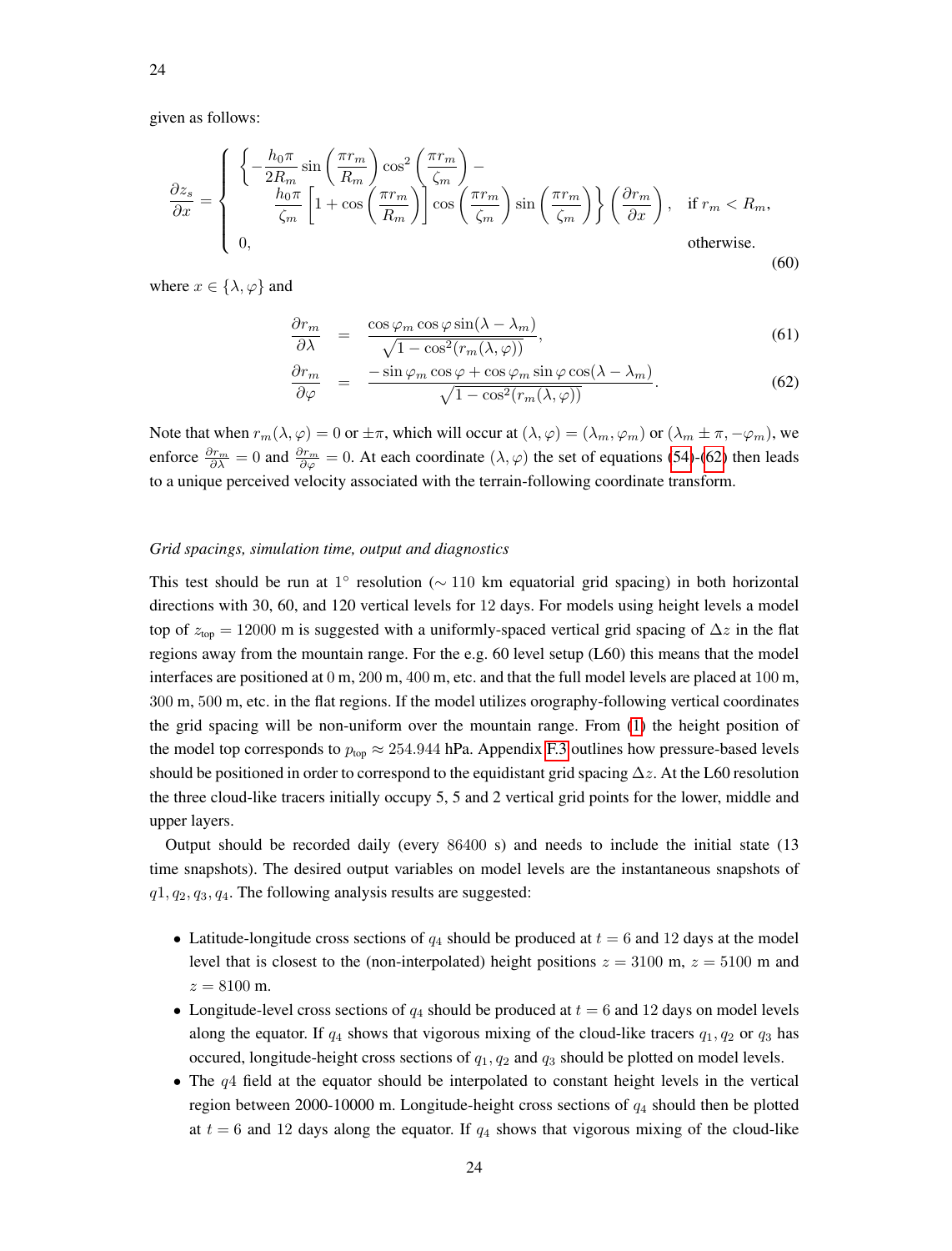given as follows:

$$
\frac{\partial z_s}{\partial x} = \begin{cases} \left\{ -\frac{h_0 \pi}{2R_m} \sin\left(\frac{\pi r_m}{R_m}\right) \cos^2\left(\frac{\pi r_m}{\zeta_m}\right) - \right. \\ \left. \quad \frac{h_0 \pi}{\zeta_m} \left[1 + \cos\left(\frac{\pi r_m}{R_m}\right)\right] \cos\left(\frac{\pi r_m}{\zeta_m}\right) \sin\left(\frac{\pi r_m}{\zeta_m}\right) \right\} \left(\frac{\partial r_m}{\partial x}\right), & \text{if } r_m < R_m, \\ 0, & \text{otherwise.} \end{cases} \tag{60}
$$

where $x \in \{\lambda, \varphi\}$ and

$$
\frac{\partial r_m}{\partial \lambda} = \frac{\cos\varphi_m \cos\varphi \sin(\lambda - \lambda_m)}{\sqrt{1 - \cos^2(r_m(\lambda, \varphi))}}, \tag{61}
$$

$$
\frac{\partial r_m}{\partial \varphi} = \frac{-\sin\varphi_m \cos\varphi + \cos\varphi_m \sin\varphi \cos(\lambda - \lambda_m)}{\sqrt{1 - \cos^2(r_m(\lambda, \varphi))}}. \tag{62}
$$

Note that when $r_m(\lambda, \varphi) = 0$ or $\pm\pi$, which will occur at $(\lambda, \varphi) = (\lambda_m, \varphi_m)$ or $(\lambda_m \pm \pi, -\varphi_m)$, we enforce $\frac{\partial r_m}{\partial \lambda} = 0$ and $\frac{\partial r_m}{\partial \varphi} = 0$. At each coordinate $(\lambda, \varphi)$ the set of equations (54)-(62) then leads to a unique perceived velocity associated with the terrain-following coordinate transform.

*Grid spacings, simulation time, output and diagnostics*

This test should be run at 1° resolution ($\sim 110$ km equatorial grid spacing) in both horizontal directions with 30, 60, and 120 vertical levels for 12 days. For models using height levels a model top of $z_{\text{top}} = 12000$ m is suggested with a uniformly-spaced vertical grid spacing of $\Delta z$ in the flat regions away from the mountain range. For the e.g. 60 level setup (L60) this means that the model interfaces are positioned at 0 m, 200 m, 400 m, etc. and that the full model levels are placed at 100 m, 300 m, 500 m, etc. in the flat regions. If the model utilizes orography-following vertical coordinates the grid spacing will be non-uniform over the mountain range. From (1) the height position of the model top corresponds to $p_{\text{top}} \approx 254.944$ hPa. Appendix F.3 outlines how pressure-based levels should be positioned in order to correspond to the equidistant grid spacing $\Delta z$. At the L60 resolution the three cloud-like tracers initially occupy 5, 5 and 2 vertical grid points for the lower, middle and upper layers.

Output should be recorded daily (every 86400 s) and needs to include the initial state (13 time snapshots). The desired output variables on model levels are the instantaneous snapshots of $q1, q_2, q_3, q_4$. The following analysis results are suggested:

- Latitude-longitude cross sections of $q_4$ should be produced at $t = 6$ and 12 days at the model level that is closest to the (non-interpolated) height positions $z = 3100$ m, $z = 5100$ m and $z = 8100$ m.
- Longitude-level cross sections of $q_4$ should be produced at $t = 6$ and 12 days on model levels along the equator. If $q_4$ shows that vigorous mixing of the cloud-like tracers $q_1, q_2$ or $q_3$ has occured, longitude-height cross sections of $q_1, q_2$ and $q_3$ should be plotted on model levels.
- The $q4$ field at the equator should be interpolated to constant height levels in the vertical region between 2000-10000 m. Longitude-height cross sections of $q_4$ should then be plotted at $t = 6$ and 12 days along the equator. If $q_4$ shows that vigorous mixing of the cloud-like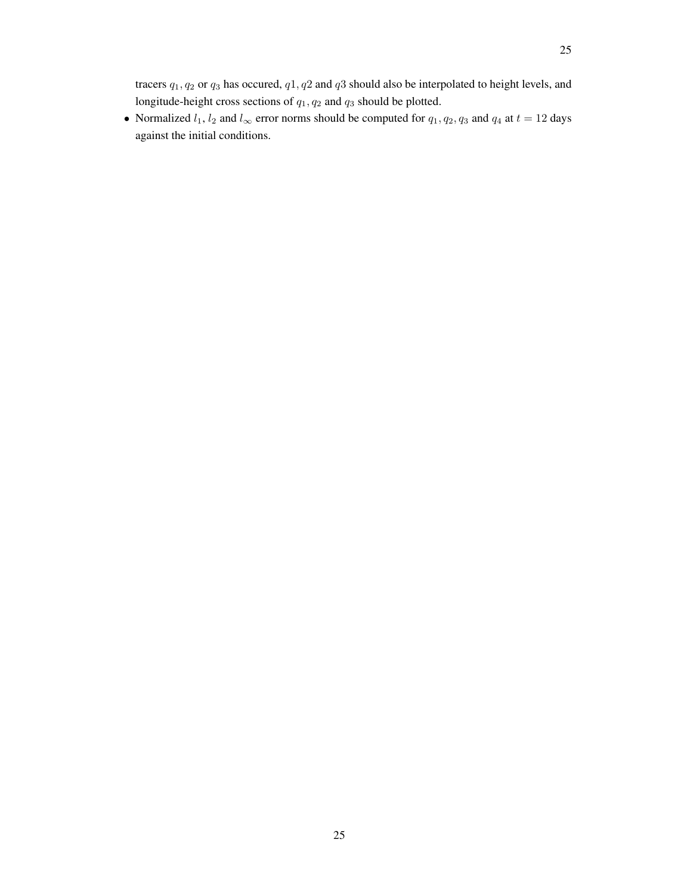tracers $q_1, q_2$ or $q_3$ has occured, $q1, q2$ and $q3$ should also be interpolated to height levels, and longitude-height cross sections of $q_1, q_2$ and $q_3$ should be plotted.

- Normalized $l_1$, $l_2$ and $l_\infty$ error norms should be computed for $q_1, q_2, q_3$ and $q_4$ at $t = 12$ days against the initial conditions.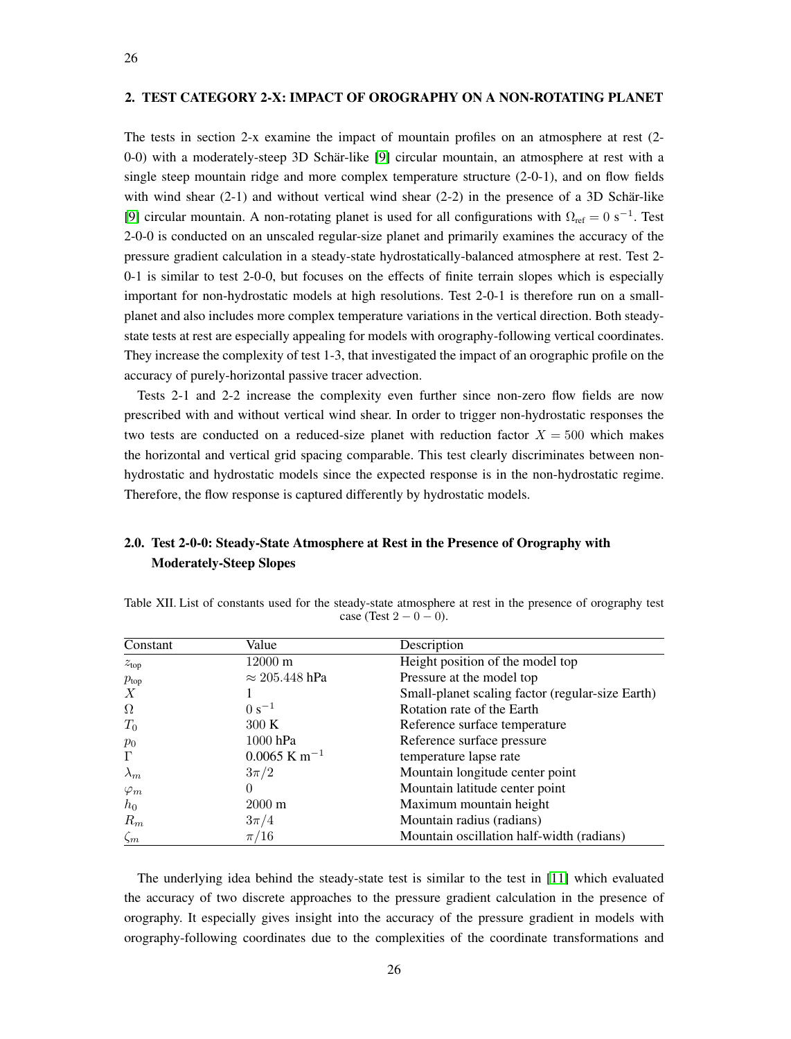## 2. TEST CATEGORY 2-X: IMPACT OF OROGRAPHY ON A NON-ROTATING PLANET

The tests in section 2-x examine the impact of mountain profiles on an atmosphere at rest (2-0-0) with a moderately-steep 3D Schär-like [9] circular mountain, an atmosphere at rest with a single steep mountain ridge and more complex temperature structure (2-0-1), and on flow fields with wind shear (2-1) and without vertical wind shear (2-2) in the presence of a 3D Schär-like [9] circular mountain. A non-rotating planet is used for all configurations with $\Omega_{\text{ref}} = 0$ s$^{-1}$. Test 2-0-0 is conducted on an unscaled regular-size planet and primarily examines the accuracy of the pressure gradient calculation in a steady-state hydrostatically-balanced atmosphere at rest. Test 2-0-1 is similar to test 2-0-0, but focuses on the effects of finite terrain slopes which is especially important for non-hydrostatic models at high resolutions. Test 2-0-1 is therefore run on a small-planet and also includes more complex temperature variations in the vertical direction. Both steady-state tests at rest are especially appealing for models with orography-following vertical coordinates. They increase the complexity of test 1-3, that investigated the impact of an orographic profile on the accuracy of purely-horizontal passive tracer advection.

Tests 2-1 and 2-2 increase the complexity even further since non-zero flow fields are now prescribed with and without vertical wind shear. In order to trigger non-hydrostatic responses the two tests are conducted on a reduced-size planet with reduction factor $X = 500$ which makes the horizontal and vertical grid spacing comparable. This test clearly discriminates between non-hydrostatic and hydrostatic models since the expected response is in the non-hydrostatic regime. Therefore, the flow response is captured differently by hydrostatic models.

### 2.0. Test 2-0-0: Steady-State Atmosphere at Rest in the Presence of Orography with Moderately-Steep Slopes

Table XII. List of constants used for the steady-state atmosphere at rest in the presence of orography test case (Test $2-0-0$).

| Constant | Value | Description |
|---|---|---|
| $z_{\text{top}}$ | 12000 m | Height position of the model top |
| $p_{\text{top}}$ | $\approx 205.448$ hPa | Pressure at the model top |
| $X$ | 1 | Small-planet scaling factor (regular-size Earth) |
| $\Omega$ | 0 s$^{-1}$ | Rotation rate of the Earth |
| $T_0$ | 300 K | Reference surface temperature |
| $p_0$ | 1000 hPa | Reference surface pressure |
| $\Gamma$ | 0.0065 K m$^{-1}$ | temperature lapse rate |
| $\lambda_m$ | $3\pi/2$ | Mountain longitude center point |
| $\varphi_m$ | 0 | Mountain latitude center point |
| $h_0$ | 2000 m | Maximum mountain height |
| $R_m$ | $3\pi/4$ | Mountain radius (radians) |
| $\zeta_m$ | $\pi/16$ | Mountain oscillation half-width (radians) |

The underlying idea behind the steady-state test is similar to the test in [11] which evaluated the accuracy of two discrete approaches to the pressure gradient calculation in the presence of orography. It especially gives insight into the accuracy of the pressure gradient in models with orography-following coordinates due to the complexities of the coordinate transformations and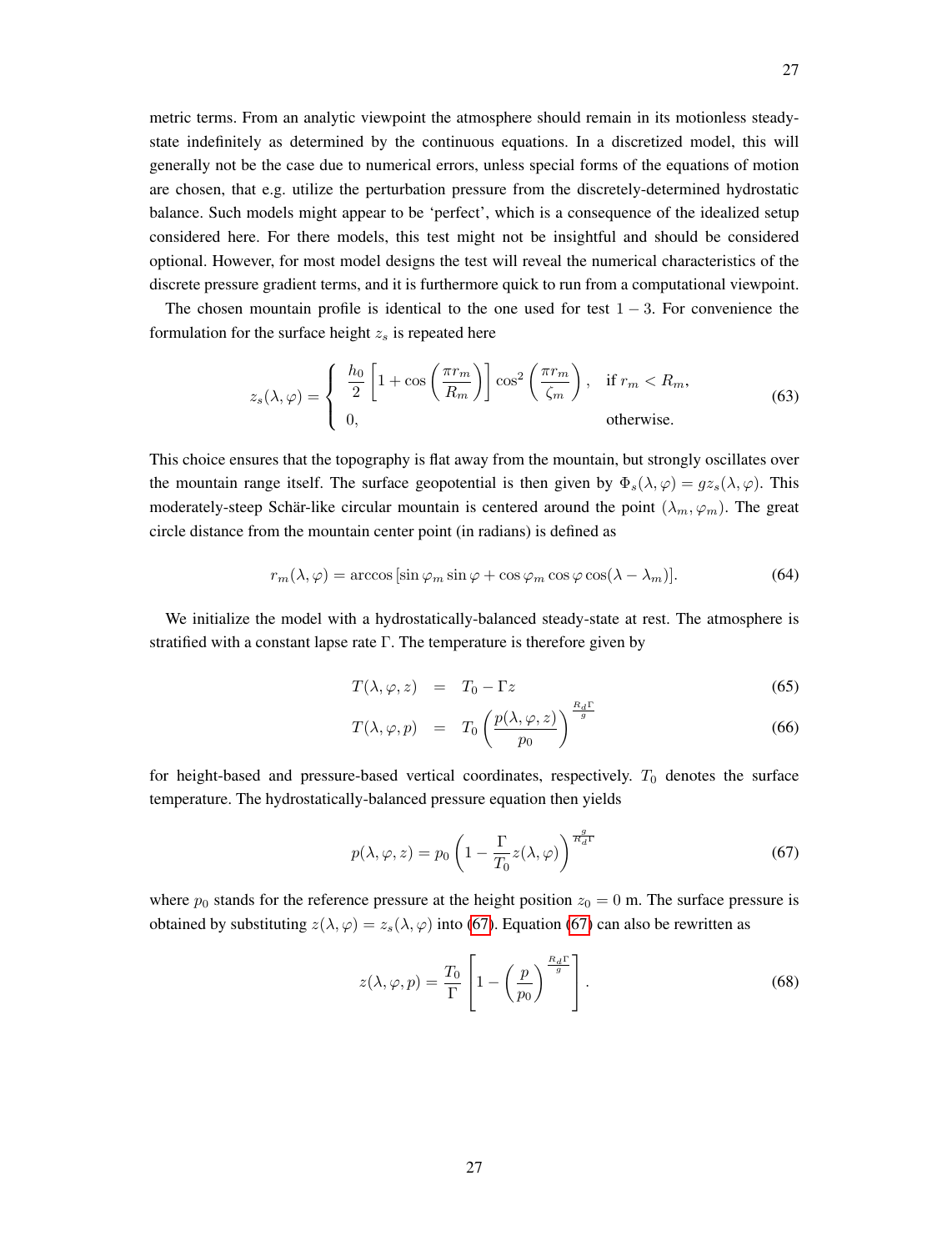metric terms. From an analytic viewpoint the atmosphere should remain in its motionless steady-state indefinitely as determined by the continuous equations. In a discretized model, this will generally not be the case due to numerical errors, unless special forms of the equations of motion are chosen, that e.g. utilize the perturbation pressure from the discretely-determined hydrostatic balance. Such models might appear to be 'perfect', which is a consequence of the idealized setup considered here. For there models, this test might not be insightful and should be considered optional. However, for most model designs the test will reveal the numerical characteristics of the discrete pressure gradient terms, and it is furthermore quick to run from a computational viewpoint.

The chosen mountain profile is identical to the one used for test $1-3$. For convenience the formulation for the surface height $z_s$ is repeated here

$$z_s(\lambda,\varphi) = \begin{cases} \dfrac{h_0}{2}\left[1+\cos\left(\dfrac{\pi r_m}{R_m}\right)\right]\cos^2\left(\dfrac{\pi r_m}{\zeta_m}\right), & \text{if } r_m < R_m, \\ 0, & \text{otherwise.} \end{cases} \tag{63}$$

This choice ensures that the topography is flat away from the mountain, but strongly oscillates over the mountain range itself. The surface geopotential is then given by $\Phi_s(\lambda,\varphi) = g z_s(\lambda,\varphi)$. This moderately-steep Schär-like circular mountain is centered around the point $(\lambda_m, \varphi_m)$. The great circle distance from the mountain center point (in radians) is defined as

$$r_m(\lambda,\varphi) = \arccos\left[\sin\varphi_m \sin\varphi + \cos\varphi_m \cos\varphi \cos(\lambda - \lambda_m)\right]. \tag{64}$$

We initialize the model with a hydrostatically-balanced steady-state at rest. The atmosphere is stratified with a constant lapse rate $\Gamma$. The temperature is therefore given by

$$T(\lambda,\varphi,z) = T_0 - \Gamma z \tag{65}$$

$$T(\lambda,\varphi,p) = T_0 \left(\frac{p(\lambda,\varphi,z)}{p_0}\right)^{\frac{R_d\Gamma}{g}} \tag{66}$$

for height-based and pressure-based vertical coordinates, respectively. $T_0$ denotes the surface temperature. The hydrostatically-balanced pressure equation then yields

$$p(\lambda,\varphi,z) = p_0\left(1 - \frac{\Gamma}{T_0} z(\lambda,\varphi)\right)^{\frac{g}{R_d\Gamma}} \tag{67}$$

where $p_0$ stands for the reference pressure at the height position $z_0 = 0$ m. The surface pressure is obtained by substituting $z(\lambda,\varphi) = z_s(\lambda,\varphi)$ into (67). Equation (67) can also be rewritten as

$$z(\lambda,\varphi,p) = \frac{T_0}{\Gamma}\left[1 - \left(\frac{p}{p_0}\right)^{\frac{R_d\Gamma}{g}}\right]. \tag{68}$$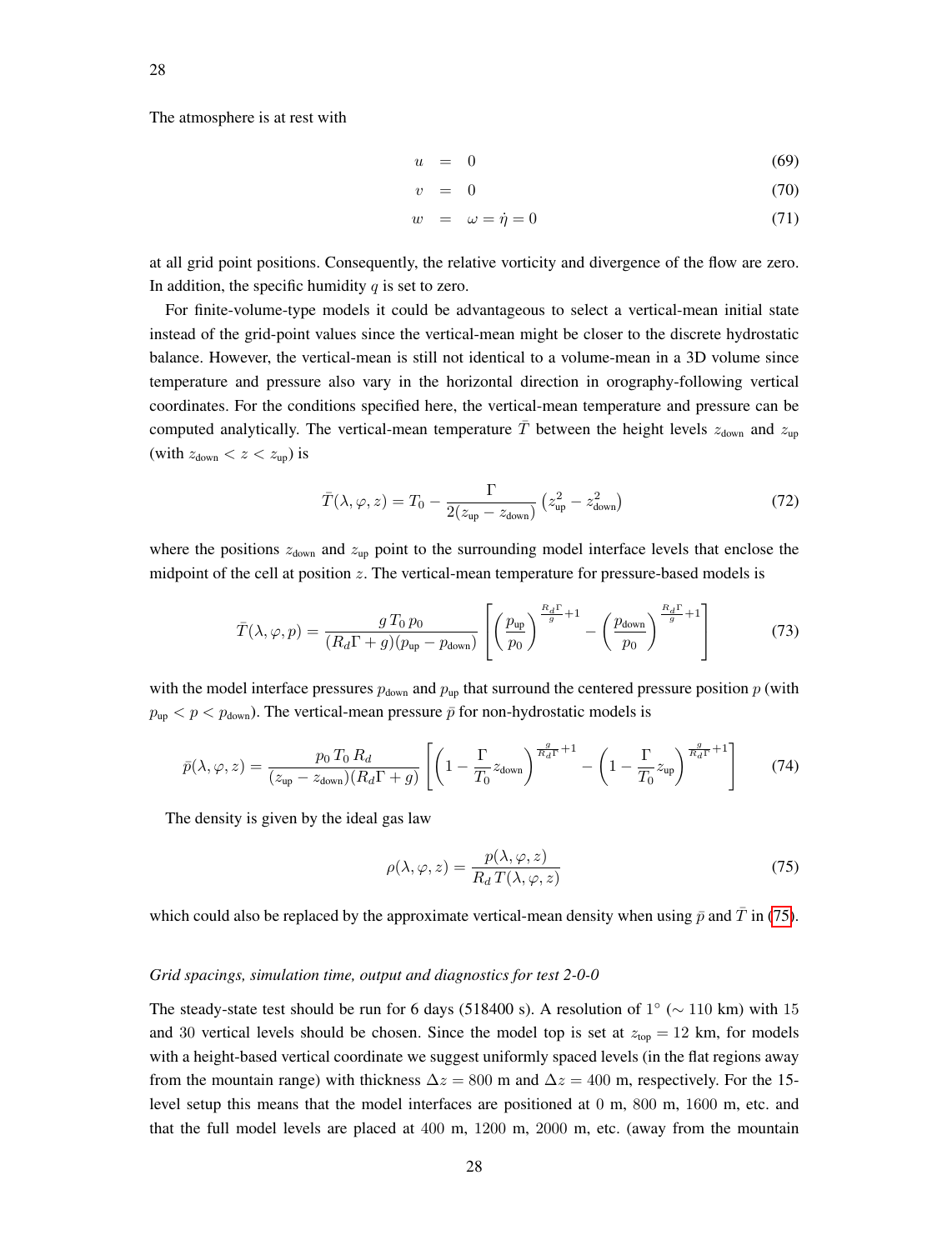The atmosphere is at rest with

$$
\begin{aligned}
u &= 0 && (69)\\
v &= 0 && (70)\\
w &= \omega = \dot{\eta} = 0 && (71)
\end{aligned}
$$

at all grid point positions. Consequently, the relative vorticity and divergence of the flow are zero. In addition, the specific humidity $q$ is set to zero.

For finite-volume-type models it could be advantageous to select a vertical-mean initial state instead of the grid-point values since the vertical-mean might be closer to the discrete hydrostatic balance. However, the vertical-mean is still not identical to a volume-mean in a 3D volume since temperature and pressure also vary in the horizontal direction in orography-following vertical coordinates. For the conditions specified here, the vertical-mean temperature and pressure can be computed analytically. The vertical-mean temperature $\bar{T}$ between the height levels $z_{\text{down}}$ and $z_{\text{up}}$ (with $z_{\text{down}} < z < z_{\text{up}}$) is

$$
\bar{T}(\lambda, \varphi, z) = T_0 - \frac{\Gamma}{2(z_{\text{up}} - z_{\text{down}})} \left( z_{\text{up}}^2 - z_{\text{down}}^2 \right) \tag{72}
$$

where the positions $z_{\text{down}}$ and $z_{\text{up}}$ point to the surrounding model interface levels that enclose the midpoint of the cell at position $z$. The vertical-mean temperature for pressure-based models is

$$
\bar{T}(\lambda, \varphi, p) = \frac{g\, T_0\, p_0}{(R_d \Gamma + g)(p_{\text{up}} - p_{\text{down}})} \left[ \left( \frac{p_{\text{up}}}{p_0} \right)^{\frac{R_d \Gamma}{g} + 1} - \left( \frac{p_{\text{down}}}{p_0} \right)^{\frac{R_d \Gamma}{g} + 1} \right] \tag{73}
$$

with the model interface pressures $p_{\text{down}}$ and $p_{\text{up}}$ that surround the centered pressure position $p$ (with $p_{\text{up}} < p < p_{\text{down}}$). The vertical-mean pressure $\bar{p}$ for non-hydrostatic models is

$$
\bar{p}(\lambda, \varphi, z) = \frac{p_0\, T_0\, R_d}{(z_{\text{up}} - z_{\text{down}})(R_d \Gamma + g)} \left[ \left( 1 - \frac{\Gamma}{T_0} z_{\text{down}} \right)^{\frac{g}{R_d \Gamma} + 1} - \left( 1 - \frac{\Gamma}{T_0} z_{\text{up}} \right)^{\frac{g}{R_d \Gamma} + 1} \right] \tag{74}
$$

The density is given by the ideal gas law

$$
\rho(\lambda, \varphi, z) = \frac{p(\lambda, \varphi, z)}{R_d\, T(\lambda, \varphi, z)} \tag{75}
$$

which could also be replaced by the approximate vertical-mean density when using $\bar{p}$ and $\bar{T}$ in (75).

*Grid spacings, simulation time, output and diagnostics for test 2-0-0*

The steady-state test should be run for 6 days (518400 s). A resolution of $1^\circ$ ($\sim 110$ km) with 15 and 30 vertical levels should be chosen. Since the model top is set at $z_{\text{top}} = 12$ km, for models with a height-based vertical coordinate we suggest uniformly spaced levels (in the flat regions away from the mountain range) with thickness $\Delta z = 800$ m and $\Delta z = 400$ m, respectively. For the 15-level setup this means that the model interfaces are positioned at 0 m, 800 m, 1600 m, etc. and that the full model levels are placed at 400 m, 1200 m, 2000 m, etc. (away from the mountain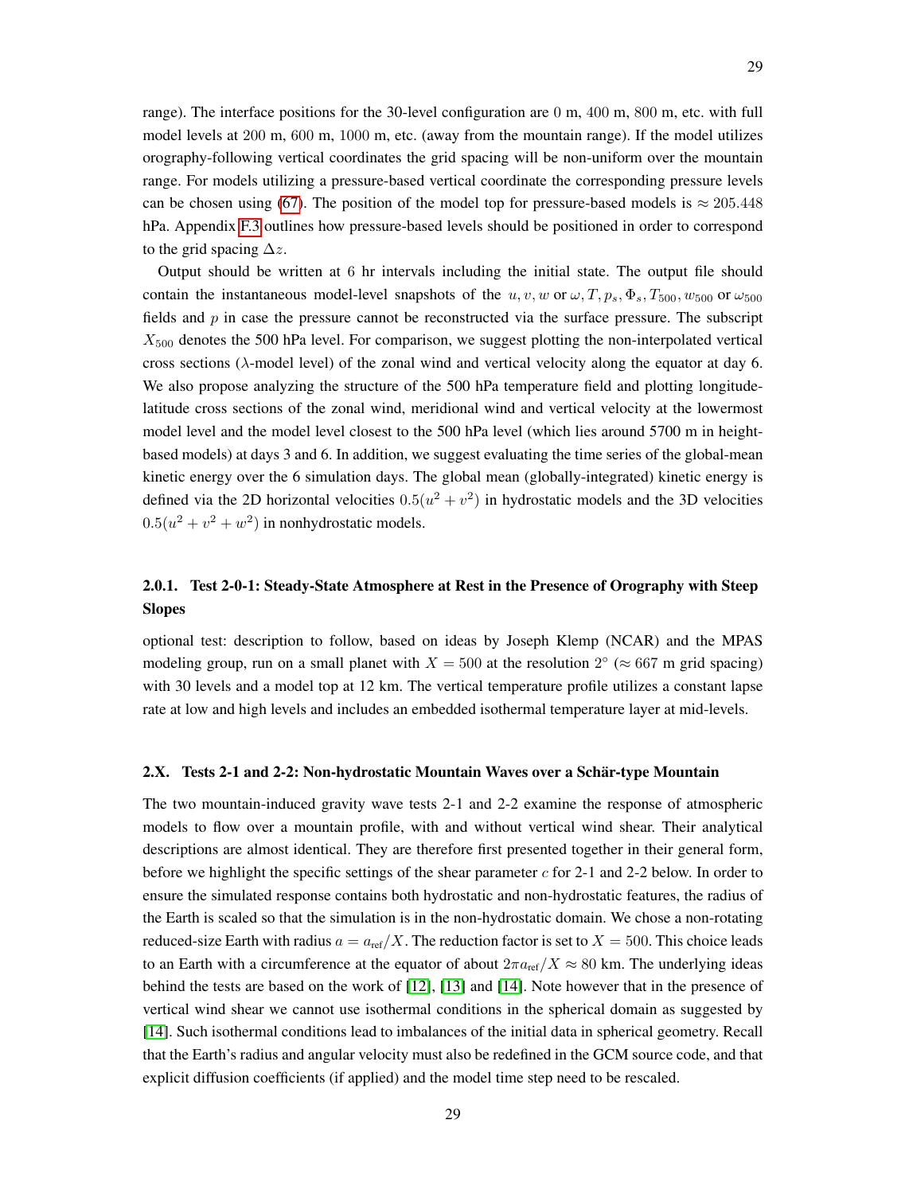range). The interface positions for the 30-level configuration are 0 m, 400 m, 800 m, etc. with full model levels at 200 m, 600 m, 1000 m, etc. (away from the mountain range). If the model utilizes orography-following vertical coordinates the grid spacing will be non-uniform over the mountain range. For models utilizing a pressure-based vertical coordinate the corresponding pressure levels can be chosen using (67). The position of the model top for pressure-based models is $\approx 205.448$ hPa. Appendix F.3 outlines how pressure-based levels should be positioned in order to correspond to the grid spacing $\Delta z$.

Output should be written at 6 hr intervals including the initial state. The output file should contain the instantaneous model-level snapshots of the $u, v, w$ or $\omega, T, p_s, \Phi_s, T_{500}, w_{500}$ or $\omega_{500}$ fields and $p$ in case the pressure cannot be reconstructed via the surface pressure. The subscript $X_{500}$ denotes the 500 hPa level. For comparison, we suggest plotting the non-interpolated vertical cross sections ($\lambda$-model level) of the zonal wind and vertical velocity along the equator at day 6. We also propose analyzing the structure of the 500 hPa temperature field and plotting longitude-latitude cross sections of the zonal wind, meridional wind and vertical velocity at the lowermost model level and the model level closest to the 500 hPa level (which lies around 5700 m in height-based models) at days 3 and 6. In addition, we suggest evaluating the time series of the global-mean kinetic energy over the 6 simulation days. The global mean (globally-integrated) kinetic energy is defined via the 2D horizontal velocities $0.5(u^2 + v^2)$ in hydrostatic models and the 3D velocities $0.5(u^2 + v^2 + w^2)$ in nonhydrostatic models.

### 2.0.1. Test 2-0-1: Steady-State Atmosphere at Rest in the Presence of Orography with Steep Slopes

optional test: description to follow, based on ideas by Joseph Klemp (NCAR) and the MPAS modeling group, run on a small planet with $X = 500$ at the resolution $2^\circ$ ($\approx 667$ m grid spacing) with 30 levels and a model top at 12 km. The vertical temperature profile utilizes a constant lapse rate at low and high levels and includes an embedded isothermal temperature layer at mid-levels.

### 2.X. Tests 2-1 and 2-2: Non-hydrostatic Mountain Waves over a Schär-type Mountain

The two mountain-induced gravity wave tests 2-1 and 2-2 examine the response of atmospheric models to flow over a mountain profile, with and without vertical wind shear. Their analytical descriptions are almost identical. They are therefore first presented together in their general form, before we highlight the specific settings of the shear parameter $c$ for 2-1 and 2-2 below. In order to ensure the simulated response contains both hydrostatic and non-hydrostatic features, the radius of the Earth is scaled so that the simulation is in the non-hydrostatic domain. We chose a non-rotating reduced-size Earth with radius $a = a_{\text{ref}}/X$. The reduction factor is set to $X = 500$. This choice leads to an Earth with a circumference at the equator of about $2\pi a_{\text{ref}}/X \approx 80$ km. The underlying ideas behind the tests are based on the work of [12], [13] and [14]. Note however that in the presence of vertical wind shear we cannot use isothermal conditions in the spherical domain as suggested by [14]. Such isothermal conditions lead to imbalances of the initial data in spherical geometry. Recall that the Earth's radius and angular velocity must also be redefined in the GCM source code, and that explicit diffusion coefficients (if applied) and the model time step need to be rescaled.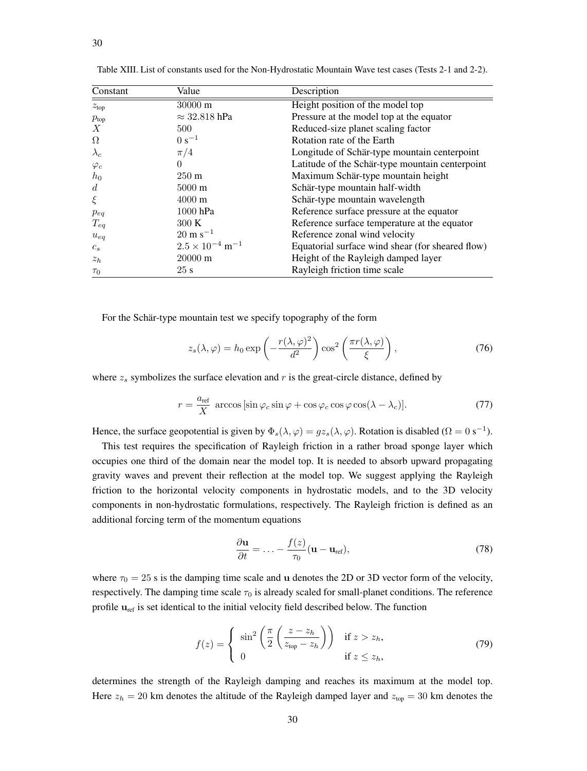Table XIII. List of constants used for the Non-Hydrostatic Mountain Wave test cases (Tests 2-1 and 2-2).

| Constant | Value | Description |
|---|---|---|
| $z_{\text{top}}$ | 30000 m | Height position of the model top |
| $p_{\text{top}}$ | $\approx 32.818$ hPa | Pressure at the model top at the equator |
| $X$ | 500 | Reduced-size planet scaling factor |
| $\Omega$ | 0 $\text{s}^{-1}$ | Rotation rate of the Earth |
| $\lambda_c$ | $\pi/4$ | Longitude of Schär-type mountain centerpoint |
| $\varphi_c$ | 0 | Latitude of the Schär-type mountain centerpoint |
| $h_0$ | 250 m | Maximum Schär-type mountain height |
| $d$ | 5000 m | Schär-type mountain half-width |
| $\xi$ | 4000 m | Schär-type mountain wavelength |
| $p_{eq}$ | 1000 hPa | Reference surface pressure at the equator |
| $T_{eq}$ | 300 K | Reference surface temperature at the equator |
| $u_{eq}$ | 20 m $\text{s}^{-1}$ | Reference zonal wind velocity |
| $c_s$ | $2.5 \times 10^{-4}$ $\text{m}^{-1}$ | Equatorial surface wind shear (for sheared flow) |
| $z_h$ | 20000 m | Height of the Rayleigh damped layer |
| $\tau_0$ | 25 s | Rayleigh friction time scale |

For the Schär-type mountain test we specify topography of the form

$$z_s(\lambda, \varphi) = h_0 \exp\left(-\frac{r(\lambda, \varphi)^2}{d^2}\right) \cos^2\left(\frac{\pi r(\lambda, \varphi)}{\xi}\right), \tag{76}$$

where $z_s$ symbolizes the surface elevation and $r$ is the great-circle distance, defined by

$$r = \frac{a_{\text{ref}}}{X} \; \arccos\left[\sin\varphi_c \sin\varphi + \cos\varphi_c \cos\varphi \cos(\lambda - \lambda_c)\right]. \tag{77}$$

Hence, the surface geopotential is given by $\Phi_s(\lambda, \varphi) = g z_s(\lambda, \varphi)$. Rotation is disabled ($\Omega = 0$ $\text{s}^{-1}$).

This test requires the specification of Rayleigh friction in a rather broad sponge layer which occupies one third of the domain near the model top. It is needed to absorb upward propagating gravity waves and prevent their reflection at the model top. We suggest applying the Rayleigh friction to the horizontal velocity components in hydrostatic models, and to the 3D velocity components in non-hydrostatic formulations, respectively. The Rayleigh friction is defined as an additional forcing term of the momentum equations

$$\frac{\partial \mathbf{u}}{\partial t} = \ldots - \frac{f(z)}{\tau_0}(\mathbf{u} - \mathbf{u}_{\text{ref}}), \tag{78}$$

where $\tau_0 = 25$ s is the damping time scale and $\mathbf{u}$ denotes the 2D or 3D vector form of the velocity, respectively. The damping time scale $\tau_0$ is already scaled for small-planet conditions. The reference profile $\mathbf{u}_{\text{ref}}$ is set identical to the initial velocity field described below. The function

$$f(z) = \begin{cases} \sin^2\left(\dfrac{\pi}{2}\left(\dfrac{z - z_h}{z_{\text{top}} - z_h}\right)\right) & \text{if } z > z_h, \\ 0 & \text{if } z \leq z_h, \end{cases} \tag{79}$$

determines the strength of the Rayleigh damping and reaches its maximum at the model top. Here $z_h = 20$ km denotes the altitude of the Rayleigh damped layer and $z_{\text{top}} = 30$ km denotes the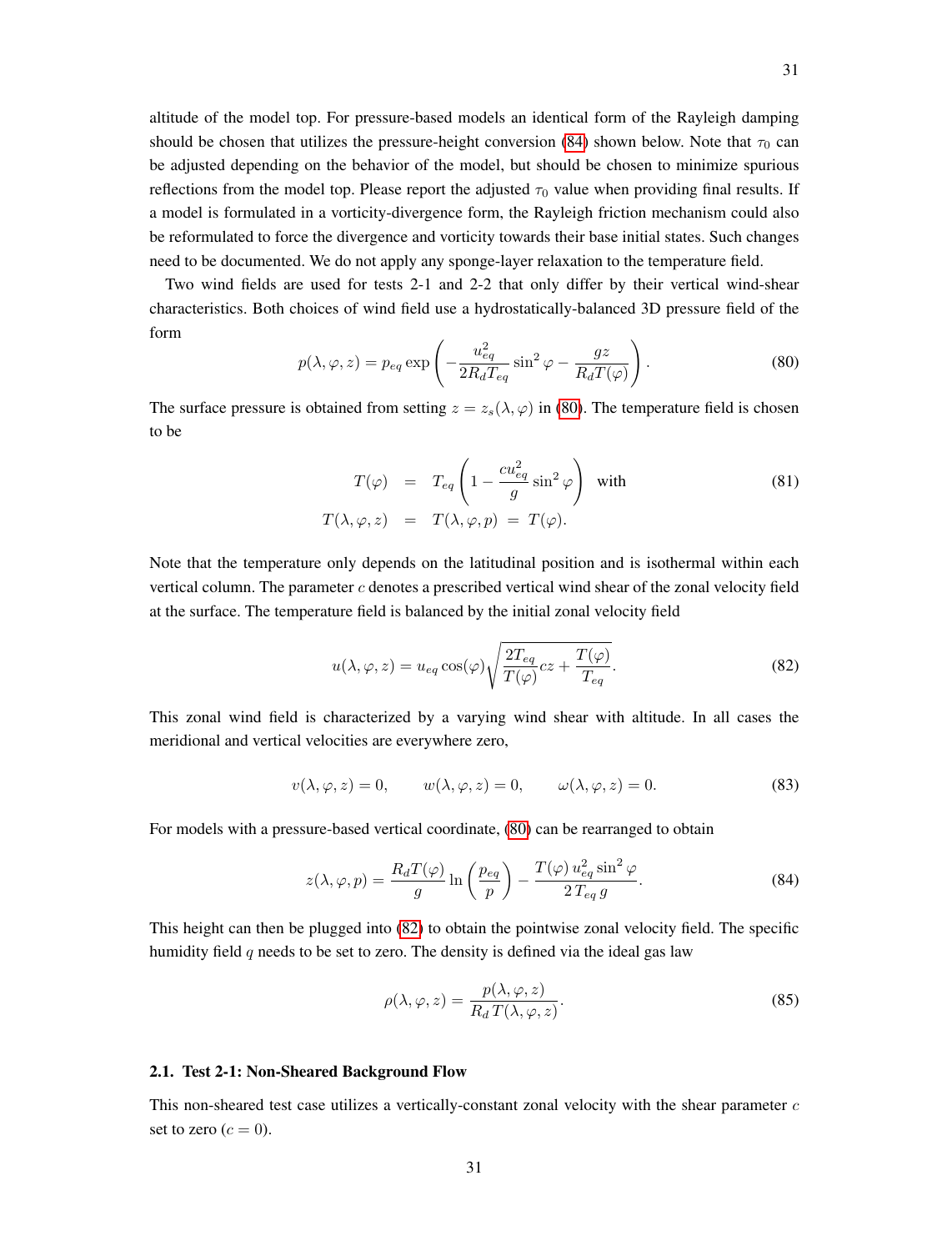altitude of the model top. For pressure-based models an identical form of the Rayleigh damping should be chosen that utilizes the pressure-height conversion (84) shown below. Note that $\tau_0$ can be adjusted depending on the behavior of the model, but should be chosen to minimize spurious reflections from the model top. Please report the adjusted $\tau_0$ value when providing final results. If a model is formulated in a vorticity-divergence form, the Rayleigh friction mechanism could also be reformulated to force the divergence and vorticity towards their base initial states. Such changes need to be documented. We do not apply any sponge-layer relaxation to the temperature field.

Two wind fields are used for tests 2-1 and 2-2 that only differ by their vertical wind-shear characteristics. Both choices of wind field use a hydrostatically-balanced 3D pressure field of the form

$$p(\lambda, \varphi, z) = p_{eq} \exp\left( -\frac{u_{eq}^2}{2R_d T_{eq}} \sin^2 \varphi - \frac{gz}{R_d T(\varphi)} \right). \tag{80}$$

The surface pressure is obtained from setting $z = z_s(\lambda, \varphi)$ in (80). The temperature field is chosen to be

$$\begin{aligned} T(\varphi) &= T_{eq} \left( 1 - \frac{c u_{eq}^2}{g} \sin^2 \varphi \right) \quad \text{with} \\ T(\lambda, \varphi, z) &= T(\lambda, \varphi, p) \; = \; T(\varphi). \end{aligned} \tag{81}$$

Note that the temperature only depends on the latitudinal position and is isothermal within each vertical column. The parameter $c$ denotes a prescribed vertical wind shear of the zonal velocity field at the surface. The temperature field is balanced by the initial zonal velocity field

$$u(\lambda, \varphi, z) = u_{eq} \cos(\varphi) \sqrt{\frac{2T_{eq}}{T(\varphi)} cz + \frac{T(\varphi)}{T_{eq}}}. \tag{82}$$

This zonal wind field is characterized by a varying wind shear with altitude. In all cases the meridional and vertical velocities are everywhere zero,

$$v(\lambda, \varphi, z) = 0, \qquad w(\lambda, \varphi, z) = 0, \qquad \omega(\lambda, \varphi, z) = 0. \tag{83}$$

For models with a pressure-based vertical coordinate, (80) can be rearranged to obtain

$$z(\lambda, \varphi, p) = \frac{R_d T(\varphi)}{g} \ln\left( \frac{p_{eq}}{p} \right) - \frac{T(\varphi)\, u_{eq}^2 \sin^2 \varphi}{2\, T_{eq}\, g}. \tag{84}$$

This height can then be plugged into (82) to obtain the pointwise zonal velocity field. The specific humidity field $q$ needs to be set to zero. The density is defined via the ideal gas law

$$\rho(\lambda, \varphi, z) = \frac{p(\lambda, \varphi, z)}{R_d\, T(\lambda, \varphi, z)}. \tag{85}$$

### 2.1. Test 2-1: Non-Sheared Background Flow

This non-sheared test case utilizes a vertically-constant zonal velocity with the shear parameter $c$ set to zero ($c = 0$).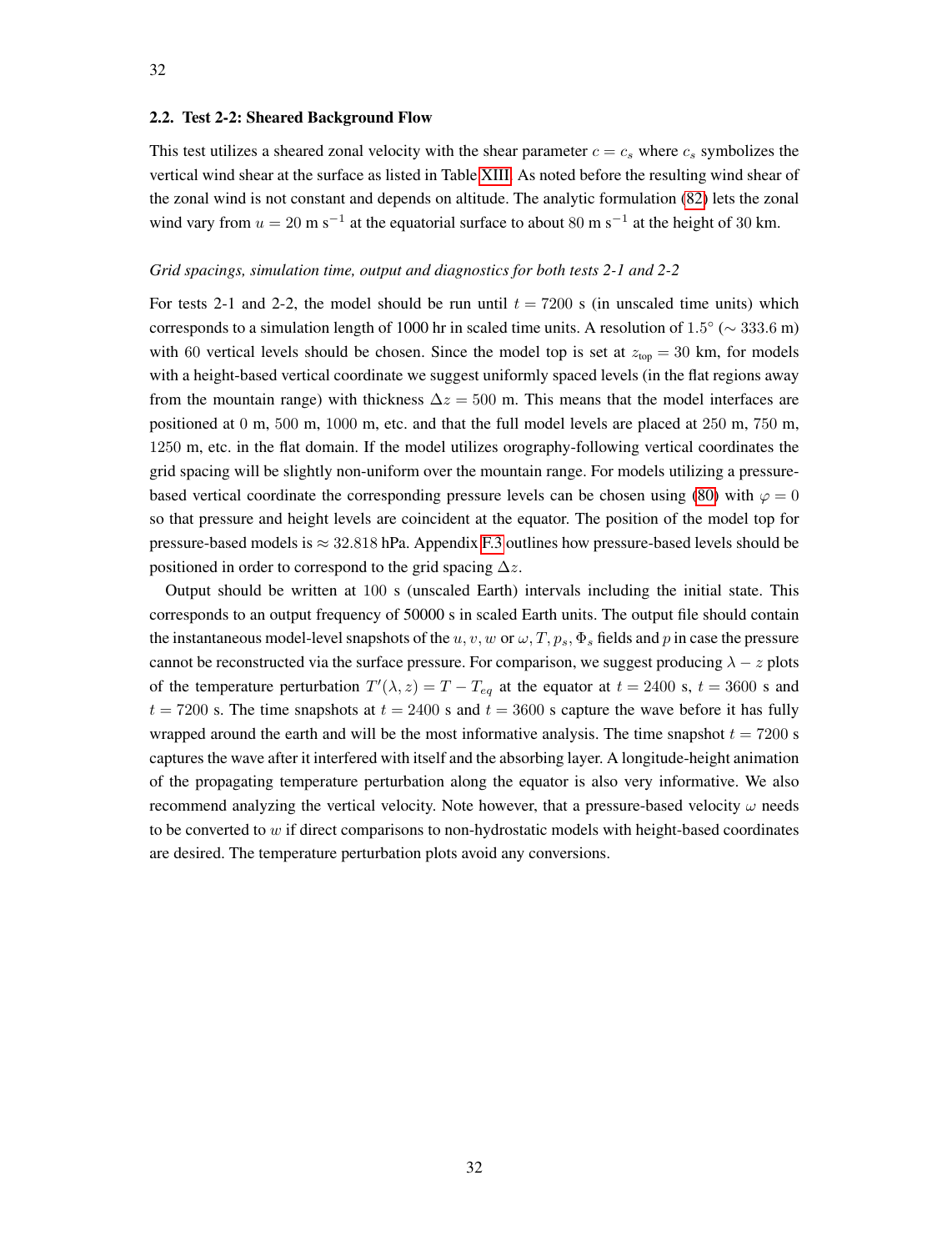### 2.2. Test 2-2: Sheared Background Flow

This test utilizes a sheared zonal velocity with the shear parameter $c = c_s$ where $c_s$ symbolizes the vertical wind shear at the surface as listed in Table XIII. As noted before the resulting wind shear of the zonal wind is not constant and depends on altitude. The analytic formulation (82) lets the zonal wind vary from $u = 20$ m s$^{-1}$ at the equatorial surface to about $80$ m s$^{-1}$ at the height of $30$ km.

*Grid spacings, simulation time, output and diagnostics for both tests 2-1 and 2-2*

For tests 2-1 and 2-2, the model should be run until $t = 7200$ s (in unscaled time units) which corresponds to a simulation length of 1000 hr in scaled time units. A resolution of $1.5°$ ($\sim 333.6$ m) with 60 vertical levels should be chosen. Since the model top is set at $z_{\text{top}} = 30$ km, for models with a height-based vertical coordinate we suggest uniformly spaced levels (in the flat regions away from the mountain range) with thickness $\Delta z = 500$ m. This means that the model interfaces are positioned at 0 m, 500 m, 1000 m, etc. and that the full model levels are placed at 250 m, 750 m, 1250 m, etc. in the flat domain. If the model utilizes orography-following vertical coordinates the grid spacing will be slightly non-uniform over the mountain range. For models utilizing a pressure-based vertical coordinate the corresponding pressure levels can be chosen using (80) with $\varphi = 0$ so that pressure and height levels are coincident at the equator. The position of the model top for pressure-based models is $\approx 32.818$ hPa. Appendix F.3 outlines how pressure-based levels should be positioned in order to correspond to the grid spacing $\Delta z$.

Output should be written at 100 s (unscaled Earth) intervals including the initial state. This corresponds to an output frequency of 50000 s in scaled Earth units. The output file should contain the instantaneous model-level snapshots of the $u, v, w$ or $\omega, T, p_s, \Phi_s$ fields and $p$ in case the pressure cannot be reconstructed via the surface pressure. For comparison, we suggest producing $\lambda - z$ plots of the temperature perturbation $T'(\lambda, z) = T - T_{eq}$ at the equator at $t = 2400$ s, $t = 3600$ s and $t = 7200$ s. The time snapshots at $t = 2400$ s and $t = 3600$ s capture the wave before it has fully wrapped around the earth and will be the most informative analysis. The time snapshot $t = 7200$ s captures the wave after it interfered with itself and the absorbing layer. A longitude-height animation of the propagating temperature perturbation along the equator is also very informative. We also recommend analyzing the vertical velocity. Note however, that a pressure-based velocity $\omega$ needs to be converted to $w$ if direct comparisons to non-hydrostatic models with height-based coordinates are desired. The temperature perturbation plots avoid any conversions.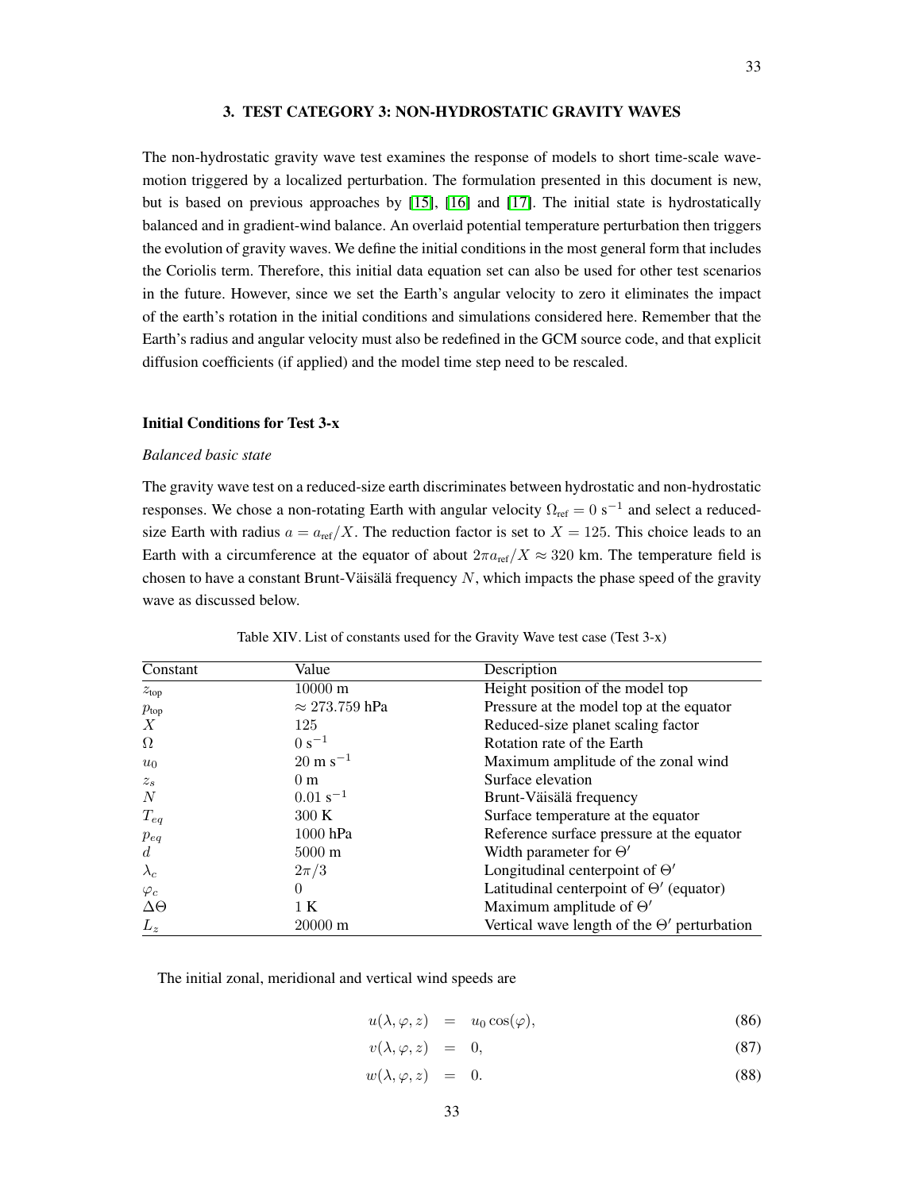## 3. TEST CATEGORY 3: NON-HYDROSTATIC GRAVITY WAVES

The non-hydrostatic gravity wave test examines the response of models to short time-scale wave-motion triggered by a localized perturbation. The formulation presented in this document is new, but is based on previous approaches by [15], [16] and [17]. The initial state is hydrostatically balanced and in gradient-wind balance. An overlaid potential temperature perturbation then triggers the evolution of gravity waves. We define the initial conditions in the most general form that includes the Coriolis term. Therefore, this initial data equation set can also be used for other test scenarios in the future. However, since we set the Earth's angular velocity to zero it eliminates the impact of the earth's rotation in the initial conditions and simulations considered here. Remember that the Earth's radius and angular velocity must also be redefined in the GCM source code, and that explicit diffusion coefficients (if applied) and the model time step need to be rescaled.

### Initial Conditions for Test 3-x

*Balanced basic state*

The gravity wave test on a reduced-size earth discriminates between hydrostatic and non-hydrostatic responses. We chose a non-rotating Earth with angular velocity $\Omega_{\text{ref}} = 0 \text{ s}^{-1}$ and select a reduced-size Earth with radius $a = a_{\text{ref}}/X$. The reduction factor is set to $X = 125$. This choice leads to an Earth with a circumference at the equator of about $2\pi a_{\text{ref}}/X \approx 320$ km. The temperature field is chosen to have a constant Brunt-Väisälä frequency $N$, which impacts the phase speed of the gravity wave as discussed below.

Table XIV. List of constants used for the Gravity Wave test case (Test 3-x)

| Constant | Value | Description |
|---|---|---|
| $z_{\text{top}}$ | 10000 m | Height position of the model top |
| $p_{\text{top}}$ | $\approx 273.759$ hPa | Pressure at the model top at the equator |
| $X$ | 125 | Reduced-size planet scaling factor |
| $\Omega$ | $0 \text{ s}^{-1}$ | Rotation rate of the Earth |
| $u_0$ | $20 \text{ m s}^{-1}$ | Maximum amplitude of the zonal wind |
| $z_s$ | 0 m | Surface elevation |
| $N$ | $0.01 \text{ s}^{-1}$ | Brunt-Väisälä frequency |
| $T_{eq}$ | 300 K | Surface temperature at the equator |
| $p_{eq}$ | 1000 hPa | Reference surface pressure at the equator |
| $d$ | 5000 m | Width parameter for $\Theta'$ |
| $\lambda_c$ | $2\pi/3$ | Longitudinal centerpoint of $\Theta'$ |
| $\varphi_c$ | 0 | Latitudinal centerpoint of $\Theta'$ (equator) |
| $\Delta\Theta$ | 1 K | Maximum amplitude of $\Theta'$ |
| $L_z$ | 20000 m | Vertical wave length of the $\Theta'$ perturbation |

The initial zonal, meridional and vertical wind speeds are

$$u(\lambda, \varphi, z) = u_0 \cos(\varphi), \tag{86}$$

$$v(\lambda, \varphi, z) = 0, \tag{87}$$

$$w(\lambda, \varphi, z) = 0. \tag{88}$$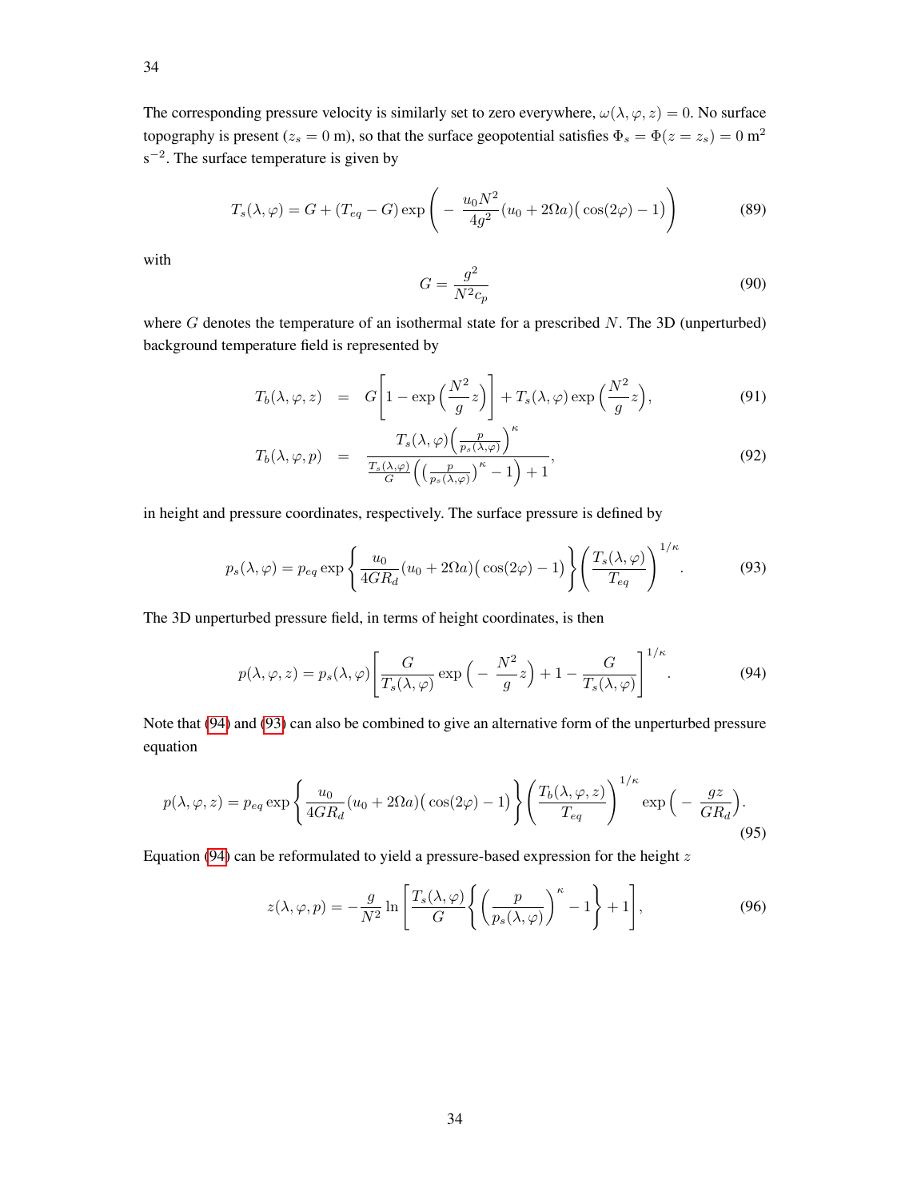The corresponding pressure velocity is similarly set to zero everywhere, $\omega(\lambda, \varphi, z) = 0$. No surface topography is present ($z_s = 0$ m), so that the surface geopotential satisfies $\Phi_s = \Phi(z = z_s) = 0$ m$^2$ s$^{-2}$. The surface temperature is given by

$$T_s(\lambda, \varphi) = G + (T_{eq} - G) \exp\left( -\frac{u_0 N^2}{4g^2}(u_0 + 2\Omega a)\big(\cos(2\varphi) - 1\big)\right) \tag{89}$$

with

$$G = \frac{g^2}{N^2 c_p} \tag{90}$$

where $G$ denotes the temperature of an isothermal state for a prescribed $N$. The 3D (unperturbed) background temperature field is represented by

$$T_b(\lambda, \varphi, z) = G\left[1 - \exp\left(\frac{N^2}{g}z\right)\right] + T_s(\lambda, \varphi)\exp\left(\frac{N^2}{g}z\right), \tag{91}$$

$$T_b(\lambda, \varphi, p) = \frac{T_s(\lambda, \varphi)\left(\frac{p}{p_s(\lambda,\varphi)}\right)^{\kappa}}{\frac{T_s(\lambda,\varphi)}{G}\left(\left(\frac{p}{p_s(\lambda,\varphi)}\right)^{\kappa} - 1\right) + 1}, \tag{92}$$

in height and pressure coordinates, respectively. The surface pressure is defined by

$$p_s(\lambda, \varphi) = p_{eq} \exp\left\{ \frac{u_0}{4GR_d}(u_0 + 2\Omega a)\big(\cos(2\varphi) - 1\big)\right\}\left(\frac{T_s(\lambda, \varphi)}{T_{eq}}\right)^{1/\kappa}. \tag{93}$$

The 3D unperturbed pressure field, in terms of height coordinates, is then

$$p(\lambda, \varphi, z) = p_s(\lambda, \varphi)\left[\frac{G}{T_s(\lambda, \varphi)}\exp\left(-\frac{N^2}{g}z\right) + 1 - \frac{G}{T_s(\lambda, \varphi)}\right]^{1/\kappa}. \tag{94}$$

Note that (94) and (93) can also be combined to give an alternative form of the unperturbed pressure equation

$$p(\lambda, \varphi, z) = p_{eq} \exp\left\{ \frac{u_0}{4GR_d}(u_0 + 2\Omega a)\big(\cos(2\varphi) - 1\big)\right\}\left(\frac{T_b(\lambda, \varphi, z)}{T_{eq}}\right)^{1/\kappa} \exp\left(-\frac{gz}{GR_d}\right). \tag{95}$$

Equation (94) can be reformulated to yield a pressure-based expression for the height $z$

$$z(\lambda, \varphi, p) = -\frac{g}{N^2}\ln\left[\frac{T_s(\lambda, \varphi)}{G}\left\{\left(\frac{p}{p_s(\lambda, \varphi)}\right)^{\kappa} - 1\right\} + 1\right], \tag{96}$$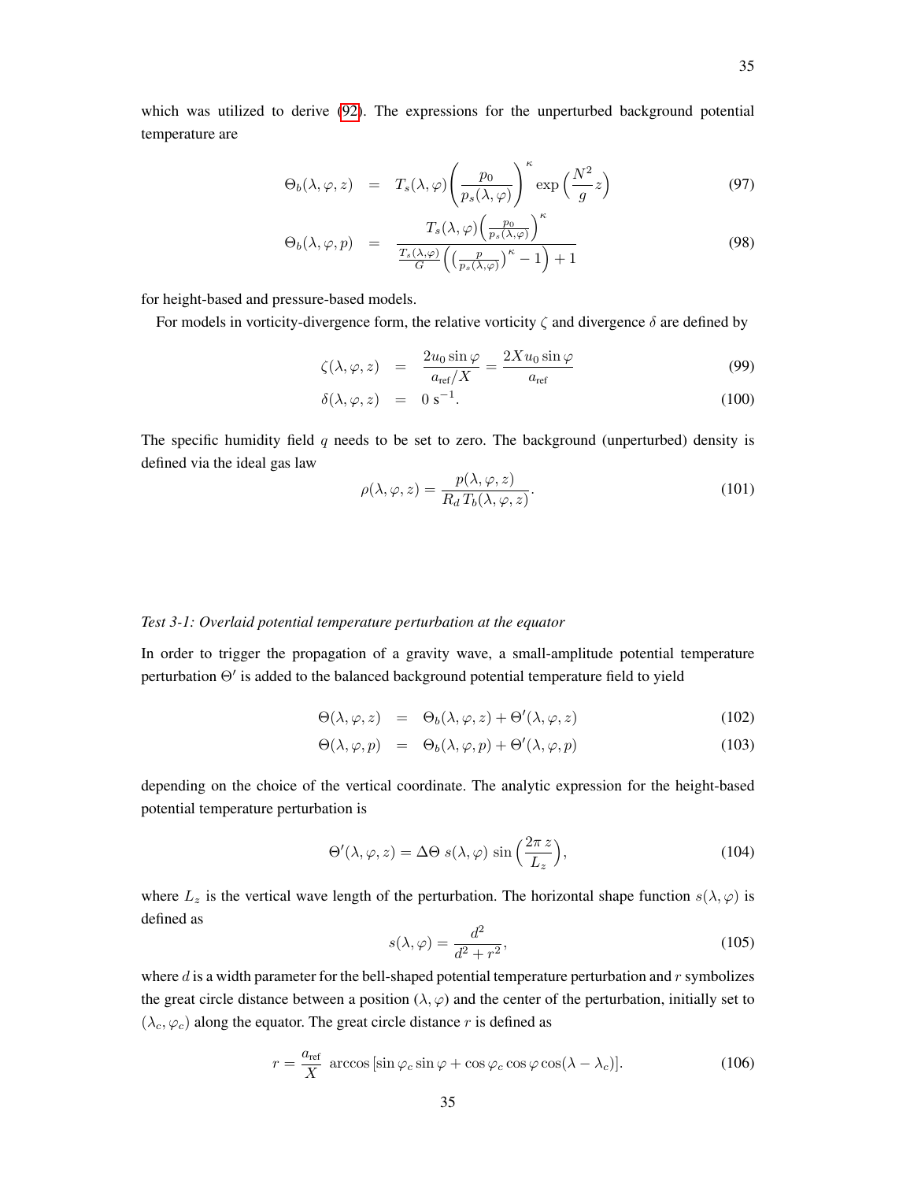which was utilized to derive (92). The expressions for the unperturbed background potential temperature are

$$\Theta_b(\lambda, \varphi, z) = T_s(\lambda, \varphi)\left(\frac{p_0}{p_s(\lambda, \varphi)}\right)^{\kappa} \exp\left(\frac{N^2}{g} z\right) \tag{97}$$

$$\Theta_b(\lambda, \varphi, p) = \frac{T_s(\lambda, \varphi)\left(\frac{p_0}{p_s(\lambda,\varphi)}\right)^{\kappa}}{\frac{T_s(\lambda,\varphi)}{G}\left(\left(\frac{p}{p_s(\lambda,\varphi)}\right)^{\kappa} - 1\right) + 1} \tag{98}$$

for height-based and pressure-based models.

For models in vorticity-divergence form, the relative vorticity $\zeta$ and divergence $\delta$ are defined by

$$\zeta(\lambda, \varphi, z) = \frac{2u_0 \sin\varphi}{a_{\text{ref}}/X} = \frac{2Xu_0 \sin\varphi}{a_{\text{ref}}} \tag{99}$$

$$\delta(\lambda, \varphi, z) = 0 \text{ s}^{-1}. \tag{100}$$

The specific humidity field $q$ needs to be set to zero. The background (unperturbed) density is defined via the ideal gas law

$$\rho(\lambda, \varphi, z) = \frac{p(\lambda, \varphi, z)}{R_d\, T_b(\lambda, \varphi, z)}. \tag{101}$$

*Test 3-1: Overlaid potential temperature perturbation at the equator*

In order to trigger the propagation of a gravity wave, a small-amplitude potential temperature perturbation $\Theta'$ is added to the balanced background potential temperature field to yield

$$\Theta(\lambda, \varphi, z) = \Theta_b(\lambda, \varphi, z) + \Theta'(\lambda, \varphi, z) \tag{102}$$

$$\Theta(\lambda, \varphi, p) = \Theta_b(\lambda, \varphi, p) + \Theta'(\lambda, \varphi, p) \tag{103}$$

depending on the choice of the vertical coordinate. The analytic expression for the height-based potential temperature perturbation is

$$\Theta'(\lambda, \varphi, z) = \Delta\Theta\; s(\lambda, \varphi)\, \sin\left(\frac{2\pi\, z}{L_z}\right), \tag{104}$$

where $L_z$ is the vertical wave length of the perturbation. The horizontal shape function $s(\lambda, \varphi)$ is defined as

$$s(\lambda, \varphi) = \frac{d^2}{d^2 + r^2}, \tag{105}$$

where $d$ is a width parameter for the bell-shaped potential temperature perturbation and $r$ symbolizes the great circle distance between a position $(\lambda, \varphi)$ and the center of the perturbation, initially set to $(\lambda_c, \varphi_c)$ along the equator. The great circle distance $r$ is defined as

$$r = \frac{a_{\text{ref}}}{X}\; \arccos\left[\sin\varphi_c \sin\varphi + \cos\varphi_c \cos\varphi \cos(\lambda - \lambda_c)\right]. \tag{106}$$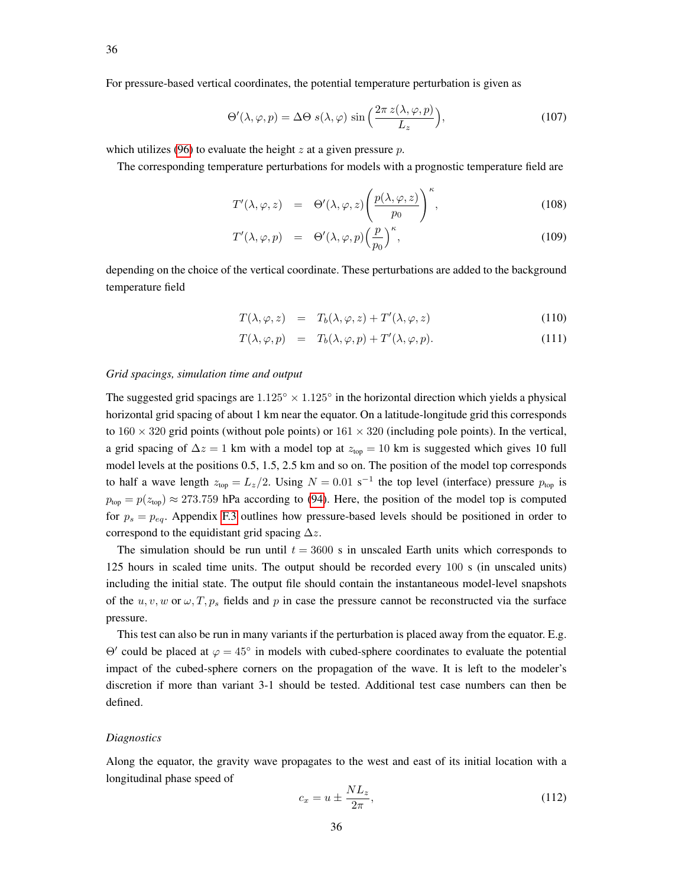For pressure-based vertical coordinates, the potential temperature perturbation is given as

$$\Theta'(\lambda, \varphi, p) = \Delta\Theta \; s(\lambda, \varphi) \; \sin\left(\frac{2\pi \, z(\lambda, \varphi, p)}{L_z}\right), \tag{107}$$

which utilizes (96) to evaluate the height $z$ at a given pressure $p$.

The corresponding temperature perturbations for models with a prognostic temperature field are

$$T'(\lambda, \varphi, z) = \Theta'(\lambda, \varphi, z)\left(\frac{p(\lambda, \varphi, z)}{p_0}\right)^{\kappa}, \tag{108}$$

$$T'(\lambda, \varphi, p) = \Theta'(\lambda, \varphi, p)\left(\frac{p}{p_0}\right)^{\kappa}, \tag{109}$$

depending on the choice of the vertical coordinate. These perturbations are added to the background temperature field

$$T(\lambda, \varphi, z) = T_b(\lambda, \varphi, z) + T'(\lambda, \varphi, z) \tag{110}$$

$$T(\lambda, \varphi, p) = T_b(\lambda, \varphi, p) + T'(\lambda, \varphi, p). \tag{111}$$

*Grid spacings, simulation time and output*

The suggested grid spacings are $1.125^\circ \times 1.125^\circ$ in the horizontal direction which yields a physical horizontal grid spacing of about 1 km near the equator. On a latitude-longitude grid this corresponds to $160 \times 320$ grid points (without pole points) or $161 \times 320$ (including pole points). In the vertical, a grid spacing of $\Delta z = 1$ km with a model top at $z_{\text{top}} = 10$ km is suggested which gives 10 full model levels at the positions 0.5, 1.5, 2.5 km and so on. The position of the model top corresponds to half a wave length $z_{\text{top}} = L_z/2$. Using $N = 0.01$ s$^{-1}$ the top level (interface) pressure $p_{\text{top}}$ is $p_{\text{top}} = p(z_{\text{top}}) \approx 273.759$ hPa according to (94). Here, the position of the model top is computed for $p_s = p_{eq}$. Appendix F.3 outlines how pressure-based levels should be positioned in order to correspond to the equidistant grid spacing $\Delta z$.

The simulation should be run until $t = 3600$ s in unscaled Earth units which corresponds to 125 hours in scaled time units. The output should be recorded every 100 s (in unscaled units) including the initial state. The output file should contain the instantaneous model-level snapshots of the $u, v, w$ or $\omega, T, p_s$ fields and $p$ in case the pressure cannot be reconstructed via the surface pressure.

This test can also be run in many variants if the perturbation is placed away from the equator. E.g. $\Theta'$ could be placed at $\varphi = 45^\circ$ in models with cubed-sphere coordinates to evaluate the potential impact of the cubed-sphere corners on the propagation of the wave. It is left to the modeler's discretion if more than variant 3-1 should be tested. Additional test case numbers can then be defined.

*Diagnostics*

Along the equator, the gravity wave propagates to the west and east of its initial location with a longitudinal phase speed of

$$c_x = u \pm \frac{N L_z}{2\pi}, \tag{112}$$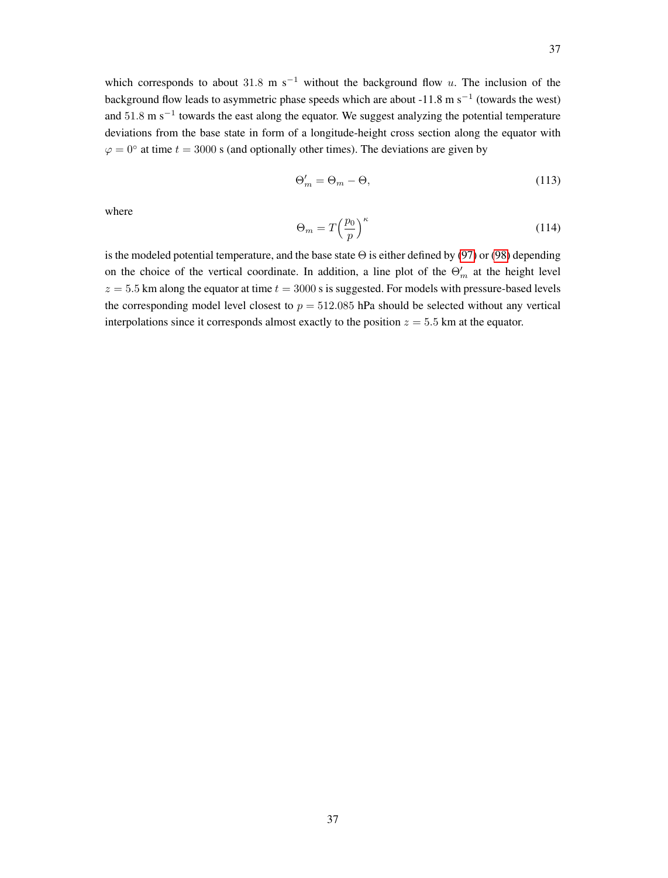which corresponds to about $31.8$ m s$^{-1}$ without the background flow $u$. The inclusion of the background flow leads to asymmetric phase speeds which are about -11.8 m s$^{-1}$ (towards the west) and $51.8$ m s$^{-1}$ towards the east along the equator. We suggest analyzing the potential temperature deviations from the base state in form of a longitude-height cross section along the equator with $\varphi = 0°$ at time $t = 3000$ s (and optionally other times). The deviations are given by

$$\Theta'_m = \Theta_m - \Theta, \tag{113}$$

where

$$\Theta_m = T\Big(\frac{p_0}{p}\Big)^{\kappa} \tag{114}$$

is the modeled potential temperature, and the base state $\Theta$ is either defined by (97) or (98) depending on the choice of the vertical coordinate. In addition, a line plot of the $\Theta'_m$ at the height level $z = 5.5$ km along the equator at time $t = 3000$ s is suggested. For models with pressure-based levels the corresponding model level closest to $p = 512.085$ hPa should be selected without any vertical interpolations since it corresponds almost exactly to the position $z = 5.5$ km at the equator.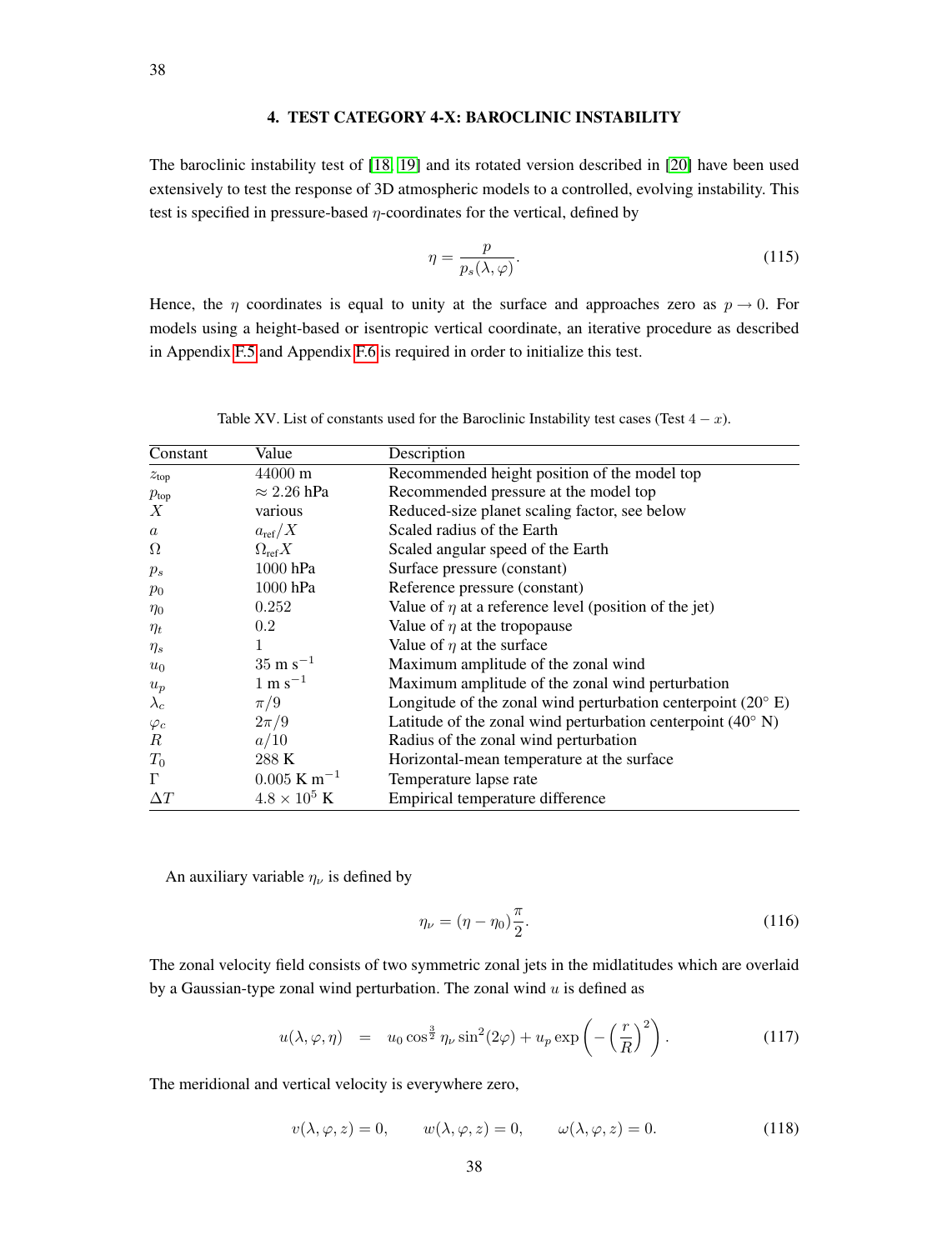# 4. TEST CATEGORY 4-X: BAROCLINIC INSTABILITY

The baroclinic instability test of [18, 19] and its rotated version described in [20] have been used extensively to test the response of 3D atmospheric models to a controlled, evolving instability. This test is specified in pressure-based $\eta$-coordinates for the vertical, defined by

$$\eta = \frac{p}{p_s(\lambda, \varphi)}. \tag{115}$$

Hence, the $\eta$ coordinates is equal to unity at the surface and approaches zero as $p \to 0$. For models using a height-based or isentropic vertical coordinate, an iterative procedure as described in Appendix F.5 and Appendix F.6 is required in order to initialize this test.

Table XV. List of constants used for the Baroclinic Instability test cases (Test $4-x$).

| Constant | Value | Description |
|---|---|---|
| $z_{\text{top}}$ | 44000 m | Recommended height position of the model top |
| $p_{\text{top}}$ | $\approx 2.26$ hPa | Recommended pressure at the model top |
| $X$ | various | Reduced-size planet scaling factor, see below |
| $a$ | $a_{\text{ref}}/X$ | Scaled radius of the Earth |
| $\Omega$ | $\Omega_{\text{ref}} X$ | Scaled angular speed of the Earth |
| $p_s$ | 1000 hPa | Surface pressure (constant) |
| $p_0$ | 1000 hPa | Reference pressure (constant) |
| $\eta_0$ | 0.252 | Value of $\eta$ at a reference level (position of the jet) |
| $\eta_t$ | 0.2 | Value of $\eta$ at the tropopause |
| $\eta_s$ | 1 | Value of $\eta$ at the surface |
| $u_0$ | 35 m s$^{-1}$ | Maximum amplitude of the zonal wind |
| $u_p$ | 1 m s$^{-1}$ | Maximum amplitude of the zonal wind perturbation |
| $\lambda_c$ | $\pi/9$ | Longitude of the zonal wind perturbation centerpoint (20° E) |
| $\varphi_c$ | $2\pi/9$ | Latitude of the zonal wind perturbation centerpoint (40° N) |
| $R$ | $a/10$ | Radius of the zonal wind perturbation |
| $T_0$ | 288 K | Horizontal-mean temperature at the surface |
| $\Gamma$ | 0.005 K m$^{-1}$ | Temperature lapse rate |
| $\Delta T$ | $4.8 \times 10^5$ K | Empirical temperature difference |

An auxiliary variable $\eta_\nu$ is defined by

$$\eta_\nu = (\eta - \eta_0)\frac{\pi}{2}. \tag{116}$$

The zonal velocity field consists of two symmetric zonal jets in the midlatitudes which are overlaid by a Gaussian-type zonal wind perturbation. The zonal wind $u$ is defined as

$$u(\lambda, \varphi, \eta) \;=\; u_0 \cos^{\frac{3}{2}} \eta_\nu \sin^2(2\varphi) + u_p \exp\left(-\left(\frac{r}{R}\right)^2\right). \tag{117}$$

The meridional and vertical velocity is everywhere zero,

$$v(\lambda, \varphi, z) = 0, \qquad w(\lambda, \varphi, z) = 0, \qquad \omega(\lambda, \varphi, z) = 0. \tag{118}$$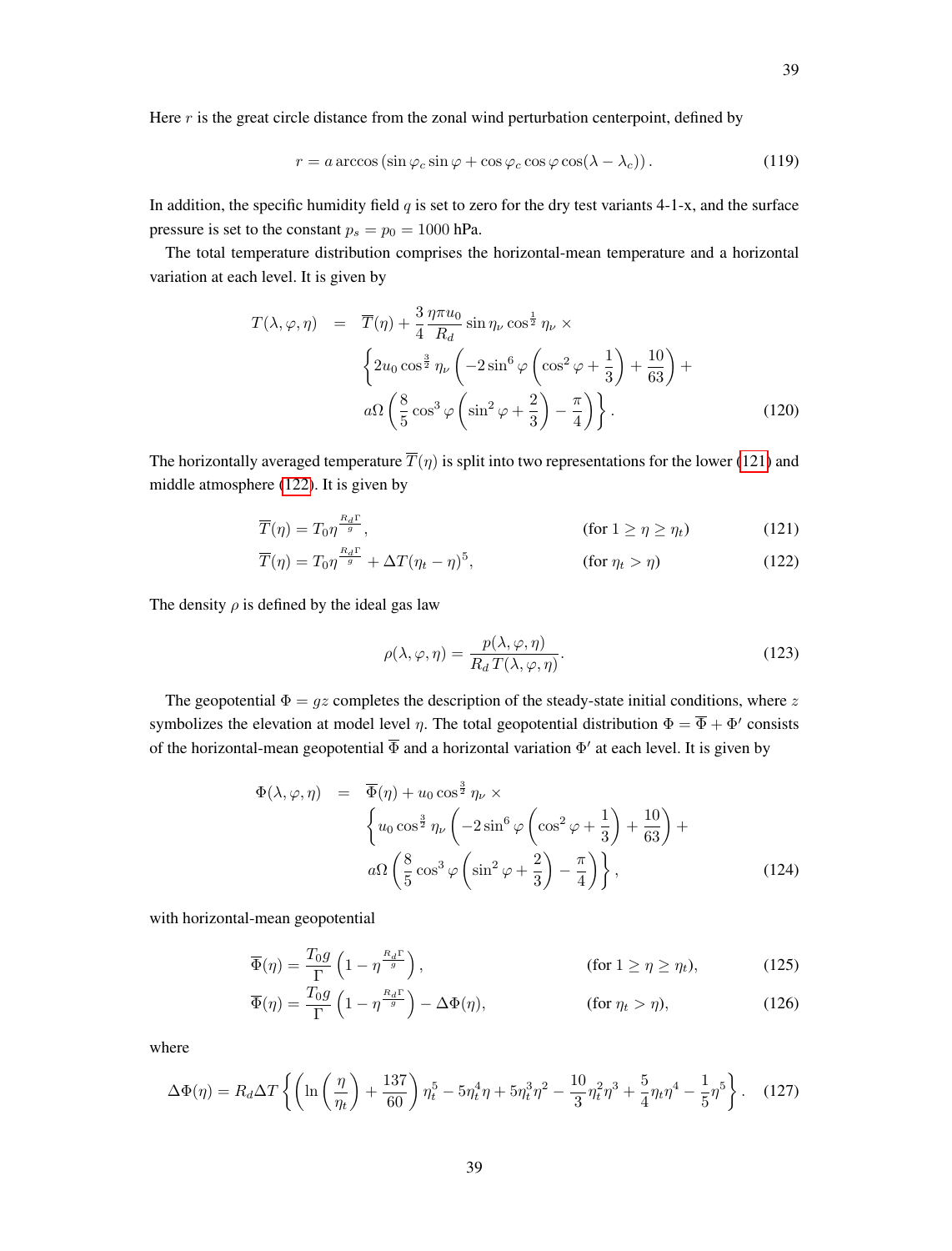Here $r$ is the great circle distance from the zonal wind perturbation centerpoint, defined by

$$r = a \arccos\left(\sin\varphi_c \sin\varphi + \cos\varphi_c \cos\varphi \cos(\lambda - \lambda_c)\right). \tag{119}$$

In addition, the specific humidity field $q$ is set to zero for the dry test variants 4-1-x, and the surface pressure is set to the constant $p_s = p_0 = 1000$ hPa.

The total temperature distribution comprises the horizontal-mean temperature and a horizontal variation at each level. It is given by

$$\begin{aligned}
T(\lambda, \varphi, \eta) \quad = \quad & \overline{T}(\eta) + \frac{3}{4}\frac{\eta \pi u_0}{R_d} \sin\eta_\nu \cos^{\frac{1}{2}}\eta_\nu \times \\
& \left\{ 2u_0 \cos^{\frac{3}{2}}\eta_\nu \left( -2\sin^6\varphi \left( \cos^2\varphi + \frac{1}{3} \right) + \frac{10}{63} \right) + \right. \\
& \left. a\Omega \left( \frac{8}{5}\cos^3\varphi \left( \sin^2\varphi + \frac{2}{3} \right) - \frac{\pi}{4} \right) \right\}.
\end{aligned} \tag{120}$$

The horizontally averaged temperature $\overline{T}(\eta)$ is split into two representations for the lower (121) and middle atmosphere (122). It is given by

$$\overline{T}(\eta) = T_0 \eta^{\frac{R_d \Gamma}{g}}, \qquad (\text{for } 1 \geq \eta \geq \eta_t) \tag{121}$$

$$\overline{T}(\eta) = T_0 \eta^{\frac{R_d \Gamma}{g}} + \Delta T(\eta_t - \eta)^5, \qquad (\text{for } \eta_t > \eta) \tag{122}$$

The density $\rho$ is defined by the ideal gas law

$$\rho(\lambda, \varphi, \eta) = \frac{p(\lambda, \varphi, \eta)}{R_d \, T(\lambda, \varphi, \eta)}. \tag{123}$$

The geopotential $\Phi = gz$ completes the description of the steady-state initial conditions, where $z$ symbolizes the elevation at model level $\eta$. The total geopotential distribution $\Phi = \overline{\Phi} + \Phi'$ consists of the horizontal-mean geopotential $\overline{\Phi}$ and a horizontal variation $\Phi'$ at each level. It is given by

$$\begin{aligned}
\Phi(\lambda, \varphi, \eta) \quad = \quad & \overline{\Phi}(\eta) + u_0 \cos^{\frac{3}{2}}\eta_\nu \times \\
& \left\{ u_0 \cos^{\frac{3}{2}}\eta_\nu \left( -2\sin^6\varphi \left( \cos^2\varphi + \frac{1}{3} \right) + \frac{10}{63} \right) + \right. \\
& \left. a\Omega \left( \frac{8}{5}\cos^3\varphi \left( \sin^2\varphi + \frac{2}{3} \right) - \frac{\pi}{4} \right) \right\},
\end{aligned} \tag{124}$$

with horizontal-mean geopotential

$$\overline{\Phi}(\eta) = \frac{T_0 g}{\Gamma}\left(1 - \eta^{\frac{R_d \Gamma}{g}}\right), \qquad (\text{for } 1 \geq \eta \geq \eta_t), \tag{125}$$

$$\overline{\Phi}(\eta) = \frac{T_0 g}{\Gamma}\left(1 - \eta^{\frac{R_d \Gamma}{g}}\right) - \Delta\Phi(\eta), \qquad (\text{for } \eta_t > \eta), \tag{126}$$

where

$$\Delta\Phi(\eta) = R_d \Delta T \left\{ \left( \ln\left(\frac{\eta}{\eta_t}\right) + \frac{137}{60} \right) \eta_t^5 - 5\eta_t^4 \eta + 5\eta_t^3 \eta^2 - \frac{10}{3}\eta_t^2 \eta^3 + \frac{5}{4}\eta_t \eta^4 - \frac{1}{5}\eta^5 \right\}. \tag{127}$$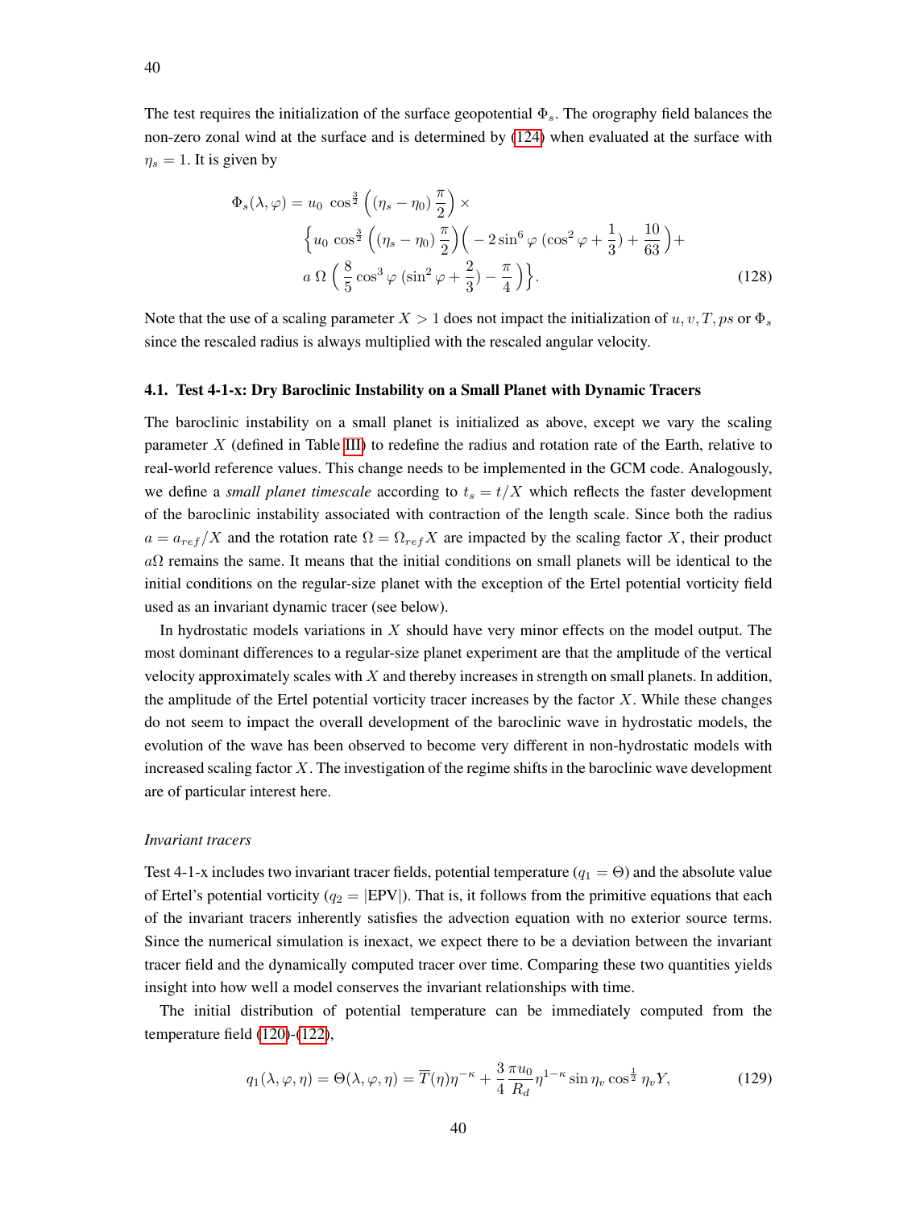The test requires the initialization of the surface geopotential $\Phi_s$. The orography field balances the non-zero zonal wind at the surface and is determined by (124) when evaluated at the surface with $\eta_s = 1$. It is given by

$$\Phi_s(\lambda,\varphi) = u_0\ \cos^{\frac{3}{2}}\left((\eta_s - \eta_0)\,\frac{\pi}{2}\right) \times \\ \Big\{u_0\ \cos^{\frac{3}{2}}\left((\eta_s - \eta_0)\,\frac{\pi}{2}\right)\Big(-2\sin^6\varphi\,(\cos^2\varphi + \frac{1}{3}) + \frac{10}{63}\Big) + \\ a\,\Omega\,\Big(\frac{8}{5}\cos^3\varphi\,(\sin^2\varphi + \frac{2}{3}) - \frac{\pi}{4}\Big)\Big\}. \tag{128}$$

Note that the use of a scaling parameter $X > 1$ does not impact the initialization of $u, v, T, ps$ or $\Phi_s$ since the rescaled radius is always multiplied with the rescaled angular velocity.

### 4.1. Test 4-1-x: Dry Baroclinic Instability on a Small Planet with Dynamic Tracers

The baroclinic instability on a small planet is initialized as above, except we vary the scaling parameter $X$ (defined in Table III) to redefine the radius and rotation rate of the Earth, relative to real-world reference values. This change needs to be implemented in the GCM code. Analogously, we define a *small planet timescale* according to $t_s = t/X$ which reflects the faster development of the baroclinic instability associated with contraction of the length scale. Since both the radius $a = a_{ref}/X$ and the rotation rate $\Omega = \Omega_{ref}X$ are impacted by the scaling factor $X$, their product $a\Omega$ remains the same. It means that the initial conditions on small planets will be identical to the initial conditions on the regular-size planet with the exception of the Ertel potential vorticity field used as an invariant dynamic tracer (see below).

In hydrostatic models variations in $X$ should have very minor effects on the model output. The most dominant differences to a regular-size planet experiment are that the amplitude of the vertical velocity approximately scales with $X$ and thereby increases in strength on small planets. In addition, the amplitude of the Ertel potential vorticity tracer increases by the factor $X$. While these changes do not seem to impact the overall development of the baroclinic wave in hydrostatic models, the evolution of the wave has been observed to become very different in non-hydrostatic models with increased scaling factor $X$. The investigation of the regime shifts in the baroclinic wave development are of particular interest here.

*Invariant tracers*

Test 4-1-x includes two invariant tracer fields, potential temperature ($q_1 = \Theta$) and the absolute value of Ertel's potential vorticity ($q_2 = |\text{EPV}|$). That is, it follows from the primitive equations that each of the invariant tracers inherently satisfies the advection equation with no exterior source terms. Since the numerical simulation is inexact, we expect there to be a deviation between the invariant tracer field and the dynamically computed tracer over time. Comparing these two quantities yields insight into how well a model conserves the invariant relationships with time.

The initial distribution of potential temperature can be immediately computed from the temperature field (120)-(122),

$$q_1(\lambda,\varphi,\eta) = \Theta(\lambda,\varphi,\eta) = \overline{T}(\eta)\eta^{-\kappa} + \frac{3}{4}\frac{\pi u_0}{R_d}\eta^{1-\kappa}\sin\eta_v\cos^{\frac{1}{2}}\eta_v Y, \tag{129}$$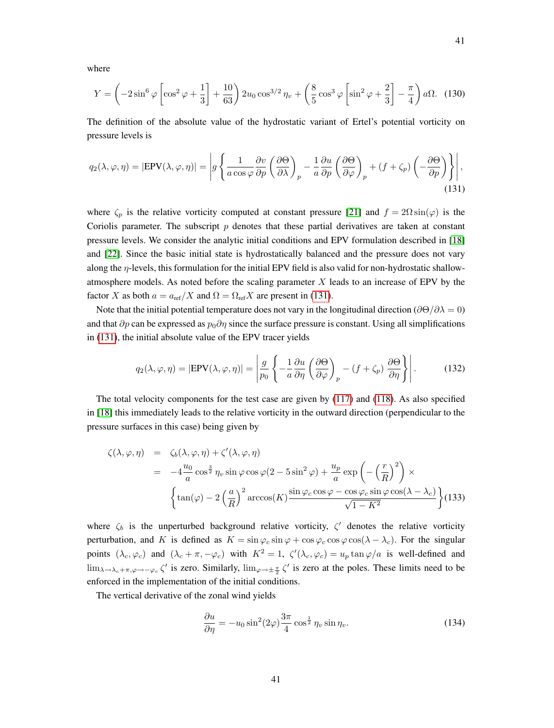where

$$Y = \left(-2\sin^6\varphi\left[\cos^2\varphi + \frac{1}{3}\right] + \frac{10}{63}\right)2u_0\cos^{3/2}\eta_v + \left(\frac{8}{5}\cos^3\varphi\left[\sin^2\varphi + \frac{2}{3}\right] - \frac{\pi}{4}\right)a\Omega. \quad (130)$$

The definition of the absolute value of the hydrostatic variant of Ertel's potential vorticity on pressure levels is

$$q_2(\lambda,\varphi,\eta) = |\text{EPV}(\lambda,\varphi,\eta)| = \left| g\left\{\frac{1}{a\cos\varphi}\frac{\partial v}{\partial p}\left(\frac{\partial\Theta}{\partial\lambda}\right)_p - \frac{1}{a}\frac{\partial u}{\partial p}\left(\frac{\partial\Theta}{\partial\varphi}\right)_p + (f+\zeta_p)\left(-\frac{\partial\Theta}{\partial p}\right)\right\}\right|, \quad (131)$$

where $\zeta_p$ is the relative vorticity computed at constant pressure [21] and $f = 2\Omega\sin(\varphi)$ is the Coriolis parameter. The subscript $p$ denotes that these partial derivatives are taken at constant pressure levels. We consider the analytic initial conditions and EPV formulation described in [18] and [22]. Since the basic initial state is hydrostatically balanced and the pressure does not vary along the $\eta$-levels, this formulation for the initial EPV field is also valid for non-hydrostatic shallow-atmosphere models. As noted before the scaling parameter $X$ leads to an increase of EPV by the factor $X$ as both $a = a_{\text{ref}}/X$ and $\Omega = \Omega_{\text{ref}}X$ are present in (131).

Note that the initial potential temperature does not vary in the longitudinal direction ($\partial\Theta/\partial\lambda = 0$) and that $\partial p$ can be expressed as $p_0\partial\eta$ since the surface pressure is constant. Using all simplifications in (131), the initial absolute value of the EPV tracer yields

$$q_2(\lambda,\varphi,\eta) = |\text{EPV}(\lambda,\varphi,\eta)| = \left|\frac{g}{p_0}\left\{-\frac{1}{a}\frac{\partial u}{\partial\eta}\left(\frac{\partial\Theta}{\partial\varphi}\right)_p - (f+\zeta_p)\frac{\partial\Theta}{\partial\eta}\right\}\right|. \quad (132)$$

The total velocity components for the test case are given by (117) and (118). As also specified in [18] this immediately leads to the relative vorticity in the outward direction (perpendicular to the pressure surfaces in this case) being given by

$$\begin{aligned}
\zeta(\lambda,\varphi,\eta) &= \zeta_b(\lambda,\varphi,\eta) + \zeta'(\lambda,\varphi,\eta) \\
&= -4\frac{u_0}{a}\cos^{\frac{3}{2}}\eta_v\sin\varphi\cos\varphi(2-5\sin^2\varphi) + \frac{u_p}{a}\exp\left(-\left(\frac{r}{R}\right)^2\right)\times \\
&\quad \left\{\tan(\varphi) - 2\left(\frac{a}{R}\right)^2\arccos(K)\frac{\sin\varphi_c\cos\varphi - \cos\varphi_c\sin\varphi\cos(\lambda-\lambda_c)}{\sqrt{1-K^2}}\right\} \quad (133)
\end{aligned}$$

where $\zeta_b$ is the unperturbed background relative vorticity, $\zeta'$ denotes the relative vorticity perturbation, and $K$ is defined as $K = \sin\varphi_c\sin\varphi + \cos\varphi_c\cos\varphi\cos(\lambda-\lambda_c)$. For the singular points $(\lambda_c,\varphi_c)$ and $(\lambda_c+\pi,-\varphi_c)$ with $K^2 = 1$, $\zeta'(\lambda_c,\varphi_c) = u_p\tan\varphi/a$ is well-defined and $\lim_{\lambda\to\lambda_c+\pi,\varphi\to-\varphi_c}\zeta'$ is zero. Similarly, $\lim_{\varphi\to\pm\frac{\pi}{2}}\zeta'$ is zero at the poles. These limits need to be enforced in the implementation of the initial conditions.

The vertical derivative of the zonal wind yields

$$\frac{\partial u}{\partial\eta} = -u_0\sin^2(2\varphi)\frac{3\pi}{4}\cos^{\frac{1}{2}}\eta_v\sin\eta_v. \quad (134)$$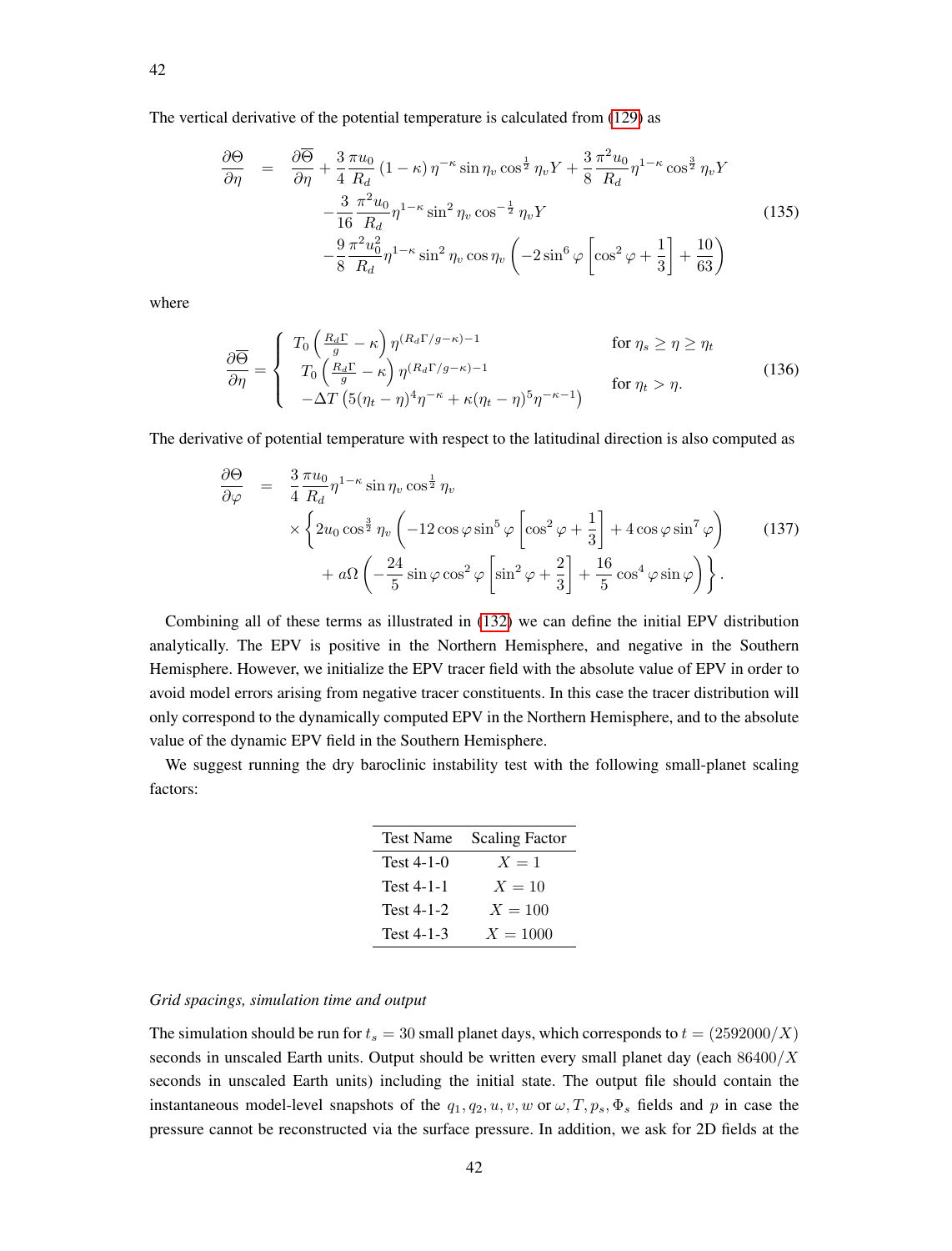The vertical derivative of the potential temperature is calculated from (129) as

$$
\begin{aligned}
\frac{\partial \Theta}{\partial \eta} \quad = \quad & \frac{\partial \overline{\Theta}}{\partial \eta} + \frac{3}{4}\frac{\pi u_0}{R_d}(1-\kappa)\,\eta^{-\kappa}\sin\eta_v\cos^{\frac{1}{2}}\eta_v Y + \frac{3}{8}\frac{\pi^2 u_0}{R_d}\eta^{1-\kappa}\cos^{\frac{3}{2}}\eta_v Y \\
& -\frac{3}{16}\frac{\pi^2 u_0}{R_d}\eta^{1-\kappa}\sin^2\eta_v\cos^{-\frac{1}{2}}\eta_v Y \\
& -\frac{9}{8}\frac{\pi^2 u_0^2}{R_d}\eta^{1-\kappa}\sin^2\eta_v\cos\eta_v\left(-2\sin^6\varphi\left[\cos^2\varphi+\frac{1}{3}\right]+\frac{10}{63}\right)
\end{aligned}
\tag{135}
$$

where

$$
\frac{\partial \overline{\Theta}}{\partial \eta} = \begin{cases} T_0\left(\frac{R_d \Gamma}{g} - \kappa\right)\eta^{(R_d\Gamma/g-\kappa)-1} & \text{for } \eta_s \geq \eta \geq \eta_t \\ T_0\left(\frac{R_d \Gamma}{g} - \kappa\right)\eta^{(R_d\Gamma/g-\kappa)-1} & \\ -\Delta T\left(5(\eta_t-\eta)^4\eta^{-\kappa}+\kappa(\eta_t-\eta)^5\eta^{-\kappa-1}\right) & \text{for } \eta_t > \eta. \end{cases}
\tag{136}
$$

The derivative of potential temperature with respect to the latitudinal direction is also computed as

$$
\begin{aligned}
\frac{\partial \Theta}{\partial \varphi} \quad = \quad & \frac{3}{4}\frac{\pi u_0}{R_d}\eta^{1-\kappa}\sin\eta_v\cos^{\frac{1}{2}}\eta_v \\
& \times\left\{2u_0\cos^{\frac{3}{2}}\eta_v\left(-12\cos\varphi\sin^5\varphi\left[\cos^2\varphi+\frac{1}{3}\right]+4\cos\varphi\sin^7\varphi\right)\right. \\
& \left.+\,a\Omega\left(-\frac{24}{5}\sin\varphi\cos^2\varphi\left[\sin^2\varphi+\frac{2}{3}\right]+\frac{16}{5}\cos^4\varphi\sin\varphi\right)\right\}.
\end{aligned}
\tag{137}
$$

Combining all of these terms as illustrated in (132) we can define the initial EPV distribution analytically. The EPV is positive in the Northern Hemisphere, and negative in the Southern Hemisphere. However, we initialize the EPV tracer field with the absolute value of EPV in order to avoid model errors arising from negative tracer constituents. In this case the tracer distribution will only correspond to the dynamically computed EPV in the Northern Hemisphere, and to the absolute value of the dynamic EPV field in the Southern Hemisphere.

We suggest running the dry baroclinic instability test with the following small-planet scaling factors:

| Test Name | Scaling Factor |
|---|---|
| Test 4-1-0 | $X = 1$ |
| Test 4-1-1 | $X = 10$ |
| Test 4-1-2 | $X = 100$ |
| Test 4-1-3 | $X = 1000$ |

*Grid spacings, simulation time and output*

The simulation should be run for $t_s = 30$ small planet days, which corresponds to $t = (2592000/X)$ seconds in unscaled Earth units. Output should be written every small planet day (each $86400/X$ seconds in unscaled Earth units) including the initial state. The output file should contain the instantaneous model-level snapshots of the $q_1, q_2, u, v, w$ or $\omega, T, p_s, \Phi_s$ fields and $p$ in case the pressure cannot be reconstructed via the surface pressure. In addition, we ask for 2D fields at the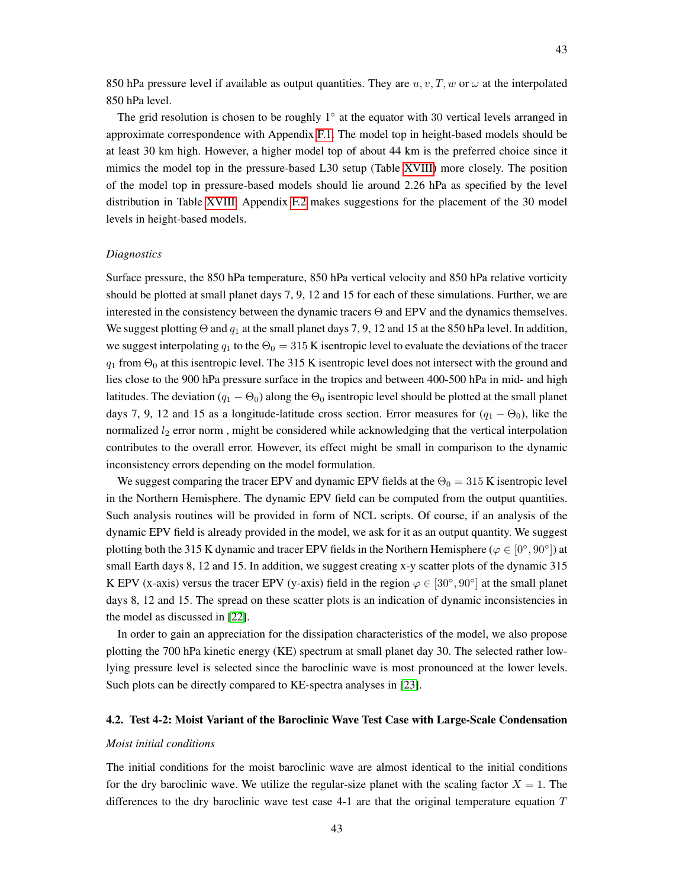850 hPa pressure level if available as output quantities. They are $u, v, T, w$ or $\omega$ at the interpolated 850 hPa level.

The grid resolution is chosen to be roughly 1° at the equator with 30 vertical levels arranged in approximate correspondence with Appendix F.1. The model top in height-based models should be at least 30 km high. However, a higher model top of about 44 km is the preferred choice since it mimics the model top in the pressure-based L30 setup (Table XVIII) more closely. The position of the model top in pressure-based models should lie around 2.26 hPa as specified by the level distribution in Table XVIII. Appendix F.2 makes suggestions for the placement of the 30 model levels in height-based models.

*Diagnostics*

Surface pressure, the 850 hPa temperature, 850 hPa vertical velocity and 850 hPa relative vorticity should be plotted at small planet days 7, 9, 12 and 15 for each of these simulations. Further, we are interested in the consistency between the dynamic tracers $\Theta$ and EPV and the dynamics themselves. We suggest plotting $\Theta$ and $q_1$ at the small planet days 7, 9, 12 and 15 at the 850 hPa level. In addition, we suggest interpolating $q_1$ to the $\Theta_0 = 315$ K isentropic level to evaluate the deviations of the tracer $q_1$ from $\Theta_0$ at this isentropic level. The 315 K isentropic level does not intersect with the ground and lies close to the 900 hPa pressure surface in the tropics and between 400-500 hPa in mid- and high latitudes. The deviation $(q_1 - \Theta_0)$ along the $\Theta_0$ isentropic level should be plotted at the small planet days 7, 9, 12 and 15 as a longitude-latitude cross section. Error measures for $(q_1 - \Theta_0)$, like the normalized $l_2$ error norm , might be considered while acknowledging that the vertical interpolation contributes to the overall error. However, its effect might be small in comparison to the dynamic inconsistency errors depending on the model formulation.

We suggest comparing the tracer EPV and dynamic EPV fields at the $\Theta_0 = 315$ K isentropic level in the Northern Hemisphere. The dynamic EPV field can be computed from the output quantities. Such analysis routines will be provided in form of NCL scripts. Of course, if an analysis of the dynamic EPV field is already provided in the model, we ask for it as an output quantity. We suggest plotting both the 315 K dynamic and tracer EPV fields in the Northern Hemisphere ($\varphi \in [0°, 90°]$) at small Earth days 8, 12 and 15. In addition, we suggest creating x-y scatter plots of the dynamic 315 K EPV (x-axis) versus the tracer EPV (y-axis) field in the region $\varphi \in [30°, 90°]$ at the small planet days 8, 12 and 15. The spread on these scatter plots is an indication of dynamic inconsistencies in the model as discussed in [22].

In order to gain an appreciation for the dissipation characteristics of the model, we also propose plotting the 700 hPa kinetic energy (KE) spectrum at small planet day 30. The selected rather low-lying pressure level is selected since the baroclinic wave is most pronounced at the lower levels. Such plots can be directly compared to KE-spectra analyses in [23].

## 4.2. Test 4-2: Moist Variant of the Baroclinic Wave Test Case with Large-Scale Condensation

*Moist initial conditions*

The initial conditions for the moist baroclinic wave are almost identical to the initial conditions for the dry baroclinic wave. We utilize the regular-size planet with the scaling factor $X = 1$. The differences to the dry baroclinic wave test case 4-1 are that the original temperature equation $T$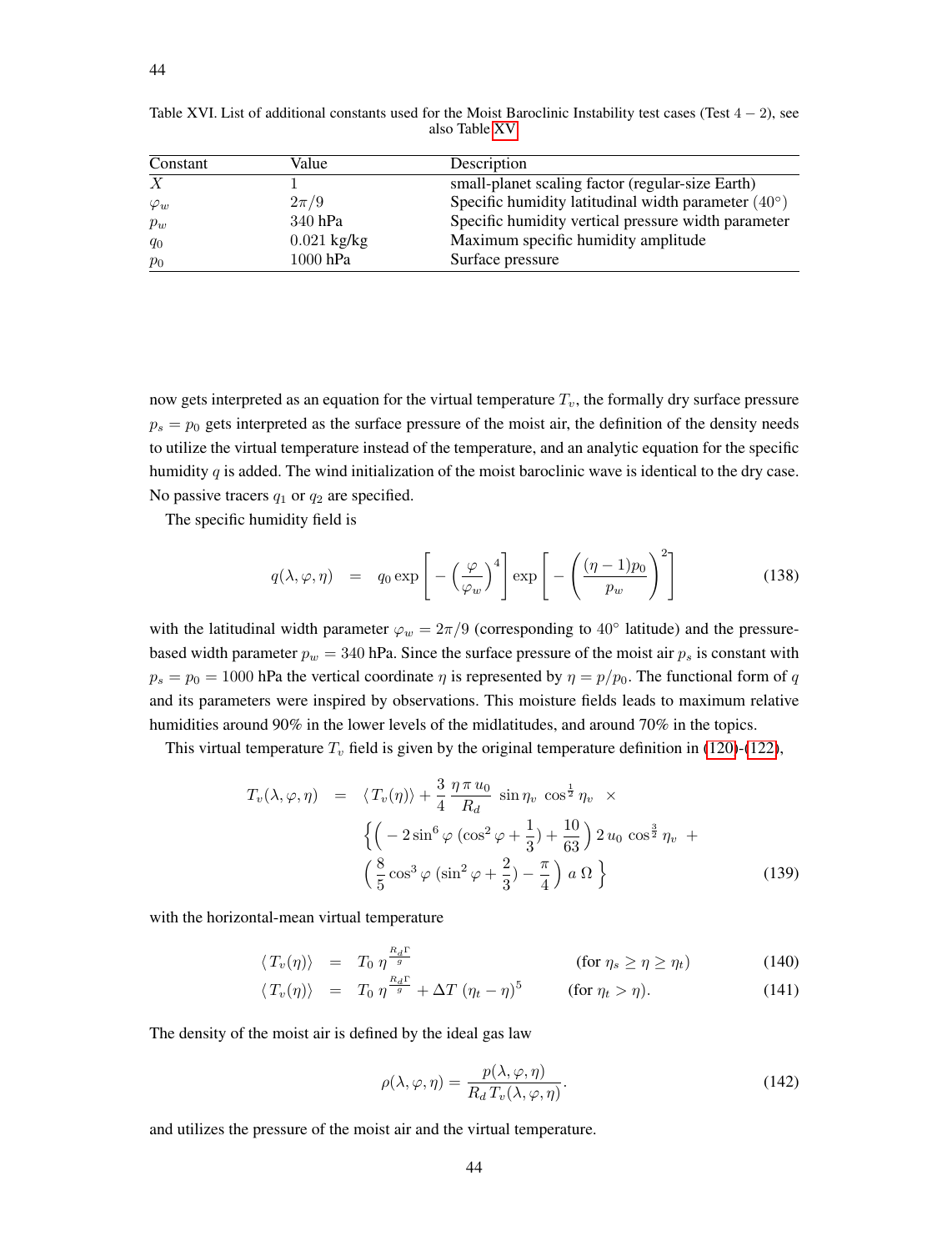Table XVI. List of additional constants used for the Moist Baroclinic Instability test cases (Test $4-2$), see also Table XV

| Constant | Value | Description |
|---|---|---|
| $X$ | 1 | small-planet scaling factor (regular-size Earth) |
| $\varphi_w$ | $2\pi/9$ | Specific humidity latitudinal width parameter ($40^\circ$) |
| $p_w$ | 340 hPa | Specific humidity vertical pressure width parameter |
| $q_0$ | 0.021 kg/kg | Maximum specific humidity amplitude |
| $p_0$ | 1000 hPa | Surface pressure |

now gets interpreted as an equation for the virtual temperature $T_v$, the formally dry surface pressure $p_s = p_0$ gets interpreted as the surface pressure of the moist air, the definition of the density needs to utilize the virtual temperature instead of the temperature, and an analytic equation for the specific humidity $q$ is added. The wind initialization of the moist baroclinic wave is identical to the dry case. No passive tracers $q_1$ or $q_2$ are specified.

The specific humidity field is

$$q(\lambda, \varphi, \eta) = q_0 \exp\left[ -\left(\frac{\varphi}{\varphi_w}\right)^4 \right] \exp\left[ -\left(\frac{(\eta-1)p_0}{p_w}\right)^2 \right] \tag{138}$$

with the latitudinal width parameter $\varphi_w = 2\pi/9$ (corresponding to $40^\circ$ latitude) and the pressure-based width parameter $p_w = 340$ hPa. Since the surface pressure of the moist air $p_s$ is constant with $p_s = p_0 = 1000$ hPa the vertical coordinate $\eta$ is represented by $\eta = p/p_0$. The functional form of $q$ and its parameters were inspired by observations. This moisture fields leads to maximum relative humidities around 90% in the lower levels of the midlatitudes, and around 70% in the topics.

This virtual temperature $T_v$ field is given by the original temperature definition in (120)-(122),

$$\begin{aligned} T_v(\lambda, \varphi, \eta) \;=\; & \langle T_v(\eta) \rangle + \frac{3}{4} \frac{\eta \, \pi \, u_0}{R_d} \, \sin \eta_v \, \cos^{\frac{1}{2}} \eta_v \;\times \\ & \Big\{ \Big( -2 \sin^6 \varphi \, (\cos^2 \varphi + \frac{1}{3}) + \frac{10}{63} \Big) \, 2 \, u_0 \, \cos^{\frac{3}{2}} \eta_v \;+ \\ & \Big( \frac{8}{5} \cos^3 \varphi \, (\sin^2 \varphi + \frac{2}{3}) - \frac{\pi}{4} \Big) \, a \, \Omega \, \Big\} \end{aligned} \tag{139}$$

with the horizontal-mean virtual temperature

$$\langle T_v(\eta) \rangle = T_0 \, \eta^{\frac{R_d \Gamma}{g}} \qquad (\text{for } \eta_s \geq \eta \geq \eta_t) \tag{140}$$

$$\langle T_v(\eta) \rangle = T_0 \, \eta^{\frac{R_d \Gamma}{g}} + \Delta T \, (\eta_t - \eta)^5 \qquad (\text{for } \eta_t > \eta). \tag{141}$$

The density of the moist air is defined by the ideal gas law

$$\rho(\lambda, \varphi, \eta) = \frac{p(\lambda, \varphi, \eta)}{R_d \, T_v(\lambda, \varphi, \eta)}. \tag{142}$$

and utilizes the pressure of the moist air and the virtual temperature.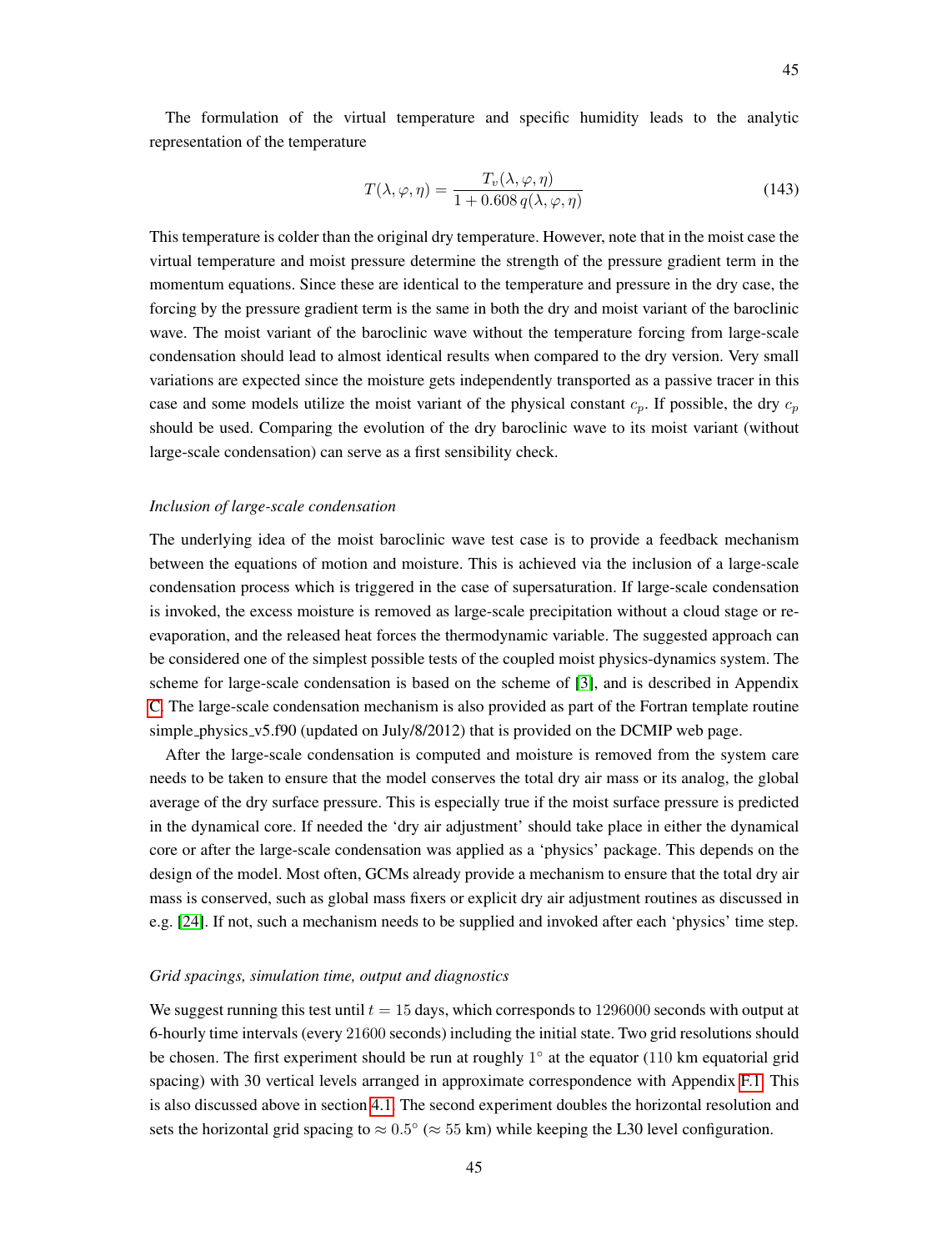The formulation of the virtual temperature and specific humidity leads to the analytic representation of the temperature

$$T(\lambda, \varphi, \eta) = \frac{T_v(\lambda, \varphi, \eta)}{1 + 0.608\, q(\lambda, \varphi, \eta)} \tag{143}$$

This temperature is colder than the original dry temperature. However, note that in the moist case the virtual temperature and moist pressure determine the strength of the pressure gradient term in the momentum equations. Since these are identical to the temperature and pressure in the dry case, the forcing by the pressure gradient term is the same in both the dry and moist variant of the baroclinic wave. The moist variant of the baroclinic wave without the temperature forcing from large-scale condensation should lead to almost identical results when compared to the dry version. Very small variations are expected since the moisture gets independently transported as a passive tracer in this case and some models utilize the moist variant of the physical constant $c_p$. If possible, the dry $c_p$ should be used. Comparing the evolution of the dry baroclinic wave to its moist variant (without large-scale condensation) can serve as a first sensibility check.

*Inclusion of large-scale condensation*

The underlying idea of the moist baroclinic wave test case is to provide a feedback mechanism between the equations of motion and moisture. This is achieved via the inclusion of a large-scale condensation process which is triggered in the case of supersaturation. If large-scale condensation is invoked, the excess moisture is removed as large-scale precipitation without a cloud stage or re-evaporation, and the released heat forces the thermodynamic variable. The suggested approach can be considered one of the simplest possible tests of the coupled moist physics-dynamics system. The scheme for large-scale condensation is based on the scheme of [3], and is described in Appendix C. The large-scale condensation mechanism is also provided as part of the Fortran template routine simple_physics_v5.f90 (updated on July/8/2012) that is provided on the DCMIP web page.

After the large-scale condensation is computed and moisture is removed from the system care needs to be taken to ensure that the model conserves the total dry air mass or its analog, the global average of the dry surface pressure. This is especially true if the moist surface pressure is predicted in the dynamical core. If needed the 'dry air adjustment' should take place in either the dynamical core or after the large-scale condensation was applied as a 'physics' package. This depends on the design of the model. Most often, GCMs already provide a mechanism to ensure that the total dry air mass is conserved, such as global mass fixers or explicit dry air adjustment routines as discussed in e.g. [24]. If not, such a mechanism needs to be supplied and invoked after each 'physics' time step.

*Grid spacings, simulation time, output and diagnostics*

We suggest running this test until $t = 15$ days, which corresponds to 1296000 seconds with output at 6-hourly time intervals (every 21600 seconds) including the initial state. Two grid resolutions should be chosen. The first experiment should be run at roughly $1^\circ$ at the equator (110 km equatorial grid spacing) with 30 vertical levels arranged in approximate correspondence with Appendix F.1. This is also discussed above in section 4.1. The second experiment doubles the horizontal resolution and sets the horizontal grid spacing to $\approx 0.5^\circ$ ($\approx 55$ km) while keeping the L30 level configuration.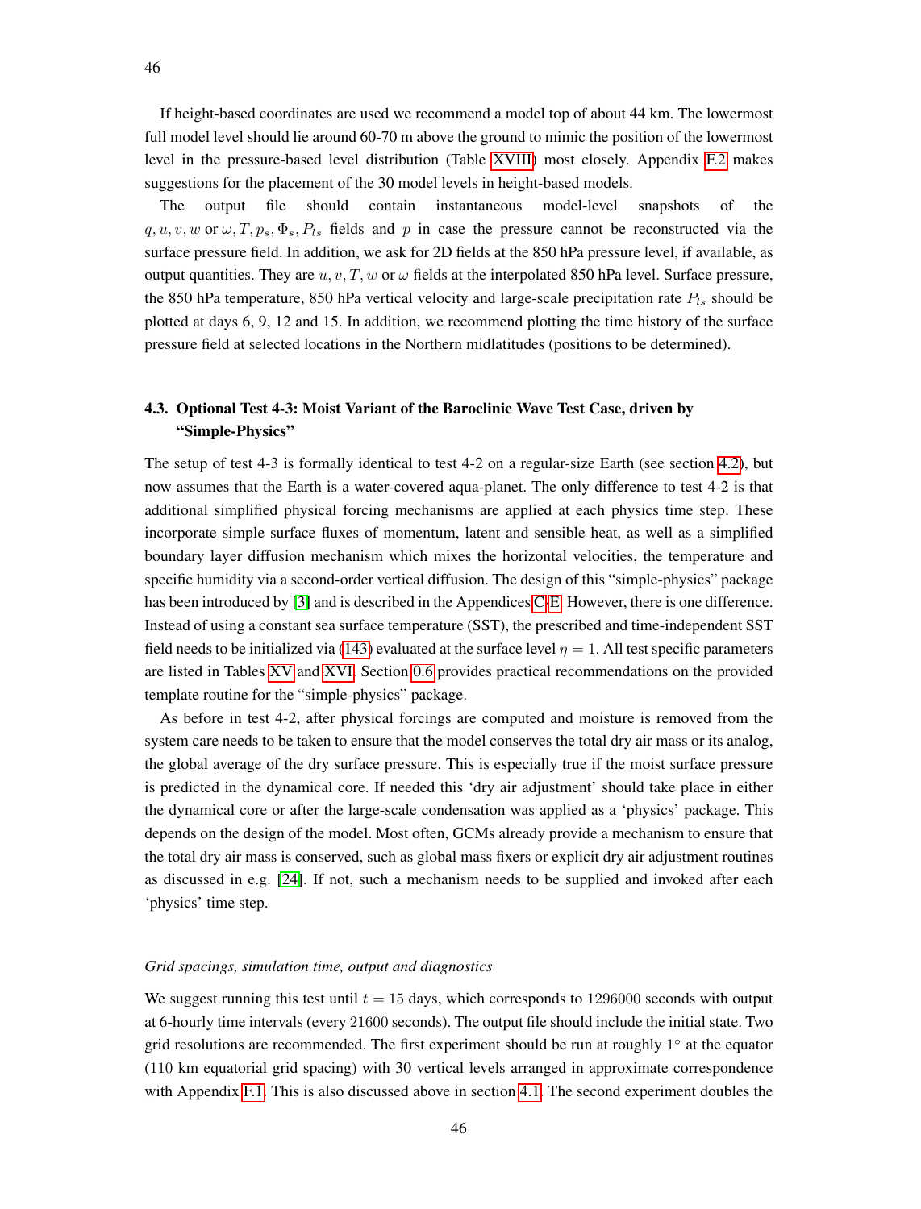If height-based coordinates are used we recommend a model top of about 44 km. The lowermost full model level should lie around 60-70 m above the ground to mimic the position of the lowermost level in the pressure-based level distribution (Table XVIII) most closely. Appendix F.2 makes suggestions for the placement of the 30 model levels in height-based models.

The output file should contain instantaneous model-level snapshots of the $q, u, v, w$ or $\omega, T, p_s, \Phi_s, P_{ls}$ fields and $p$ in case the pressure cannot be reconstructed via the surface pressure field. In addition, we ask for 2D fields at the 850 hPa pressure level, if available, as output quantities. They are $u, v, T, w$ or $\omega$ fields at the interpolated 850 hPa level. Surface pressure, the 850 hPa temperature, 850 hPa vertical velocity and large-scale precipitation rate $P_{ls}$ should be plotted at days 6, 9, 12 and 15. In addition, we recommend plotting the time history of the surface pressure field at selected locations in the Northern midlatitudes (positions to be determined).

### 4.3. Optional Test 4-3: Moist Variant of the Baroclinic Wave Test Case, driven by "Simple-Physics"

The setup of test 4-3 is formally identical to test 4-2 on a regular-size Earth (see section 4.2), but now assumes that the Earth is a water-covered aqua-planet. The only difference to test 4-2 is that additional simplified physical forcing mechanisms are applied at each physics time step. These incorporate simple surface fluxes of momentum, latent and sensible heat, as well as a simplified boundary layer diffusion mechanism which mixes the horizontal velocities, the temperature and specific humidity via a second-order vertical diffusion. The design of this "simple-physics" package has been introduced by [3] and is described in the Appendices C-E. However, there is one difference. Instead of using a constant sea surface temperature (SST), the prescribed and time-independent SST field needs to be initialized via (143) evaluated at the surface level $\eta = 1$. All test specific parameters are listed in Tables XV and XVI. Section 0.6 provides practical recommendations on the provided template routine for the "simple-physics" package.

As before in test 4-2, after physical forcings are computed and moisture is removed from the system care needs to be taken to ensure that the model conserves the total dry air mass or its analog, the global average of the dry surface pressure. This is especially true if the moist surface pressure is predicted in the dynamical core. If needed this 'dry air adjustment' should take place in either the dynamical core or after the large-scale condensation was applied as a 'physics' package. This depends on the design of the model. Most often, GCMs already provide a mechanism to ensure that the total dry air mass is conserved, such as global mass fixers or explicit dry air adjustment routines as discussed in e.g. [24]. If not, such a mechanism needs to be supplied and invoked after each 'physics' time step.

*Grid spacings, simulation time, output and diagnostics*

We suggest running this test until $t = 15$ days, which corresponds to $1296000$ seconds with output at 6-hourly time intervals (every $21600$ seconds). The output file should include the initial state. Two grid resolutions are recommended. The first experiment should be run at roughly $1^\circ$ at the equator (110 km equatorial grid spacing) with 30 vertical levels arranged in approximate correspondence with Appendix F.1. This is also discussed above in section 4.1. The second experiment doubles the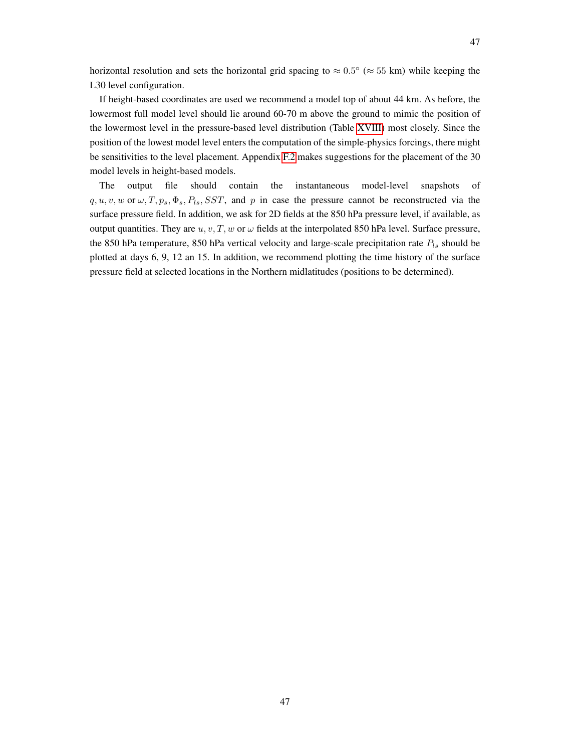horizontal resolution and sets the horizontal grid spacing to $\approx 0.5°$ ($\approx 55$ km) while keeping the L30 level configuration.

If height-based coordinates are used we recommend a model top of about 44 km. As before, the lowermost full model level should lie around 60-70 m above the ground to mimic the position of the lowermost level in the pressure-based level distribution (Table XVIII) most closely. Since the position of the lowest model level enters the computation of the simple-physics forcings, there might be sensitivities to the level placement. Appendix F.2 makes suggestions for the placement of the 30 model levels in height-based models.

The output file should contain the instantaneous model-level snapshots of $q, u, v, w$ or $\omega, T, p_s, \Phi_s, P_{ls}, SST$, and $p$ in case the pressure cannot be reconstructed via the surface pressure field. In addition, we ask for 2D fields at the 850 hPa pressure level, if available, as output quantities. They are $u, v, T, w$ or $\omega$ fields at the interpolated 850 hPa level. Surface pressure, the 850 hPa temperature, 850 hPa vertical velocity and large-scale precipitation rate $P_{ls}$ should be plotted at days 6, 9, 12 an 15. In addition, we recommend plotting the time history of the surface pressure field at selected locations in the Northern midlatitudes (positions to be determined).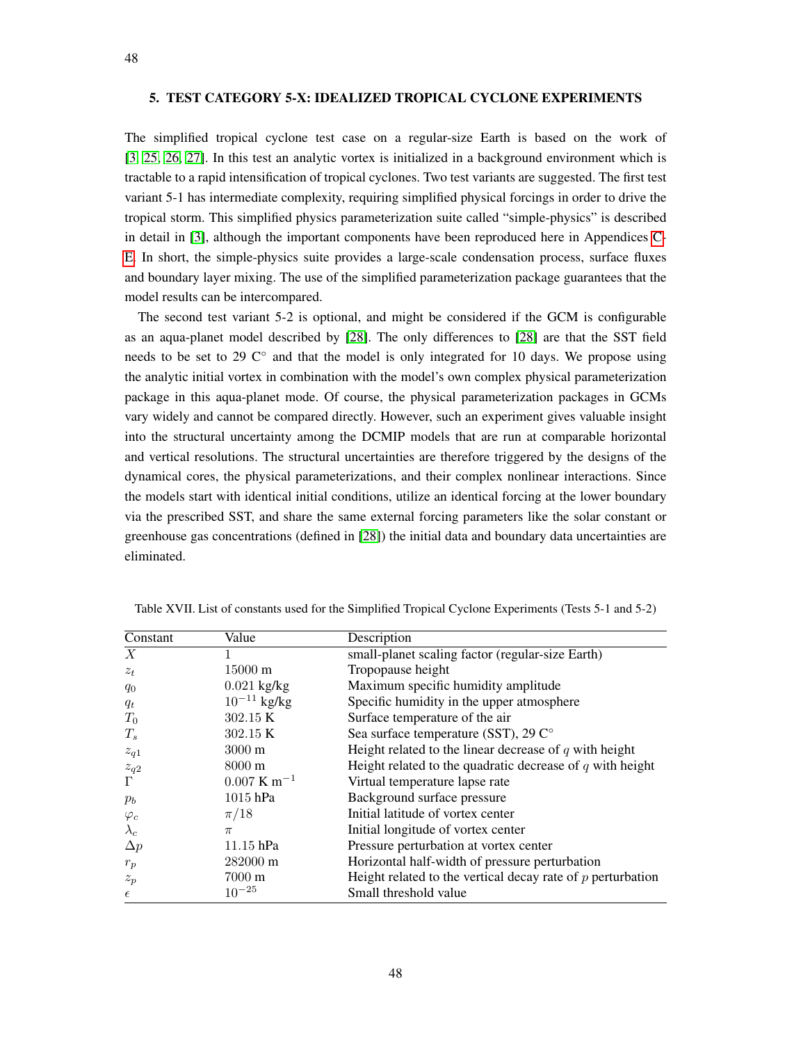## 5. TEST CATEGORY 5-X: IDEALIZED TROPICAL CYCLONE EXPERIMENTS

The simplified tropical cyclone test case on a regular-size Earth is based on the work of [3, 25, 26, 27]. In this test an analytic vortex is initialized in a background environment which is tractable to a rapid intensification of tropical cyclones. Two test variants are suggested. The first test variant 5-1 has intermediate complexity, requiring simplified physical forcings in order to drive the tropical storm. This simplified physics parameterization suite called "simple-physics" is described in detail in [3], although the important components have been reproduced here in Appendices C-E. In short, the simple-physics suite provides a large-scale condensation process, surface fluxes and boundary layer mixing. The use of the simplified parameterization package guarantees that the model results can be intercompared.

The second test variant 5-2 is optional, and might be considered if the GCM is configurable as an aqua-planet model described by [28]. The only differences to [28] are that the SST field needs to be set to 29 C° and that the model is only integrated for 10 days. We propose using the analytic initial vortex in combination with the model's own complex physical parameterization package in this aqua-planet mode. Of course, the physical parameterization packages in GCMs vary widely and cannot be compared directly. However, such an experiment gives valuable insight into the structural uncertainty among the DCMIP models that are run at comparable horizontal and vertical resolutions. The structural uncertainties are therefore triggered by the designs of the dynamical cores, the physical parameterizations, and their complex nonlinear interactions. Since the models start with identical initial conditions, utilize an identical forcing at the lower boundary via the prescribed SST, and share the same external forcing parameters like the solar constant or greenhouse gas concentrations (defined in [28]) the initial data and boundary data uncertainties are eliminated.

Table XVII. List of constants used for the Simplified Tropical Cyclone Experiments (Tests 5-1 and 5-2)

| Constant | Value | Description |
|---|---|---|
| $X$ | 1 | small-planet scaling factor (regular-size Earth) |
| $z_t$ | 15000 m | Tropopause height |
| $q_0$ | 0.021 kg/kg | Maximum specific humidity amplitude |
| $q_t$ | $10^{-11}$ kg/kg | Specific humidity in the upper atmosphere |
| $T_0$ | 302.15 K | Surface temperature of the air |
| $T_s$ | 302.15 K | Sea surface temperature (SST), 29 C° |
| $z_{q1}$ | 3000 m | Height related to the linear decrease of $q$ with height |
| $z_{q2}$ | 8000 m | Height related to the quadratic decrease of $q$ with height |
| $\Gamma$ | 0.007 K m$^{-1}$ | Virtual temperature lapse rate |
| $p_b$ | 1015 hPa | Background surface pressure |
| $\varphi_c$ | $\pi/18$ | Initial latitude of vortex center |
| $\lambda_c$ | $\pi$ | Initial longitude of vortex center |
| $\Delta p$ | 11.15 hPa | Pressure perturbation at vortex center |
| $r_p$ | 282000 m | Horizontal half-width of pressure perturbation |
| $z_p$ | 7000 m | Height related to the vertical decay rate of $p$ perturbation |
| $\epsilon$ | $10^{-25}$ | Small threshold value |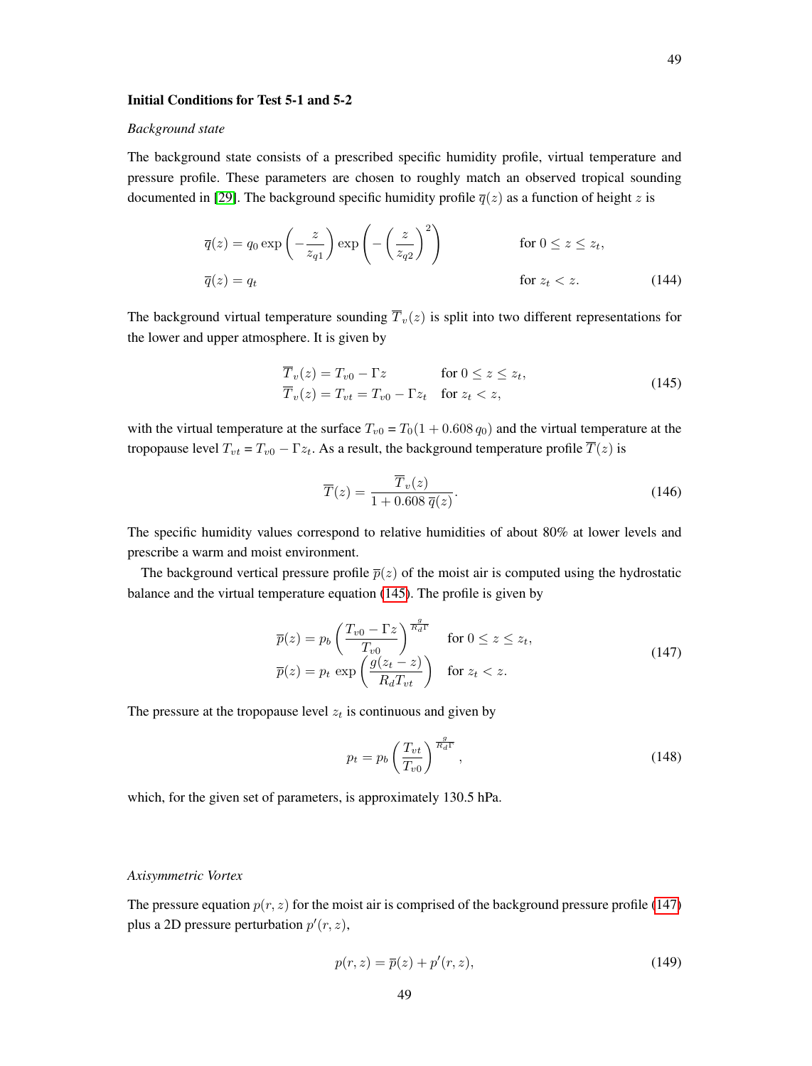**Initial Conditions for Test 5-1 and 5-2**

*Background state*

The background state consists of a prescribed specific humidity profile, virtual temperature and pressure profile. These parameters are chosen to roughly match an observed tropical sounding documented in [29]. The background specific humidity profile $\overline{q}(z)$ as a function of height $z$ is

$$
\begin{aligned}
\overline{q}(z) &= q_0 \exp\left(-\frac{z}{z_{q1}}\right) \exp\left(-\left(\frac{z}{z_{q2}}\right)^2\right) && \text{for } 0 \le z \le z_t, \\
\overline{q}(z) &= q_t && \text{for } z_t < z.
\end{aligned}
\tag{144}
$$

The background virtual temperature sounding $\overline{T}_v(z)$ is split into two different representations for the lower and upper atmosphere. It is given by

$$
\begin{aligned}
\overline{T}_v(z) &= T_{v0} - \Gamma z && \text{for } 0 \le z \le z_t, \\
\overline{T}_v(z) &= T_{vt} = T_{v0} - \Gamma z_t && \text{for } z_t < z,
\end{aligned}
\tag{145}
$$

with the virtual temperature at the surface $T_{v0} = T_0(1 + 0.608\, q_0)$ and the virtual temperature at the tropopause level $T_{vt} = T_{v0} - \Gamma z_t$. As a result, the background temperature profile $\overline{T}(z)$ is

$$
\overline{T}(z) = \frac{\overline{T}_v(z)}{1 + 0.608\, \overline{q}(z)}. \tag{146}
$$

The specific humidity values correspond to relative humidities of about 80% at lower levels and prescribe a warm and moist environment.

The background vertical pressure profile $\overline{p}(z)$ of the moist air is computed using the hydrostatic balance and the virtual temperature equation (145). The profile is given by

$$
\begin{aligned}
\overline{p}(z) &= p_b \left(\frac{T_{v0} - \Gamma z}{T_{v0}}\right)^{\frac{g}{R_d \Gamma}} && \text{for } 0 \le z \le z_t, \\
\overline{p}(z) &= p_t \exp\left(\frac{g(z_t - z)}{R_d T_{vt}}\right) && \text{for } z_t < z.
\end{aligned}
\tag{147}
$$

The pressure at the tropopause level $z_t$ is continuous and given by

$$
p_t = p_b \left(\frac{T_{vt}}{T_{v0}}\right)^{\frac{g}{R_d \Gamma}}, \tag{148}
$$

which, for the given set of parameters, is approximately 130.5 hPa.

*Axisymmetric Vortex*

The pressure equation $p(r, z)$ for the moist air is comprised of the background pressure profile (147) plus a 2D pressure perturbation $p'(r, z)$,

$$
p(r, z) = \overline{p}(z) + p'(r, z), \tag{149}
$$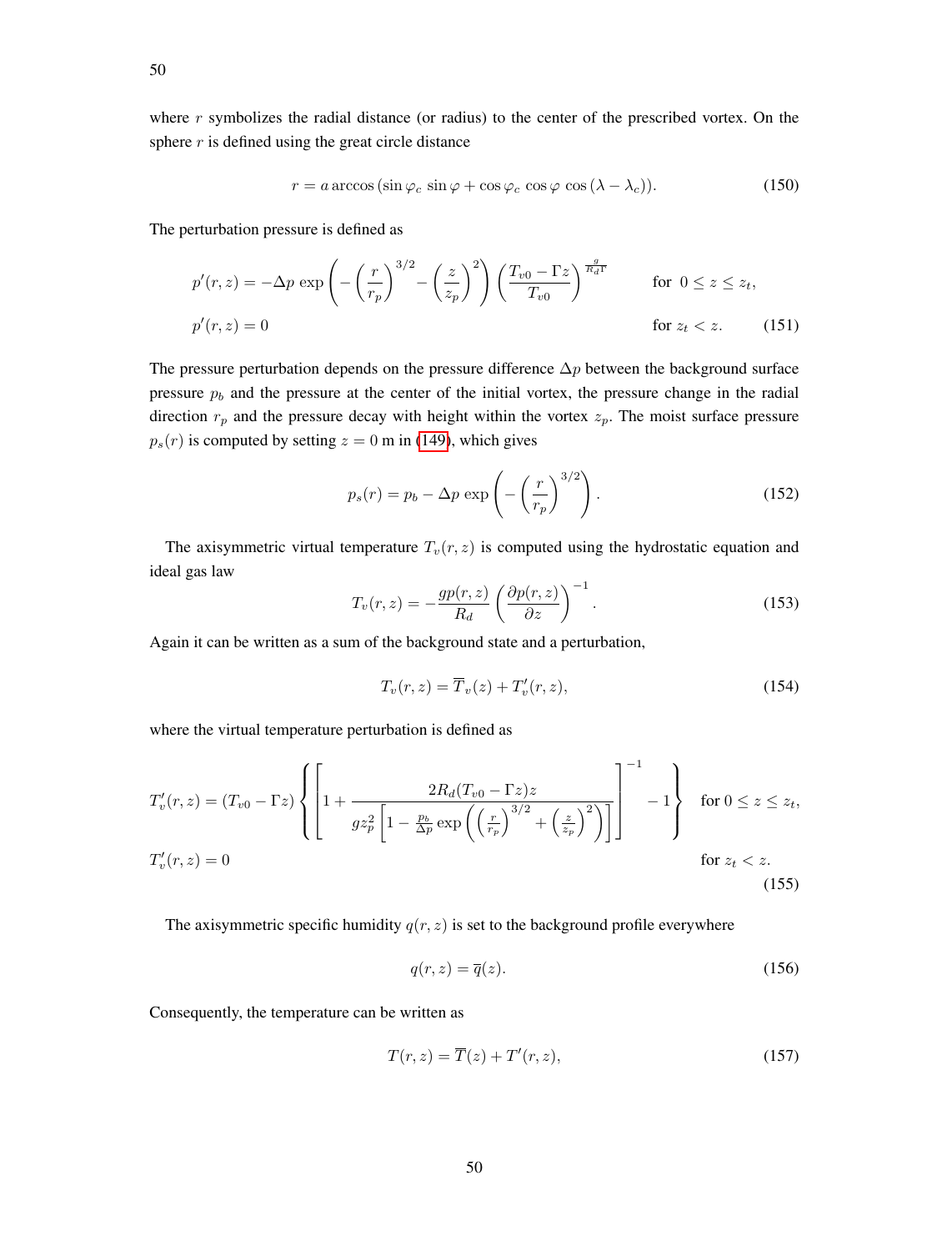where $r$ symbolizes the radial distance (or radius) to the center of the prescribed vortex. On the sphere $r$ is defined using the great circle distance

$$r = a \arccos\left(\sin\varphi_c \, \sin\varphi + \cos\varphi_c \, \cos\varphi \, \cos\left(\lambda - \lambda_c\right)\right). \tag{150}$$

The perturbation pressure is defined as

$$\begin{aligned}
p'(r,z) &= -\Delta p \, \exp\left(-\left(\frac{r}{r_p}\right)^{3/2} - \left(\frac{z}{z_p}\right)^2\right)\left(\frac{T_{v0} - \Gamma z}{T_{v0}}\right)^{\frac{g}{R_d \Gamma}} && \text{for } 0 \leq z \leq z_t, \\
p'(r,z) &= 0 && \text{for } z_t < z.
\end{aligned} \tag{151}$$

The pressure perturbation depends on the pressure difference $\Delta p$ between the background surface pressure $p_b$ and the pressure at the center of the initial vortex, the pressure change in the radial direction $r_p$ and the pressure decay with height within the vortex $z_p$. The moist surface pressure $p_s(r)$ is computed by setting $z = 0$ m in (149), which gives

$$p_s(r) = p_b - \Delta p \, \exp\left(-\left(\frac{r}{r_p}\right)^{3/2}\right). \tag{152}$$

The axisymmetric virtual temperature $T_v(r,z)$ is computed using the hydrostatic equation and ideal gas law

$$T_v(r,z) = -\frac{g p(r,z)}{R_d}\left(\frac{\partial p(r,z)}{\partial z}\right)^{-1}. \tag{153}$$

Again it can be written as a sum of the background state and a perturbation,

$$T_v(r,z) = \overline{T}_v(z) + T_v'(r,z), \tag{154}$$

where the virtual temperature perturbation is defined as

$$\begin{aligned}
T_v'(r,z) &= (T_{v0} - \Gamma z)\left\{\left[1 + \frac{2 R_d (T_{v0} - \Gamma z) z}{g z_p^2 \left[1 - \frac{p_b}{\Delta p}\exp\left(\left(\frac{r}{r_p}\right)^{3/2} + \left(\frac{z}{z_p}\right)^2\right)\right]}\right]^{-1} - 1\right\} && \text{for } 0 \leq z \leq z_t, \\
T_v'(r,z) &= 0 && \text{for } z_t < z.
\end{aligned} \tag{155}$$

The axisymmetric specific humidity $q(r,z)$ is set to the background profile everywhere

$$q(r,z) = \overline{q}(z). \tag{156}$$

Consequently, the temperature can be written as

$$T(r,z) = \overline{T}(z) + T'(r,z), \tag{157}$$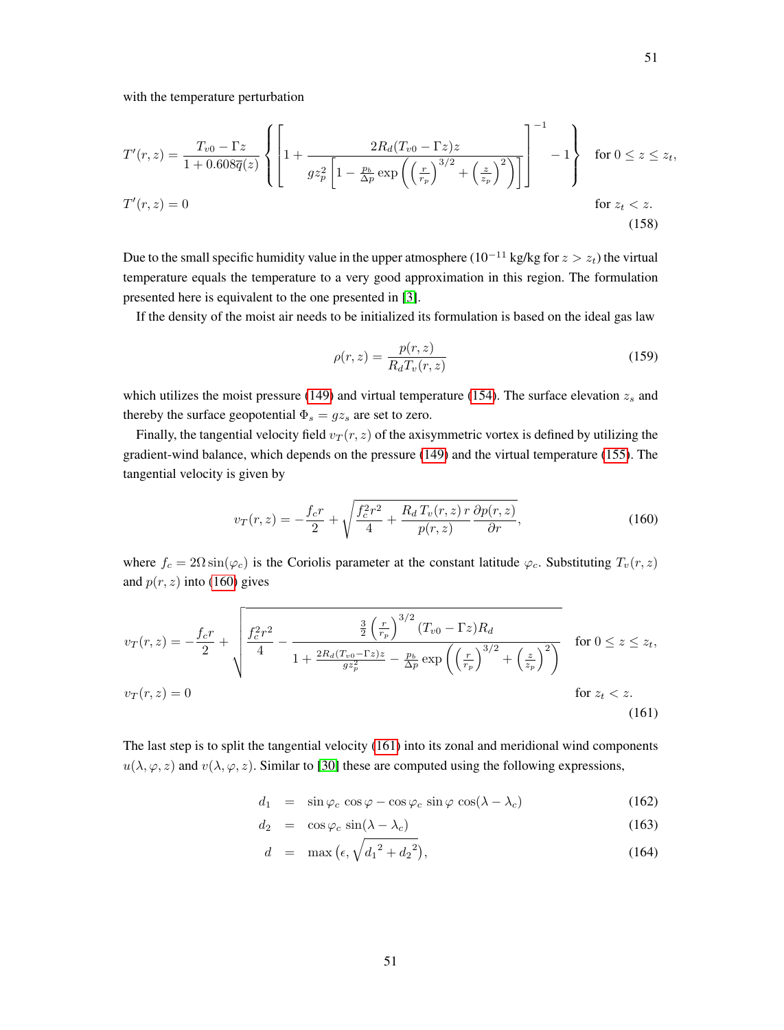with the temperature perturbation

$$
T'(r,z) = \frac{T_{v0} - \Gamma z}{1 + 0.608\overline{q}(z)} \left\{ \left[ 1 + \frac{2R_d(T_{v0} - \Gamma z)z}{g z_p^2 \left[ 1 - \frac{p_b}{\Delta p} \exp\left( \left(\frac{r}{r_p}\right)^{3/2} + \left(\frac{z}{z_p}\right)^2 \right) \right]} \right]^{-1} - 1 \right\} \quad \text{for } 0 \le z \le z_t,
$$

$$
T'(r,z) = 0 \qquad \text{for } z_t < z. \tag{158}
$$

Due to the small specific humidity value in the upper atmosphere ($10^{-11}$ kg/kg for $z > z_t$) the virtual temperature equals the temperature to a very good approximation in this region. The formulation presented here is equivalent to the one presented in [3].

If the density of the moist air needs to be initialized its formulation is based on the ideal gas law

$$
\rho(r,z) = \frac{p(r,z)}{R_d T_v(r,z)} \tag{159}
$$

which utilizes the moist pressure (149) and virtual temperature (154). The surface elevation $z_s$ and thereby the surface geopotential $\Phi_s = g z_s$ are set to zero.

Finally, the tangential velocity field $v_T(r,z)$ of the axisymmetric vortex is defined by utilizing the gradient-wind balance, which depends on the pressure (149) and the virtual temperature (155). The tangential velocity is given by

$$
v_T(r,z) = -\frac{f_c r}{2} + \sqrt{\frac{f_c^2 r^2}{4} + \frac{R_d\, T_v(r,z)\, r}{p(r,z)} \frac{\partial p(r,z)}{\partial r}}, \tag{160}
$$

where $f_c = 2\Omega \sin(\varphi_c)$ is the Coriolis parameter at the constant latitude $\varphi_c$. Substituting $T_v(r,z)$ and $p(r,z)$ into (160) gives

$$
v_T(r,z) = -\frac{f_c r}{2} + \sqrt{\frac{f_c^2 r^2}{4} - \frac{\frac{3}{2}\left(\frac{r}{r_p}\right)^{3/2} (T_{v0} - \Gamma z) R_d}{1 + \frac{2R_d(T_{v0} - \Gamma z)z}{g z_p^2} - \frac{p_b}{\Delta p} \exp\left( \left(\frac{r}{r_p}\right)^{3/2} + \left(\frac{z}{z_p}\right)^2 \right)}} \quad \text{for } 0 \le z \le z_t,
$$

$$
v_T(r,z) = 0 \qquad \text{for } z_t < z. \tag{161}
$$

The last step is to split the tangential velocity (161) into its zonal and meridional wind components $u(\lambda,\varphi,z)$ and $v(\lambda,\varphi,z)$. Similar to [30] these are computed using the following expressions,

$$
\begin{aligned}
d_1 &= \sin\varphi_c \cos\varphi - \cos\varphi_c \sin\varphi \cos(\lambda - \lambda_c) & (162)\\
d_2 &= \cos\varphi_c \sin(\lambda - \lambda_c) & (163)\\
d &= \max\left(\epsilon, \sqrt{{d_1}^2 + {d_2}^2}\right), & (164)
\end{aligned}
$$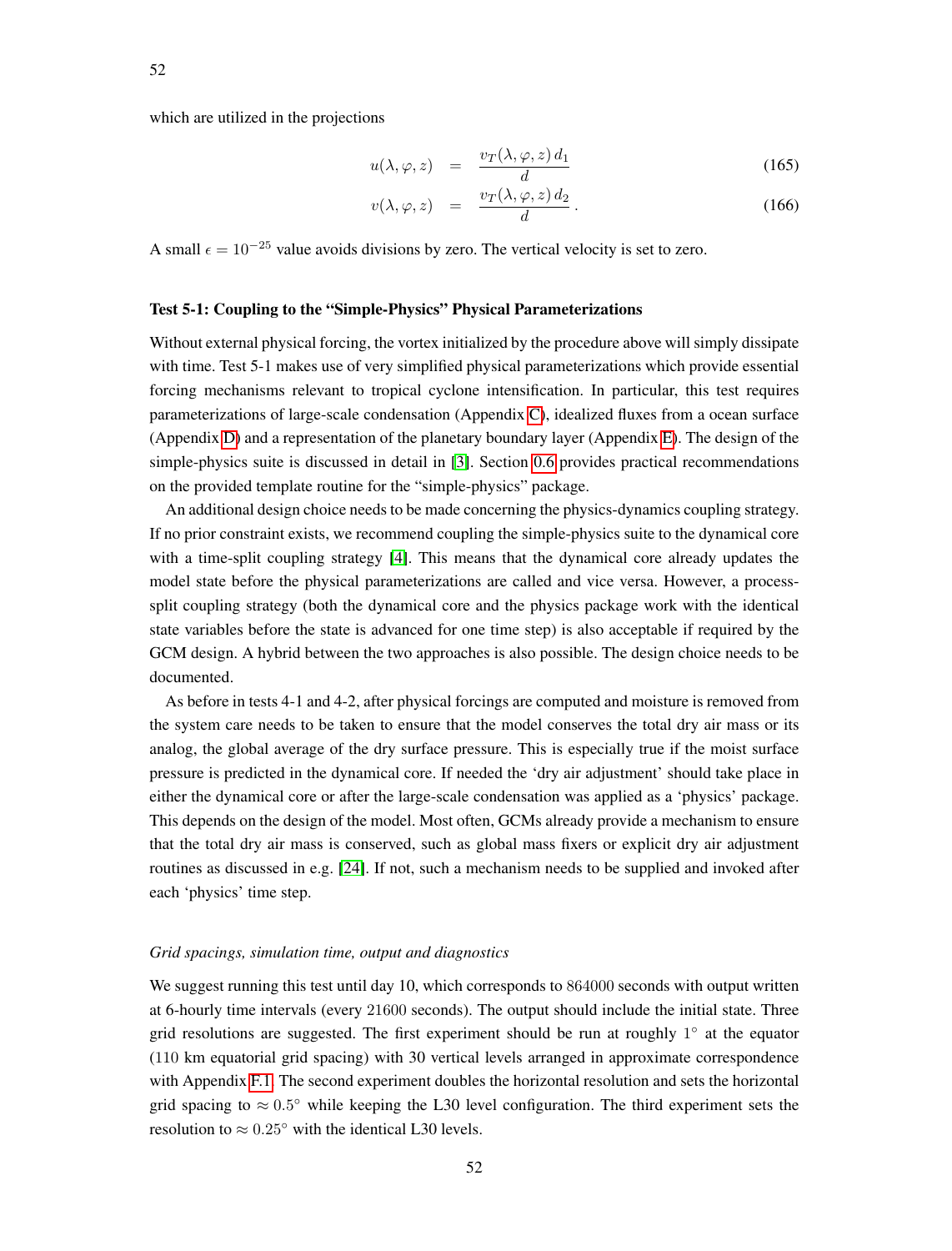which are utilized in the projections

$$u(\lambda, \varphi, z) = \frac{v_T(\lambda, \varphi, z)\, d_1}{d} \tag{165}$$

$$v(\lambda, \varphi, z) = \frac{v_T(\lambda, \varphi, z)\, d_2}{d}. \tag{166}$$

A small $\epsilon = 10^{-25}$ value avoids divisions by zero. The vertical velocity is set to zero.

#### Test 5-1: Coupling to the "Simple-Physics" Physical Parameterizations

Without external physical forcing, the vortex initialized by the procedure above will simply dissipate with time. Test 5-1 makes use of very simplified physical parameterizations which provide essential forcing mechanisms relevant to tropical cyclone intensification. In particular, this test requires parameterizations of large-scale condensation (Appendix C), idealized fluxes from a ocean surface (Appendix D) and a representation of the planetary boundary layer (Appendix E). The design of the simple-physics suite is discussed in detail in [3]. Section 0.6 provides practical recommendations on the provided template routine for the "simple-physics" package.

An additional design choice needs to be made concerning the physics-dynamics coupling strategy. If no prior constraint exists, we recommend coupling the simple-physics suite to the dynamical core with a time-split coupling strategy [4]. This means that the dynamical core already updates the model state before the physical parameterizations are called and vice versa. However, a process-split coupling strategy (both the dynamical core and the physics package work with the identical state variables before the state is advanced for one time step) is also acceptable if required by the GCM design. A hybrid between the two approaches is also possible. The design choice needs to be documented.

As before in tests 4-1 and 4-2, after physical forcings are computed and moisture is removed from the system care needs to be taken to ensure that the model conserves the total dry air mass or its analog, the global average of the dry surface pressure. This is especially true if the moist surface pressure is predicted in the dynamical core. If needed the 'dry air adjustment' should take place in either the dynamical core or after the large-scale condensation was applied as a 'physics' package. This depends on the design of the model. Most often, GCMs already provide a mechanism to ensure that the total dry air mass is conserved, such as global mass fixers or explicit dry air adjustment routines as discussed in e.g. [24]. If not, such a mechanism needs to be supplied and invoked after each 'physics' time step.

*Grid spacings, simulation time, output and diagnostics*

We suggest running this test until day 10, which corresponds to 864000 seconds with output written at 6-hourly time intervals (every 21600 seconds). The output should include the initial state. Three grid resolutions are suggested. The first experiment should be run at roughly $1^\circ$ at the equator (110 km equatorial grid spacing) with 30 vertical levels arranged in approximate correspondence with Appendix F.1. The second experiment doubles the horizontal resolution and sets the horizontal grid spacing to $\approx 0.5^\circ$ while keeping the L30 level configuration. The third experiment sets the resolution to $\approx 0.25^\circ$ with the identical L30 levels.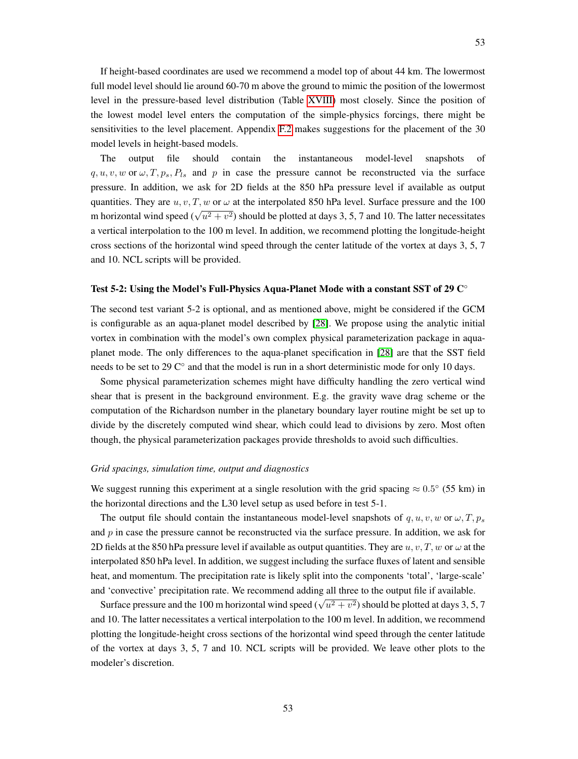If height-based coordinates are used we recommend a model top of about 44 km. The lowermost full model level should lie around 60-70 m above the ground to mimic the position of the lowermost level in the pressure-based level distribution (Table XVIII) most closely. Since the position of the lowest model level enters the computation of the simple-physics forcings, there might be sensitivities to the level placement. Appendix F.2 makes suggestions for the placement of the 30 model levels in height-based models.

The output file should contain the instantaneous model-level snapshots of $q, u, v, w$ or $\omega, T, p_s, P_{ls}$ and $p$ in case the pressure cannot be reconstructed via the surface pressure. In addition, we ask for 2D fields at the 850 hPa pressure level if available as output quantities. They are $u, v, T, w$ or $\omega$ at the interpolated 850 hPa level. Surface pressure and the 100 m horizontal wind speed ($\sqrt{u^2 + v^2}$) should be plotted at days 3, 5, 7 and 10. The latter necessitates a vertical interpolation to the 100 m level. In addition, we recommend plotting the longitude-height cross sections of the horizontal wind speed through the center latitude of the vortex at days 3, 5, 7 and 10. NCL scripts will be provided.

### Test 5-2: Using the Model's Full-Physics Aqua-Planet Mode with a constant SST of 29 C°

The second test variant 5-2 is optional, and as mentioned above, might be considered if the GCM is configurable as an aqua-planet model described by [28]. We propose using the analytic initial vortex in combination with the model's own complex physical parameterization package in aqua-planet mode. The only differences to the aqua-planet specification in [28] are that the SST field needs to be set to 29 C° and that the model is run in a short deterministic mode for only 10 days.

Some physical parameterization schemes might have difficulty handling the zero vertical wind shear that is present in the background environment. E.g. the gravity wave drag scheme or the computation of the Richardson number in the planetary boundary layer routine might be set up to divide by the discretely computed wind shear, which could lead to divisions by zero. Most often though, the physical parameterization packages provide thresholds to avoid such difficulties.

*Grid spacings, simulation time, output and diagnostics*

We suggest running this experiment at a single resolution with the grid spacing $\approx 0.5^\circ$ (55 km) in the horizontal directions and the L30 level setup as used before in test 5-1.

The output file should contain the instantaneous model-level snapshots of $q, u, v, w$ or $\omega, T, p_s$ and $p$ in case the pressure cannot be reconstructed via the surface pressure. In addition, we ask for 2D fields at the 850 hPa pressure level if available as output quantities. They are $u, v, T, w$ or $\omega$ at the interpolated 850 hPa level. In addition, we suggest including the surface fluxes of latent and sensible heat, and momentum. The precipitation rate is likely split into the components 'total', 'large-scale' and 'convective' precipitation rate. We recommend adding all three to the output file if available.

Surface pressure and the 100 m horizontal wind speed ($\sqrt{u^2 + v^2}$) should be plotted at days 3, 5, 7 and 10. The latter necessitates a vertical interpolation to the 100 m level. In addition, we recommend plotting the longitude-height cross sections of the horizontal wind speed through the center latitude of the vortex at days 3, 5, 7 and 10. NCL scripts will be provided. We leave other plots to the modeler's discretion.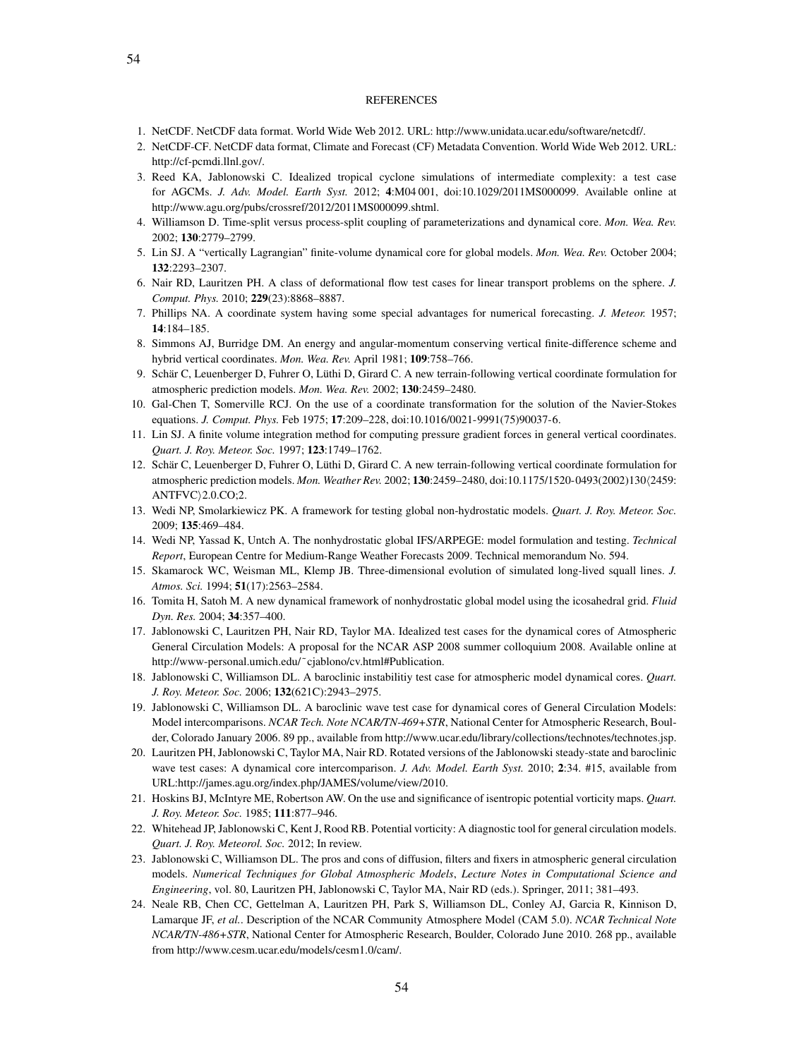## REFERENCES

1. NetCDF. NetCDF data format. World Wide Web 2012. URL: http://www.unidata.ucar.edu/software/netcdf/.
2. NetCDF-CF. NetCDF data format, Climate and Forecast (CF) Metadata Convention. World Wide Web 2012. URL: http://cf-pcmdi.llnl.gov/.
3. Reed KA, Jablonowski C. Idealized tropical cyclone simulations of intermediate complexity: a test case for AGCMs. *J. Adv. Model. Earth Syst.* 2012; **4**:M04 001, doi:10.1029/2011MS000099. Available online at http://www.agu.org/pubs/crossref/2012/2011MS000099.shtml.
4. Williamson D. Time-split versus process-split coupling of parameterizations and dynamical core. *Mon. Wea. Rev.* 2002; **130**:2779–2799.
5. Lin SJ. A "vertically Lagrangian" finite-volume dynamical core for global models. *Mon. Wea. Rev.* October 2004; **132**:2293–2307.
6. Nair RD, Lauritzen PH. A class of deformational flow test cases for linear transport problems on the sphere. *J. Comput. Phys.* 2010; **229**(23):8868–8887.
7. Phillips NA. A coordinate system having some special advantages for numerical forecasting. *J. Meteor.* 1957; **14**:184–185.
8. Simmons AJ, Burridge DM. An energy and angular-momentum conserving vertical finite-difference scheme and hybrid vertical coordinates. *Mon. Wea. Rev.* April 1981; **109**:758–766.
9. Schär C, Leuenberger D, Fuhrer O, Lüthi D, Girard C. A new terrain-following vertical coordinate formulation for atmospheric prediction models. *Mon. Wea. Rev.* 2002; **130**:2459–2480.
10. Gal-Chen T, Somerville RCJ. On the use of a coordinate transformation for the solution of the Navier-Stokes equations. *J. Comput. Phys.* Feb 1975; **17**:209–228, doi:10.1016/0021-9991(75)90037-6.
11. Lin SJ. A finite volume integration method for computing pressure gradient forces in general vertical coordinates. *Quart. J. Roy. Meteor. Soc.* 1997; **123**:1749–1762.
12. Schär C, Leuenberger D, Fuhrer O, Lüthi D, Girard C. A new terrain-following vertical coordinate formulation for atmospheric prediction models. *Mon. Weather Rev.* 2002; **130**:2459–2480, doi:10.1175/1520-0493(2002)130⟨2459:ANTFVC⟩2.0.CO;2.
13. Wedi NP, Smolarkiewicz PK. A framework for testing global non-hydrostatic models. *Quart. J. Roy. Meteor. Soc.* 2009; **135**:469–484.
14. Wedi NP, Yassad K, Untch A. The nonhydrostatic global IFS/ARPEGE: model formulation and testing. *Technical Report*, European Centre for Medium-Range Weather Forecasts 2009. Technical memorandum No. 594.
15. Skamarock WC, Weisman ML, Klemp JB. Three-dimensional evolution of simulated long-lived squall lines. *J. Atmos. Sci.* 1994; **51**(17):2563–2584.
16. Tomita H, Satoh M. A new dynamical framework of nonhydrostatic global model using the icosahedral grid. *Fluid Dyn. Res.* 2004; **34**:357–400.
17. Jablonowski C, Lauritzen PH, Nair RD, Taylor MA. Idealized test cases for the dynamical cores of Atmospheric General Circulation Models: A proposal for the NCAR ASP 2008 summer colloquium 2008. Available online at http://www-personal.umich.edu/~cjablono/cv.html#Publication.
18. Jablonowski C, Williamson DL. A baroclinic instabilitiy test case for atmospheric model dynamical cores. *Quart. J. Roy. Meteor. Soc.* 2006; **132**(621C):2943–2975.
19. Jablonowski C, Williamson DL. A baroclinic wave test case for dynamical cores of General Circulation Models: Model intercomparisons. *NCAR Tech. Note NCAR/TN-469+STR*, National Center for Atmospheric Research, Boulder, Colorado January 2006. 89 pp., available from http://www.ucar.edu/library/collections/technotes/technotes.jsp.
20. Lauritzen PH, Jablonowski C, Taylor MA, Nair RD. Rotated versions of the Jablonowski steady-state and baroclinic wave test cases: A dynamical core intercomparison. *J. Adv. Model. Earth Syst.* 2010; **2**:34. #15, available from URL:http://james.agu.org/index.php/JAMES/volume/view/2010.
21. Hoskins BJ, McIntyre ME, Robertson AW. On the use and significance of isentropic potential vorticity maps. *Quart. J. Roy. Meteor. Soc.* 1985; **111**:877–946.
22. Whitehead JP, Jablonowski C, Kent J, Rood RB. Potential vorticity: A diagnostic tool for general circulation models. *Quart. J. Roy. Meteorol. Soc.* 2012; In review.
23. Jablonowski C, Williamson DL. The pros and cons of diffusion, filters and fixers in atmospheric general circulation models. *Numerical Techniques for Global Atmospheric Models*, *Lecture Notes in Computational Science and Engineering*, vol. 80, Lauritzen PH, Jablonowski C, Taylor MA, Nair RD (eds.). Springer, 2011; 381–493.
24. Neale RB, Chen CC, Gettelman A, Lauritzen PH, Park S, Williamson DL, Conley AJ, Garcia R, Kinnison D, Lamarque JF, *et al.*. Description of the NCAR Community Atmosphere Model (CAM 5.0). *NCAR Technical Note NCAR/TN-486+STR*, National Center for Atmospheric Research, Boulder, Colorado June 2010. 268 pp., available from http://www.cesm.ucar.edu/models/cesm1.0/cam/.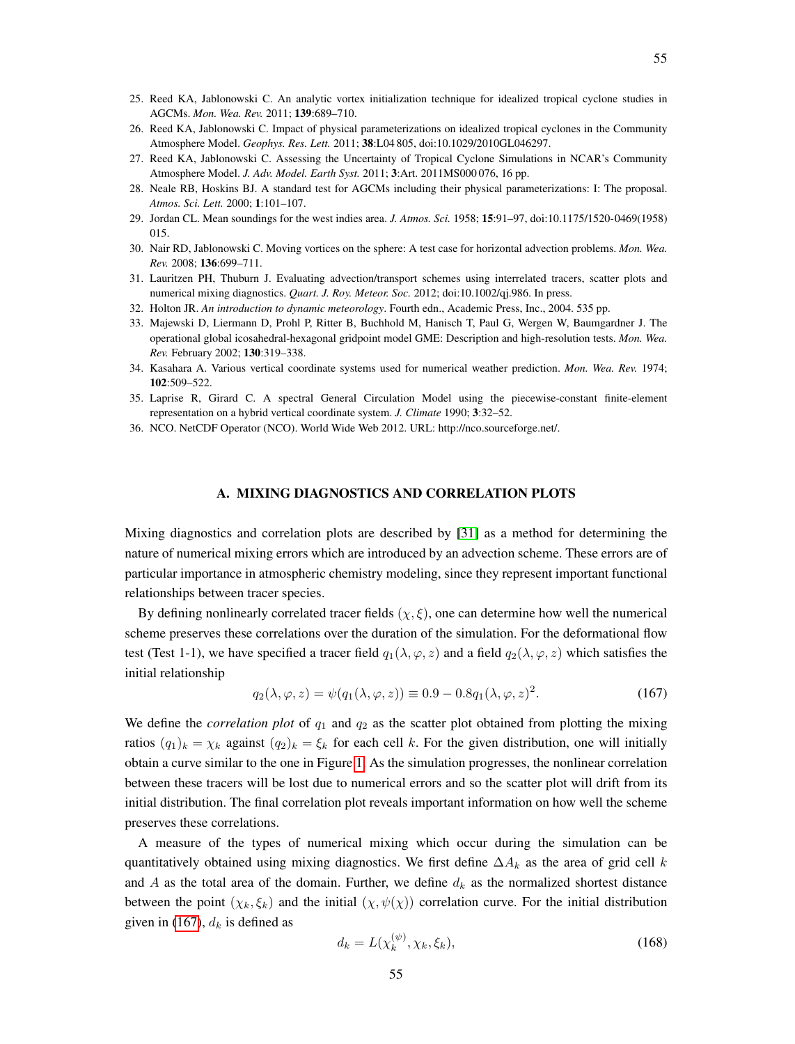25. Reed KA, Jablonowski C. An analytic vortex initialization technique for idealized tropical cyclone studies in AGCMs. *Mon. Wea. Rev.* 2011; **139**:689–710.
26. Reed KA, Jablonowski C. Impact of physical parameterizations on idealized tropical cyclones in the Community Atmosphere Model. *Geophys. Res. Lett.* 2011; **38**:L04 805, doi:10.1029/2010GL046297.
27. Reed KA, Jablonowski C. Assessing the Uncertainty of Tropical Cyclone Simulations in NCAR's Community Atmosphere Model. *J. Adv. Model. Earth Syst.* 2011; **3**:Art. 2011MS000 076, 16 pp.
28. Neale RB, Hoskins BJ. A standard test for AGCMs including their physical parameterizations: I: The proposal. *Atmos. Sci. Lett.* 2000; **1**:101–107.
29. Jordan CL. Mean soundings for the west indies area. *J. Atmos. Sci.* 1958; **15**:91–97, doi:10.1175/1520-0469(1958)015.
30. Nair RD, Jablonowski C. Moving vortices on the sphere: A test case for horizontal advection problems. *Mon. Wea. Rev.* 2008; **136**:699–711.
31. Lauritzen PH, Thuburn J. Evaluating advection/transport schemes using interrelated tracers, scatter plots and numerical mixing diagnostics. *Quart. J. Roy. Meteor. Soc.* 2012; doi:10.1002/qj.986. In press.
32. Holton JR. *An introduction to dynamic meteorology*. Fourth edn., Academic Press, Inc., 2004. 535 pp.
33. Majewski D, Liermann D, Prohl P, Ritter B, Buchhold M, Hanisch T, Paul G, Wergen W, Baumgardner J. The operational global icosahedral-hexagonal gridpoint model GME: Description and high-resolution tests. *Mon. Wea. Rev.* February 2002; **130**:319–338.
34. Kasahara A. Various vertical coordinate systems used for numerical weather prediction. *Mon. Wea. Rev.* 1974; **102**:509–522.
35. Laprise R, Girard C. A spectral General Circulation Model using the piecewise-constant finite-element representation on a hybrid vertical coordinate system. *J. Climate* 1990; **3**:32–52.
36. NCO. NetCDF Operator (NCO). World Wide Web 2012. URL: http://nco.sourceforge.net/.

## A. MIXING DIAGNOSTICS AND CORRELATION PLOTS

Mixing diagnostics and correlation plots are described by [31] as a method for determining the nature of numerical mixing errors which are introduced by an advection scheme. These errors are of particular importance in atmospheric chemistry modeling, since they represent important functional relationships between tracer species.

By defining nonlinearly correlated tracer fields $(\chi, \xi)$, one can determine how well the numerical scheme preserves these correlations over the duration of the simulation. For the deformational flow test (Test 1-1), we have specified a tracer field $q_1(\lambda, \varphi, z)$ and a field $q_2(\lambda, \varphi, z)$ which satisfies the initial relationship

$$q_2(\lambda, \varphi, z) = \psi(q_1(\lambda, \varphi, z)) \equiv 0.9 - 0.8 q_1(\lambda, \varphi, z)^2. \tag{167}$$

We define the *correlation plot* of $q_1$ and $q_2$ as the scatter plot obtained from plotting the mixing ratios $(q_1)_k = \chi_k$ against $(q_2)_k = \xi_k$ for each cell $k$. For the given distribution, one will initially obtain a curve similar to the one in Figure 1. As the simulation progresses, the nonlinear correlation between these tracers will be lost due to numerical errors and so the scatter plot will drift from its initial distribution. The final correlation plot reveals important information on how well the scheme preserves these correlations.

A measure of the types of numerical mixing which occur during the simulation can be quantitatively obtained using mixing diagnostics. We first define $\Delta A_k$ as the area of grid cell $k$ and $A$ as the total area of the domain. Further, we define $d_k$ as the normalized shortest distance between the point $(\chi_k, \xi_k)$ and the initial $(\chi, \psi(\chi))$ correlation curve. For the initial distribution given in (167), $d_k$ is defined as

$$d_k = L(\chi_k^{(\psi)}, \chi_k, \xi_k), \tag{168}$$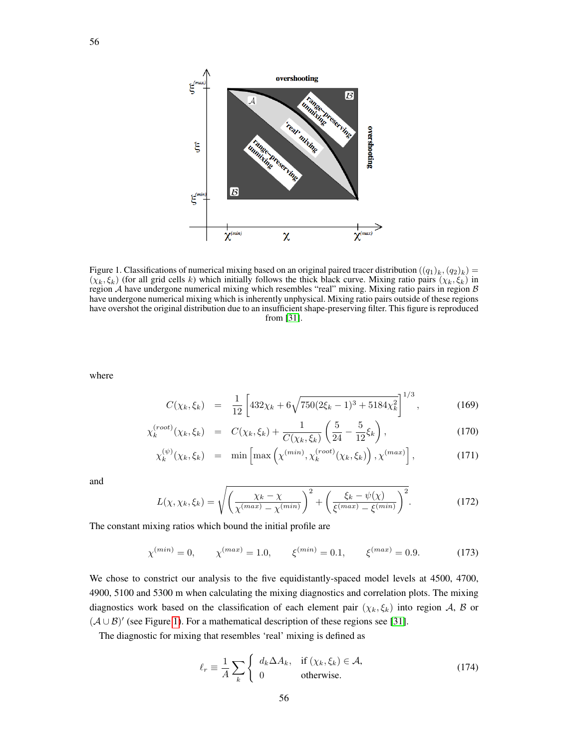Figure 1. Classifications of numerical mixing based on an original paired tracer distribution $((q_1)_k, (q_2)_k) = (\chi_k, \xi_k)$ (for all grid cells $k$) which initially follows the thick black curve. Mixing ratio pairs $(\chi_k, \xi_k)$ in region $\mathcal{A}$ have undergone numerical mixing which resembles "real" mixing. Mixing ratio pairs in region $\mathcal{B}$ have undergone numerical mixing which is inherently unphysical. Mixing ratio pairs outside of these regions have overshot the original distribution due to an insufficient shape-preserving filter. This figure is reproduced from [31].

where

$$C(\chi_k, \xi_k) = \frac{1}{12}\left[432\chi_k + 6\sqrt{750(2\xi_k - 1)^3 + 5184\chi_k^2}\right]^{1/3}, \tag{169}$$

$$\chi_k^{(root)}(\chi_k, \xi_k) = C(\chi_k, \xi_k) + \frac{1}{C(\chi_k, \xi_k)}\left(\frac{5}{24} - \frac{5}{12}\xi_k\right), \tag{170}$$

$$\chi_k^{(\psi)}(\chi_k, \xi_k) = \min\left[\max\left(\chi^{(min)}, \chi_k^{(root)}(\chi_k, \xi_k)\right), \chi^{(max)}\right], \tag{171}$$

and

$$L(\chi, \chi_k, \xi_k) = \sqrt{\left(\frac{\chi_k - \chi}{\chi^{(max)} - \chi^{(min)}}\right)^2 + \left(\frac{\xi_k - \psi(\chi)}{\xi^{(max)} - \xi^{(min)}}\right)^2}. \tag{172}$$

The constant mixing ratios which bound the initial profile are

$$\chi^{(min)} = 0, \qquad \chi^{(max)} = 1.0, \qquad \xi^{(min)} = 0.1, \qquad \xi^{(max)} = 0.9. \tag{173}$$

We chose to constrict our analysis to the five equidistantly-spaced model levels at 4500, 4700, 4900, 5100 and 5300 m when calculating the mixing diagnostics and correlation plots. The mixing diagnostics work based on the classification of each element pair $(\chi_k, \xi_k)$ into region $\mathcal{A}$, $\mathcal{B}$ or $(\mathcal{A} \cup \mathcal{B})'$ (see Figure 1). For a mathematical description of these regions see [31].

The diagnostic for mixing that resembles 'real' mixing is defined as

$$\ell_r \equiv \frac{1}{A}\sum_k \begin{cases} d_k \Delta A_k, & \text{if } (\chi_k, \xi_k) \in \mathcal{A}, \\ 0 & \text{otherwise.} \end{cases} \tag{174}$$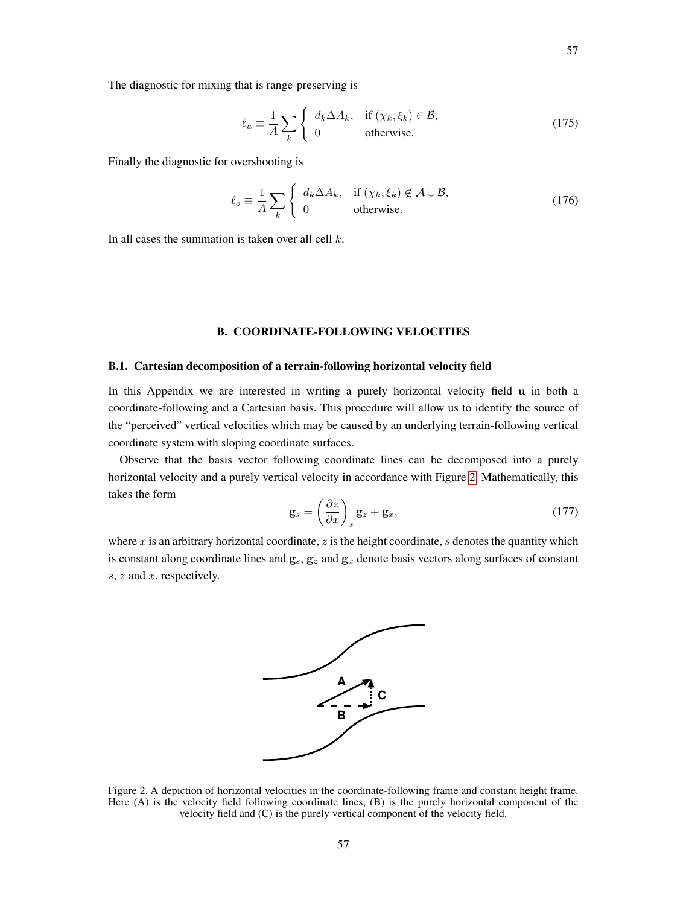The diagnostic for mixing that is range-preserving is

$$\ell_u \equiv \frac{1}{A} \sum_k \begin{cases} d_k \Delta A_k, & \text{if } (\chi_k, \xi_k) \in \mathcal{B}, \\ 0 & \text{otherwise.} \end{cases} \tag{175}$$

Finally the diagnostic for overshooting is

$$\ell_o \equiv \frac{1}{A} \sum_k \begin{cases} d_k \Delta A_k, & \text{if } (\chi_k, \xi_k) \notin \mathcal{A} \cup \mathcal{B}, \\ 0 & \text{otherwise.} \end{cases} \tag{176}$$

In all cases the summation is taken over all cell $k$.

## B. COORDINATE-FOLLOWING VELOCITIES

### B.1. Cartesian decomposition of a terrain-following horizontal velocity field

In this Appendix we are interested in writing a purely horizontal velocity field $\mathbf{u}$ in both a coordinate-following and a Cartesian basis. This procedure will allow us to identify the source of the "perceived" vertical velocities which may be caused by an underlying terrain-following vertical coordinate system with sloping coordinate surfaces.

Observe that the basis vector following coordinate lines can be decomposed into a purely horizontal velocity and a purely vertical velocity in accordance with Figure 2. Mathematically, this takes the form

$$\mathbf{g}_s = \left( \frac{\partial z}{\partial x} \right)_s \mathbf{g}_z + \mathbf{g}_x, \tag{177}$$

where $x$ is an arbitrary horizontal coordinate, $z$ is the height coordinate, $s$ denotes the quantity which is constant along coordinate lines and $\mathbf{g}_s$, $\mathbf{g}_z$ and $\mathbf{g}_x$ denote basis vectors along surfaces of constant $s$, $z$ and $x$, respectively.

Figure 2. A depiction of horizontal velocities in the coordinate-following frame and constant height frame. Here (A) is the velocity field following coordinate lines, (B) is the purely horizontal component of the velocity field and (C) is the purely vertical component of the velocity field.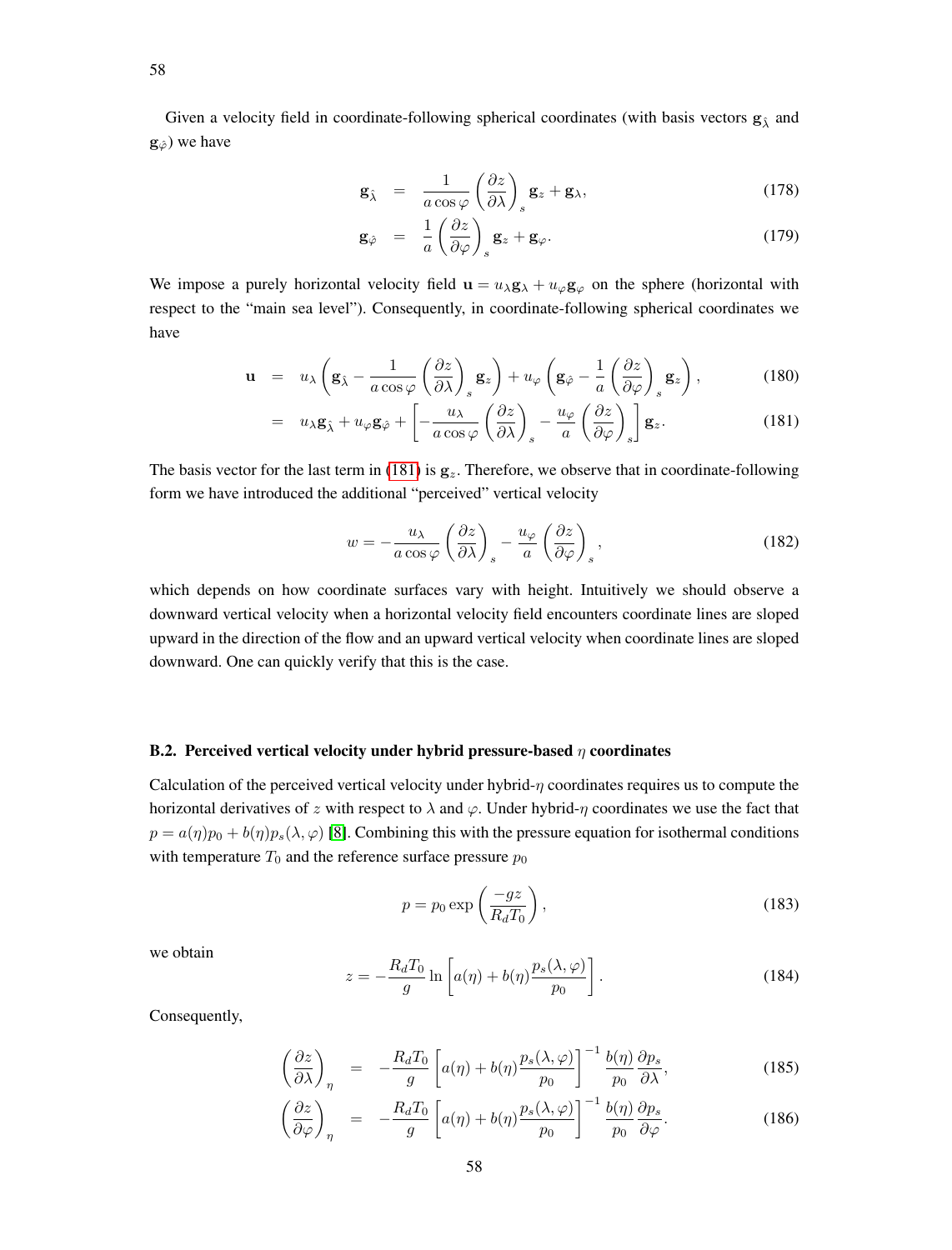Given a velocity field in coordinate-following spherical coordinates (with basis vectors $\mathbf{g}_{\hat{\lambda}}$ and $\mathbf{g}_{\hat{\varphi}}$) we have

$$
\begin{aligned}
\mathbf{g}_{\hat{\lambda}} &= \frac{1}{a\cos\varphi}\left(\frac{\partial z}{\partial \lambda}\right)_s \mathbf{g}_z + \mathbf{g}_\lambda, && (178)\\
\mathbf{g}_{\hat{\varphi}} &= \frac{1}{a}\left(\frac{\partial z}{\partial \varphi}\right)_s \mathbf{g}_z + \mathbf{g}_\varphi. && (179)
\end{aligned}
$$

We impose a purely horizontal velocity field $\mathbf{u} = u_\lambda \mathbf{g}_\lambda + u_\varphi \mathbf{g}_\varphi$ on the sphere (horizontal with respect to the "main sea level"). Consequently, in coordinate-following spherical coordinates we have

$$
\begin{aligned}
\mathbf{u} &= u_\lambda\left(\mathbf{g}_{\hat{\lambda}} - \frac{1}{a\cos\varphi}\left(\frac{\partial z}{\partial \lambda}\right)_s \mathbf{g}_z\right) + u_\varphi\left(\mathbf{g}_{\hat{\varphi}} - \frac{1}{a}\left(\frac{\partial z}{\partial \varphi}\right)_s \mathbf{g}_z\right), && (180)\\
&= u_\lambda \mathbf{g}_{\hat{\lambda}} + u_\varphi \mathbf{g}_{\hat{\varphi}} + \left[-\frac{u_\lambda}{a\cos\varphi}\left(\frac{\partial z}{\partial \lambda}\right)_s - \frac{u_\varphi}{a}\left(\frac{\partial z}{\partial \varphi}\right)_s\right]\mathbf{g}_z. && (181)
\end{aligned}
$$

The basis vector for the last term in (181) is $\mathbf{g}_z$. Therefore, we observe that in coordinate-following form we have introduced the additional "perceived" vertical velocity

$$
w = -\frac{u_\lambda}{a\cos\varphi}\left(\frac{\partial z}{\partial \lambda}\right)_s - \frac{u_\varphi}{a}\left(\frac{\partial z}{\partial \varphi}\right)_s, \tag{182}
$$

which depends on how coordinate surfaces vary with height. Intuitively we should observe a downward vertical velocity when a horizontal velocity field encounters coordinate lines are sloped upward in the direction of the flow and an upward vertical velocity when coordinate lines are sloped downward. One can quickly verify that this is the case.

### B.2. Perceived vertical velocity under hybrid pressure-based $\eta$ coordinates

Calculation of the perceived vertical velocity under hybrid-$\eta$ coordinates requires us to compute the horizontal derivatives of $z$ with respect to $\lambda$ and $\varphi$. Under hybrid-$\eta$ coordinates we use the fact that $p = a(\eta)p_0 + b(\eta)p_s(\lambda,\varphi)$ [8]. Combining this with the pressure equation for isothermal conditions with temperature $T_0$ and the reference surface pressure $p_0$

$$
p = p_0 \exp\left(\frac{-gz}{R_d T_0}\right), \tag{183}
$$

we obtain

$$
z = -\frac{R_d T_0}{g} \ln\left[a(\eta) + b(\eta)\frac{p_s(\lambda,\varphi)}{p_0}\right]. \tag{184}
$$

Consequently,

$$
\begin{aligned}
\left(\frac{\partial z}{\partial \lambda}\right)_\eta &= -\frac{R_d T_0}{g}\left[a(\eta) + b(\eta)\frac{p_s(\lambda,\varphi)}{p_0}\right]^{-1} \frac{b(\eta)}{p_0}\frac{\partial p_s}{\partial \lambda}, && (185)\\
\left(\frac{\partial z}{\partial \varphi}\right)_\eta &= -\frac{R_d T_0}{g}\left[a(\eta) + b(\eta)\frac{p_s(\lambda,\varphi)}{p_0}\right]^{-1} \frac{b(\eta)}{p_0}\frac{\partial p_s}{\partial \varphi}. && (186)
\end{aligned}
$$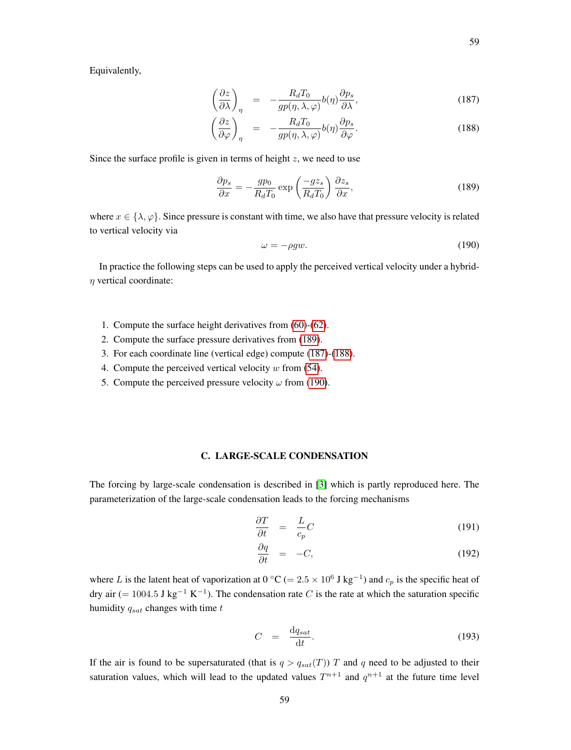Equivalently,

$$\left(\frac{\partial z}{\partial \lambda}\right)_\eta = -\frac{R_d T_0}{g p(\eta, \lambda, \varphi)} b(\eta) \frac{\partial p_s}{\partial \lambda}, \tag{187}$$

$$\left(\frac{\partial z}{\partial \varphi}\right)_\eta = -\frac{R_d T_0}{g p(\eta, \lambda, \varphi)} b(\eta) \frac{\partial p_s}{\partial \varphi}. \tag{188}$$

Since the surface profile is given in terms of height $z$, we need to use

$$\frac{\partial p_s}{\partial x} = -\frac{g p_0}{R_d T_0} \exp\left(\frac{-g z_s}{R_d T_0}\right) \frac{\partial z_s}{\partial x}, \tag{189}$$

where $x \in \{\lambda, \varphi\}$. Since pressure is constant with time, we also have that pressure velocity is related to vertical velocity via

$$\omega = -\rho g w. \tag{190}$$

In practice the following steps can be used to apply the perceived vertical velocity under a hybrid-$\eta$ vertical coordinate:

1. Compute the surface height derivatives from (60)-(62).
2. Compute the surface pressure derivatives from (189).
3. For each coordinate line (vertical edge) compute (187)-(188).
4. Compute the perceived vertical velocity $w$ from (54).
5. Compute the perceived pressure velocity $\omega$ from (190).

## C. LARGE-SCALE CONDENSATION

The forcing by large-scale condensation is described in [3] which is partly reproduced here. The parameterization of the large-scale condensation leads to the forcing mechanisms

$$\frac{\partial T}{\partial t} = \frac{L}{c_p} C \tag{191}$$

$$\frac{\partial q}{\partial t} = -C, \tag{192}$$

where $L$ is the latent heat of vaporization at 0 °C ($= 2.5 \times 10^6$ J kg$^{-1}$) and $c_p$ is the specific heat of dry air ($= 1004.5$ J kg$^{-1}$ K$^{-1}$). The condensation rate $C$ is the rate at which the saturation specific humidity $q_{sat}$ changes with time $t$

$$C = \frac{\mathrm{d}q_{sat}}{\mathrm{d}t}. \tag{193}$$

If the air is found to be supersaturated (that is $q > q_{sat}(T)$) $T$ and $q$ need to be adjusted to their saturation values, which will lead to the updated values $T^{n+1}$ and $q^{n+1}$ at the future time level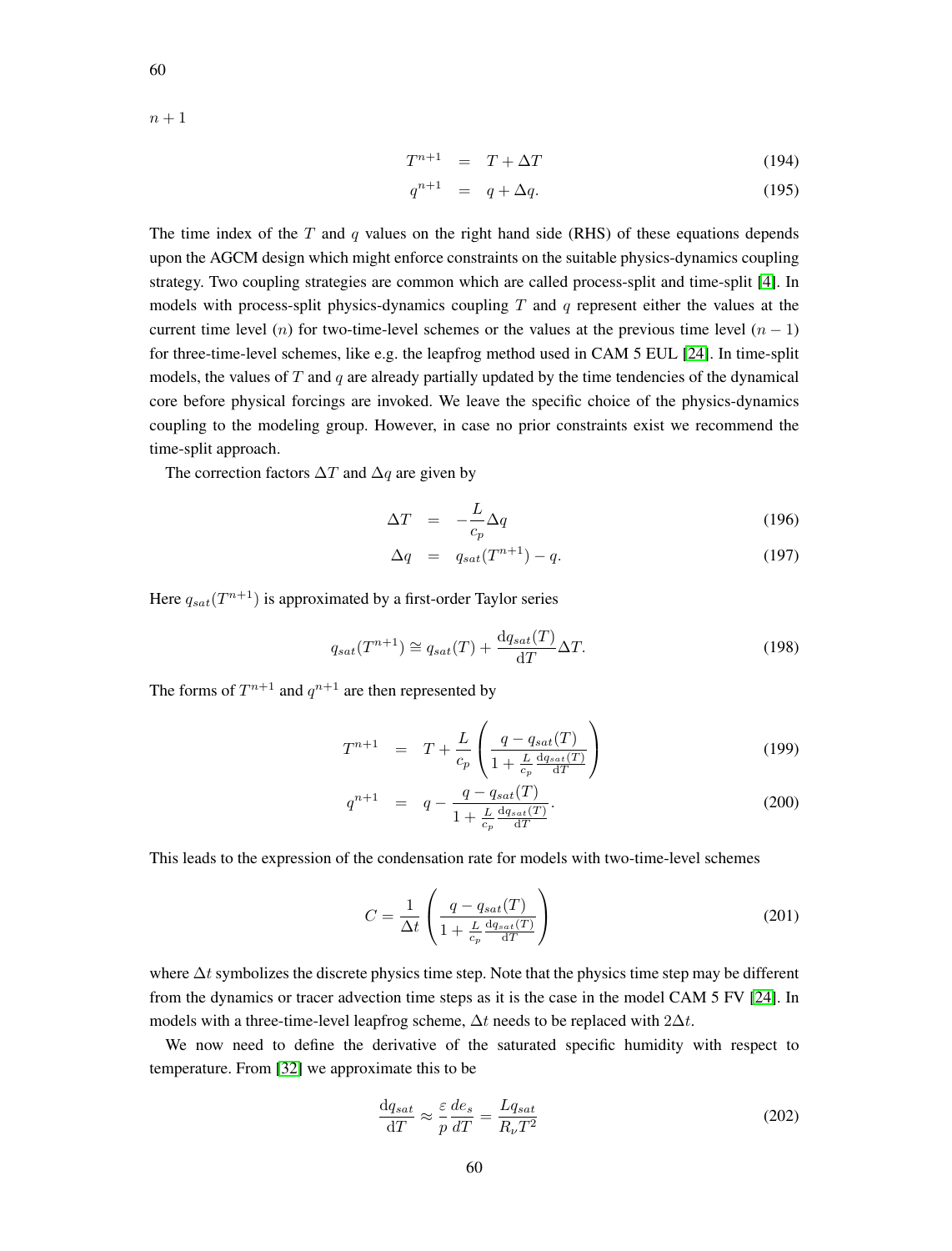$n+1$

$$T^{n+1} = T + \Delta T \tag{194}$$

$$q^{n+1} = q + \Delta q. \tag{195}$$

The time index of the $T$ and $q$ values on the right hand side (RHS) of these equations depends upon the AGCM design which might enforce constraints on the suitable physics-dynamics coupling strategy. Two coupling strategies are common which are called process-split and time-split [4]. In models with process-split physics-dynamics coupling $T$ and $q$ represent either the values at the current time level ($n$) for two-time-level schemes or the values at the previous time level ($n-1$) for three-time-level schemes, like e.g. the leapfrog method used in CAM 5 EUL [24]. In time-split models, the values of $T$ and $q$ are already partially updated by the time tendencies of the dynamical core before physical forcings are invoked. We leave the specific choice of the physics-dynamics coupling to the modeling group. However, in case no prior constraints exist we recommend the time-split approach.

The correction factors $\Delta T$ and $\Delta q$ are given by

$$\Delta T = -\frac{L}{c_p}\Delta q \tag{196}$$

$$\Delta q = q_{sat}(T^{n+1}) - q. \tag{197}$$

Here $q_{sat}(T^{n+1})$ is approximated by a first-order Taylor series

$$q_{sat}(T^{n+1}) \cong q_{sat}(T) + \frac{\mathrm{d}q_{sat}(T)}{\mathrm{d}T}\Delta T. \tag{198}$$

The forms of $T^{n+1}$ and $q^{n+1}$ are then represented by

$$T^{n+1} = T + \frac{L}{c_p}\left(\frac{q - q_{sat}(T)}{1 + \frac{L}{c_p}\frac{\mathrm{d}q_{sat}(T)}{\mathrm{d}T}}\right) \tag{199}$$

$$q^{n+1} = q - \frac{q - q_{sat}(T)}{1 + \frac{L}{c_p}\frac{\mathrm{d}q_{sat}(T)}{\mathrm{d}T}}. \tag{200}$$

This leads to the expression of the condensation rate for models with two-time-level schemes

$$C = \frac{1}{\Delta t}\left(\frac{q - q_{sat}(T)}{1 + \frac{L}{c_p}\frac{\mathrm{d}q_{sat}(T)}{\mathrm{d}T}}\right) \tag{201}$$

where $\Delta t$ symbolizes the discrete physics time step. Note that the physics time step may be different from the dynamics or tracer advection time steps as it is the case in the model CAM 5 FV [24]. In models with a three-time-level leapfrog scheme, $\Delta t$ needs to be replaced with $2\Delta t$.

We now need to define the derivative of the saturated specific humidity with respect to temperature. From [32] we approximate this to be

$$\frac{\mathrm{d}q_{sat}}{\mathrm{d}T} \approx \frac{\varepsilon}{p}\frac{de_s}{dT} = \frac{Lq_{sat}}{R_\nu T^2} \tag{202}$$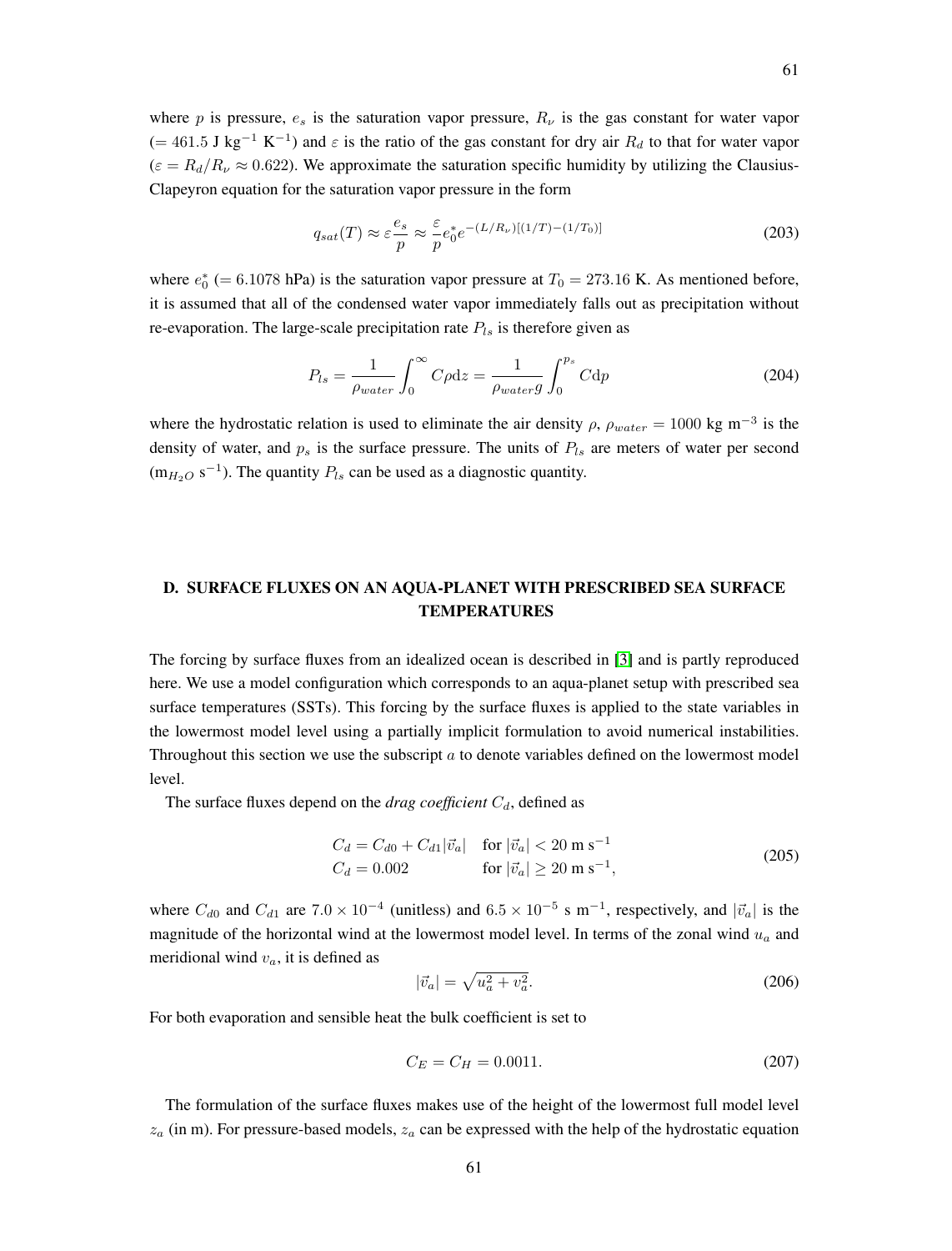where $p$ is pressure, $e_s$ is the saturation vapor pressure, $R_\nu$ is the gas constant for water vapor ($= 461.5$ J kg$^{-1}$ K$^{-1}$) and $\varepsilon$ is the ratio of the gas constant for dry air $R_d$ to that for water vapor ($\varepsilon = R_d/R_\nu \approx 0.622$). We approximate the saturation specific humidity by utilizing the Clausius-Clapeyron equation for the saturation vapor pressure in the form

$$q_{sat}(T) \approx \varepsilon \frac{e_s}{p} \approx \frac{\varepsilon}{p} e_0^* e^{-(L/R_\nu)[(1/T)-(1/T_0)]} \tag{203}$$

where $e_0^*$ ($= 6.1078$ hPa) is the saturation vapor pressure at $T_0 = 273.16$ K. As mentioned before, it is assumed that all of the condensed water vapor immediately falls out as precipitation without re-evaporation. The large-scale precipitation rate $P_{ls}$ is therefore given as

$$P_{ls} = \frac{1}{\rho_{water}} \int_0^\infty C\rho \mathrm{d}z = \frac{1}{\rho_{water} g} \int_0^{p_s} C \mathrm{d}p \tag{204}$$

where the hydrostatic relation is used to eliminate the air density $\rho$, $\rho_{water} = 1000$ kg m$^{-3}$ is the density of water, and $p_s$ is the surface pressure. The units of $P_{ls}$ are meters of water per second (m$_{H_2O}$ s$^{-1}$). The quantity $P_{ls}$ can be used as a diagnostic quantity.

## D. SURFACE FLUXES ON AN AQUA-PLANET WITH PRESCRIBED SEA SURFACE TEMPERATURES

The forcing by surface fluxes from an idealized ocean is described in [3] and is partly reproduced here. We use a model configuration which corresponds to an aqua-planet setup with prescribed sea surface temperatures (SSTs). This forcing by the surface fluxes is applied to the state variables in the lowermost model level using a partially implicit formulation to avoid numerical instabilities. Throughout this section we use the subscript $a$ to denote variables defined on the lowermost model level.

The surface fluxes depend on the *drag coefficient* $C_d$, defined as

$$\begin{aligned} C_d &= C_{d0} + C_{d1}|\vec{v}_a| \quad \text{for } |\vec{v}_a| < 20 \text{ m s}^{-1} \\ C_d &= 0.002 \qquad\qquad\quad \text{for } |\vec{v}_a| \geq 20 \text{ m s}^{-1}, \end{aligned} \tag{205}$$

where $C_{d0}$ and $C_{d1}$ are $7.0 \times 10^{-4}$ (unitless) and $6.5 \times 10^{-5}$ s m$^{-1}$, respectively, and $|\vec{v}_a|$ is the magnitude of the horizontal wind at the lowermost model level. In terms of the zonal wind $u_a$ and meridional wind $v_a$, it is defined as

$$|\vec{v}_a| = \sqrt{u_a^2 + v_a^2}. \tag{206}$$

For both evaporation and sensible heat the bulk coefficient is set to

$$C_E = C_H = 0.0011. \tag{207}$$

The formulation of the surface fluxes makes use of the height of the lowermost full model level $z_a$ (in m). For pressure-based models, $z_a$ can be expressed with the help of the hydrostatic equation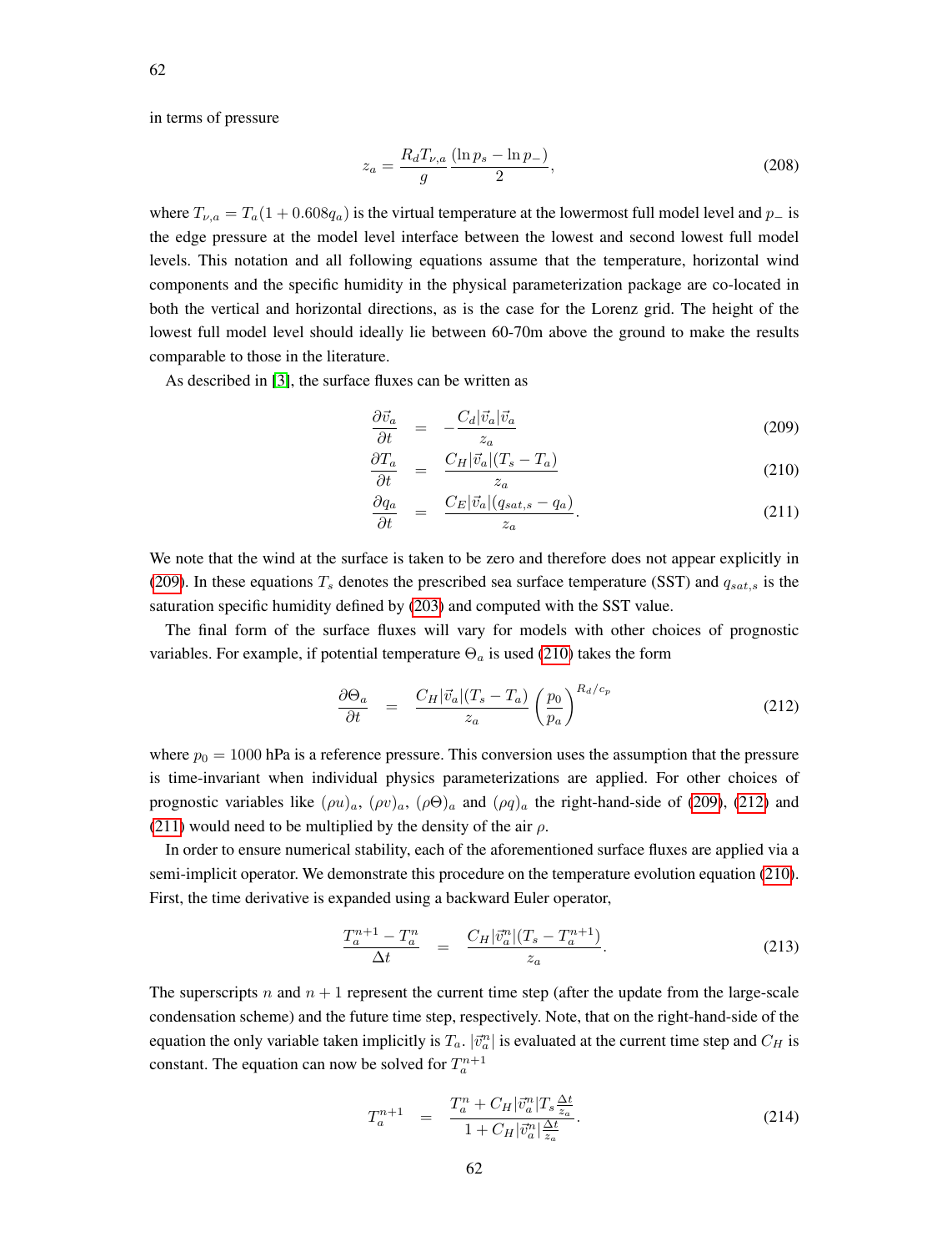in terms of pressure

$$z_a = \frac{R_d T_{\nu,a}}{g} \frac{(\ln p_s - \ln p_-)}{2}, \tag{208}$$

where $T_{\nu,a} = T_a(1 + 0.608 q_a)$ is the virtual temperature at the lowermost full model level and $p_-$ is the edge pressure at the model level interface between the lowest and second lowest full model levels. This notation and all following equations assume that the temperature, horizontal wind components and the specific humidity in the physical parameterization package are co-located in both the vertical and horizontal directions, as is the case for the Lorenz grid. The height of the lowest full model level should ideally lie between 60-70m above the ground to make the results comparable to those in the literature.

As described in [3], the surface fluxes can be written as

$$\frac{\partial \vec{v}_a}{\partial t} = -\frac{C_d |\vec{v}_a| \vec{v}_a}{z_a} \tag{209}$$

$$\frac{\partial T_a}{\partial t} = \frac{C_H |\vec{v}_a| (T_s - T_a)}{z_a} \tag{210}$$

$$\frac{\partial q_a}{\partial t} = \frac{C_E |\vec{v}_a| (q_{sat,s} - q_a)}{z_a}. \tag{211}$$

We note that the wind at the surface is taken to be zero and therefore does not appear explicitly in (209). In these equations $T_s$ denotes the prescribed sea surface temperature (SST) and $q_{sat,s}$ is the saturation specific humidity defined by (203) and computed with the SST value.

The final form of the surface fluxes will vary for models with other choices of prognostic variables. For example, if potential temperature $\Theta_a$ is used (210) takes the form

$$\frac{\partial \Theta_a}{\partial t} = \frac{C_H |\vec{v}_a| (T_s - T_a)}{z_a} \left(\frac{p_0}{p_a}\right)^{R_d/c_p} \tag{212}$$

where $p_0 = 1000$ hPa is a reference pressure. This conversion uses the assumption that the pressure is time-invariant when individual physics parameterizations are applied. For other choices of prognostic variables like $(\rho u)_a$, $(\rho v)_a$, $(\rho\Theta)_a$ and $(\rho q)_a$ the right-hand-side of (209), (212) and (211) would need to be multiplied by the density of the air $\rho$.

In order to ensure numerical stability, each of the aforementioned surface fluxes are applied via a semi-implicit operator. We demonstrate this procedure on the temperature evolution equation (210). First, the time derivative is expanded using a backward Euler operator,

$$\frac{T_a^{n+1} - T_a^n}{\Delta t} = \frac{C_H |\vec{v}_a^n| (T_s - T_a^{n+1})}{z_a}. \tag{213}$$

The superscripts $n$ and $n+1$ represent the current time step (after the update from the large-scale condensation scheme) and the future time step, respectively. Note, that on the right-hand-side of the equation the only variable taken implicitly is $T_a$. $|\vec{v}_a^n|$ is evaluated at the current time step and $C_H$ is constant. The equation can now be solved for $T_a^{n+1}$

$$T_a^{n+1} = \frac{T_a^n + C_H |\vec{v}_a^n| T_s \frac{\Delta t}{z_a}}{1 + C_H |\vec{v}_a^n| \frac{\Delta t}{z_a}}. \tag{214}$$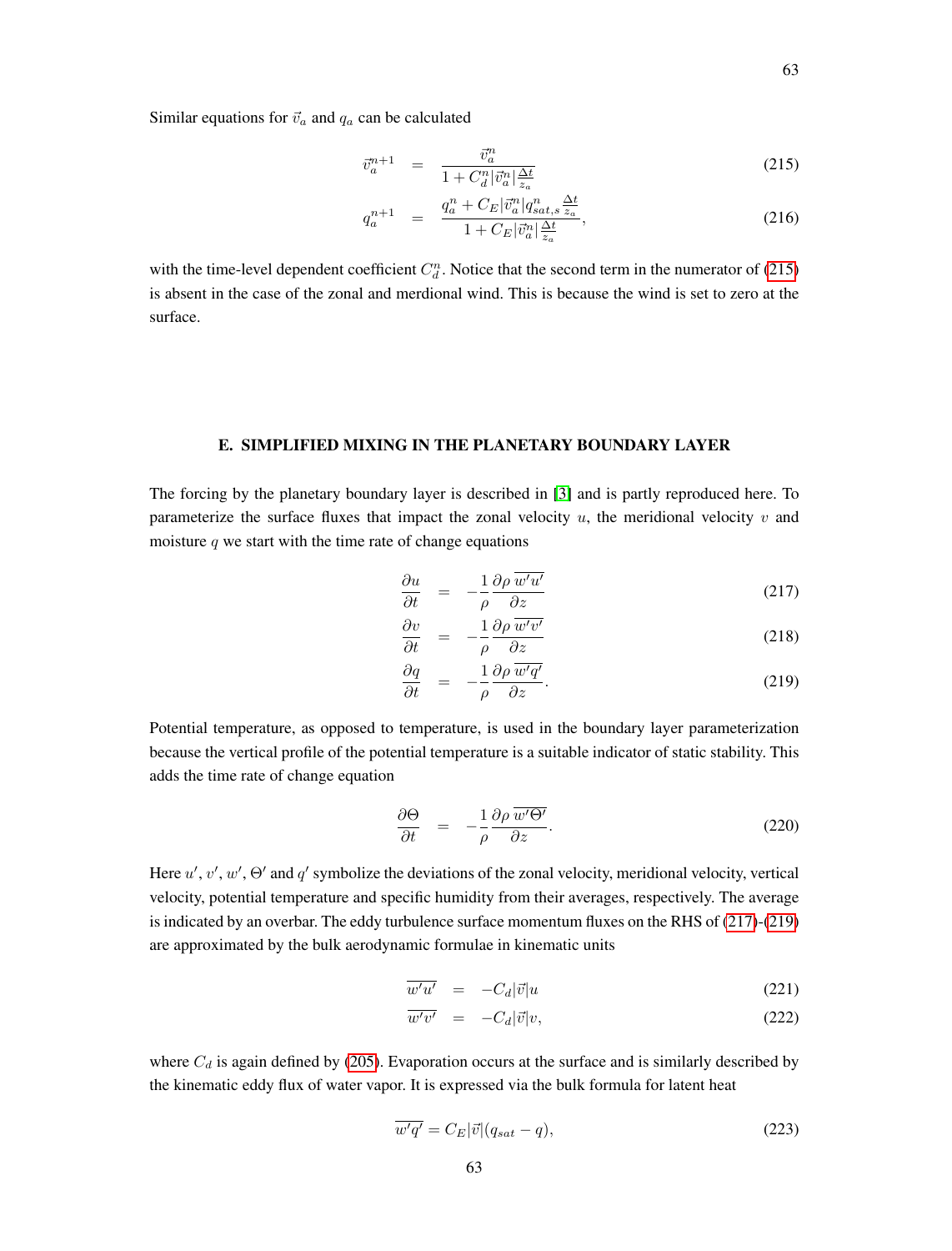Similar equations for $\vec{v}_a$ and $q_a$ can be calculated

$$\vec{v}_a^{n+1} = \frac{\vec{v}_a^n}{1 + C_d^n |\vec{v}_a^n| \frac{\Delta t}{z_a}} \tag{215}$$

$$q_a^{n+1} = \frac{q_a^n + C_E |\vec{v}_a^n| q_{sat,s}^n \frac{\Delta t}{z_a}}{1 + C_E |\vec{v}_a^n| \frac{\Delta t}{z_a}}, \tag{216}$$

with the time-level dependent coefficient $C_d^n$. Notice that the second term in the numerator of (215) is absent in the case of the zonal and merdional wind. This is because the wind is set to zero at the surface.

## E. SIMPLIFIED MIXING IN THE PLANETARY BOUNDARY LAYER

The forcing by the planetary boundary layer is described in [3] and is partly reproduced here. To parameterize the surface fluxes that impact the zonal velocity $u$, the meridional velocity $v$ and moisture $q$ we start with the time rate of change equations

$$\frac{\partial u}{\partial t} = -\frac{1}{\rho} \frac{\partial \rho \, \overline{w'u'}}{\partial z} \tag{217}$$

$$\frac{\partial v}{\partial t} = -\frac{1}{\rho} \frac{\partial \rho \, \overline{w'v'}}{\partial z} \tag{218}$$

$$\frac{\partial q}{\partial t} = -\frac{1}{\rho} \frac{\partial \rho \, \overline{w'q'}}{\partial z}. \tag{219}$$

Potential temperature, as opposed to temperature, is used in the boundary layer parameterization because the vertical profile of the potential temperature is a suitable indicator of static stability. This adds the time rate of change equation

$$\frac{\partial \Theta}{\partial t} = -\frac{1}{\rho} \frac{\partial \rho \, \overline{w'\Theta'}}{\partial z}. \tag{220}$$

Here $u'$, $v'$, $w'$, $\Theta'$ and $q'$ symbolize the deviations of the zonal velocity, meridional velocity, vertical velocity, potential temperature and specific humidity from their averages, respectively. The average is indicated by an overbar. The eddy turbulence surface momentum fluxes on the RHS of (217)-(219) are approximated by the bulk aerodynamic formulae in kinematic units

$$\overline{w'u'} = -C_d |\vec{v}| u \tag{221}$$

$$\overline{w'v'} = -C_d |\vec{v}| v, \tag{222}$$

where $C_d$ is again defined by (205). Evaporation occurs at the surface and is similarly described by the kinematic eddy flux of water vapor. It is expressed via the bulk formula for latent heat

$$\overline{w'q'} = C_E |\vec{v}| (q_{sat} - q), \tag{223}$$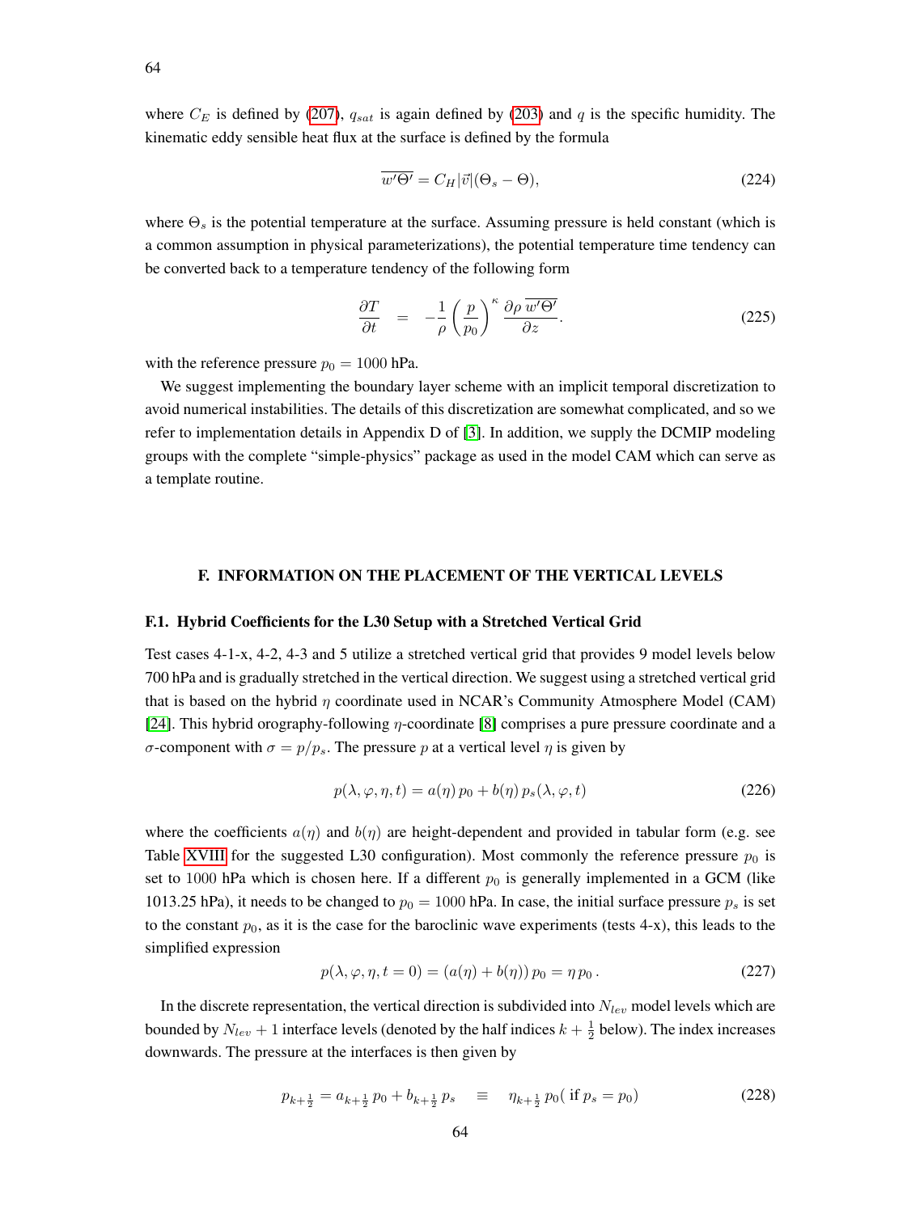where $C_E$ is defined by (207), $q_{sat}$ is again defined by (203) and $q$ is the specific humidity. The kinematic eddy sensible heat flux at the surface is defined by the formula

$$\overline{w'\Theta'} = C_H|\vec{v}|(\Theta_s - \Theta), \tag{224}$$

where $\Theta_s$ is the potential temperature at the surface. Assuming pressure is held constant (which is a common assumption in physical parameterizations), the potential temperature time tendency can be converted back to a temperature tendency of the following form

$$\frac{\partial T}{\partial t} = -\frac{1}{\rho}\left(\frac{p}{p_0}\right)^{\kappa}\frac{\partial \rho\,\overline{w'\Theta'}}{\partial z}. \tag{225}$$

with the reference pressure $p_0 = 1000$ hPa.

We suggest implementing the boundary layer scheme with an implicit temporal discretization to avoid numerical instabilities. The details of this discretization are somewhat complicated, and so we refer to implementation details in Appendix D of [3]. In addition, we supply the DCMIP modeling groups with the complete "simple-physics" package as used in the model CAM which can serve as a template routine.

## F. INFORMATION ON THE PLACEMENT OF THE VERTICAL LEVELS

### F.1. Hybrid Coefficients for the L30 Setup with a Stretched Vertical Grid

Test cases 4-1-x, 4-2, 4-3 and 5 utilize a stretched vertical grid that provides 9 model levels below 700 hPa and is gradually stretched in the vertical direction. We suggest using a stretched vertical grid that is based on the hybrid $\eta$ coordinate used in NCAR's Community Atmosphere Model (CAM) [24]. This hybrid orography-following $\eta$-coordinate [8] comprises a pure pressure coordinate and a $\sigma$-component with $\sigma = p/p_s$. The pressure $p$ at a vertical level $\eta$ is given by

$$p(\lambda, \varphi, \eta, t) = a(\eta)\,p_0 + b(\eta)\,p_s(\lambda, \varphi, t) \tag{226}$$

where the coefficients $a(\eta)$ and $b(\eta)$ are height-dependent and provided in tabular form (e.g. see Table XVIII for the suggested L30 configuration). Most commonly the reference pressure $p_0$ is set to 1000 hPa which is chosen here. If a different $p_0$ is generally implemented in a GCM (like 1013.25 hPa), it needs to be changed to $p_0 = 1000$ hPa. In case, the initial surface pressure $p_s$ is set to the constant $p_0$, as it is the case for the baroclinic wave experiments (tests 4-x), this leads to the simplified expression

$$p(\lambda, \varphi, \eta, t = 0) = (a(\eta) + b(\eta))\,p_0 = \eta\,p_0\,. \tag{227}$$

In the discrete representation, the vertical direction is subdivided into $N_{lev}$ model levels which are bounded by $N_{lev} + 1$ interface levels (denoted by the half indices $k + \frac{1}{2}$ below). The index increases downwards. The pressure at the interfaces is then given by

$$p_{k+\frac{1}{2}} = a_{k+\frac{1}{2}}\,p_0 + b_{k+\frac{1}{2}}\,p_s \quad \equiv \quad \eta_{k+\frac{1}{2}}\,p_0(\text{ if } p_s = p_0) \tag{228}$$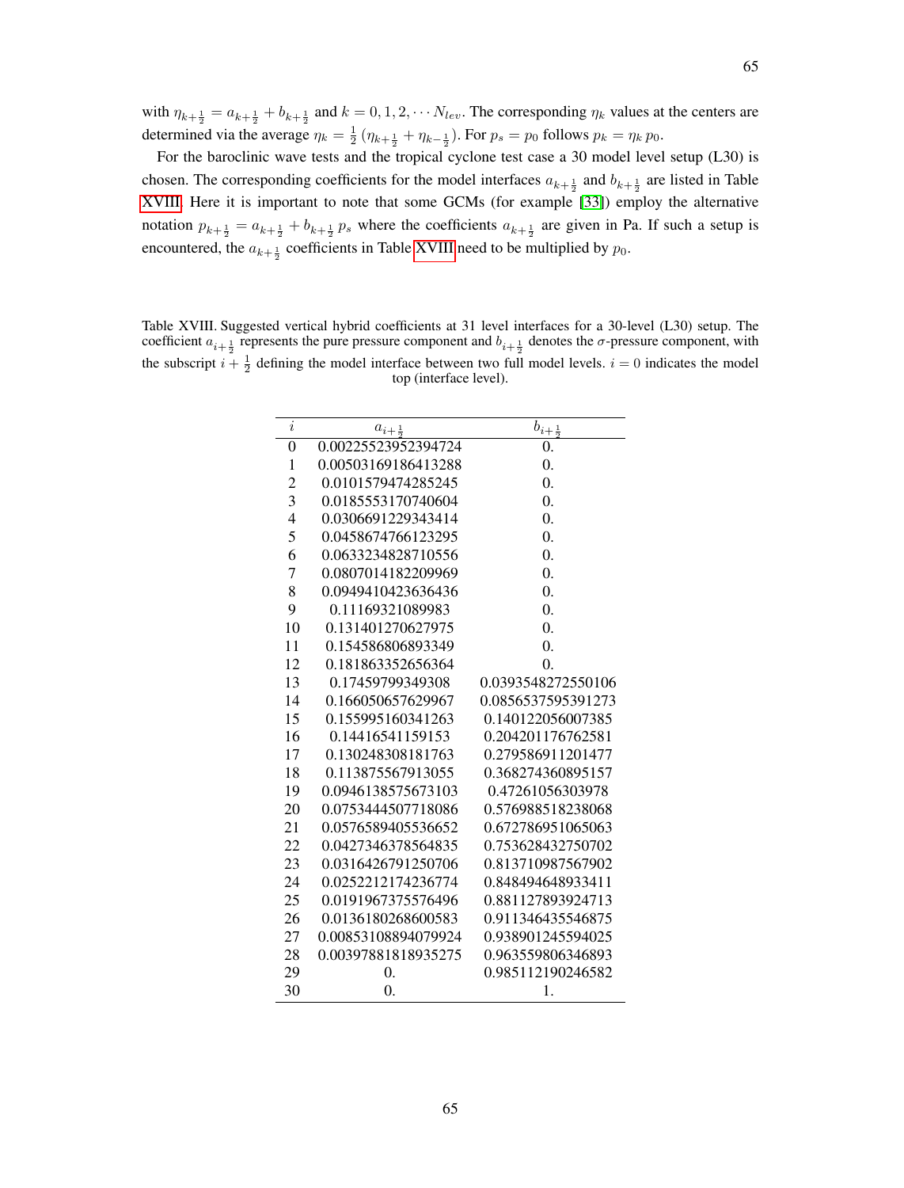with $\eta_{k+\frac{1}{2}} = a_{k+\frac{1}{2}} + b_{k+\frac{1}{2}}$ and $k = 0, 1, 2, \cdots N_{lev}$. The corresponding $\eta_k$ values at the centers are determined via the average $\eta_k = \frac{1}{2}\,(\eta_{k+\frac{1}{2}} + \eta_{k-\frac{1}{2}})$. For $p_s = p_0$ follows $p_k = \eta_k \, p_0$.

For the baroclinic wave tests and the tropical cyclone test case a 30 model level setup (L30) is chosen. The corresponding coefficients for the model interfaces $a_{k+\frac{1}{2}}$ and $b_{k+\frac{1}{2}}$ are listed in Table XVIII. Here it is important to note that some GCMs (for example [33]) employ the alternative notation $p_{k+\frac{1}{2}} = a_{k+\frac{1}{2}} + b_{k+\frac{1}{2}}\, p_s$ where the coefficients $a_{k+\frac{1}{2}}$ are given in Pa. If such a setup is encountered, the $a_{k+\frac{1}{2}}$ coefficients in Table XVIII need to be multiplied by $p_0$.

Table XVIII. Suggested vertical hybrid coefficients at 31 level interfaces for a 30-level (L30) setup. The coefficient $a_{i+\frac{1}{2}}$ represents the pure pressure component and $b_{i+\frac{1}{2}}$ denotes the $\sigma$-pressure component, with the subscript $i + \frac{1}{2}$ defining the model interface between two full model levels. $i = 0$ indicates the model top (interface level).

| $i$ | $a_{i+\frac{1}{2}}$ | $b_{i+\frac{1}{2}}$ |
|---|---|---|
| 0 | 0.00225523952394724 | 0. |
| 1 | 0.00503169186413288 | 0. |
| 2 | 0.0101579474285245 | 0. |
| 3 | 0.0185553170740604 | 0. |
| 4 | 0.0306691229343414 | 0. |
| 5 | 0.0458674766123295 | 0. |
| 6 | 0.0633234828710556 | 0. |
| 7 | 0.0807014182209969 | 0. |
| 8 | 0.0949410423636436 | 0. |
| 9 | 0.11169321089983 | 0. |
| 10 | 0.131401270627975 | 0. |
| 11 | 0.154586806893349 | 0. |
| 12 | 0.181863352656364 | 0. |
| 13 | 0.17459799349308 | 0.0393548272550106 |
| 14 | 0.166050657629967 | 0.0856537595391273 |
| 15 | 0.155995160341263 | 0.140122056007385 |
| 16 | 0.14416541159153 | 0.204201176762581 |
| 17 | 0.130248308181763 | 0.279586911201477 |
| 18 | 0.113875567913055 | 0.368274360895157 |
| 19 | 0.0946138575673103 | 0.47261056303978 |
| 20 | 0.0753444507718086 | 0.576988518238068 |
| 21 | 0.0576589405536652 | 0.672786951065063 |
| 22 | 0.0427346378564835 | 0.753628432750702 |
| 23 | 0.0316426791250706 | 0.813710987567902 |
| 24 | 0.0252212174236774 | 0.848494648933411 |
| 25 | 0.0191967375576496 | 0.881127893924713 |
| 26 | 0.0136180268600583 | 0.911346435546875 |
| 27 | 0.00853108894079924 | 0.938901245594025 |
| 28 | 0.00397881818935275 | 0.963559806346893 |
| 29 | 0. | 0.985112190246582 |
| 30 | 0. | 1. |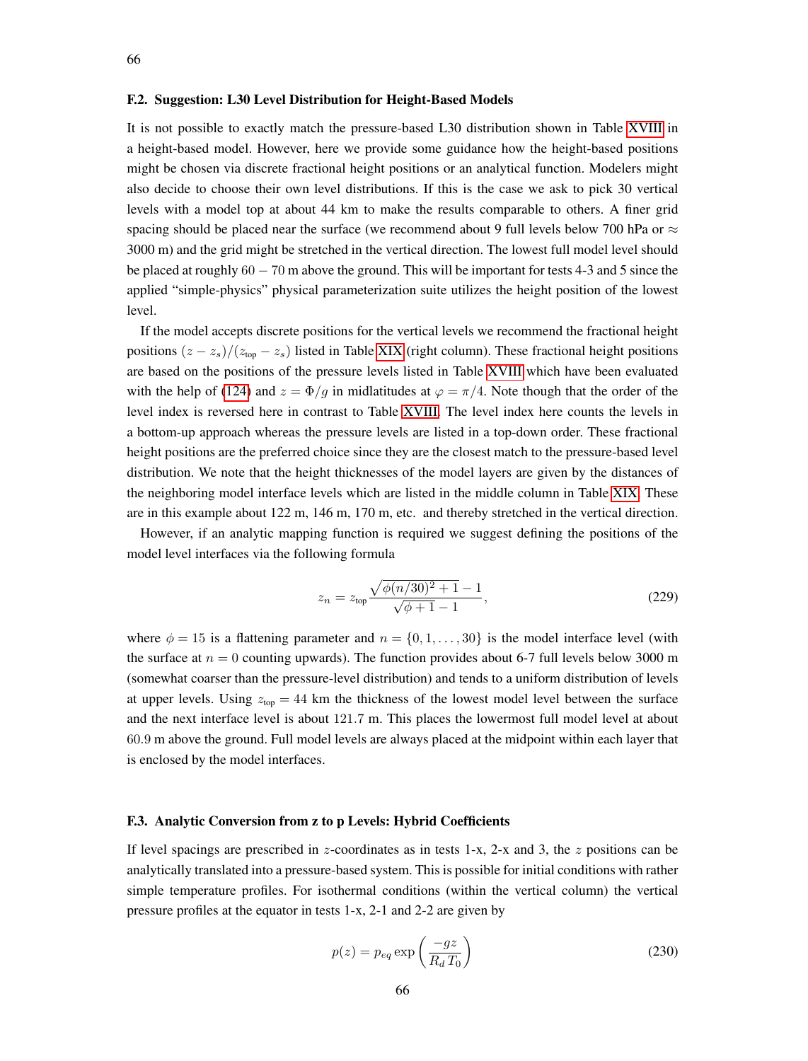### F.2. Suggestion: L30 Level Distribution for Height-Based Models

It is not possible to exactly match the pressure-based L30 distribution shown in Table XVIII in a height-based model. However, here we provide some guidance how the height-based positions might be chosen via discrete fractional height positions or an analytical function. Modelers might also decide to choose their own level distributions. If this is the case we ask to pick 30 vertical levels with a model top at about 44 km to make the results comparable to others. A finer grid spacing should be placed near the surface (we recommend about 9 full levels below 700 hPa or $\approx$ 3000 m) and the grid might be stretched in the vertical direction. The lowest full model level should be placed at roughly $60 - 70$ m above the ground. This will be important for tests 4-3 and 5 since the applied "simple-physics" physical parameterization suite utilizes the height position of the lowest level.

If the model accepts discrete positions for the vertical levels we recommend the fractional height positions $(z - z_s)/(z_{\text{top}} - z_s)$ listed in Table XIX (right column). These fractional height positions are based on the positions of the pressure levels listed in Table XVIII which have been evaluated with the help of (124) and $z = \Phi/g$ in midlatitudes at $\varphi = \pi/4$. Note though that the order of the level index is reversed here in contrast to Table XVIII. The level index here counts the levels in a bottom-up approach whereas the pressure levels are listed in a top-down order. These fractional height positions are the preferred choice since they are the closest match to the pressure-based level distribution. We note that the height thicknesses of the model layers are given by the distances of the neighboring model interface levels which are listed in the middle column in Table XIX. These are in this example about 122 m, 146 m, 170 m, etc. and thereby stretched in the vertical direction.

However, if an analytic mapping function is required we suggest defining the positions of the model level interfaces via the following formula

$$z_n = z_{\text{top}} \frac{\sqrt{\phi(n/30)^2 + 1} - 1}{\sqrt{\phi + 1} - 1}, \tag{229}$$

where $\phi = 15$ is a flattening parameter and $n = \{0, 1, \ldots, 30\}$ is the model interface level (with the surface at $n = 0$ counting upwards). The function provides about 6-7 full levels below 3000 m (somewhat coarser than the pressure-level distribution) and tends to a uniform distribution of levels at upper levels. Using $z_{\text{top}} = 44$ km the thickness of the lowest model level between the surface and the next interface level is about $121.7$ m. This places the lowermost full model level at about $60.9$ m above the ground. Full model levels are always placed at the midpoint within each layer that is enclosed by the model interfaces.

### F.3. Analytic Conversion from z to p Levels: Hybrid Coefficients

If level spacings are prescribed in $z$-coordinates as in tests 1-x, 2-x and 3, the $z$ positions can be analytically translated into a pressure-based system. This is possible for initial conditions with rather simple temperature profiles. For isothermal conditions (within the vertical column) the vertical pressure profiles at the equator in tests 1-x, 2-1 and 2-2 are given by

$$p(z) = p_{eq} \exp\left(\frac{-gz}{R_d T_0}\right) \tag{230}$$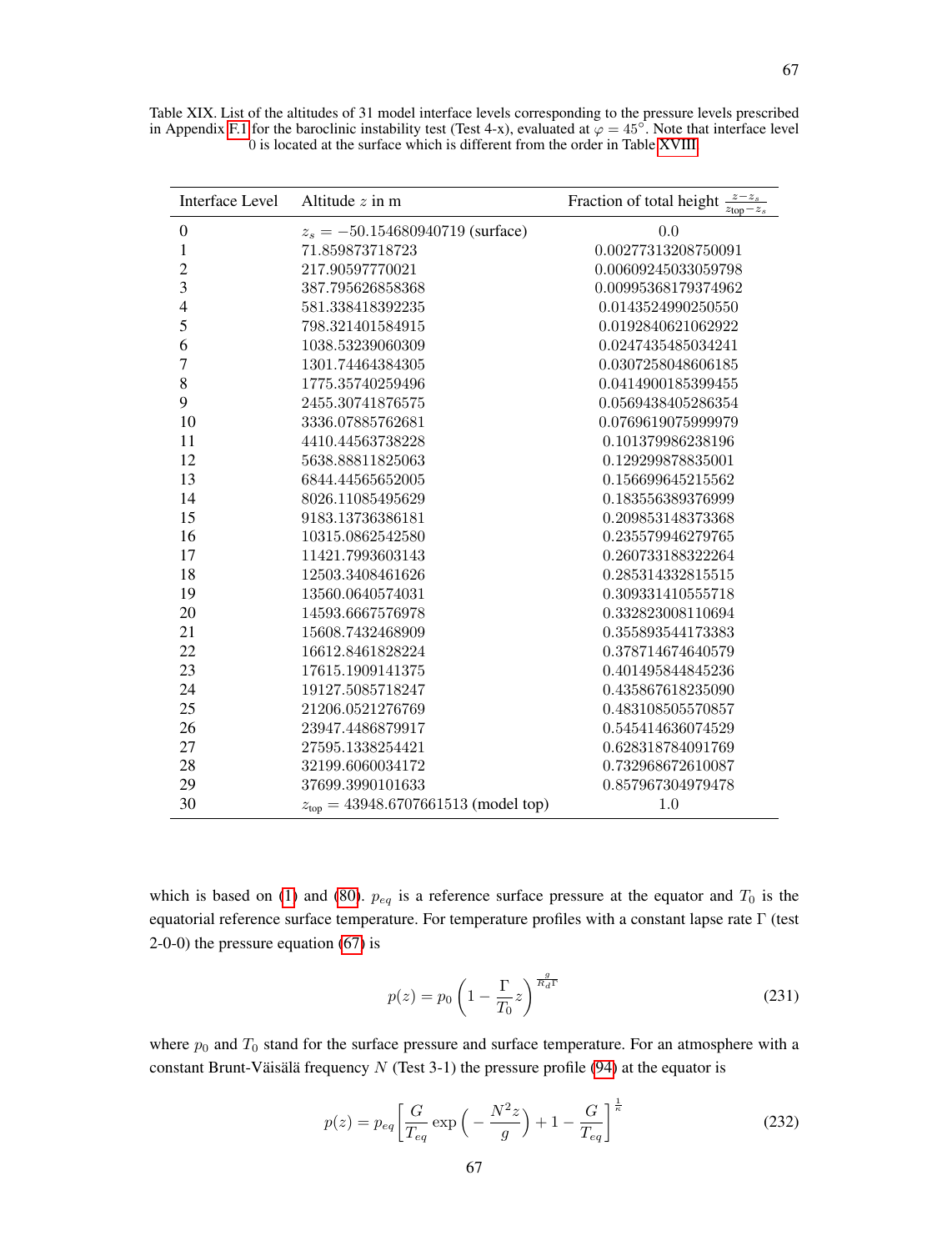Table XIX. List of the altitudes of 31 model interface levels corresponding to the pressure levels prescribed in Appendix F.1 for the baroclinic instability test (Test 4-x), evaluated at $\varphi = 45°$. Note that interface level 0 is located at the surface which is different from the order in Table XVIII.

| Interface Level | Altitude $z$ in m | Fraction of total height $\frac{z-z_s}{z_{\text{top}}-z_s}$ |
|---|---|---|
| 0 | $z_s = -50.154680940719$ (surface) | 0.0 |
| 1 | 71.859873718723 | 0.00277313208750091 |
| 2 | 217.90597770021 | 0.00609245033059798 |
| 3 | 387.795626858368 | 0.00995368179374962 |
| 4 | 581.338418392235 | 0.0143524990250550 |
| 5 | 798.321401584915 | 0.0192840621062922 |
| 6 | 1038.53239060309 | 0.0247435485034241 |
| 7 | 1301.74464384305 | 0.0307258048606185 |
| 8 | 1775.35740259496 | 0.0414900185399455 |
| 9 | 2455.30741876575 | 0.0569438405286354 |
| 10 | 3336.07885762681 | 0.0769619075999979 |
| 11 | 4410.44563738228 | 0.101379986238196 |
| 12 | 5638.88811825063 | 0.129299878835001 |
| 13 | 6844.44565652005 | 0.156699645215562 |
| 14 | 8026.11085495629 | 0.183556389376999 |
| 15 | 9183.13736386181 | 0.209853148373368 |
| 16 | 10315.0862542580 | 0.235579946279765 |
| 17 | 11421.7993603143 | 0.260733188322264 |
| 18 | 12503.3408461626 | 0.285314332815515 |
| 19 | 13560.0640574031 | 0.309331410555718 |
| 20 | 14593.6667576978 | 0.332823008110694 |
| 21 | 15608.7432468909 | 0.355893544173383 |
| 22 | 16612.8461828224 | 0.378714674640579 |
| 23 | 17615.1909141375 | 0.401495844845236 |
| 24 | 19127.5085718247 | 0.435867618235090 |
| 25 | 21206.0521276769 | 0.483108505570857 |
| 26 | 23947.4486879917 | 0.545414636074529 |
| 27 | 27595.1338254421 | 0.628318784091769 |
| 28 | 32199.6060034172 | 0.732968672610087 |
| 29 | 37699.3990101633 | 0.857967304979478 |
| 30 | $z_{\text{top}} = 43948.6707661513$ (model top) | 1.0 |

which is based on (1) and (80). $p_{eq}$ is a reference surface pressure at the equator and $T_0$ is the equatorial reference surface temperature. For temperature profiles with a constant lapse rate $\Gamma$ (test 2-0-0) the pressure equation (67) is

$$p(z) = p_0 \left(1 - \frac{\Gamma}{T_0} z\right)^{\frac{g}{R_d \Gamma}} \tag{231}$$

where $p_0$ and $T_0$ stand for the surface pressure and surface temperature. For an atmosphere with a constant Brunt-Väisälä frequency $N$ (Test 3-1) the pressure profile (94) at the equator is

$$p(z) = p_{eq} \left[ \frac{G}{T_{eq}} \exp\left( -\frac{N^2 z}{g} \right) + 1 - \frac{G}{T_{eq}} \right]^{\frac{1}{\kappa}} \tag{232}$$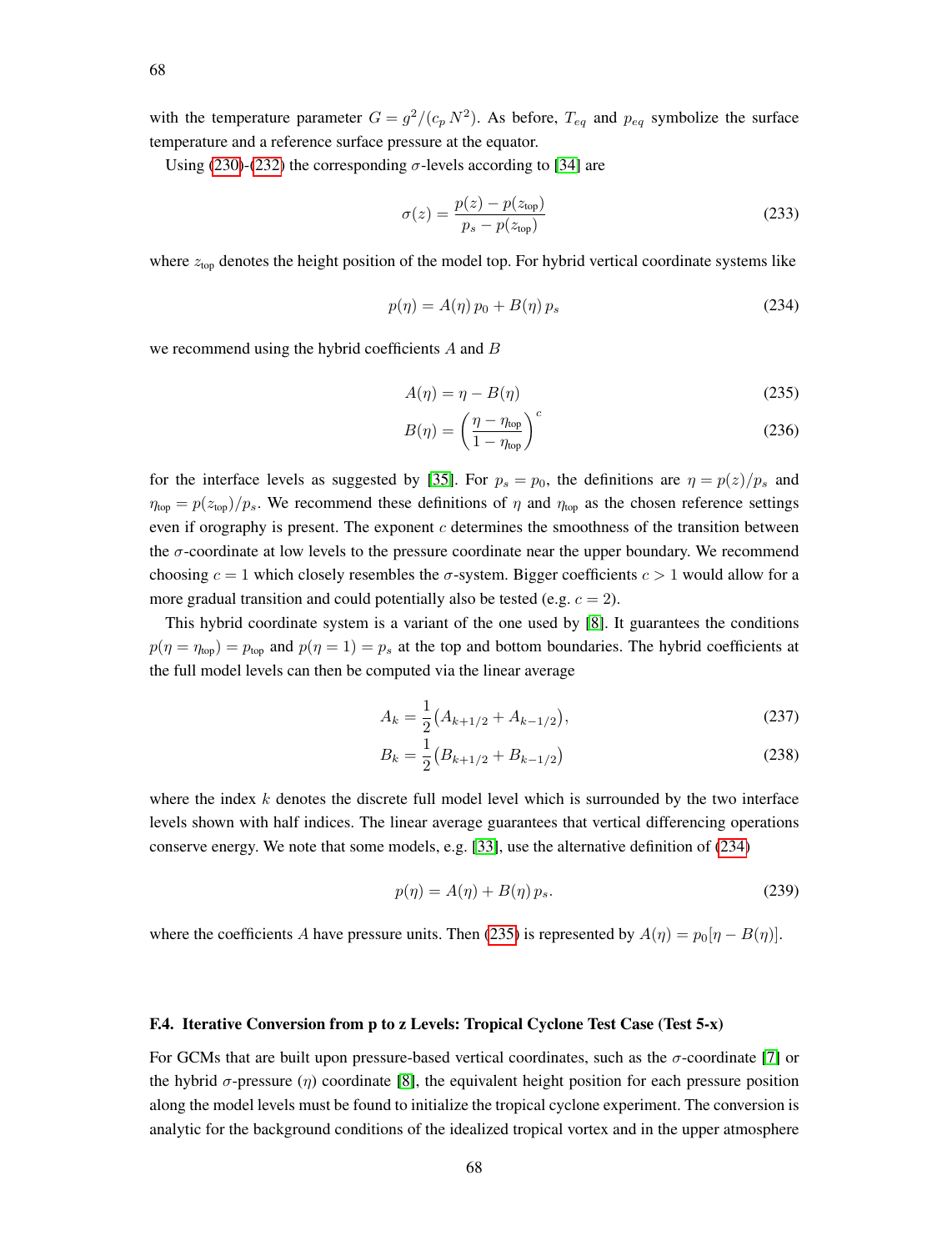with the temperature parameter $G = g^2/(c_p\, N^2)$. As before, $T_{eq}$ and $p_{eq}$ symbolize the surface temperature and a reference surface pressure at the equator.

Using (230)-(232) the corresponding $\sigma$-levels according to [34] are

$$\sigma(z) = \frac{p(z) - p(z_{\text{top}})}{p_s - p(z_{\text{top}})} \tag{233}$$

where $z_{\text{top}}$ denotes the height position of the model top. For hybrid vertical coordinate systems like

$$p(\eta) = A(\eta)\, p_0 + B(\eta)\, p_s \tag{234}$$

we recommend using the hybrid coefficients $A$ and $B$

$$A(\eta) = \eta - B(\eta) \tag{235}$$

$$B(\eta) = \left(\frac{\eta - \eta_{\text{top}}}{1 - \eta_{\text{top}}}\right)^c \tag{236}$$

for the interface levels as suggested by [35]. For $p_s = p_0$, the definitions are $\eta = p(z)/p_s$ and $\eta_{\text{top}} = p(z_{\text{top}})/p_s$. We recommend these definitions of $\eta$ and $\eta_{\text{top}}$ as the chosen reference settings even if orography is present. The exponent $c$ determines the smoothness of the transition between the $\sigma$-coordinate at low levels to the pressure coordinate near the upper boundary. We recommend choosing $c = 1$ which closely resembles the $\sigma$-system. Bigger coefficients $c > 1$ would allow for a more gradual transition and could potentially also be tested (e.g. $c = 2$).

This hybrid coordinate system is a variant of the one used by [8]. It guarantees the conditions $p(\eta = \eta_{\text{top}}) = p_{\text{top}}$ and $p(\eta = 1) = p_s$ at the top and bottom boundaries. The hybrid coefficients at the full model levels can then be computed via the linear average

$$A_k = \frac{1}{2}\left(A_{k+1/2} + A_{k-1/2}\right), \tag{237}$$

$$B_k = \frac{1}{2}\left(B_{k+1/2} + B_{k-1/2}\right) \tag{238}$$

where the index $k$ denotes the discrete full model level which is surrounded by the two interface levels shown with half indices. The linear average guarantees that vertical differencing operations conserve energy. We note that some models, e.g. [33], use the alternative definition of (234)

$$p(\eta) = A(\eta) + B(\eta)\, p_s. \tag{239}$$

where the coefficients $A$ have pressure units. Then (235) is represented by $A(\eta) = p_0[\eta - B(\eta)]$.

### F.4. Iterative Conversion from p to z Levels: Tropical Cyclone Test Case (Test 5-x)

For GCMs that are built upon pressure-based vertical coordinates, such as the $\sigma$-coordinate [7] or the hybrid $\sigma$-pressure ($\eta$) coordinate [8], the equivalent height position for each pressure position along the model levels must be found to initialize the tropical cyclone experiment. The conversion is analytic for the background conditions of the idealized tropical vortex and in the upper atmosphere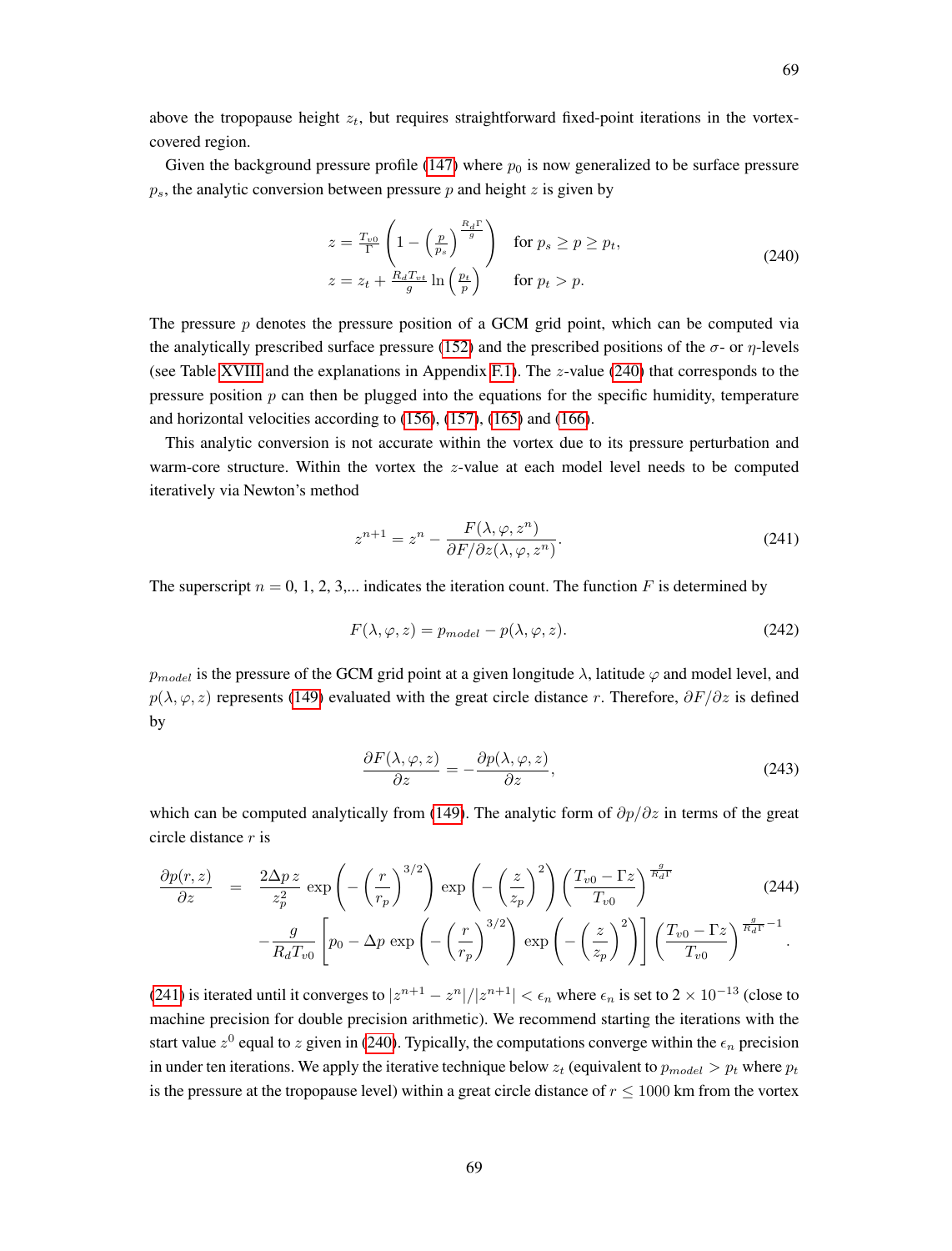above the tropopause height $z_t$, but requires straightforward fixed-point iterations in the vortex-covered region.

Given the background pressure profile (147) where $p_0$ is now generalized to be surface pressure $p_s$, the analytic conversion between pressure $p$ and height $z$ is given by

$$
\begin{aligned}
z &= \tfrac{T_{v0}}{\Gamma}\left(1 - \left(\tfrac{p}{p_s}\right)^{\frac{R_d \Gamma}{g}}\right) && \text{for } p_s \geq p \geq p_t, \\
z &= z_t + \tfrac{R_d T_{vt}}{g} \ln\left(\tfrac{p_t}{p}\right) && \text{for } p_t > p.
\end{aligned} \tag{240}
$$

The pressure $p$ denotes the pressure position of a GCM grid point, which can be computed via the analytically prescribed surface pressure (152) and the prescribed positions of the $\sigma$- or $\eta$-levels (see Table XVIII and the explanations in Appendix F.1). The $z$-value (240) that corresponds to the pressure position $p$ can then be plugged into the equations for the specific humidity, temperature and horizontal velocities according to (156), (157), (165) and (166).

This analytic conversion is not accurate within the vortex due to its pressure perturbation and warm-core structure. Within the vortex the $z$-value at each model level needs to be computed iteratively via Newton's method

$$
z^{n+1} = z^n - \frac{F(\lambda, \varphi, z^n)}{\partial F/\partial z(\lambda, \varphi, z^n)}. \tag{241}
$$

The superscript $n = 0, 1, 2, 3, ...$ indicates the iteration count. The function $F$ is determined by

$$
F(\lambda, \varphi, z) = p_{model} - p(\lambda, \varphi, z). \tag{242}
$$

$p_{model}$ is the pressure of the GCM grid point at a given longitude $\lambda$, latitude $\varphi$ and model level, and $p(\lambda, \varphi, z)$ represents (149) evaluated with the great circle distance $r$. Therefore, $\partial F/\partial z$ is defined by

$$
\frac{\partial F(\lambda, \varphi, z)}{\partial z} = -\frac{\partial p(\lambda, \varphi, z)}{\partial z}, \tag{243}
$$

which can be computed analytically from (149). The analytic form of $\partial p/\partial z$ in terms of the great circle distance $r$ is

$$
\begin{aligned}
\frac{\partial p(r, z)}{\partial z} = \; & \frac{2 \Delta p \, z}{z_p^2} \exp\left(-\left(\frac{r}{r_p}\right)^{3/2}\right) \exp\left(-\left(\frac{z}{z_p}\right)^2\right) \left(\frac{T_{v0} - \Gamma z}{T_{v0}}\right)^{\frac{g}{R_d \Gamma}} \\
& - \frac{g}{R_d T_{v0}} \left[p_0 - \Delta p \exp\left(-\left(\frac{r}{r_p}\right)^{3/2}\right) \exp\left(-\left(\frac{z}{z_p}\right)^2\right)\right] \left(\frac{T_{v0} - \Gamma z}{T_{v0}}\right)^{\frac{g}{R_d \Gamma} - 1}.
\end{aligned} \tag{244}
$$

(241) is iterated until it converges to $|z^{n+1} - z^n|/|z^{n+1}| < \epsilon_n$ where $\epsilon_n$ is set to $2 \times 10^{-13}$ (close to machine precision for double precision arithmetic). We recommend starting the iterations with the start value $z^0$ equal to $z$ given in (240). Typically, the computations converge within the $\epsilon_n$ precision in under ten iterations. We apply the iterative technique below $z_t$ (equivalent to $p_{model} > p_t$ where $p_t$ is the pressure at the tropopause level) within a great circle distance of $r \leq 1000$ km from the vortex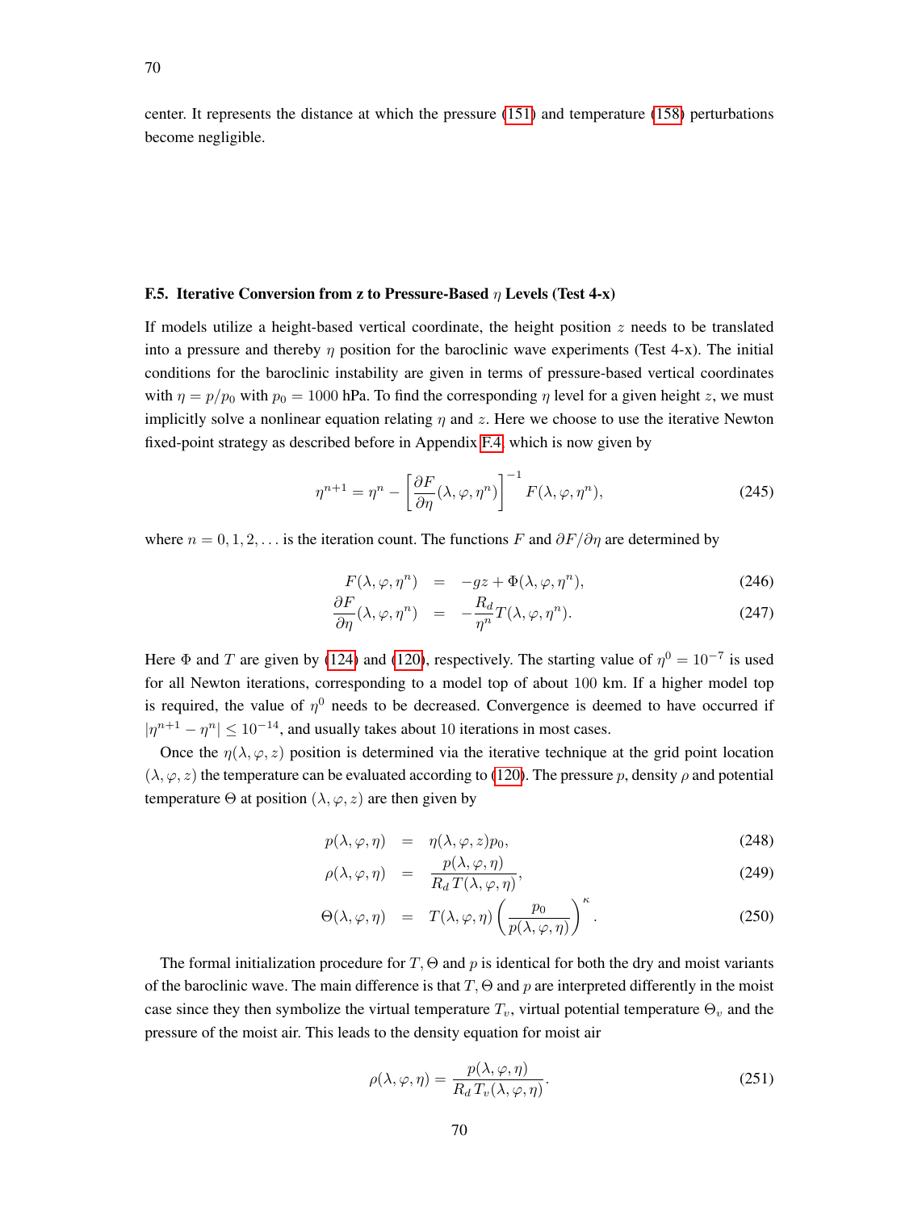center. It represents the distance at which the pressure (151) and temperature (158) perturbations become negligible.

### F.5. Iterative Conversion from z to Pressure-Based $\eta$ Levels (Test 4-x)

If models utilize a height-based vertical coordinate, the height position $z$ needs to be translated into a pressure and thereby $\eta$ position for the baroclinic wave experiments (Test 4-x). The initial conditions for the baroclinic instability are given in terms of pressure-based vertical coordinates with $\eta = p/p_0$ with $p_0 = 1000$ hPa. To find the corresponding $\eta$ level for a given height $z$, we must implicitly solve a nonlinear equation relating $\eta$ and $z$. Here we choose to use the iterative Newton fixed-point strategy as described before in Appendix F.4, which is now given by

$$\eta^{n+1} = \eta^n - \left[\frac{\partial F}{\partial \eta}(\lambda, \varphi, \eta^n)\right]^{-1} F(\lambda, \varphi, \eta^n), \tag{245}$$

where $n = 0, 1, 2, \ldots$ is the iteration count. The functions $F$ and $\partial F/\partial \eta$ are determined by

$$F(\lambda, \varphi, \eta^n) = -gz + \Phi(\lambda, \varphi, \eta^n), \tag{246}$$

$$\frac{\partial F}{\partial \eta}(\lambda, \varphi, \eta^n) = -\frac{R_d}{\eta^n} T(\lambda, \varphi, \eta^n). \tag{247}$$

Here $\Phi$ and $T$ are given by (124) and (120), respectively. The starting value of $\eta^0 = 10^{-7}$ is used for all Newton iterations, corresponding to a model top of about 100 km. If a higher model top is required, the value of $\eta^0$ needs to be decreased. Convergence is deemed to have occurred if $|\eta^{n+1} - \eta^n| \leq 10^{-14}$, and usually takes about 10 iterations in most cases.

Once the $\eta(\lambda, \varphi, z)$ position is determined via the iterative technique at the grid point location $(\lambda, \varphi, z)$ the temperature can be evaluated according to (120). The pressure $p$, density $\rho$ and potential temperature $\Theta$ at position $(\lambda, \varphi, z)$ are then given by

$$p(\lambda, \varphi, \eta) = \eta(\lambda, \varphi, z) p_0, \tag{248}$$

$$\rho(\lambda, \varphi, \eta) = \frac{p(\lambda, \varphi, \eta)}{R_d \, T(\lambda, \varphi, \eta)}, \tag{249}$$

$$\Theta(\lambda, \varphi, \eta) = T(\lambda, \varphi, \eta) \left(\frac{p_0}{p(\lambda, \varphi, \eta)}\right)^{\kappa}. \tag{250}$$

The formal initialization procedure for $T$, $\Theta$ and $p$ is identical for both the dry and moist variants of the baroclinic wave. The main difference is that $T$, $\Theta$ and $p$ are interpreted differently in the moist case since they then symbolize the virtual temperature $T_v$, virtual potential temperature $\Theta_v$ and the pressure of the moist air. This leads to the density equation for moist air

$$\rho(\lambda, \varphi, \eta) = \frac{p(\lambda, \varphi, \eta)}{R_d \, T_v(\lambda, \varphi, \eta)}. \tag{251}$$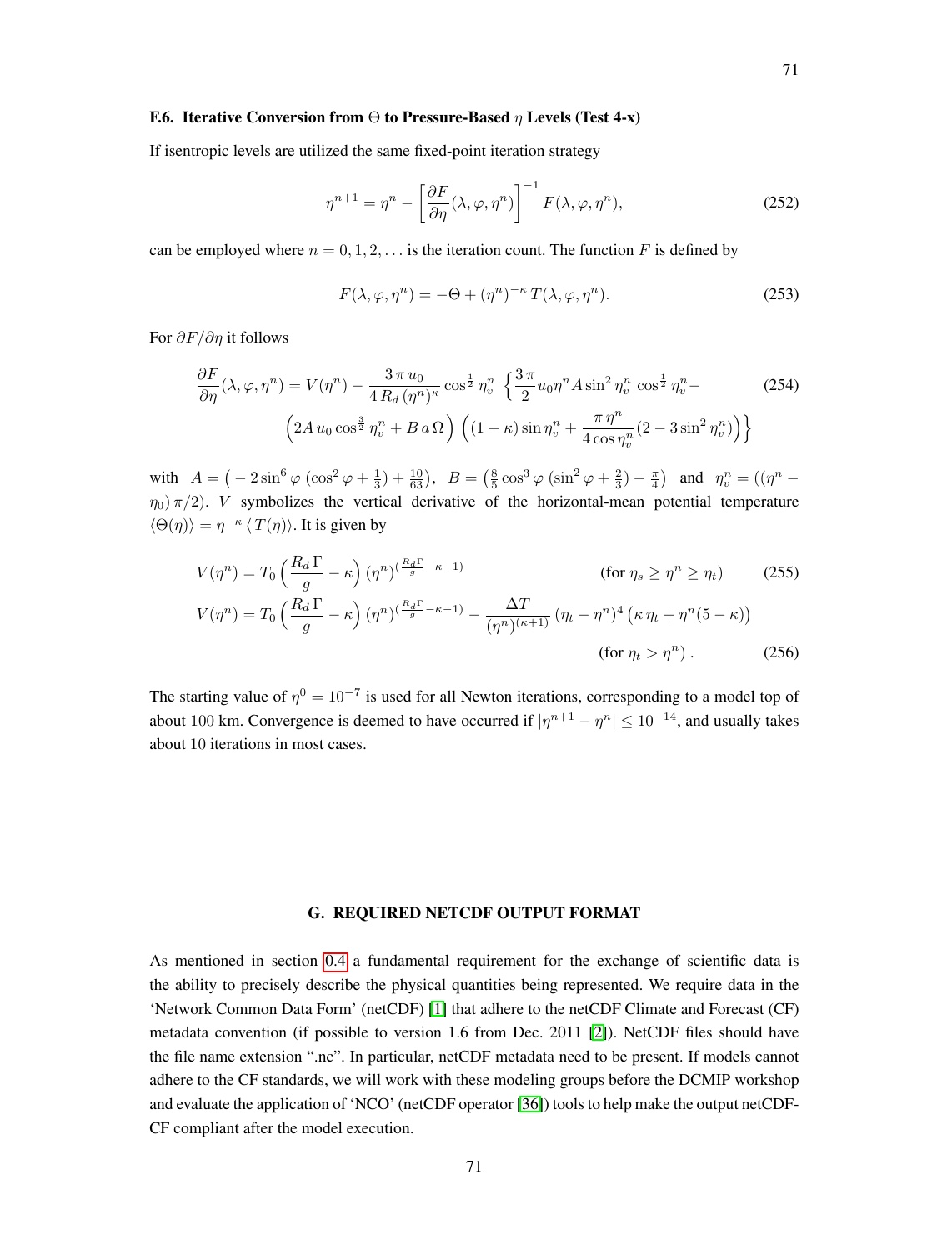### F.6. Iterative Conversion from $\Theta$ to Pressure-Based $\eta$ Levels (Test 4-x)

If isentropic levels are utilized the same fixed-point iteration strategy

$$\eta^{n+1} = \eta^n - \left[\frac{\partial F}{\partial \eta}(\lambda, \varphi, \eta^n)\right]^{-1} F(\lambda, \varphi, \eta^n), \tag{252}$$

can be employed where $n = 0, 1, 2, \ldots$ is the iteration count. The function $F$ is defined by

$$F(\lambda, \varphi, \eta^n) = -\Theta + (\eta^n)^{-\kappa}\, T(\lambda, \varphi, \eta^n). \tag{253}$$

For $\partial F/\partial \eta$ it follows

$$\frac{\partial F}{\partial \eta}(\lambda, \varphi, \eta^n) = V(\eta^n) - \frac{3\,\pi\, u_0}{4\, R_d\, (\eta^n)^{\kappa}} \cos^{\frac{1}{2}} \eta_v^n \, \left\{ \frac{3\,\pi}{2} u_0 \eta^n A \sin^2 \eta_v^n \, \cos^{\frac{1}{2}} \eta_v^n - \right. \tag{254}$$
$$\left. \left(2A\, u_0 \cos^{\frac{3}{2}} \eta_v^n + B\, a\, \Omega\right) \left((1-\kappa)\sin \eta_v^n + \frac{\pi\, \eta^n}{4 \cos \eta_v^n}(2 - 3\sin^2 \eta_v^n)\right) \right\}$$

with $A = \left(-2\sin^6\varphi\,(\cos^2\varphi + \frac{1}{3}) + \frac{10}{63}\right)$, $B = \left(\frac{8}{5}\cos^3\varphi\,(\sin^2\varphi + \frac{2}{3}) - \frac{\pi}{4}\right)$ and $\eta_v^n = ((\eta^n - \eta_0)\,\pi/2)$. $V$ symbolizes the vertical derivative of the horizontal-mean potential temperature $\langle\Theta(\eta)\rangle = \eta^{-\kappa}\,\langle T(\eta)\rangle$. It is given by

$$V(\eta^n) = T_0 \left(\frac{R_d\,\Gamma}{g} - \kappa\right) (\eta^n)^{\left(\frac{R_d \Gamma}{g} - \kappa - 1\right)} \qquad \text{(for } \eta_s \geq \eta^n \geq \eta_t\text{)} \tag{255}$$

$$V(\eta^n) = T_0 \left(\frac{R_d\,\Gamma}{g} - \kappa\right) (\eta^n)^{\left(\frac{R_d \Gamma}{g} - \kappa - 1\right)} - \frac{\Delta T}{(\eta^n)^{(\kappa+1)}} \,(\eta_t - \eta^n)^4 \left(\kappa\,\eta_t + \eta^n(5-\kappa)\right) \qquad \text{(for } \eta_t > \eta^n\text{)}\,. \tag{256}$$

The starting value of $\eta^0 = 10^{-7}$ is used for all Newton iterations, corresponding to a model top of about 100 km. Convergence is deemed to have occurred if $|\eta^{n+1} - \eta^n| \leq 10^{-14}$, and usually takes about 10 iterations in most cases.

## G. REQUIRED NETCDF OUTPUT FORMAT

As mentioned in section 0.4 a fundamental requirement for the exchange of scientific data is the ability to precisely describe the physical quantities being represented. We require data in the 'Network Common Data Form' (netCDF) [1] that adhere to the netCDF Climate and Forecast (CF) metadata convention (if possible to version 1.6 from Dec. 2011 [2]). NetCDF files should have the file name extension ".nc". In particular, netCDF metadata need to be present. If models cannot adhere to the CF standards, we will work with these modeling groups before the DCMIP workshop and evaluate the application of 'NCO' (netCDF operator [36]) tools to help make the output netCDF-CF compliant after the model execution.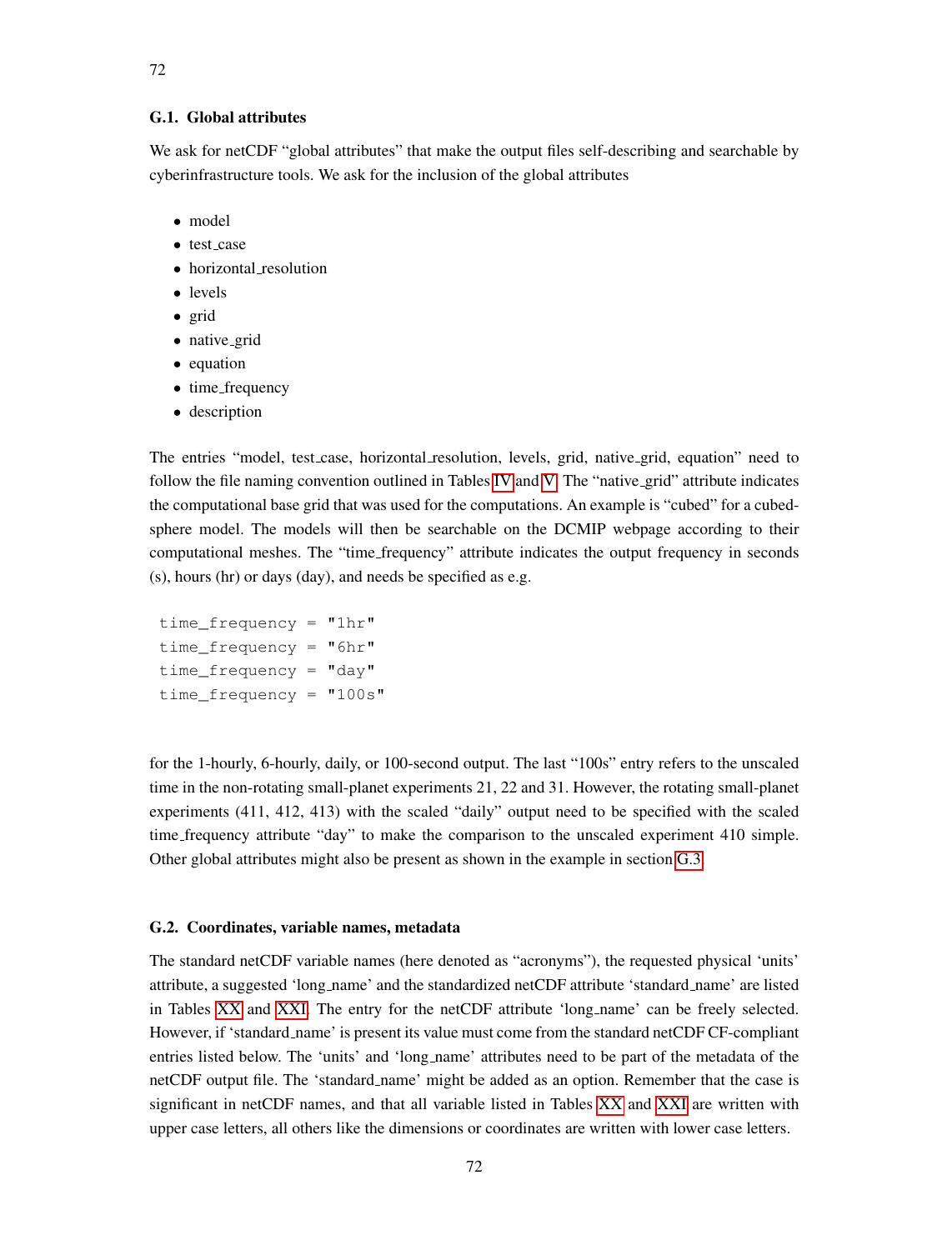### G.1. Global attributes

We ask for netCDF "global attributes" that make the output files self-describing and searchable by cyberinfrastructure tools. We ask for the inclusion of the global attributes

- model
- test_case
- horizontal_resolution
- levels
- grid
- native_grid
- equation
- time_frequency
- description

The entries "model, test_case, horizontal_resolution, levels, grid, native_grid, equation" need to follow the file naming convention outlined in Tables IV and V. The "native_grid" attribute indicates the computational base grid that was used for the computations. An example is "cubed" for a cubed-sphere model. The models will then be searchable on the DCMIP webpage according to their computational meshes. The "time_frequency" attribute indicates the output frequency in seconds (s), hours (hr) or days (day), and needs be specified as e.g.

```
time_frequency = "1hr"
time_frequency = "6hr"
time_frequency = "day"
time_frequency = "100s"
```

for the 1-hourly, 6-hourly, daily, or 100-second output. The last "100s" entry refers to the unscaled time in the non-rotating small-planet experiments 21, 22 and 31. However, the rotating small-planet experiments (411, 412, 413) with the scaled "daily" output need to be specified with the scaled time_frequency attribute "day" to make the comparison to the unscaled experiment 410 simple. Other global attributes might also be present as shown in the example in section G.3.

### G.2. Coordinates, variable names, metadata

The standard netCDF variable names (here denoted as "acronyms"), the requested physical 'units' attribute, a suggested 'long_name' and the standardized netCDF attribute 'standard_name' are listed in Tables XX and XXI. The entry for the netCDF attribute 'long_name' can be freely selected. However, if 'standard_name' is present its value must come from the standard netCDF CF-compliant entries listed below. The 'units' and 'long_name' attributes need to be part of the metadata of the netCDF output file. The 'standard_name' might be added as an option. Remember that the case is significant in netCDF names, and that all variable listed in Tables XX and XXI are written with upper case letters, all others like the dimensions or coordinates are written with lower case letters.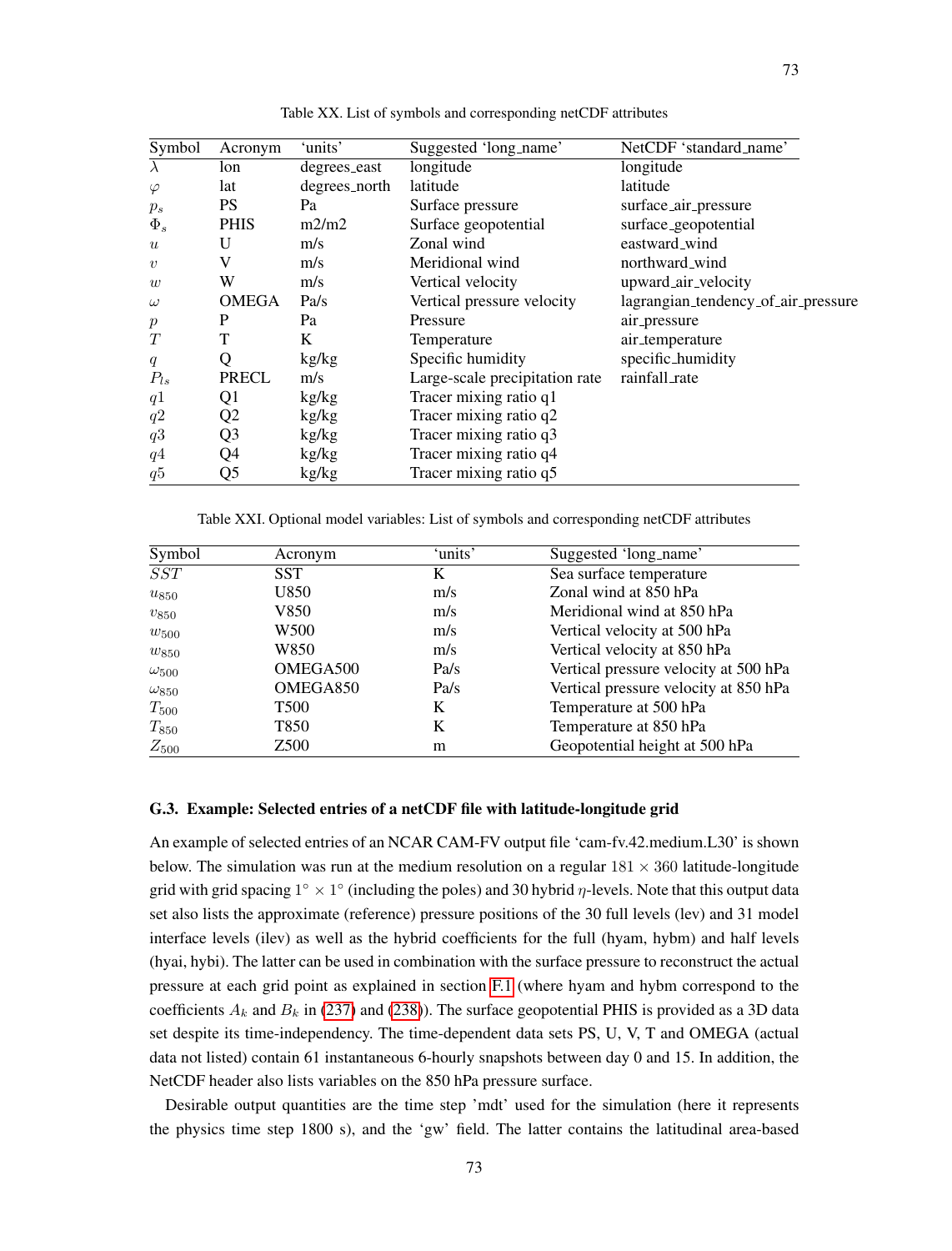Table XX. List of symbols and corresponding netCDF attributes

| Symbol | Acronym | 'units' | Suggested 'long_name' | NetCDF 'standard_name' |
|---|---|---|---|---|
| $\lambda$ | lon | degrees_east | longitude | longitude |
| $\varphi$ | lat | degrees_north | latitude | latitude |
| $p_s$ | PS | Pa | Surface pressure | surface_air_pressure |
| $\Phi_s$ | PHIS | m2/m2 | Surface geopotential | surface_geopotential |
| $u$ | U | m/s | Zonal wind | eastward_wind |
| $v$ | V | m/s | Meridional wind | northward_wind |
| $w$ | W | m/s | Vertical velocity | upward_air_velocity |
| $\omega$ | OMEGA | Pa/s | Vertical pressure velocity | lagrangian_tendency_of_air_pressure |
| $p$ | P | Pa | Pressure | air_pressure |
| $T$ | T | K | Temperature | air_temperature |
| $q$ | Q | kg/kg | Specific humidity | specific_humidity |
| $P_{ls}$ | PRECL | m/s | Large-scale precipitation rate | rainfall_rate |
| $q1$ | Q1 | kg/kg | Tracer mixing ratio q1 | |
| $q2$ | Q2 | kg/kg | Tracer mixing ratio q2 | |
| $q3$ | Q3 | kg/kg | Tracer mixing ratio q3 | |
| $q4$ | Q4 | kg/kg | Tracer mixing ratio q4 | |
| $q5$ | Q5 | kg/kg | Tracer mixing ratio q5 | |

Table XXI. Optional model variables: List of symbols and corresponding netCDF attributes

| Symbol | Acronym | 'units' | Suggested 'long_name' |
|---|---|---|---|
| $SST$ | SST | K | Sea surface temperature |
| $u_{850}$ | U850 | m/s | Zonal wind at 850 hPa |
| $v_{850}$ | V850 | m/s | Meridional wind at 850 hPa |
| $w_{500}$ | W500 | m/s | Vertical velocity at 500 hPa |
| $w_{850}$ | W850 | m/s | Vertical velocity at 850 hPa |
| $\omega_{500}$ | OMEGA500 | Pa/s | Vertical pressure velocity at 500 hPa |
| $\omega_{850}$ | OMEGA850 | Pa/s | Vertical pressure velocity at 850 hPa |
| $T_{500}$ | T500 | K | Temperature at 500 hPa |
| $T_{850}$ | T850 | K | Temperature at 850 hPa |
| $Z_{500}$ | Z500 | m | Geopotential height at 500 hPa |

### G.3. Example: Selected entries of a netCDF file with latitude-longitude grid

An example of selected entries of an NCAR CAM-FV output file 'cam-fv.42.medium.L30' is shown below. The simulation was run at the medium resolution on a regular $181 \times 360$ latitude-longitude grid with grid spacing $1^\circ \times 1^\circ$ (including the poles) and 30 hybrid $\eta$-levels. Note that this output data set also lists the approximate (reference) pressure positions of the 30 full levels (lev) and 31 model interface levels (ilev) as well as the hybrid coefficients for the full (hyam, hybm) and half levels (hyai, hybi). The latter can be used in combination with the surface pressure to reconstruct the actual pressure at each grid point as explained in section F.1 (where hyam and hybm correspond to the coefficients $A_k$ and $B_k$ in (237) and (238)). The surface geopotential PHIS is provided as a 3D data set despite its time-independency. The time-dependent data sets PS, U, V, T and OMEGA (actual data not listed) contain 61 instantaneous 6-hourly snapshots between day 0 and 15. In addition, the NetCDF header also lists variables on the 850 hPa pressure surface.

Desirable output quantities are the time step 'mdt' used for the simulation (here it represents the physics time step 1800 s), and the 'gw' field. The latter contains the latitudinal area-based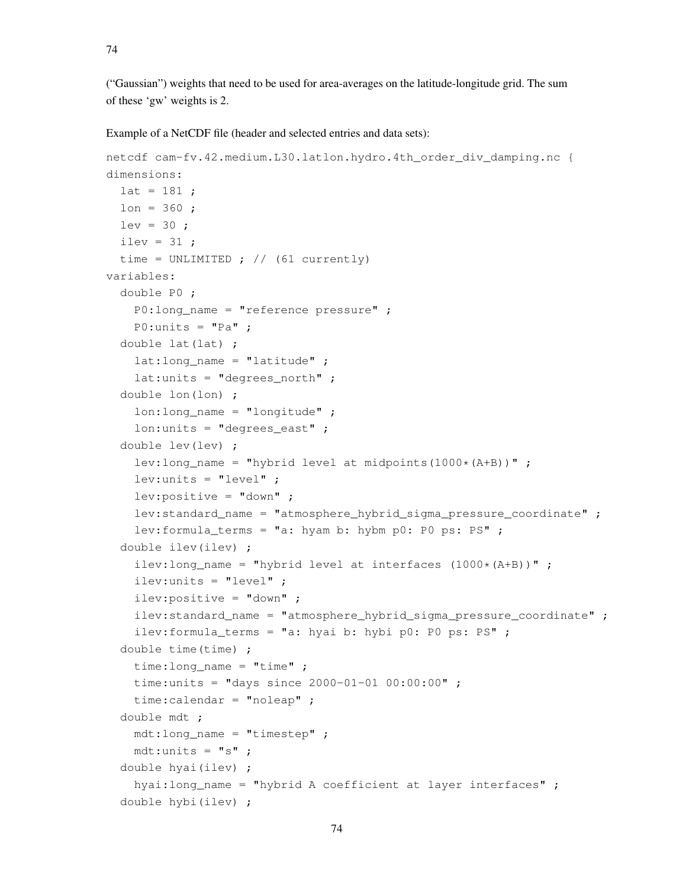("Gaussian") weights that need to be used for area-averages on the latitude-longitude grid. The sum of these 'gw' weights is 2.

Example of a NetCDF file (header and selected entries and data sets):

```
netcdf cam-fv.42.medium.L30.latlon.hydro.4th_order_div_damping.nc {
dimensions:
  lat = 181 ;
  lon = 360 ;
  lev = 30 ;
  ilev = 31 ;
  time = UNLIMITED ; // (61 currently)
variables:
  double P0 ;
    P0:long_name = "reference pressure" ;
    P0:units = "Pa" ;
  double lat(lat) ;
    lat:long_name = "latitude" ;
    lat:units = "degrees_north" ;
  double lon(lon) ;
    lon:long_name = "longitude" ;
    lon:units = "degrees_east" ;
  double lev(lev) ;
    lev:long_name = "hybrid level at midpoints(1000*(A+B))" ;
    lev:units = "level" ;
    lev:positive = "down" ;
    lev:standard_name = "atmosphere_hybrid_sigma_pressure_coordinate" ;
    lev:formula_terms = "a: hyam b: hybm p0: P0 ps: PS" ;
  double ilev(ilev) ;
    ilev:long_name = "hybrid level at interfaces (1000*(A+B))" ;
    ilev:units = "level" ;
    ilev:positive = "down" ;
    ilev:standard_name = "atmosphere_hybrid_sigma_pressure_coordinate" ;
    ilev:formula_terms = "a: hyai b: hybi p0: P0 ps: PS" ;
  double time(time) ;
    time:long_name = "time" ;
    time:units = "days since 2000-01-01 00:00:00" ;
    time:calendar = "noleap" ;
  double mdt ;
    mdt:long_name = "timestep" ;
    mdt:units = "s" ;
  double hyai(ilev) ;
    hyai:long_name = "hybrid A coefficient at layer interfaces" ;
  double hybi(ilev) ;
```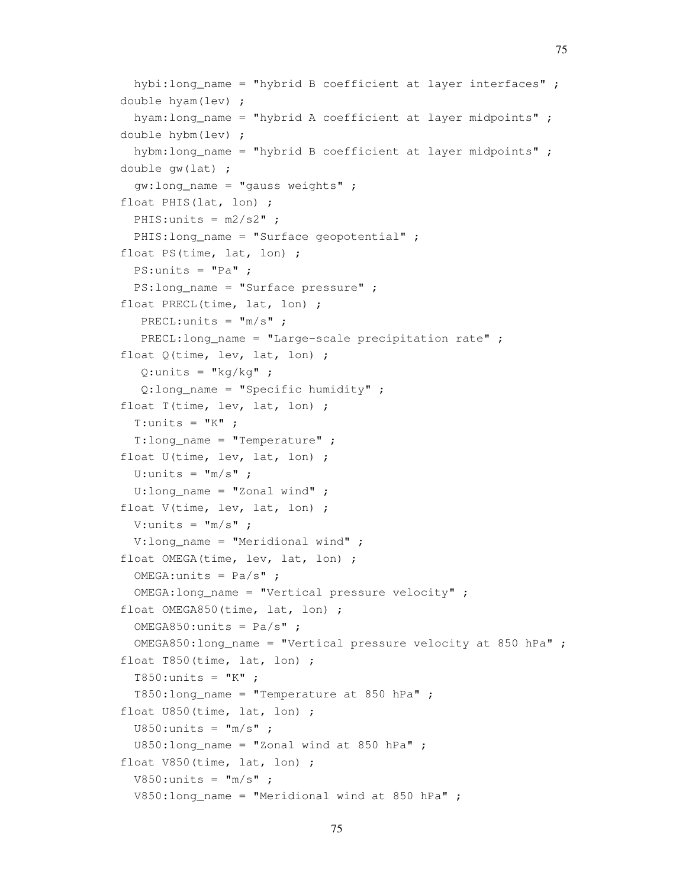```
  hybi:long_name = "hybrid B coefficient at layer interfaces" ;
double hyam(lev) ;
  hyam:long_name = "hybrid A coefficient at layer midpoints" ;
double hybm(lev) ;
  hybm:long_name = "hybrid B coefficient at layer midpoints" ;
double gw(lat) ;
  gw:long_name = "gauss weights" ;
float PHIS(lat, lon) ;
  PHIS:units = m2/s2" ;
  PHIS:long_name = "Surface geopotential" ;
float PS(time, lat, lon) ;
  PS:units = "Pa" ;
  PS:long_name = "Surface pressure" ;
float PRECL(time, lat, lon) ;
   PRECL:units = "m/s" ;
   PRECL:long_name = "Large-scale precipitation rate" ;
float Q(time, lev, lat, lon) ;
   Q:units = "kg/kg" ;
   Q:long_name = "Specific humidity" ;
float T(time, lev, lat, lon) ;
  T:units = "K" ;
  T:long_name = "Temperature" ;
float U(time, lev, lat, lon) ;
  U:units = "m/s" ;
  U:long_name = "Zonal wind" ;
float V(time, lev, lat, lon) ;
  V:units = "m/s" ;
  V:long_name = "Meridional wind" ;
float OMEGA(time, lev, lat, lon) ;
  OMEGA:units = Pa/s" ;
  OMEGA:long_name = "Vertical pressure velocity" ;
float OMEGA850(time, lat, lon) ;
  OMEGA850:units = Pa/s" ;
  OMEGA850:long_name = "Vertical pressure velocity at 850 hPa" ;
float T850(time, lat, lon) ;
  T850:units = "K" ;
  T850:long_name = "Temperature at 850 hPa" ;
float U850(time, lat, lon) ;
  U850:units = "m/s" ;
  U850:long_name = "Zonal wind at 850 hPa" ;
float V850(time, lat, lon) ;
  V850:units = "m/s" ;
  V850:long_name = "Meridional wind at 850 hPa" ;
```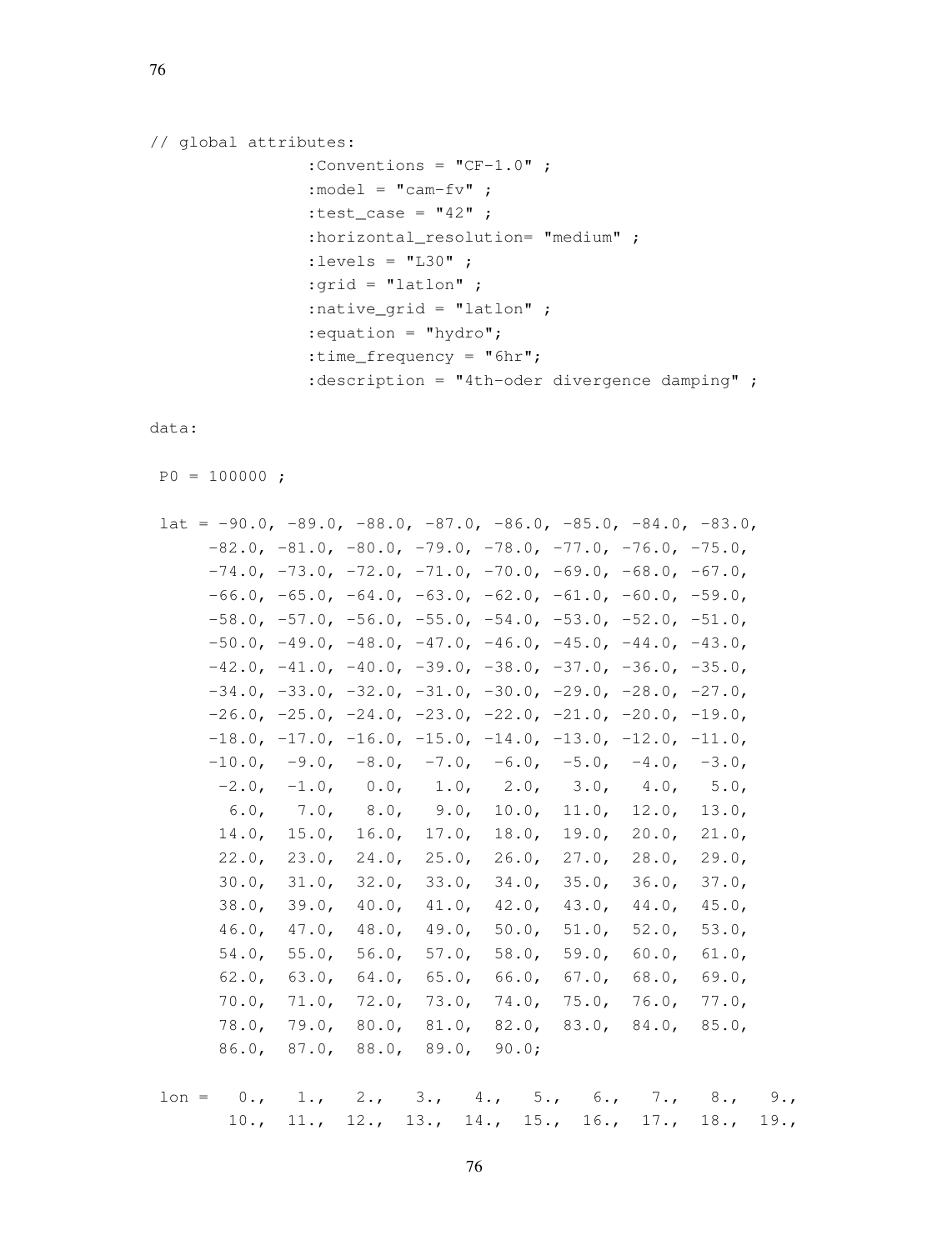```
// global attributes:
                :Conventions = "CF-1.0" ;
                :model = "cam-fv" ;
                :test_case = "42" ;
                :horizontal_resolution= "medium" ;
                :levels = "L30" ;
                :grid = "latlon" ;
                :native_grid = "latlon" ;
                :equation = "hydro";
                :time_frequency = "6hr";
                :description = "4th-oder divergence damping" ;

data:

 P0 = 100000 ;

 lat = -90.0, -89.0, -88.0, -87.0, -86.0, -85.0, -84.0, -83.0,
      -82.0, -81.0, -80.0, -79.0, -78.0, -77.0, -76.0, -75.0,
      -74.0, -73.0, -72.0, -71.0, -70.0, -69.0, -68.0, -67.0,
      -66.0, -65.0, -64.0, -63.0, -62.0, -61.0, -60.0, -59.0,
      -58.0, -57.0, -56.0, -55.0, -54.0, -53.0, -52.0, -51.0,
      -50.0, -49.0, -48.0, -47.0, -46.0, -45.0, -44.0, -43.0,
      -42.0, -41.0, -40.0, -39.0, -38.0, -37.0, -36.0, -35.0,
      -34.0, -33.0, -32.0, -31.0, -30.0, -29.0, -28.0, -27.0,
      -26.0, -25.0, -24.0, -23.0, -22.0, -21.0, -20.0, -19.0,
      -18.0, -17.0, -16.0, -15.0, -14.0, -13.0, -12.0, -11.0,
      -10.0,  -9.0,  -8.0,  -7.0,  -6.0,  -5.0,  -4.0,  -3.0,
       -2.0,  -1.0,   0.0,   1.0,   2.0,   3.0,   4.0,   5.0,
        6.0,   7.0,   8.0,   9.0,  10.0,  11.0,  12.0,  13.0,
       14.0,  15.0,  16.0,  17.0,  18.0,  19.0,  20.0,  21.0,
       22.0,  23.0,  24.0,  25.0,  26.0,  27.0,  28.0,  29.0,
       30.0,  31.0,  32.0,  33.0,  34.0,  35.0,  36.0,  37.0,
       38.0,  39.0,  40.0,  41.0,  42.0,  43.0,  44.0,  45.0,
       46.0,  47.0,  48.0,  49.0,  50.0,  51.0,  52.0,  53.0,
       54.0,  55.0,  56.0,  57.0,  58.0,  59.0,  60.0,  61.0,
       62.0,  63.0,  64.0,  65.0,  66.0,  67.0,  68.0,  69.0,
       70.0,  71.0,  72.0,  73.0,  74.0,  75.0,  76.0,  77.0,
       78.0,  79.0,  80.0,  81.0,  82.0,  83.0,  84.0,  85.0,
       86.0,  87.0,  88.0,  89.0,  90.0;

 lon =   0.,   1.,   2.,   3.,   4.,   5.,   6.,   7.,   8.,   9.,
        10.,  11.,  12.,  13.,  14.,  15.,  16.,  17.,  18.,  19.,
```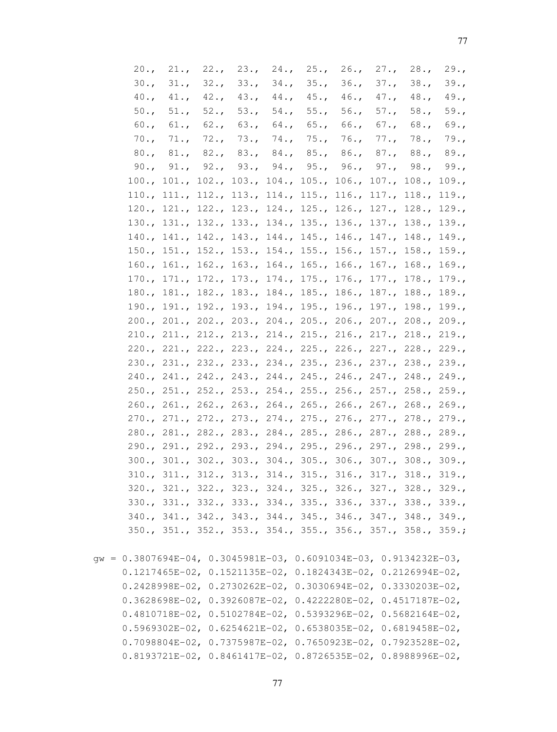```
       20.,  21.,  22.,  23.,  24.,  25.,  26.,  27.,  28.,  29.,
       30.,  31.,  32.,  33.,  34.,  35.,  36.,  37.,  38.,  39.,
       40.,  41.,  42.,  43.,  44.,  45.,  46.,  47.,  48.,  49.,
       50.,  51.,  52.,  53.,  54.,  55.,  56.,  57.,  58.,  59.,
       60.,  61.,  62.,  63.,  64.,  65.,  66.,  67.,  68.,  69.,
       70.,  71.,  72.,  73.,  74.,  75.,  76.,  77.,  78.,  79.,
       80.,  81.,  82.,  83.,  84.,  85.,  86.,  87.,  88.,  89.,
       90.,  91.,  92.,  93.,  94.,  95.,  96.,  97.,  98.,  99.,
      100., 101., 102., 103., 104., 105., 106., 107., 108., 109.,
      110., 111., 112., 113., 114., 115., 116., 117., 118., 119.,
      120., 121., 122., 123., 124., 125., 126., 127., 128., 129.,
      130., 131., 132., 133., 134., 135., 136., 137., 138., 139.,
      140., 141., 142., 143., 144., 145., 146., 147., 148., 149.,
      150., 151., 152., 153., 154., 155., 156., 157., 158., 159.,
      160., 161., 162., 163., 164., 165., 166., 167., 168., 169.,
      170., 171., 172., 173., 174., 175., 176., 177., 178., 179.,
      180., 181., 182., 183., 184., 185., 186., 187., 188., 189.,
      190., 191., 192., 193., 194., 195., 196., 197., 198., 199.,
      200., 201., 202., 203., 204., 205., 206., 207., 208., 209.,
      210., 211., 212., 213., 214., 215., 216., 217., 218., 219.,
      220., 221., 222., 223., 224., 225., 226., 227., 228., 229.,
      230., 231., 232., 233., 234., 235., 236., 237., 238., 239.,
      240., 241., 242., 243., 244., 245., 246., 247., 248., 249.,
      250., 251., 252., 253., 254., 255., 256., 257., 258., 259.,
      260., 261., 262., 263., 264., 265., 266., 267., 268., 269.,
      270., 271., 272., 273., 274., 275., 276., 277., 278., 279.,
      280., 281., 282., 283., 284., 285., 286., 287., 288., 289.,
      290., 291., 292., 293., 294., 295., 296., 297., 298., 299.,
      300., 301., 302., 303., 304., 305., 306., 307., 308., 309.,
      310., 311., 312., 313., 314., 315., 316., 317., 318., 319.,
      320., 321., 322., 323., 324., 325., 326., 327., 328., 329.,
      330., 331., 332., 333., 334., 335., 336., 337., 338., 339.,
      340., 341., 342., 343., 344., 345., 346., 347., 348., 349.,
      350., 351., 352., 353., 354., 355., 356., 357., 358., 359.;

gw = 0.3807694E-04, 0.3045981E-03, 0.6091034E-03, 0.9134232E-03,
     0.1217465E-02, 0.1521135E-02, 0.1824343E-02, 0.2126994E-02,
     0.2428998E-02, 0.2730262E-02, 0.3030694E-02, 0.3330203E-02,
     0.3628698E-02, 0.3926087E-02, 0.4222280E-02, 0.4517187E-02,
     0.4810718E-02, 0.5102784E-02, 0.5393296E-02, 0.5682164E-02,
     0.5969302E-02, 0.6254621E-02, 0.6538035E-02, 0.6819458E-02,
     0.7098804E-02, 0.7375987E-02, 0.7650923E-02, 0.7923528E-02,
     0.8193721E-02, 0.8461417E-02, 0.8726535E-02, 0.8988996E-02,
```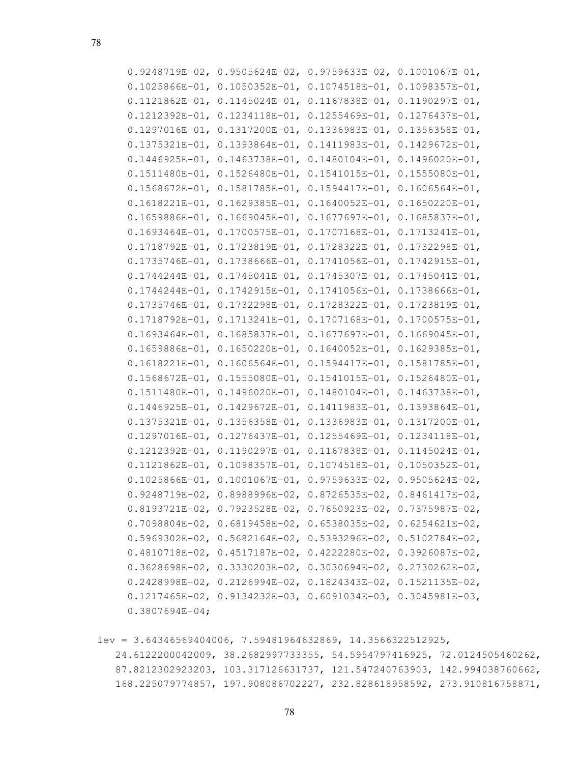```
      0.9248719E-02, 0.9505624E-02, 0.9759633E-02, 0.1001067E-01,
      0.1025866E-01, 0.1050352E-01, 0.1074518E-01, 0.1098357E-01,
      0.1121862E-01, 0.1145024E-01, 0.1167838E-01, 0.1190297E-01,
      0.1212392E-01, 0.1234118E-01, 0.1255469E-01, 0.1276437E-01,
      0.1297016E-01, 0.1317200E-01, 0.1336983E-01, 0.1356358E-01,
      0.1375321E-01, 0.1393864E-01, 0.1411983E-01, 0.1429672E-01,
      0.1446925E-01, 0.1463738E-01, 0.1480104E-01, 0.1496020E-01,
      0.1511480E-01, 0.1526480E-01, 0.1541015E-01, 0.1555080E-01,
      0.1568672E-01, 0.1581785E-01, 0.1594417E-01, 0.1606564E-01,
      0.1618221E-01, 0.1629385E-01, 0.1640052E-01, 0.1650220E-01,
      0.1659886E-01, 0.1669045E-01, 0.1677697E-01, 0.1685837E-01,
      0.1693464E-01, 0.1700575E-01, 0.1707168E-01, 0.1713241E-01,
      0.1718792E-01, 0.1723819E-01, 0.1728322E-01, 0.1732298E-01,
      0.1735746E-01, 0.1738666E-01, 0.1741056E-01, 0.1742915E-01,
      0.1744244E-01, 0.1745041E-01, 0.1745307E-01, 0.1745041E-01,
      0.1744244E-01, 0.1742915E-01, 0.1741056E-01, 0.1738666E-01,
      0.1735746E-01, 0.1732298E-01, 0.1728322E-01, 0.1723819E-01,
      0.1718792E-01, 0.1713241E-01, 0.1707168E-01, 0.1700575E-01,
      0.1693464E-01, 0.1685837E-01, 0.1677697E-01, 0.1669045E-01,
      0.1659886E-01, 0.1650220E-01, 0.1640052E-01, 0.1629385E-01,
      0.1618221E-01, 0.1606564E-01, 0.1594417E-01, 0.1581785E-01,
      0.1568672E-01, 0.1555080E-01, 0.1541015E-01, 0.1526480E-01,
      0.1511480E-01, 0.1496020E-01, 0.1480104E-01, 0.1463738E-01,
      0.1446925E-01, 0.1429672E-01, 0.1411983E-01, 0.1393864E-01,
      0.1375321E-01, 0.1356358E-01, 0.1336983E-01, 0.1317200E-01,
      0.1297016E-01, 0.1276437E-01, 0.1255469E-01, 0.1234118E-01,
      0.1212392E-01, 0.1190297E-01, 0.1167838E-01, 0.1145024E-01,
      0.1121862E-01, 0.1098357E-01, 0.1074518E-01, 0.1050352E-01,
      0.1025866E-01, 0.1001067E-01, 0.9759633E-02, 0.9505624E-02,
      0.9248719E-02, 0.8988996E-02, 0.8726535E-02, 0.8461417E-02,
      0.8193721E-02, 0.7923528E-02, 0.7650923E-02, 0.7375987E-02,
      0.7098804E-02, 0.6819458E-02, 0.6538035E-02, 0.6254621E-02,
      0.5969302E-02, 0.5682164E-02, 0.5393296E-02, 0.5102784E-02,
      0.4810718E-02, 0.4517187E-02, 0.4222280E-02, 0.3926087E-02,
      0.3628698E-02, 0.3330203E-02, 0.3030694E-02, 0.2730262E-02,
      0.2428998E-02, 0.2126994E-02, 0.1824343E-02, 0.1521135E-02,
      0.1217465E-02, 0.9134232E-03, 0.6091034E-03, 0.3045981E-03,
      0.3807694E-04;

  lev = 3.64346569404006, 7.59481964632869, 14.3566322512925,
     24.6122200042009, 38.2682997733355, 54.5954797416925, 72.0124505460262,
     87.8212302923203, 103.317126631737, 121.547240763903, 142.994038760662,
     168.225079774857, 197.908086702227, 232.828618958592, 273.910816758871,
```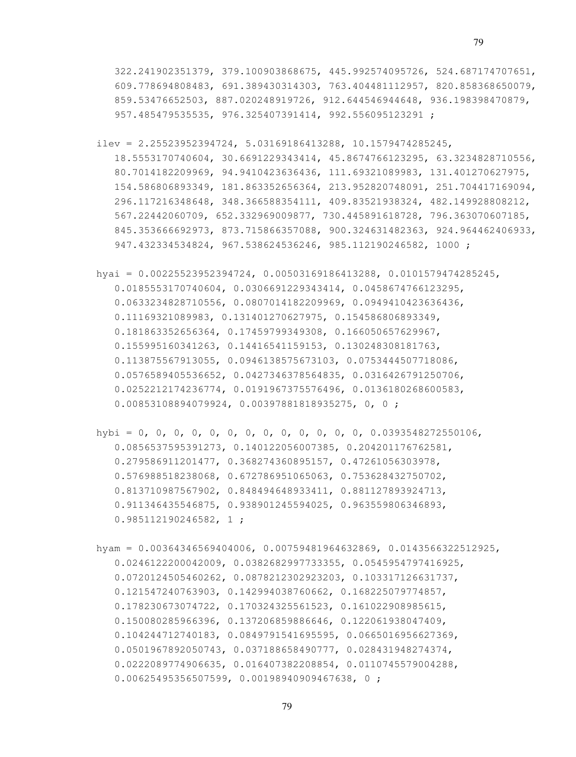```
   322.241902351379, 379.100903868675, 445.992574095726, 524.687174707651,
   609.778694808483, 691.389430314303, 763.404481112957, 820.858368650079,
   859.53476652503, 887.020248919726, 912.644546944648, 936.198398470879,
   957.485479535535, 976.325407391414, 992.556095123291 ;

 ilev = 2.25523952394724, 5.03169186413288, 10.1579474285245,
   18.5553170740604, 30.6691229343414, 45.8674766123295, 63.3234828710556,
   80.7014182209969, 94.9410423636436, 111.69321089983, 131.401270627975,
   154.586806893349, 181.863352656364, 213.952820748091, 251.704417169094,
   296.117216348648, 348.366588354111, 409.83521938324, 482.149928808212,
   567.22442060709, 652.332969009877, 730.445891618728, 796.363070607185,
   845.353666692973, 873.715866357088, 900.324631482363, 924.964462406933,
   947.432334534824, 967.538624536246, 985.112190246582, 1000 ;

 hyai = 0.00225523952394724, 0.00503169186413288, 0.0101579474285245,
   0.0185553170740604, 0.0306691229343414, 0.0458674766123295,
   0.0633234828710556, 0.0807014182209969, 0.0949410423636436,
   0.11169321089983, 0.131401270627975, 0.154586806893349,
   0.181863352656364, 0.17459799349308, 0.166050657629967,
   0.155995160341263, 0.14416541159153, 0.130248308181763,
   0.113875567913055, 0.0946138575673103, 0.0753444507718086,
   0.0576589405536652, 0.0427346378564835, 0.0316426791250706,
   0.0252212174236774, 0.0191967375576496, 0.0136180268600583,
   0.00853108894079924, 0.00397881818935275, 0, 0 ;

 hybi = 0, 0, 0, 0, 0, 0, 0, 0, 0, 0, 0, 0, 0, 0.0393548272550106,
   0.0856537595391273, 0.140122056007385, 0.204201176762581,
   0.279586911201477, 0.368274360895157, 0.47261056303978,
   0.576988518238068, 0.672786951065063, 0.753628432750702,
   0.813710987567902, 0.848494648933411, 0.881127893924713,
   0.911346435546875, 0.938901245594025, 0.963559806346893,
   0.985112190246582, 1 ;

 hyam = 0.00364346569404006, 0.00759481964632869, 0.0143566322512925,
   0.0246122200042009, 0.0382682997733355, 0.0545954797416925,
   0.0720124505460262, 0.0878212302923203, 0.103317126631737,
   0.121547240763903, 0.142994038760662, 0.168225079774857,
   0.178230673074722, 0.170324325561523, 0.161022908985615,
   0.150080285966396, 0.137206859886646, 0.122061938047409,
   0.104244712740183, 0.0849791541695595, 0.0665016956627369,
   0.0501967892050743, 0.037188658490777, 0.028431948274374,
   0.0222089774906635, 0.016407382208854, 0.0110745579004288,
   0.00625495356507599, 0.00198940909467638, 0 ;
```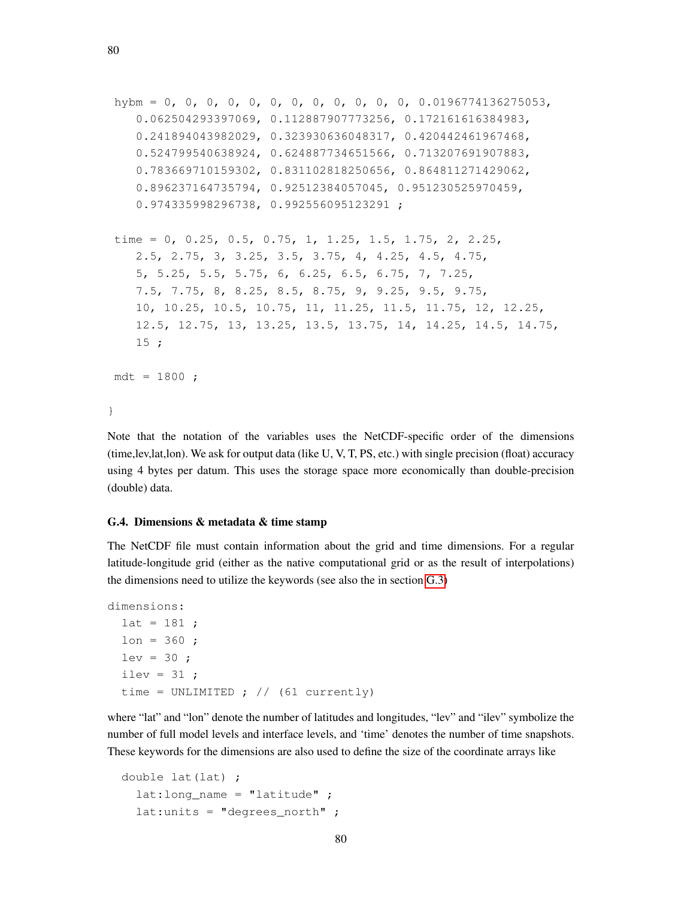```
 hybm = 0, 0, 0, 0, 0, 0, 0, 0, 0, 0, 0, 0, 0.0196774136275053,
    0.062504293397069, 0.112887907773256, 0.172161616384983,
    0.241894043982029, 0.323930636048317, 0.420442461967468,
    0.524799540638924, 0.624887734651566, 0.713207691907883,
    0.783669710159302, 0.831102818250656, 0.864811271429062,
    0.896237164735794, 0.92512384057045, 0.951230525970459,
    0.974335998296738, 0.992556095123291 ;

 time = 0, 0.25, 0.5, 0.75, 1, 1.25, 1.5, 1.75, 2, 2.25,
    2.5, 2.75, 3, 3.25, 3.5, 3.75, 4, 4.25, 4.5, 4.75,
    5, 5.25, 5.5, 5.75, 6, 6.25, 6.5, 6.75, 7, 7.25,
    7.5, 7.75, 8, 8.25, 8.5, 8.75, 9, 9.25, 9.5, 9.75,
    10, 10.25, 10.5, 10.75, 11, 11.25, 11.5, 11.75, 12, 12.25,
    12.5, 12.75, 13, 13.25, 13.5, 13.75, 14, 14.25, 14.5, 14.75,
    15 ;

 mdt = 1800 ;

}
```

Note that the notation of the variables uses the NetCDF-specific order of the dimensions (time,lev,lat,lon). We ask for output data (like U, V, T, PS, etc.) with single precision (float) accuracy using 4 bytes per datum. This uses the storage space more economically than double-precision (double) data.

### G.4. Dimensions & metadata & time stamp

The NetCDF file must contain information about the grid and time dimensions. For a regular latitude-longitude grid (either as the native computational grid or as the result of interpolations) the dimensions need to utilize the keywords (see also the in section G.3)

```
dimensions:
  lat = 181 ;
  lon = 360 ;
  lev = 30 ;
  ilev = 31 ;
  time = UNLIMITED ; // (61 currently)
```

where "lat" and "lon" denote the number of latitudes and longitudes, "lev" and "ilev" symbolize the number of full model levels and interface levels, and 'time' denotes the number of time snapshots. These keywords for the dimensions are also used to define the size of the coordinate arrays like

```
  double lat(lat) ;
    lat:long_name = "latitude" ;
    lat:units = "degrees_north" ;
```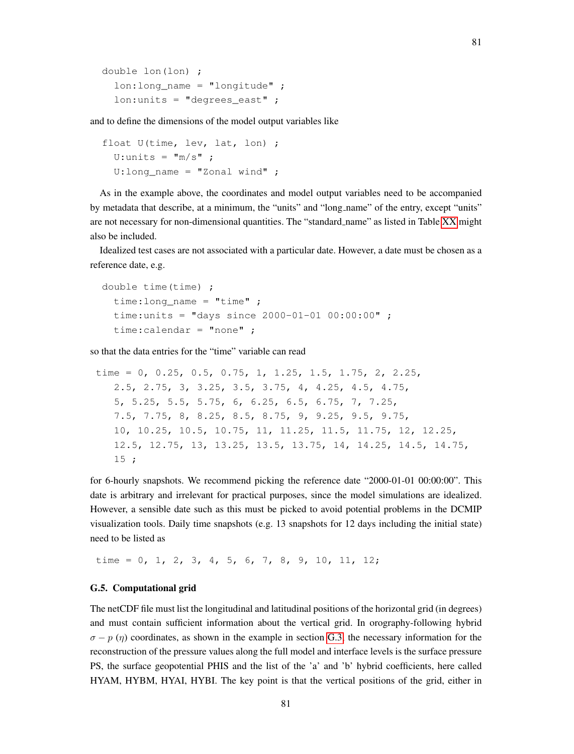```
double lon(lon) ;
  lon:long_name = "longitude" ;
  lon:units = "degrees_east" ;
```

and to define the dimensions of the model output variables like

```
float U(time, lev, lat, lon) ;
  U:units = "m/s" ;
  U:long_name = "Zonal wind" ;
```

As in the example above, the coordinates and model output variables need to be accompanied by metadata that describe, at a minimum, the "units" and "long_name" of the entry, except "units" are not necessary for non-dimensional quantities. The "standard_name" as listed in Table XX might also be included.

Idealized test cases are not associated with a particular date. However, a date must be chosen as a reference date, e.g.

```
double time(time) ;
  time:long_name = "time" ;
  time:units = "days since 2000-01-01 00:00:00" ;
  time:calendar = "none" ;
```

so that the data entries for the "time" variable can read

```
time = 0, 0.25, 0.5, 0.75, 1, 1.25, 1.5, 1.75, 2, 2.25,
   2.5, 2.75, 3, 3.25, 3.5, 3.75, 4, 4.25, 4.5, 4.75,
   5, 5.25, 5.5, 5.75, 6, 6.25, 6.5, 6.75, 7, 7.25,
   7.5, 7.75, 8, 8.25, 8.5, 8.75, 9, 9.25, 9.5, 9.75,
   10, 10.25, 10.5, 10.75, 11, 11.25, 11.5, 11.75, 12, 12.25,
   12.5, 12.75, 13, 13.25, 13.5, 13.75, 14, 14.25, 14.5, 14.75,
   15 ;
```

for 6-hourly snapshots. We recommend picking the reference date "2000-01-01 00:00:00". This date is arbitrary and irrelevant for practical purposes, since the model simulations are idealized. However, a sensible date such as this must be picked to avoid potential problems in the DCMIP visualization tools. Daily time snapshots (e.g. 13 snapshots for 12 days including the initial state) need to be listed as

```
time = 0, 1, 2, 3, 4, 5, 6, 7, 8, 9, 10, 11, 12;
```

### G.5. Computational grid

The netCDF file must list the longitudinal and latitudinal positions of the horizontal grid (in degrees) and must contain sufficient information about the vertical grid. In orography-following hybrid $\sigma - p$ ($\eta$) coordinates, as shown in the example in section G.3, the necessary information for the reconstruction of the pressure values along the full model and interface levels is the surface pressure PS, the surface geopotential PHIS and the list of the 'a' and 'b' hybrid coefficients, here called HYAM, HYBM, HYAI, HYBI. The key point is that the vertical positions of the grid, either in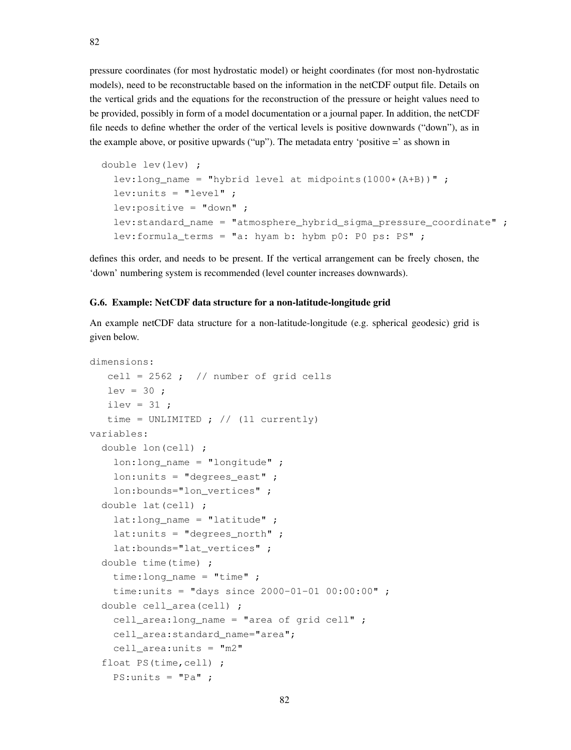pressure coordinates (for most hydrostatic model) or height coordinates (for most non-hydrostatic models), need to be reconstructable based on the information in the netCDF output file. Details on the vertical grids and the equations for the reconstruction of the pressure or height values need to be provided, possibly in form of a model documentation or a journal paper. In addition, the netCDF file needs to define whether the order of the vertical levels is positive downwards ("down"), as in the example above, or positive upwards ("up"). The metadata entry 'positive =' as shown in

```
  double lev(lev) ;
    lev:long_name = "hybrid level at midpoints(1000*(A+B))" ;
    lev:units = "level" ;
    lev:positive = "down" ;
    lev:standard_name = "atmosphere_hybrid_sigma_pressure_coordinate" ;
    lev:formula_terms = "a: hyam b: hybm p0: P0 ps: PS" ;
```

defines this order, and needs to be present. If the vertical arrangement can be freely chosen, the 'down' numbering system is recommended (level counter increases downwards).

### G.6. Example: NetCDF data structure for a non-latitude-longitude grid

An example netCDF data structure for a non-latitude-longitude (e.g. spherical geodesic) grid is given below.

```
dimensions:
   cell = 2562 ;  // number of grid cells
   lev = 30 ;
   ilev = 31 ;
   time = UNLIMITED ; // (11 currently)
variables:
  double lon(cell) ;
    lon:long_name = "longitude" ;
    lon:units = "degrees_east" ;
    lon:bounds="lon_vertices" ;
  double lat(cell) ;
    lat:long_name = "latitude" ;
    lat:units = "degrees_north" ;
    lat:bounds="lat_vertices" ;
  double time(time) ;
    time:long_name = "time" ;
    time:units = "days since 2000-01-01 00:00:00" ;
  double cell_area(cell) ;
    cell_area:long_name = "area of grid cell" ;
    cell_area:standard_name="area";
    cell_area:units = "m2"
  float PS(time,cell) ;
    PS:units = "Pa" ;
```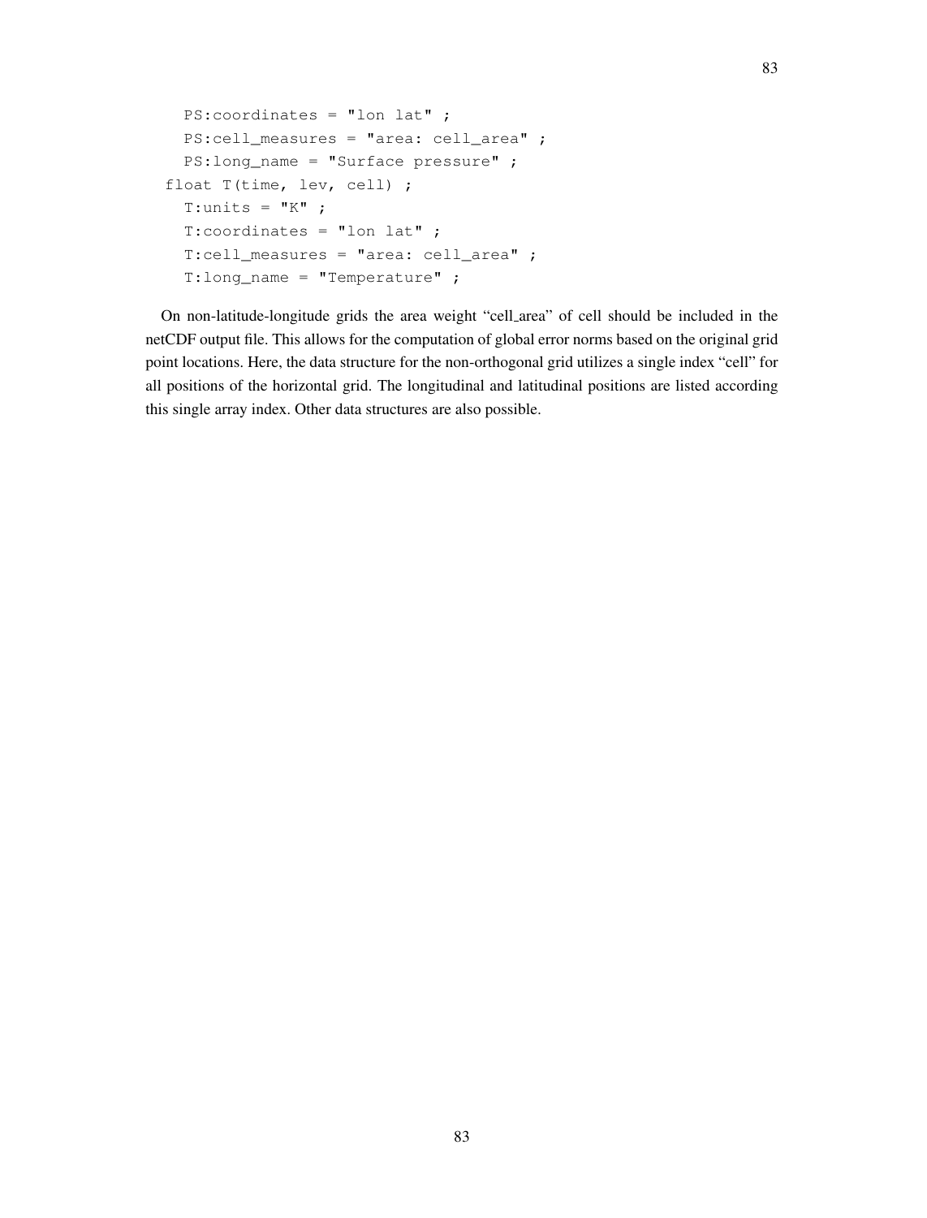```
    PS:coordinates = "lon lat" ;
    PS:cell_measures = "area: cell_area" ;
    PS:long_name = "Surface pressure" ;
  float T(time, lev, cell) ;
    T:units = "K" ;
    T:coordinates = "lon lat" ;
    T:cell_measures = "area: cell_area" ;
    T:long_name = "Temperature" ;
```

On non-latitude-longitude grids the area weight "cell_area" of cell should be included in the netCDF output file. This allows for the computation of global error norms based on the original grid point locations. Here, the data structure for the non-orthogonal grid utilizes a single index "cell" for all positions of the horizontal grid. The longitudinal and latitudinal positions are listed according this single array index. Other data structures are also possible.